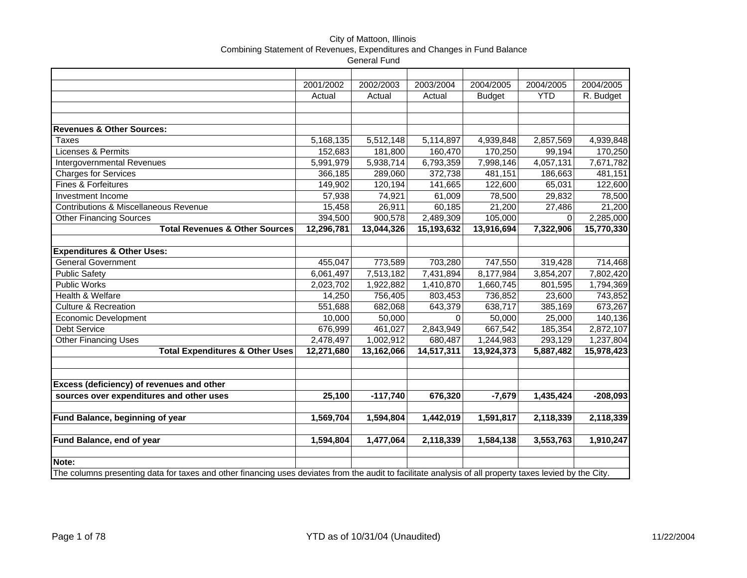City of Mattoon, Illinois
Combining Statement of Revenues, Expenditures and Changes in Fund Balance
General Fund

| | 2001/2002 Actual | 2002/2003 Actual | 2003/2004 Actual | 2004/2005 Budget | 2004/2005 YTD | 2004/2005 R. Budget |
|---|---|---|---|---|---|---|
| **Revenues & Other Sources:** | | | | | | |
| Taxes | 5,168,135 | 5,512,148 | 5,114,897 | 4,939,848 | 2,857,569 | 4,939,848 |
| Licenses & Permits | 152,683 | 181,800 | 160,470 | 170,250 | 99,194 | 170,250 |
| Intergovernmental Revenues | 5,991,979 | 5,938,714 | 6,793,359 | 7,998,146 | 4,057,131 | 7,671,782 |
| Charges for Services | 366,185 | 289,060 | 372,738 | 481,151 | 186,663 | 481,151 |
| Fines & Forfeitures | 149,902 | 120,194 | 141,665 | 122,600 | 65,031 | 122,600 |
| Investment Income | 57,938 | 74,921 | 61,009 | 78,500 | 29,832 | 78,500 |
| Contributions & Miscellaneous Revenue | 15,458 | 26,911 | 60,185 | 21,200 | 27,486 | 21,200 |
| Other Financing Sources | 394,500 | 900,578 | 2,489,309 | 105,000 | 0 | 2,285,000 |
| **Total Revenues & Other Sources** | **12,296,781** | **13,044,326** | **15,193,632** | **13,916,694** | **7,322,906** | **15,770,330** |
| **Expenditures & Other Uses:** | | | | | | |
| General Government | 455,047 | 773,589 | 703,280 | 747,550 | 319,428 | 714,468 |
| Public Safety | 6,061,497 | 7,513,182 | 7,431,894 | 8,177,984 | 3,854,207 | 7,802,420 |
| Public Works | 2,023,702 | 1,922,882 | 1,410,870 | 1,660,745 | 801,595 | 1,794,369 |
| Health & Welfare | 14,250 | 756,405 | 803,453 | 736,852 | 23,600 | 743,852 |
| Culture & Recreation | 551,688 | 682,068 | 643,379 | 638,717 | 385,169 | 673,267 |
| Economic Development | 10,000 | 50,000 | 0 | 50,000 | 25,000 | 140,136 |
| Debt Service | 676,999 | 461,027 | 2,843,949 | 667,542 | 185,354 | 2,872,107 |
| Other Financing Uses | 2,478,497 | 1,002,912 | 680,487 | 1,244,983 | 293,129 | 1,237,804 |
| **Total Expenditures & Other Uses** | **12,271,680** | **13,162,066** | **14,517,311** | **13,924,373** | **5,887,482** | **15,978,423** |
| **Excess (deficiency) of revenues and other sources over expenditures and other uses** | **25,100** | **-117,740** | **676,320** | **-7,679** | **1,435,424** | **-208,093** |
| **Fund Balance, beginning of year** | **1,569,704** | **1,594,804** | **1,442,019** | **1,591,817** | **2,118,339** | **2,118,339** |
| **Fund Balance, end of year** | **1,594,804** | **1,477,064** | **2,118,339** | **1,584,138** | **3,553,763** | **1,910,247** |

**Note:**
The columns presenting data for taxes and other financing uses deviates from the audit to facilitate analysis of all property taxes levied by the City.

YTD as of 10/31/04 (Unaudited)

11/22/2004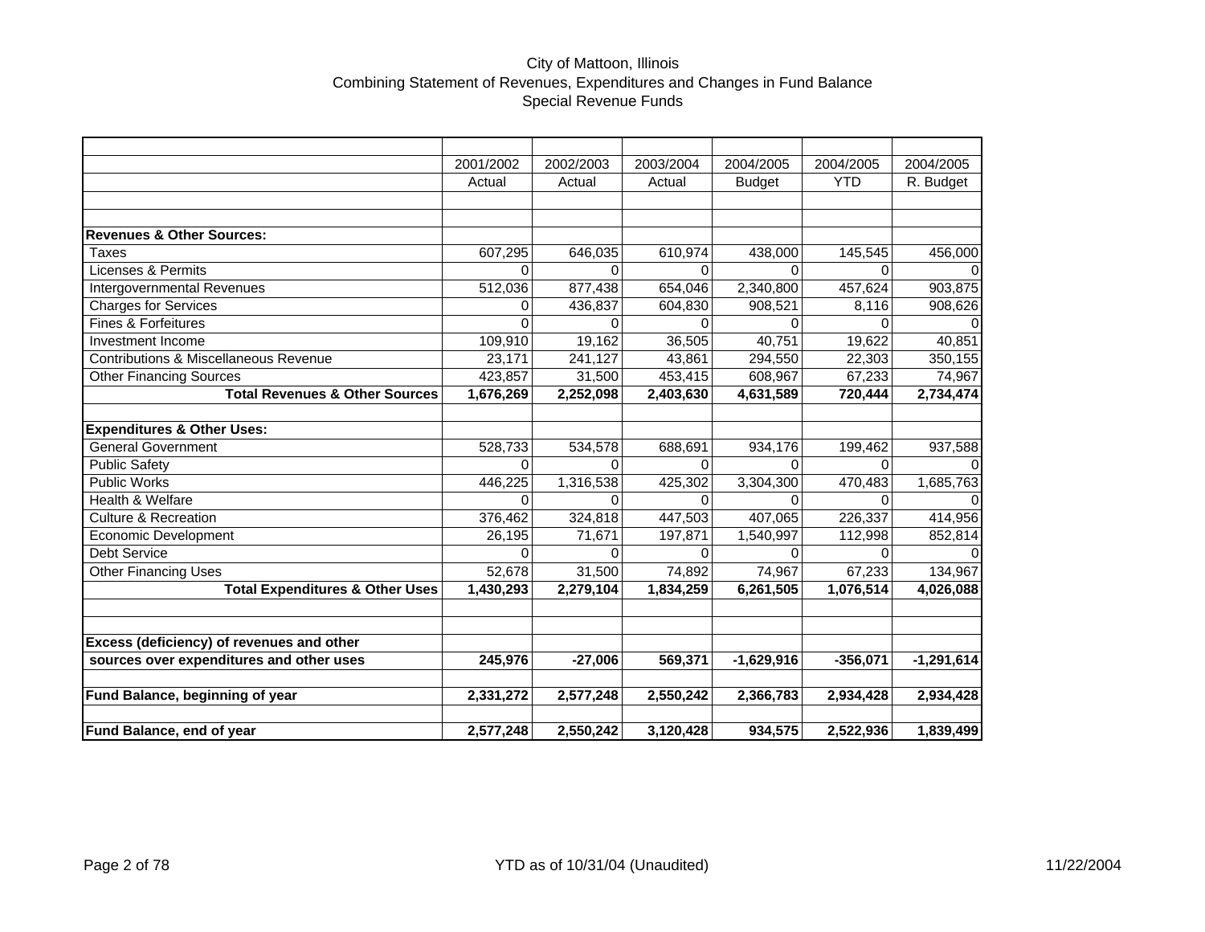City of Mattoon, Illinois
Combining Statement of Revenues, Expenditures and Changes in Fund Balance
Special Revenue Funds

| | 2001/2002 Actual | 2002/2003 Actual | 2003/2004 Actual | 2004/2005 Budget | 2004/2005 YTD | 2004/2005 R. Budget |
|---|---|---|---|---|---|---|
| **Revenues & Other Sources:** | | | | | | |
| Taxes | 607,295 | 646,035 | 610,974 | 438,000 | 145,545 | 456,000 |
| Licenses & Permits | 0 | 0 | 0 | 0 | 0 | 0 |
| Intergovernmental Revenues | 512,036 | 877,438 | 654,046 | 2,340,800 | 457,624 | 903,875 |
| Charges for Services | 0 | 436,837 | 604,830 | 908,521 | 8,116 | 908,626 |
| Fines & Forfeitures | 0 | 0 | 0 | 0 | 0 | 0 |
| Investment Income | 109,910 | 19,162 | 36,505 | 40,751 | 19,622 | 40,851 |
| Contributions & Miscellaneous Revenue | 23,171 | 241,127 | 43,861 | 294,550 | 22,303 | 350,155 |
| Other Financing Sources | 423,857 | 31,500 | 453,415 | 608,967 | 67,233 | 74,967 |
| **Total Revenues & Other Sources** | **1,676,269** | **2,252,098** | **2,403,630** | **4,631,589** | **720,444** | **2,734,474** |
| **Expenditures & Other Uses:** | | | | | | |
| General Government | 528,733 | 534,578 | 688,691 | 934,176 | 199,462 | 937,588 |
| Public Safety | 0 | 0 | 0 | 0 | 0 | 0 |
| Public Works | 446,225 | 1,316,538 | 425,302 | 3,304,300 | 470,483 | 1,685,763 |
| Health & Welfare | 0 | 0 | 0 | 0 | 0 | 0 |
| Culture & Recreation | 376,462 | 324,818 | 447,503 | 407,065 | 226,337 | 414,956 |
| Economic Development | 26,195 | 71,671 | 197,871 | 1,540,997 | 112,998 | 852,814 |
| Debt Service | 0 | 0 | 0 | 0 | 0 | 0 |
| Other Financing Uses | 52,678 | 31,500 | 74,892 | 74,967 | 67,233 | 134,967 |
| **Total Expenditures & Other Uses** | **1,430,293** | **2,279,104** | **1,834,259** | **6,261,505** | **1,076,514** | **4,026,088** |
| **Excess (deficiency) of revenues and other sources over expenditures and other uses** | **245,976** | **-27,006** | **569,371** | **-1,629,916** | **-356,071** | **-1,291,614** |
| **Fund Balance, beginning of year** | **2,331,272** | **2,577,248** | **2,550,242** | **2,366,783** | **2,934,428** | **2,934,428** |
| **Fund Balance, end of year** | **2,577,248** | **2,550,242** | **3,120,428** | **934,575** | **2,522,936** | **1,839,499** |

YTD as of 10/31/04 (Unaudited)

11/22/2004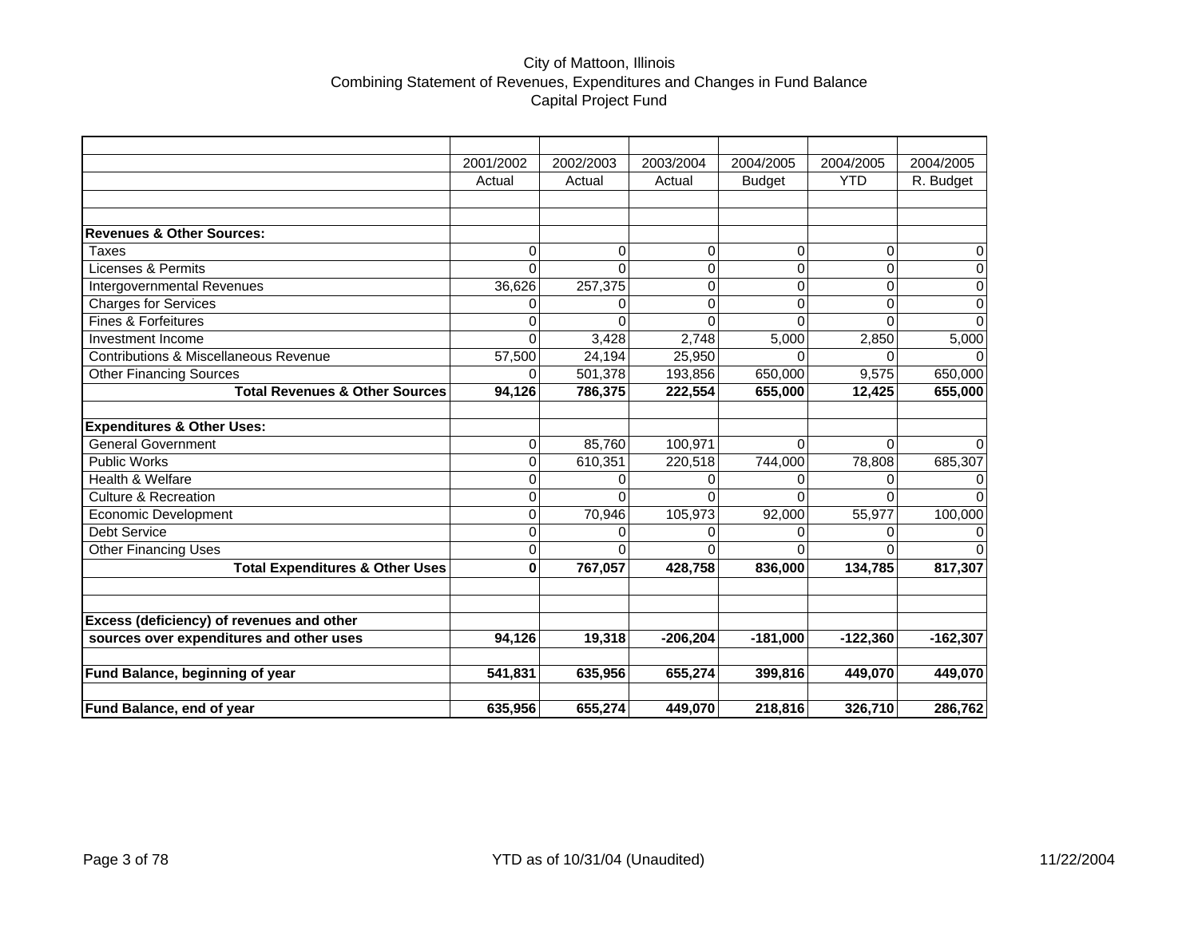City of Mattoon, Illinois
Combining Statement of Revenues, Expenditures and Changes in Fund Balance
Capital Project Fund

| | 2001/2002 | 2002/2003 | 2003/2004 | 2004/2005 | 2004/2005 | 2004/2005 |
|---|---|---|---|---|---|---|
| | Actual | Actual | Actual | Budget | YTD | R. Budget |
| **Revenues & Other Sources:** | | | | | | |
| Taxes | 0 | 0 | 0 | 0 | 0 | 0 |
| Licenses & Permits | 0 | 0 | 0 | 0 | 0 | 0 |
| Intergovernmental Revenues | 36,626 | 257,375 | 0 | 0 | 0 | 0 |
| Charges for Services | 0 | 0 | 0 | 0 | 0 | 0 |
| Fines & Forfeitures | 0 | 0 | 0 | 0 | 0 | 0 |
| Investment Income | 0 | 3,428 | 2,748 | 5,000 | 2,850 | 5,000 |
| Contributions & Miscellaneous Revenue | 57,500 | 24,194 | 25,950 | 0 | 0 | 0 |
| Other Financing Sources | 0 | 501,378 | 193,856 | 650,000 | 9,575 | 650,000 |
| **Total Revenues & Other Sources** | **94,126** | **786,375** | **222,554** | **655,000** | **12,425** | **655,000** |
| **Expenditures & Other Uses:** | | | | | | |
| General Government | 0 | 85,760 | 100,971 | 0 | 0 | 0 |
| Public Works | 0 | 610,351 | 220,518 | 744,000 | 78,808 | 685,307 |
| Health & Welfare | 0 | 0 | 0 | 0 | 0 | 0 |
| Culture & Recreation | 0 | 0 | 0 | 0 | 0 | 0 |
| Economic Development | 0 | 70,946 | 105,973 | 92,000 | 55,977 | 100,000 |
| Debt Service | 0 | 0 | 0 | 0 | 0 | 0 |
| Other Financing Uses | 0 | 0 | 0 | 0 | 0 | 0 |
| **Total Expenditures & Other Uses** | **0** | **767,057** | **428,758** | **836,000** | **134,785** | **817,307** |
| **Excess (deficiency) of revenues and other sources over expenditures and other uses** | **94,126** | **19,318** | **-206,204** | **-181,000** | **-122,360** | **-162,307** |
| **Fund Balance, beginning of year** | **541,831** | **635,956** | **655,274** | **399,816** | **449,070** | **449,070** |
| **Fund Balance, end of year** | **635,956** | **655,274** | **449,070** | **218,816** | **326,710** | **286,762** |

YTD as of 10/31/04 (Unaudited)

11/22/2004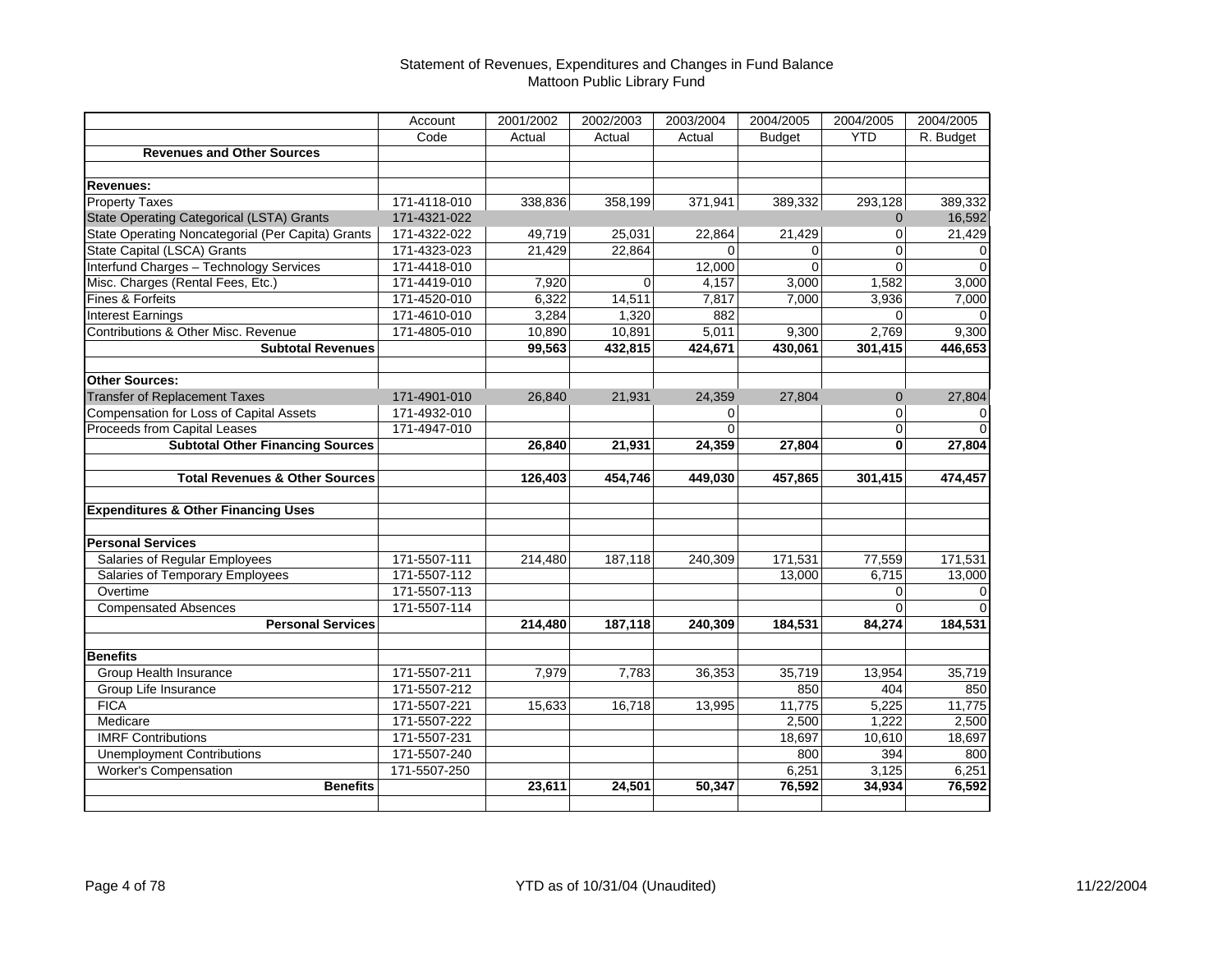# Statement of Revenues, Expenditures and Changes in Fund Balance
## Mattoon Public Library Fund

| | Account Code | 2001/2002 Actual | 2002/2003 Actual | 2003/2004 Actual | 2004/2005 Budget | 2004/2005 YTD | 2004/2005 R. Budget |
|---|---|---|---|---|---|---|---|
| **Revenues and Other Sources** | | | | | | | |
| | | | | | | | |
| **Revenues:** | | | | | | | |
| Property Taxes | 171-4118-010 | 338,836 | 358,199 | 371,941 | 389,332 | 293,128 | 389,332 |
| State Operating Categorical (LSTA) Grants | 171-4321-022 | | | | | 0 | 16,592 |
| State Operating Noncategorial (Per Capita) Grants | 171-4322-022 | 49,719 | 25,031 | 22,864 | 21,429 | 0 | 21,429 |
| State Capital (LSCA) Grants | 171-4323-023 | 21,429 | 22,864 | 0 | 0 | 0 | 0 |
| Interfund Charges – Technology Services | 171-4418-010 | | | 12,000 | 0 | 0 | 0 |
| Misc. Charges (Rental Fees, Etc.) | 171-4419-010 | 7,920 | 0 | 4,157 | 3,000 | 1,582 | 3,000 |
| Fines & Forfeits | 171-4520-010 | 6,322 | 14,511 | 7,817 | 7,000 | 3,936 | 7,000 |
| Interest Earnings | 171-4610-010 | 3,284 | 1,320 | 882 | | 0 | 0 |
| Contributions & Other Misc. Revenue | 171-4805-010 | 10,890 | 10,891 | 5,011 | 9,300 | 2,769 | 9,300 |
| **Subtotal Revenues** | | **99,563** | **432,815** | **424,671** | **430,061** | **301,415** | **446,653** |
| | | | | | | | |
| **Other Sources:** | | | | | | | |
| Transfer of Replacement Taxes | 171-4901-010 | 26,840 | 21,931 | 24,359 | 27,804 | 0 | 27,804 |
| Compensation for Loss of Capital Assets | 171-4932-010 | | | 0 | | 0 | 0 |
| Proceeds from Capital Leases | 171-4947-010 | | | 0 | | 0 | 0 |
| **Subtotal Other Financing Sources** | | **26,840** | **21,931** | **24,359** | **27,804** | **0** | **27,804** |
| | | | | | | | |
| **Total Revenues & Other Sources** | | **126,403** | **454,746** | **449,030** | **457,865** | **301,415** | **474,457** |
| | | | | | | | |
| **Expenditures & Other Financing Uses** | | | | | | | |
| | | | | | | | |
| **Personal Services** | | | | | | | |
| Salaries of Regular Employees | 171-5507-111 | 214,480 | 187,118 | 240,309 | 171,531 | 77,559 | 171,531 |
| Salaries of Temporary Employees | 171-5507-112 | | | | 13,000 | 6,715 | 13,000 |
| Overtime | 171-5507-113 | | | | | 0 | 0 |
| Compensated Absences | 171-5507-114 | | | | | 0 | 0 |
| **Personal Services** | | **214,480** | **187,118** | **240,309** | **184,531** | **84,274** | **184,531** |
| | | | | | | | |
| **Benefits** | | | | | | | |
| Group Health Insurance | 171-5507-211 | 7,979 | 7,783 | 36,353 | 35,719 | 13,954 | 35,719 |
| Group Life Insurance | 171-5507-212 | | | | 850 | 404 | 850 |
| FICA | 171-5507-221 | 15,633 | 16,718 | 13,995 | 11,775 | 5,225 | 11,775 |
| Medicare | 171-5507-222 | | | | 2,500 | 1,222 | 2,500 |
| IMRF Contributions | 171-5507-231 | | | | 18,697 | 10,610 | 18,697 |
| Unemployment Contributions | 171-5507-240 | | | | 800 | 394 | 800 |
| Worker's Compensation | 171-5507-250 | | | | 6,251 | 3,125 | 6,251 |
| **Benefits** | | **23,611** | **24,501** | **50,347** | **76,592** | **34,934** | **76,592** |

YTD as of 10/31/04 (Unaudited)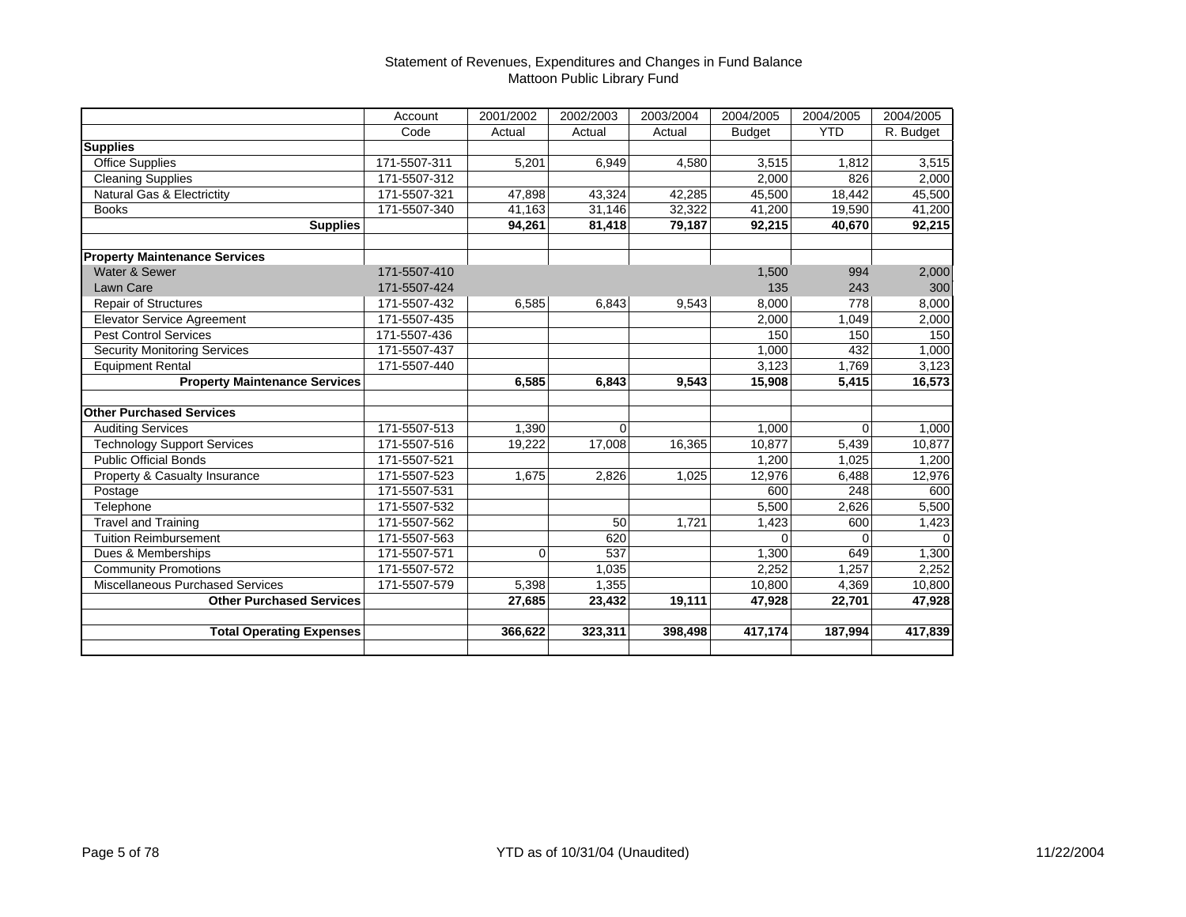Statement of Revenues, Expenditures and Changes in Fund Balance
Mattoon Public Library Fund

| | Account Code | 2001/2002 Actual | 2002/2003 Actual | 2003/2004 Actual | 2004/2005 Budget | 2004/2005 YTD | 2004/2005 R. Budget |
|---|---|---|---|---|---|---|---|
| **Supplies** | | | | | | | |
| Office Supplies | 171-5507-311 | 5,201 | 6,949 | 4,580 | 3,515 | 1,812 | 3,515 |
| Cleaning Supplies | 171-5507-312 | | | | 2,000 | 826 | 2,000 |
| Natural Gas & Electrictity | 171-5507-321 | 47,898 | 43,324 | 42,285 | 45,500 | 18,442 | 45,500 |
| Books | 171-5507-340 | 41,163 | 31,146 | 32,322 | 41,200 | 19,590 | 41,200 |
| **Supplies** | | **94,261** | **81,418** | **79,187** | **92,215** | **40,670** | **92,215** |
| | | | | | | | |
| **Property Maintenance Services** | | | | | | | |
| Water & Sewer | 171-5507-410 | | | | 1,500 | 994 | 2,000 |
| Lawn Care | 171-5507-424 | | | | 135 | 243 | 300 |
| Repair of Structures | 171-5507-432 | 6,585 | 6,843 | 9,543 | 8,000 | 778 | 8,000 |
| Elevator Service Agreement | 171-5507-435 | | | | 2,000 | 1,049 | 2,000 |
| Pest Control Services | 171-5507-436 | | | | 150 | 150 | 150 |
| Security Monitoring Services | 171-5507-437 | | | | 1,000 | 432 | 1,000 |
| Equipment Rental | 171-5507-440 | | | | 3,123 | 1,769 | 3,123 |
| **Property Maintenance Services** | | **6,585** | **6,843** | **9,543** | **15,908** | **5,415** | **16,573** |
| | | | | | | | |
| **Other Purchased Services** | | | | | | | |
| Auditing Services | 171-5507-513 | 1,390 | 0 | | 1,000 | 0 | 1,000 |
| Technology Support Services | 171-5507-516 | 19,222 | 17,008 | 16,365 | 10,877 | 5,439 | 10,877 |
| Public Official Bonds | 171-5507-521 | | | | 1,200 | 1,025 | 1,200 |
| Property & Casualty Insurance | 171-5507-523 | 1,675 | 2,826 | 1,025 | 12,976 | 6,488 | 12,976 |
| Postage | 171-5507-531 | | | | 600 | 248 | 600 |
| Telephone | 171-5507-532 | | | | 5,500 | 2,626 | 5,500 |
| Travel and Training | 171-5507-562 | | 50 | 1,721 | 1,423 | 600 | 1,423 |
| Tuition Reimbursement | 171-5507-563 | | 620 | | 0 | 0 | 0 |
| Dues & Memberships | 171-5507-571 | 0 | 537 | | 1,300 | 649 | 1,300 |
| Community Promotions | 171-5507-572 | | 1,035 | | 2,252 | 1,257 | 2,252 |
| Miscellaneous Purchased Services | 171-5507-579 | 5,398 | 1,355 | | 10,800 | 4,369 | 10,800 |
| **Other Purchased Services** | | **27,685** | **23,432** | **19,111** | **47,928** | **22,701** | **47,928** |
| | | | | | | | |
| **Total Operating Expenses** | | **366,622** | **323,311** | **398,498** | **417,174** | **187,994** | **417,839** |

YTD as of 10/31/04 (Unaudited)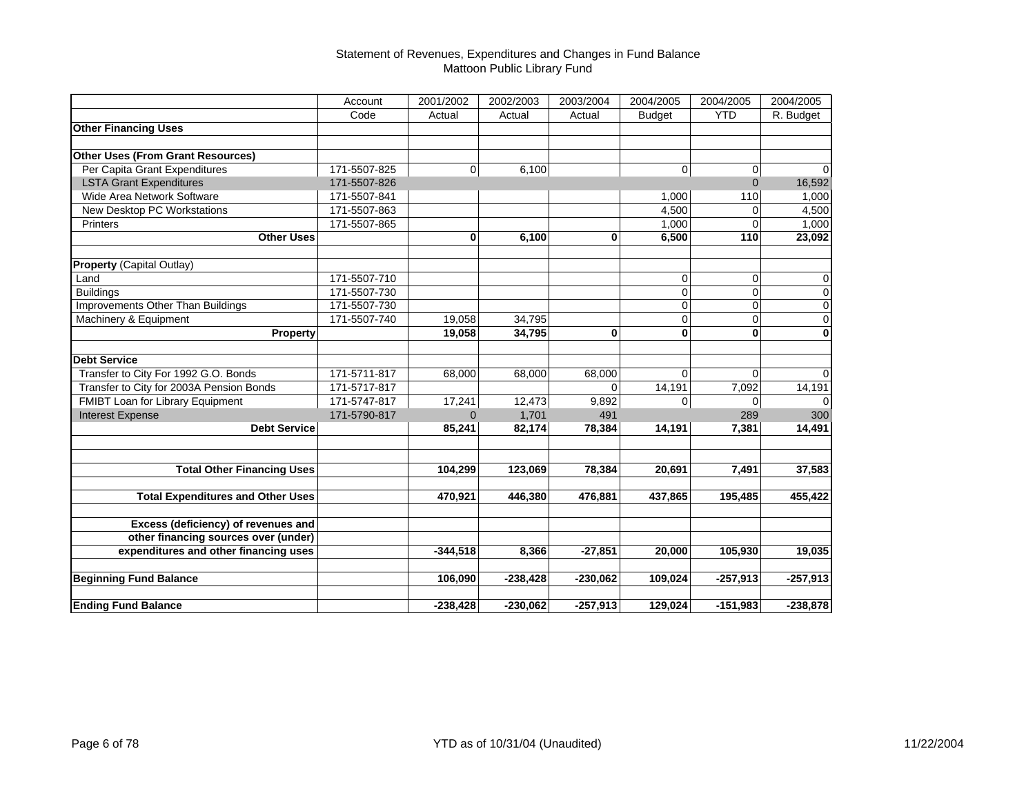Statement of Revenues, Expenditures and Changes in Fund Balance
Mattoon Public Library Fund

| | Account Code | 2001/2002 Actual | 2002/2003 Actual | 2003/2004 Actual | 2004/2005 Budget | 2004/2005 YTD | 2004/2005 R. Budget |
|---|---|---|---|---|---|---|---|
| **Other Financing Uses** | | | | | | | |
| | | | | | | | |
| **Other Uses (From Grant Resources)** | | | | | | | |
| Per Capita Grant Expenditures | 171-5507-825 | 0 | 6,100 | | 0 | 0 | 0 |
| LSTA Grant Expenditures | 171-5507-826 | | | | | 0 | 16,592 |
| Wide Area Network Software | 171-5507-841 | | | | 1,000 | 110 | 1,000 |
| New Desktop PC Workstations | 171-5507-863 | | | | 4,500 | 0 | 4,500 |
| Printers | 171-5507-865 | | | | 1,000 | 0 | 1,000 |
| **Other Uses** | | **0** | **6,100** | **0** | **6,500** | **110** | **23,092** |
| | | | | | | | |
| **Property** (Capital Outlay) | | | | | | | |
| Land | 171-5507-710 | | | | 0 | 0 | 0 |
| Buildings | 171-5507-730 | | | | 0 | 0 | 0 |
| Improvements Other Than Buildings | 171-5507-730 | | | | 0 | 0 | 0 |
| Machinery & Equipment | 171-5507-740 | 19,058 | 34,795 | | 0 | 0 | 0 |
| **Property** | | **19,058** | **34,795** | **0** | **0** | **0** | **0** |
| | | | | | | | |
| **Debt Service** | | | | | | | |
| Transfer to City For 1992 G.O. Bonds | 171-5711-817 | 68,000 | 68,000 | 68,000 | 0 | 0 | 0 |
| Transfer to City for 2003A Pension Bonds | 171-5717-817 | | | 0 | 14,191 | 7,092 | 14,191 |
| FMIBT Loan for Library Equipment | 171-5747-817 | 17,241 | 12,473 | 9,892 | 0 | 0 | 0 |
| Interest Expense | 171-5790-817 | 0 | 1,701 | 491 | | 289 | 300 |
| **Debt Service** | | **85,241** | **82,174** | **78,384** | **14,191** | **7,381** | **14,491** |
| | | | | | | | |
| **Total Other Financing Uses** | | **104,299** | **123,069** | **78,384** | **20,691** | **7,491** | **37,583** |
| | | | | | | | |
| **Total Expenditures and Other Uses** | | **470,921** | **446,380** | **476,881** | **437,865** | **195,485** | **455,422** |
| | | | | | | | |
| **Excess (deficiency) of revenues and other financing sources over (under) expenditures and other financing uses** | | **-344,518** | **8,366** | **-27,851** | **20,000** | **105,930** | **19,035** |
| | | | | | | | |
| **Beginning Fund Balance** | | **106,090** | **-238,428** | **-230,062** | **109,024** | **-257,913** | **-257,913** |
| | | | | | | | |
| **Ending Fund Balance** | | **-238,428** | **-230,062** | **-257,913** | **129,024** | **-151,983** | **-238,878** |

YTD as of 10/31/04 (Unaudited)

11/22/2004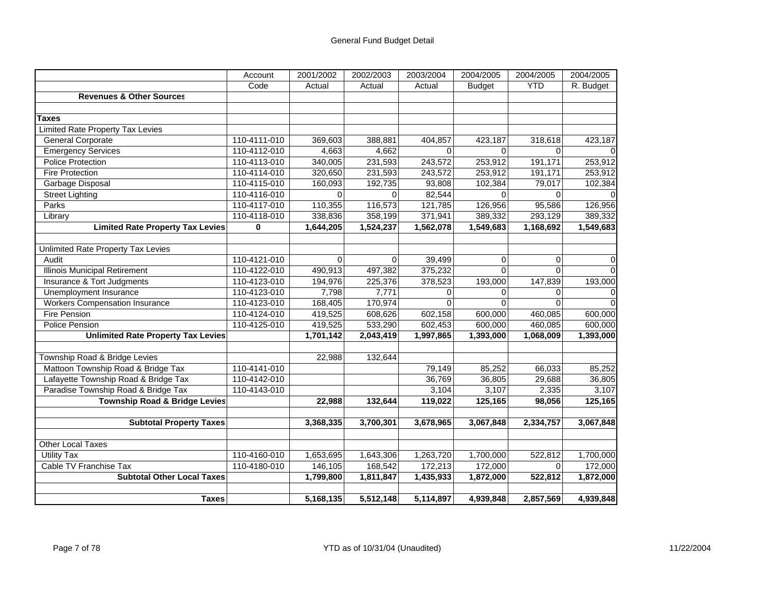# General Fund Budget Detail

| | Account Code | 2001/2002 Actual | 2002/2003 Actual | 2003/2004 Actual | 2004/2005 Budget | 2004/2005 YTD | 2004/2005 R. Budget |
|---|---|---|---|---|---|---|---|
| **Revenues & Other Sources** | | | | | | | |
| | | | | | | | |
| **Taxes** | | | | | | | |
| Limited Rate Property Tax Levies | | | | | | | |
| General Corporate | 110-4111-010 | 369,603 | 388,881 | 404,857 | 423,187 | 318,618 | 423,187 |
| Emergency Services | 110-4112-010 | 4,663 | 4,662 | 0 | 0 | 0 | 0 |
| Police Protection | 110-4113-010 | 340,005 | 231,593 | 243,572 | 253,912 | 191,171 | 253,912 |
| Fire Protection | 110-4114-010 | 320,650 | 231,593 | 243,572 | 253,912 | 191,171 | 253,912 |
| Garbage Disposal | 110-4115-010 | 160,093 | 192,735 | 93,808 | 102,384 | 79,017 | 102,384 |
| Street Lighting | 110-4116-010 | 0 | 0 | 82,544 | 0 | 0 | 0 |
| Parks | 110-4117-010 | 110,355 | 116,573 | 121,785 | 126,956 | 95,586 | 126,956 |
| Library | 110-4118-010 | 338,836 | 358,199 | 371,941 | 389,332 | 293,129 | 389,332 |
| **Limited Rate Property Tax Levies** | **0** | **1,644,205** | **1,524,237** | **1,562,078** | **1,549,683** | **1,168,692** | **1,549,683** |
| | | | | | | | |
| Unlimited Rate Property Tax Levies | | | | | | | |
| Audit | 110-4121-010 | 0 | 0 | 39,499 | 0 | 0 | 0 |
| Illinois Municipal Retirement | 110-4122-010 | 490,913 | 497,382 | 375,232 | 0 | 0 | 0 |
| Insurance & Tort Judgments | 110-4123-010 | 194,976 | 225,376 | 378,523 | 193,000 | 147,839 | 193,000 |
| Unemployment Insurance | 110-4123-010 | 7,798 | 7,771 | 0 | 0 | 0 | 0 |
| Workers Compensation Insurance | 110-4123-010 | 168,405 | 170,974 | 0 | 0 | 0 | 0 |
| Fire Pension | 110-4124-010 | 419,525 | 608,626 | 602,158 | 600,000 | 460,085 | 600,000 |
| Police Pension | 110-4125-010 | 419,525 | 533,290 | 602,453 | 600,000 | 460,085 | 600,000 |
| **Unlimited Rate Property Tax Levies** | | **1,701,142** | **2,043,419** | **1,997,865** | **1,393,000** | **1,068,009** | **1,393,000** |
| | | | | | | | |
| Township Road & Bridge Levies | | 22,988 | 132,644 | | | | |
| Mattoon Township Road & Bridge Tax | 110-4141-010 | | | 79,149 | 85,252 | 66,033 | 85,252 |
| Lafayette Township Road & Bridge Tax | 110-4142-010 | | | 36,769 | 36,805 | 29,688 | 36,805 |
| Paradise Township Road & Bridge Tax | 110-4143-010 | | | 3,104 | 3,107 | 2,335 | 3,107 |
| **Township Road & Bridge Levies** | | **22,988** | **132,644** | **119,022** | **125,165** | **98,056** | **125,165** |
| | | | | | | | |
| **Subtotal Property Taxes** | | **3,368,335** | **3,700,301** | **3,678,965** | **3,067,848** | **2,334,757** | **3,067,848** |
| | | | | | | | |
| Other Local Taxes | | | | | | | |
| Utility Tax | 110-4160-010 | 1,653,695 | 1,643,306 | 1,263,720 | 1,700,000 | 522,812 | 1,700,000 |
| Cable TV Franchise Tax | 110-4180-010 | 146,105 | 168,542 | 172,213 | 172,000 | 0 | 172,000 |
| **Subtotal Other Local Taxes** | | **1,799,800** | **1,811,847** | **1,435,933** | **1,872,000** | **522,812** | **1,872,000** |
| | | | | | | | |
| **Taxes** | | **5,168,135** | **5,512,148** | **5,114,897** | **4,939,848** | **2,857,569** | **4,939,848** |

YTD as of 10/31/04 (Unaudited)

11/22/2004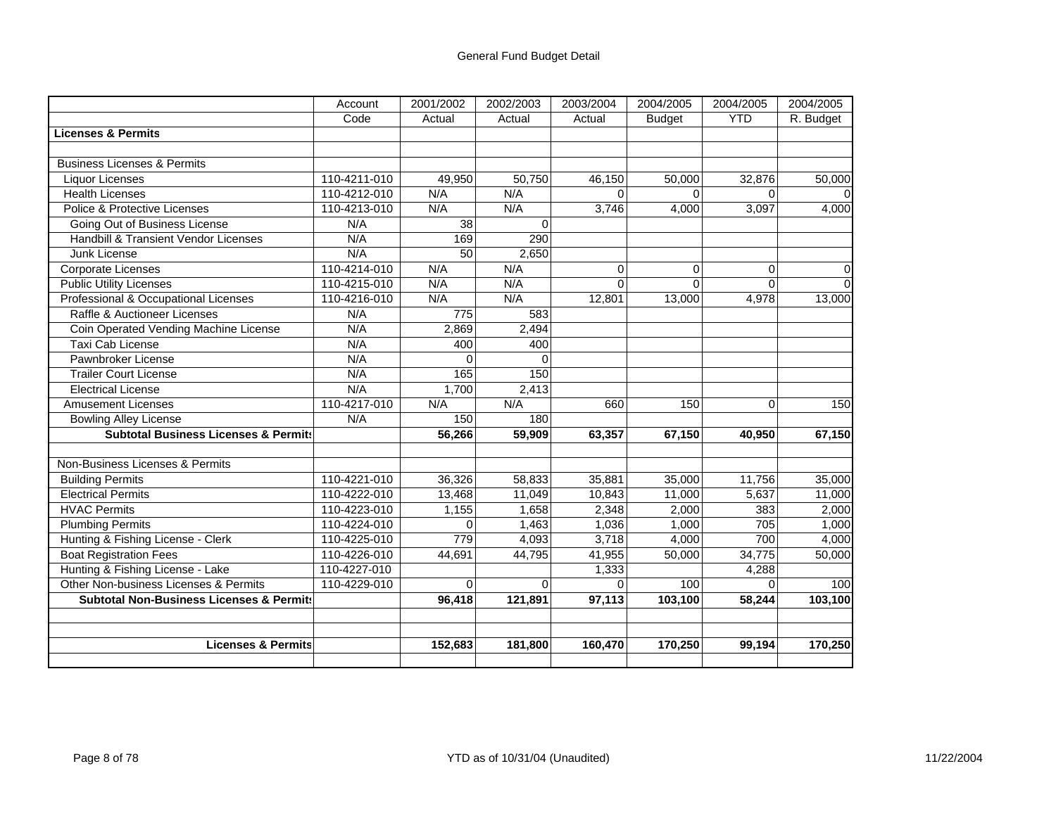# General Fund Budget Detail

| | Account Code | 2001/2002 Actual | 2002/2003 Actual | 2003/2004 Actual | 2004/2005 Budget | 2004/2005 YTD | 2004/2005 R. Budget |
|---|---|---|---|---|---|---|---|
| **Licenses & Permits** | | | | | | | |
| | | | | | | | |
| Business Licenses & Permits | | | | | | | |
| Liquor Licenses | 110-4211-010 | 49,950 | 50,750 | 46,150 | 50,000 | 32,876 | 50,000 |
| Health Licenses | 110-4212-010 | N/A | N/A | 0 | 0 | 0 | 0 |
| Police & Protective Licenses | 110-4213-010 | N/A | N/A | 3,746 | 4,000 | 3,097 | 4,000 |
| Going Out of Business License | N/A | 38 | 0 | | | | |
| Handbill & Transient Vendor Licenses | N/A | 169 | 290 | | | | |
| Junk License | N/A | 50 | 2,650 | | | | |
| Corporate Licenses | 110-4214-010 | N/A | N/A | 0 | 0 | 0 | 0 |
| Public Utility Licenses | 110-4215-010 | N/A | N/A | 0 | 0 | 0 | 0 |
| Professional & Occupational Licenses | 110-4216-010 | N/A | N/A | 12,801 | 13,000 | 4,978 | 13,000 |
| Raffle & Auctioneer Licenses | N/A | 775 | 583 | | | | |
| Coin Operated Vending Machine License | N/A | 2,869 | 2,494 | | | | |
| Taxi Cab License | N/A | 400 | 400 | | | | |
| Pawnbroker License | N/A | 0 | 0 | | | | |
| Trailer Court License | N/A | 165 | 150 | | | | |
| Electrical License | N/A | 1,700 | 2,413 | | | | |
| Amusement Licenses | 110-4217-010 | N/A | N/A | 660 | 150 | 0 | 150 |
| Bowling Alley License | N/A | 150 | 180 | | | | |
| **Subtotal Business Licenses & Permits** | | **56,266** | **59,909** | **63,357** | **67,150** | **40,950** | **67,150** |
| | | | | | | | |
| Non-Business Licenses & Permits | | | | | | | |
| Building Permits | 110-4221-010 | 36,326 | 58,833 | 35,881 | 35,000 | 11,756 | 35,000 |
| Electrical Permits | 110-4222-010 | 13,468 | 11,049 | 10,843 | 11,000 | 5,637 | 11,000 |
| HVAC Permits | 110-4223-010 | 1,155 | 1,658 | 2,348 | 2,000 | 383 | 2,000 |
| Plumbing Permits | 110-4224-010 | 0 | 1,463 | 1,036 | 1,000 | 705 | 1,000 |
| Hunting & Fishing License - Clerk | 110-4225-010 | 779 | 4,093 | 3,718 | 4,000 | 700 | 4,000 |
| Boat Registration Fees | 110-4226-010 | 44,691 | 44,795 | 41,955 | 50,000 | 34,775 | 50,000 |
| Hunting & Fishing License - Lake | 110-4227-010 | | | 1,333 | | 4,288 | |
| Other Non-business Licenses & Permits | 110-4229-010 | 0 | 0 | 0 | 100 | 0 | 100 |
| **Subtotal Non-Business Licenses & Permits** | | **96,418** | **121,891** | **97,113** | **103,100** | **58,244** | **103,100** |
| | | | | | | | |
| | | | | | | | |
| **Licenses & Permits** | | **152,683** | **181,800** | **160,470** | **170,250** | **99,194** | **170,250** |

YTD as of 10/31/04 (Unaudited)

11/22/2004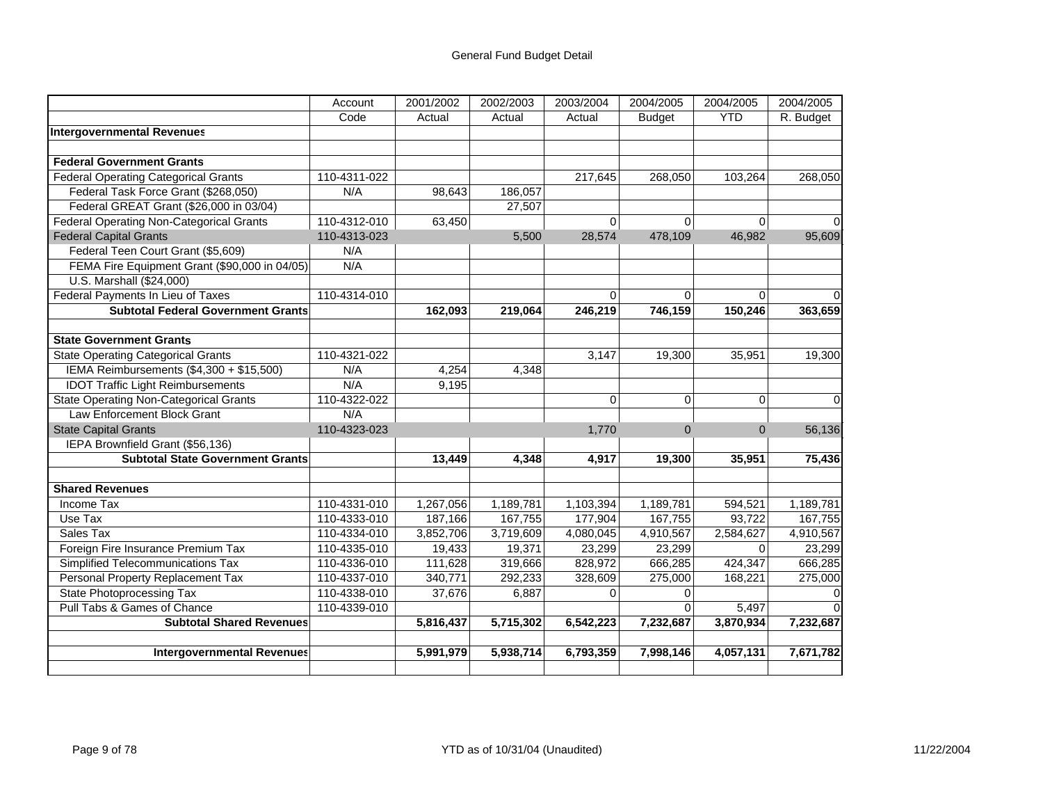# General Fund Budget Detail

| | Account | 2001/2002 | 2002/2003 | 2003/2004 | 2004/2005 | 2004/2005 | 2004/2005 |
|---|---|---|---|---|---|---|---|
| | Code | Actual | Actual | Actual | Budget | YTD | R. Budget |
| **Intergovernmental Revenues** | | | | | | | |
| | | | | | | | |
| **Federal Government Grants** | | | | | | | |
| Federal Operating Categorical Grants | 110-4311-022 | | | 217,645 | 268,050 | 103,264 | 268,050 |
| Federal Task Force Grant ($268,050) | N/A | 98,643 | 186,057 | | | | |
| Federal GREAT Grant ($26,000 in 03/04) | | | 27,507 | | | | |
| Federal Operating Non-Categorical Grants | 110-4312-010 | 63,450 | | 0 | 0 | 0 | 0 |
| Federal Capital Grants | 110-4313-023 | | 5,500 | 28,574 | 478,109 | 46,982 | 95,609 |
| Federal Teen Court Grant ($5,609) | N/A | | | | | | |
| FEMA Fire Equipment Grant ($90,000 in 04/05) | N/A | | | | | | |
| U.S. Marshall ($24,000) | | | | | | | |
| Federal Payments In Lieu of Taxes | 110-4314-010 | | | 0 | 0 | 0 | 0 |
| **Subtotal Federal Government Grants** | | **162,093** | **219,064** | **246,219** | **746,159** | **150,246** | **363,659** |
| | | | | | | | |
| **State Government Grants** | | | | | | | |
| State Operating Categorical Grants | 110-4321-022 | | | 3,147 | 19,300 | 35,951 | 19,300 |
| IEMA Reimbursements ($4,300 + $15,500) | N/A | 4,254 | 4,348 | | | | |
| IDOT Traffic Light Reimbursements | N/A | 9,195 | | | | | |
| State Operating Non-Categorical Grants | 110-4322-022 | | | 0 | 0 | 0 | 0 |
| Law Enforcement Block Grant | N/A | | | | | | |
| State Capital Grants | 110-4323-023 | | | 1,770 | 0 | 0 | 56,136 |
| IEPA Brownfield Grant ($56,136) | | | | | | | |
| **Subtotal State Government Grants** | | **13,449** | **4,348** | **4,917** | **19,300** | **35,951** | **75,436** |
| | | | | | | | |
| **Shared Revenues** | | | | | | | |
| Income Tax | 110-4331-010 | 1,267,056 | 1,189,781 | 1,103,394 | 1,189,781 | 594,521 | 1,189,781 |
| Use Tax | 110-4333-010 | 187,166 | 167,755 | 177,904 | 167,755 | 93,722 | 167,755 |
| Sales Tax | 110-4334-010 | 3,852,706 | 3,719,609 | 4,080,045 | 4,910,567 | 2,584,627 | 4,910,567 |
| Foreign Fire Insurance Premium Tax | 110-4335-010 | 19,433 | 19,371 | 23,299 | 23,299 | 0 | 23,299 |
| Simplified Telecommunications Tax | 110-4336-010 | 111,628 | 319,666 | 828,972 | 666,285 | 424,347 | 666,285 |
| Personal Property Replacement Tax | 110-4337-010 | 340,771 | 292,233 | 328,609 | 275,000 | 168,221 | 275,000 |
| State Photoprocessing Tax | 110-4338-010 | 37,676 | 6,887 | 0 | 0 | | 0 |
| Pull Tabs & Games of Chance | 110-4339-010 | | | | 0 | 5,497 | 0 |
| **Subtotal Shared Revenues** | | **5,816,437** | **5,715,302** | **6,542,223** | **7,232,687** | **3,870,934** | **7,232,687** |
| | | | | | | | |
| **Intergovernmental Revenues** | | **5,991,979** | **5,938,714** | **6,793,359** | **7,998,146** | **4,057,131** | **7,671,782** |

YTD as of 10/31/04 (Unaudited)

11/22/2004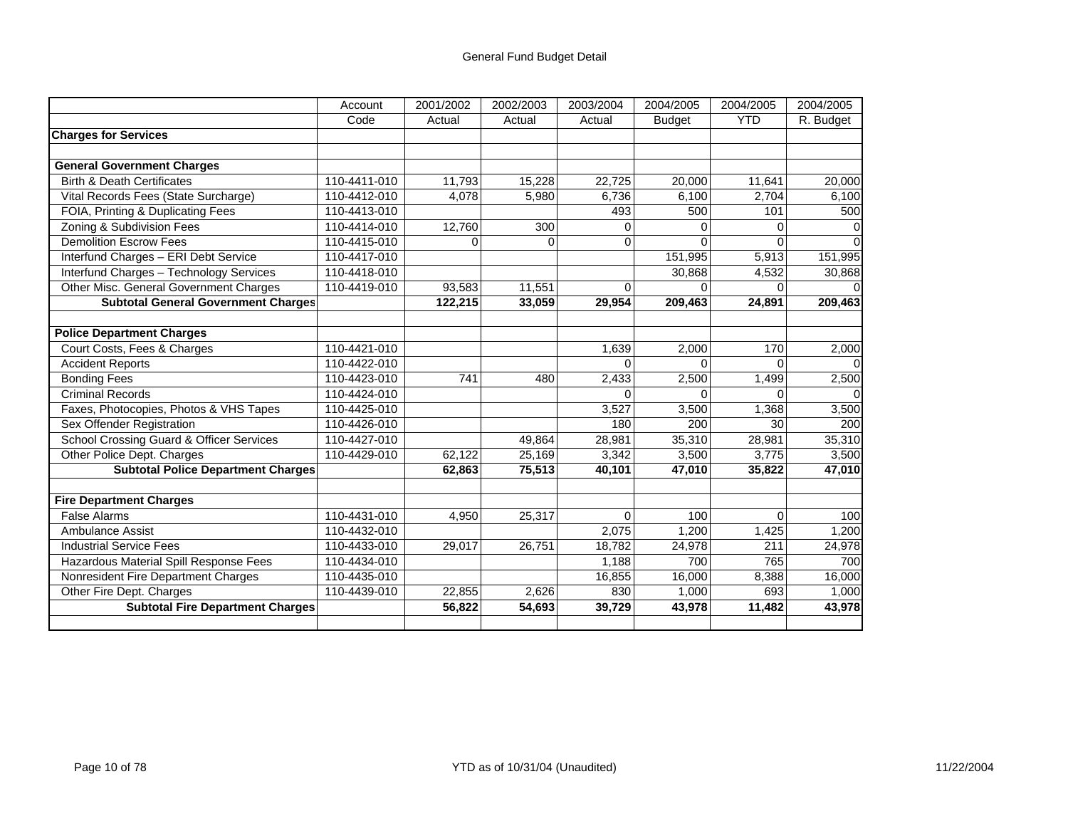# General Fund Budget Detail

| | Account | 2001/2002 | 2002/2003 | 2003/2004 | 2004/2005 | 2004/2005 | 2004/2005 |
|---|---|---|---|---|---|---|---|
| | Code | Actual | Actual | Actual | Budget | YTD | R. Budget |
| **Charges for Services** | | | | | | | |
| | | | | | | | |
| **General Government Charges** | | | | | | | |
| Birth & Death Certificates | 110-4411-010 | 11,793 | 15,228 | 22,725 | 20,000 | 11,641 | 20,000 |
| Vital Records Fees (State Surcharge) | 110-4412-010 | 4,078 | 5,980 | 6,736 | 6,100 | 2,704 | 6,100 |
| FOIA, Printing & Duplicating Fees | 110-4413-010 | | | 493 | 500 | 101 | 500 |
| Zoning & Subdivision Fees | 110-4414-010 | 12,760 | 300 | 0 | 0 | 0 | 0 |
| Demolition Escrow Fees | 110-4415-010 | 0 | 0 | 0 | 0 | 0 | 0 |
| Interfund Charges – ERI Debt Service | 110-4417-010 | | | | 151,995 | 5,913 | 151,995 |
| Interfund Charges – Technology Services | 110-4418-010 | | | | 30,868 | 4,532 | 30,868 |
| Other Misc. General Government Charges | 110-4419-010 | 93,583 | 11,551 | 0 | 0 | 0 | 0 |
| **Subtotal General Government Charges** | | **122,215** | **33,059** | **29,954** | **209,463** | **24,891** | **209,463** |
| | | | | | | | |
| **Police Department Charges** | | | | | | | |
| Court Costs, Fees & Charges | 110-4421-010 | | | 1,639 | 2,000 | 170 | 2,000 |
| Accident Reports | 110-4422-010 | | | 0 | 0 | 0 | 0 |
| Bonding Fees | 110-4423-010 | 741 | 480 | 2,433 | 2,500 | 1,499 | 2,500 |
| Criminal Records | 110-4424-010 | | | 0 | 0 | 0 | 0 |
| Faxes, Photocopies, Photos & VHS Tapes | 110-4425-010 | | | 3,527 | 3,500 | 1,368 | 3,500 |
| Sex Offender Registration | 110-4426-010 | | | 180 | 200 | 30 | 200 |
| School Crossing Guard & Officer Services | 110-4427-010 | | 49,864 | 28,981 | 35,310 | 28,981 | 35,310 |
| Other Police Dept. Charges | 110-4429-010 | 62,122 | 25,169 | 3,342 | 3,500 | 3,775 | 3,500 |
| **Subtotal Police Department Charges** | | **62,863** | **75,513** | **40,101** | **47,010** | **35,822** | **47,010** |
| | | | | | | | |
| **Fire Department Charges** | | | | | | | |
| False Alarms | 110-4431-010 | 4,950 | 25,317 | 0 | 100 | 0 | 100 |
| Ambulance Assist | 110-4432-010 | | | 2,075 | 1,200 | 1,425 | 1,200 |
| Industrial Service Fees | 110-4433-010 | 29,017 | 26,751 | 18,782 | 24,978 | 211 | 24,978 |
| Hazardous Material Spill Response Fees | 110-4434-010 | | | 1,188 | 700 | 765 | 700 |
| Nonresident Fire Department Charges | 110-4435-010 | | | 16,855 | 16,000 | 8,388 | 16,000 |
| Other Fire Dept. Charges | 110-4439-010 | 22,855 | 2,626 | 830 | 1,000 | 693 | 1,000 |
| **Subtotal Fire Department Charges** | | **56,822** | **54,693** | **39,729** | **43,978** | **11,482** | **43,978** |

YTD as of 10/31/04 (Unaudited)

11/22/2004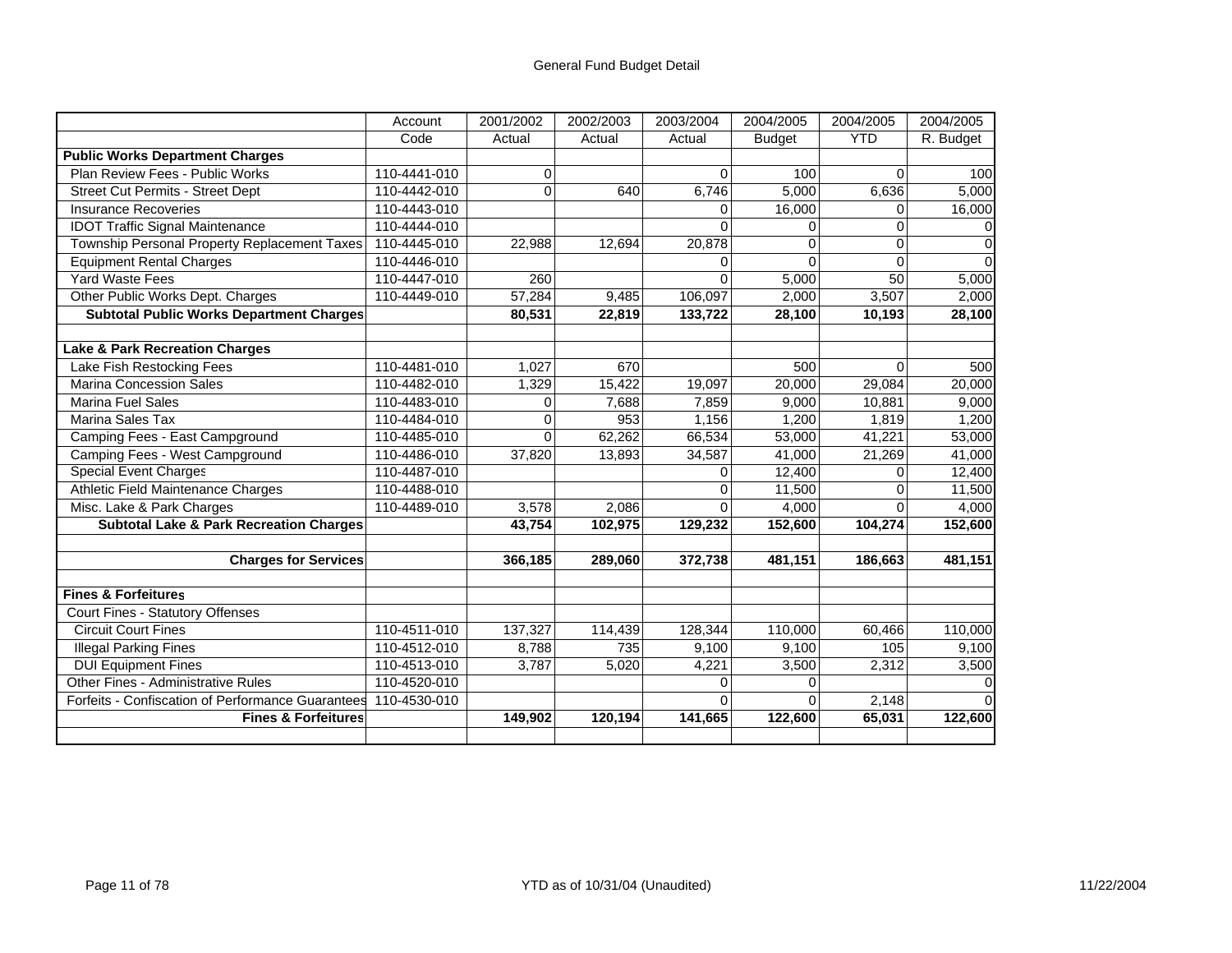General Fund Budget Detail

| | Account Code | 2001/2002 Actual | 2002/2003 Actual | 2003/2004 Actual | 2004/2005 Budget | 2004/2005 YTD | 2004/2005 R. Budget |
|---|---|---|---|---|---|---|---|
| **Public Works Department Charges** | | | | | | | |
| Plan Review Fees - Public Works | 110-4441-010 | 0 | | 0 | 100 | 0 | 100 |
| Street Cut Permits - Street Dept | 110-4442-010 | 0 | 640 | 6,746 | 5,000 | 6,636 | 5,000 |
| Insurance Recoveries | 110-4443-010 | | | 0 | 16,000 | 0 | 16,000 |
| IDOT Traffic Signal Maintenance | 110-4444-010 | | | 0 | 0 | 0 | 0 |
| Township Personal Property Replacement Taxes | 110-4445-010 | 22,988 | 12,694 | 20,878 | 0 | 0 | 0 |
| Equipment Rental Charges | 110-4446-010 | | | 0 | 0 | 0 | 0 |
| Yard Waste Fees | 110-4447-010 | 260 | | 0 | 5,000 | 50 | 5,000 |
| Other Public Works Dept. Charges | 110-4449-010 | 57,284 | 9,485 | 106,097 | 2,000 | 3,507 | 2,000 |
| **Subtotal Public Works Department Charges** | | **80,531** | **22,819** | **133,722** | **28,100** | **10,193** | **28,100** |
| | | | | | | | |
| **Lake & Park Recreation Charges** | | | | | | | |
| Lake Fish Restocking Fees | 110-4481-010 | 1,027 | 670 | | 500 | 0 | 500 |
| Marina Concession Sales | 110-4482-010 | 1,329 | 15,422 | 19,097 | 20,000 | 29,084 | 20,000 |
| Marina Fuel Sales | 110-4483-010 | 0 | 7,688 | 7,859 | 9,000 | 10,881 | 9,000 |
| Marina Sales Tax | 110-4484-010 | 0 | 953 | 1,156 | 1,200 | 1,819 | 1,200 |
| Camping Fees - East Campground | 110-4485-010 | 0 | 62,262 | 66,534 | 53,000 | 41,221 | 53,000 |
| Camping Fees - West Campground | 110-4486-010 | 37,820 | 13,893 | 34,587 | 41,000 | 21,269 | 41,000 |
| Special Event Charges | 110-4487-010 | | | 0 | 12,400 | 0 | 12,400 |
| Athletic Field Maintenance Charges | 110-4488-010 | | | 0 | 11,500 | 0 | 11,500 |
| Misc. Lake & Park Charges | 110-4489-010 | 3,578 | 2,086 | 0 | 4,000 | 0 | 4,000 |
| **Subtotal Lake & Park Recreation Charges** | | **43,754** | **102,975** | **129,232** | **152,600** | **104,274** | **152,600** |
| | | | | | | | |
| **Charges for Services** | | **366,185** | **289,060** | **372,738** | **481,151** | **186,663** | **481,151** |
| | | | | | | | |
| **Fines & Forfeitures** | | | | | | | |
| Court Fines - Statutory Offenses | | | | | | | |
| Circuit Court Fines | 110-4511-010 | 137,327 | 114,439 | 128,344 | 110,000 | 60,466 | 110,000 |
| Illegal Parking Fines | 110-4512-010 | 8,788 | 735 | 9,100 | 9,100 | 105 | 9,100 |
| DUI Equipment Fines | 110-4513-010 | 3,787 | 5,020 | 4,221 | 3,500 | 2,312 | 3,500 |
| Other Fines - Administrative Rules | 110-4520-010 | | | 0 | 0 | | 0 |
| Forfeits - Confiscation of Performance Guarantees | 110-4530-010 | | | 0 | 0 | 2,148 | 0 |
| **Fines & Forfeitures** | | **149,902** | **120,194** | **141,665** | **122,600** | **65,031** | **122,600** |

YTD as of 10/31/04 (Unaudited)

11/22/2004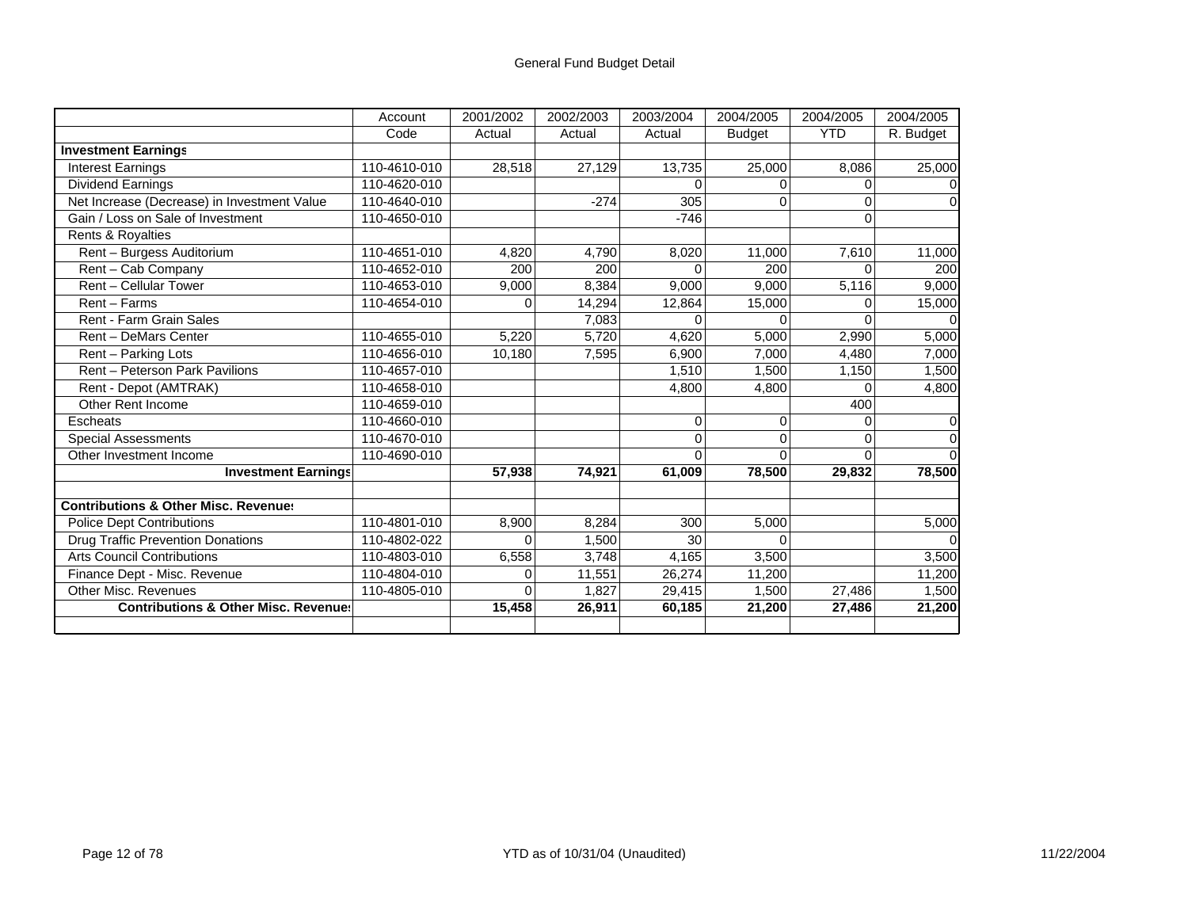General Fund Budget Detail

| | Account | 2001/2002 | 2002/2003 | 2003/2004 | 2004/2005 | 2004/2005 | 2004/2005 |
|---|---|---|---|---|---|---|---|
| | Code | Actual | Actual | Actual | Budget | YTD | R. Budget |
| **Investment Earnings** | | | | | | | |
| Interest Earnings | 110-4610-010 | 28,518 | 27,129 | 13,735 | 25,000 | 8,086 | 25,000 |
| Dividend Earnings | 110-4620-010 | | | 0 | 0 | 0 | 0 |
| Net Increase (Decrease) in Investment Value | 110-4640-010 | | -274 | 305 | 0 | 0 | 0 |
| Gain / Loss on Sale of Investment | 110-4650-010 | | | -746 | | 0 | |
| Rents & Royalties | | | | | | | |
| Rent – Burgess Auditorium | 110-4651-010 | 4,820 | 4,790 | 8,020 | 11,000 | 7,610 | 11,000 |
| Rent – Cab Company | 110-4652-010 | 200 | 200 | 0 | 200 | 0 | 200 |
| Rent – Cellular Tower | 110-4653-010 | 9,000 | 8,384 | 9,000 | 9,000 | 5,116 | 9,000 |
| Rent – Farms | 110-4654-010 | 0 | 14,294 | 12,864 | 15,000 | 0 | 15,000 |
| Rent - Farm Grain Sales | | | 7,083 | 0 | 0 | 0 | 0 |
| Rent – DeMars Center | 110-4655-010 | 5,220 | 5,720 | 4,620 | 5,000 | 2,990 | 5,000 |
| Rent – Parking Lots | 110-4656-010 | 10,180 | 7,595 | 6,900 | 7,000 | 4,480 | 7,000 |
| Rent – Peterson Park Pavilions | 110-4657-010 | | | 1,510 | 1,500 | 1,150 | 1,500 |
| Rent - Depot (AMTRAK) | 110-4658-010 | | | 4,800 | 4,800 | 0 | 4,800 |
| Other Rent Income | 110-4659-010 | | | | | 400 | |
| Escheats | 110-4660-010 | | | 0 | 0 | 0 | 0 |
| Special Assessments | 110-4670-010 | | | 0 | 0 | 0 | 0 |
| Other Investment Income | 110-4690-010 | | | 0 | 0 | 0 | 0 |
| **Investment Earnings** | | **57,938** | **74,921** | **61,009** | **78,500** | **29,832** | **78,500** |
| | | | | | | | |
| **Contributions & Other Misc. Revenues** | | | | | | | |
| Police Dept Contributions | 110-4801-010 | 8,900 | 8,284 | 300 | 5,000 | | 5,000 |
| Drug Traffic Prevention Donations | 110-4802-022 | 0 | 1,500 | 30 | 0 | | 0 |
| Arts Council Contributions | 110-4803-010 | 6,558 | 3,748 | 4,165 | 3,500 | | 3,500 |
| Finance Dept - Misc. Revenue | 110-4804-010 | 0 | 11,551 | 26,274 | 11,200 | | 11,200 |
| Other Misc. Revenues | 110-4805-010 | 0 | 1,827 | 29,415 | 1,500 | 27,486 | 1,500 |
| **Contributions & Other Misc. Revenues** | | **15,458** | **26,911** | **60,185** | **21,200** | **27,486** | **21,200** |

YTD as of 10/31/04 (Unaudited)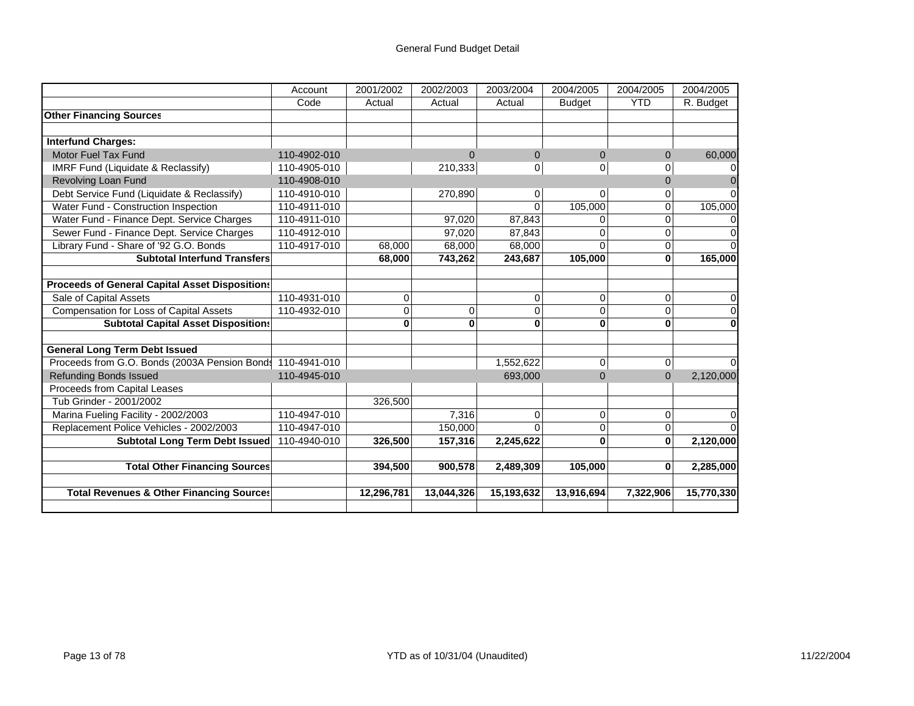General Fund Budget Detail

| | Account Code | 2001/2002 Actual | 2002/2003 Actual | 2003/2004 Actual | 2004/2005 Budget | 2004/2005 YTD | 2004/2005 R. Budget |
|---|---|---|---|---|---|---|---|
| **Other Financing Sources** | | | | | | | |
| | | | | | | | |
| **Interfund Charges:** | | | | | | | |
| Motor Fuel Tax Fund | 110-4902-010 | | 0 | 0 | 0 | 0 | 60,000 |
| IMRF Fund (Liquidate & Reclassify) | 110-4905-010 | | 210,333 | 0 | 0 | 0 | 0 |
| Revolving Loan Fund | 110-4908-010 | | | | | 0 | 0 |
| Debt Service Fund (Liquidate & Reclassify) | 110-4910-010 | | 270,890 | 0 | 0 | 0 | 0 |
| Water Fund - Construction Inspection | 110-4911-010 | | | 0 | 105,000 | 0 | 105,000 |
| Water Fund - Finance Dept. Service Charges | 110-4911-010 | | 97,020 | 87,843 | 0 | 0 | 0 |
| Sewer Fund - Finance Dept. Service Charges | 110-4912-010 | | 97,020 | 87,843 | 0 | 0 | 0 |
| Library Fund - Share of '92 G.O. Bonds | 110-4917-010 | 68,000 | 68,000 | 68,000 | 0 | 0 | 0 |
| **Subtotal Interfund Transfers** | | **68,000** | **743,262** | **243,687** | **105,000** | **0** | **165,000** |
| | | | | | | | |
| **Proceeds of General Capital Asset Dispositions** | | | | | | | |
| Sale of Capital Assets | 110-4931-010 | 0 | | 0 | 0 | 0 | 0 |
| Compensation for Loss of Capital Assets | 110-4932-010 | 0 | 0 | 0 | 0 | 0 | 0 |
| **Subtotal Capital Asset Dispositions** | | **0** | **0** | **0** | **0** | **0** | **0** |
| | | | | | | | |
| **General Long Term Debt Issued** | | | | | | | |
| Proceeds from G.O. Bonds (2003A Pension Bonds) | 110-4941-010 | | | 1,552,622 | 0 | 0 | 0 |
| Refunding Bonds Issued | 110-4945-010 | | | 693,000 | 0 | 0 | 2,120,000 |
| Proceeds from Capital Leases | | | | | | | |
| Tub Grinder - 2001/2002 | | 326,500 | | | | | |
| Marina Fueling Facility - 2002/2003 | 110-4947-010 | | 7,316 | 0 | 0 | 0 | 0 |
| Replacement Police Vehicles - 2002/2003 | 110-4947-010 | | 150,000 | 0 | 0 | 0 | 0 |
| **Subtotal Long Term Debt Issued** | 110-4940-010 | **326,500** | **157,316** | **2,245,622** | **0** | **0** | **2,120,000** |
| | | | | | | | |
| **Total Other Financing Sources** | | **394,500** | **900,578** | **2,489,309** | **105,000** | **0** | **2,285,000** |
| | | | | | | | |
| **Total Revenues & Other Financing Sources** | | **12,296,781** | **13,044,326** | **15,193,632** | **13,916,694** | **7,322,906** | **15,770,330** |

YTD as of 10/31/04 (Unaudited)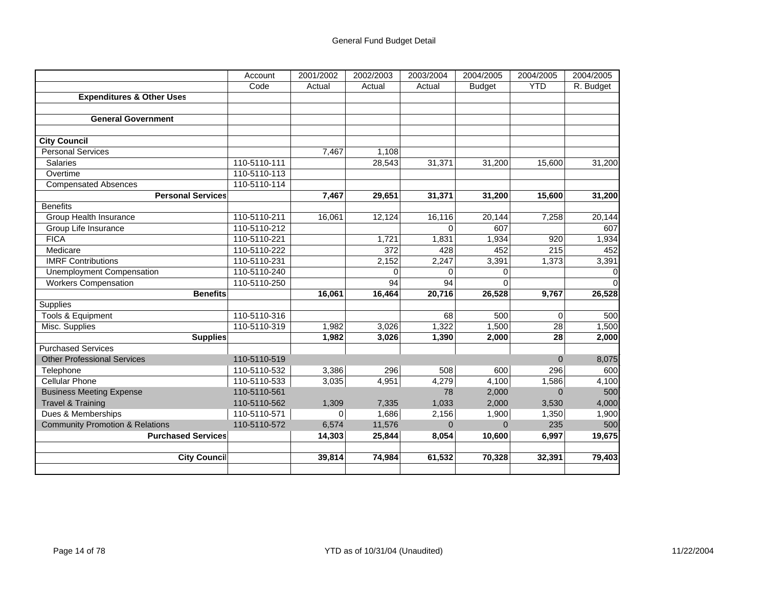General Fund Budget Detail

| | Account Code | 2001/2002 Actual | 2002/2003 Actual | 2003/2004 Actual | 2004/2005 Budget | 2004/2005 YTD | 2004/2005 R. Budget |
|---|---|---|---|---|---|---|---|
| **Expenditures & Other Uses** | | | | | | | |
| | | | | | | | |
| **General Government** | | | | | | | |
| | | | | | | | |
| **City Council** | | | | | | | |
| Personal Services | | 7,467 | 1,108 | | | | |
| Salaries | 110-5110-111 | | 28,543 | 31,371 | 31,200 | 15,600 | 31,200 |
| Overtime | 110-5110-113 | | | | | | |
| Compensated Absences | 110-5110-114 | | | | | | |
| **Personal Services** | | **7,467** | **29,651** | **31,371** | **31,200** | **15,600** | **31,200** |
| Benefits | | | | | | | |
| Group Health Insurance | 110-5110-211 | 16,061 | 12,124 | 16,116 | 20,144 | 7,258 | 20,144 |
| Group Life Insurance | 110-5110-212 | | | 0 | 607 | | 607 |
| FICA | 110-5110-221 | | 1,721 | 1,831 | 1,934 | 920 | 1,934 |
| Medicare | 110-5110-222 | | 372 | 428 | 452 | 215 | 452 |
| IMRF Contributions | 110-5110-231 | | 2,152 | 2,247 | 3,391 | 1,373 | 3,391 |
| Unemployment Compensation | 110-5110-240 | | 0 | 0 | 0 | | 0 |
| Workers Compensation | 110-5110-250 | | 94 | 94 | 0 | | 0 |
| **Benefits** | | **16,061** | **16,464** | **20,716** | **26,528** | **9,767** | **26,528** |
| Supplies | | | | | | | |
| Tools & Equipment | 110-5110-316 | | | 68 | 500 | 0 | 500 |
| Misc. Supplies | 110-5110-319 | 1,982 | 3,026 | 1,322 | 1,500 | 28 | 1,500 |
| **Supplies** | | **1,982** | **3,026** | **1,390** | **2,000** | **28** | **2,000** |
| Purchased Services | | | | | | | |
| Other Professional Services | 110-5110-519 | | | | | 0 | 8,075 |
| Telephone | 110-5110-532 | 3,386 | 296 | 508 | 600 | 296 | 600 |
| Cellular Phone | 110-5110-533 | 3,035 | 4,951 | 4,279 | 4,100 | 1,586 | 4,100 |
| Business Meeting Expense | 110-5110-561 | | | 78 | 2,000 | 0 | 500 |
| Travel & Training | 110-5110-562 | 1,309 | 7,335 | 1,033 | 2,000 | 3,530 | 4,000 |
| Dues & Memberships | 110-5110-571 | 0 | 1,686 | 2,156 | 1,900 | 1,350 | 1,900 |
| Community Promotion & Relations | 110-5110-572 | 6,574 | 11,576 | 0 | 0 | 235 | 500 |
| **Purchased Services** | | **14,303** | **25,844** | **8,054** | **10,600** | **6,997** | **19,675** |
| | | | | | | | |
| **City Council** | | **39,814** | **74,984** | **61,532** | **70,328** | **32,391** | **79,403** |

YTD as of 10/31/04 (Unaudited)

11/22/2004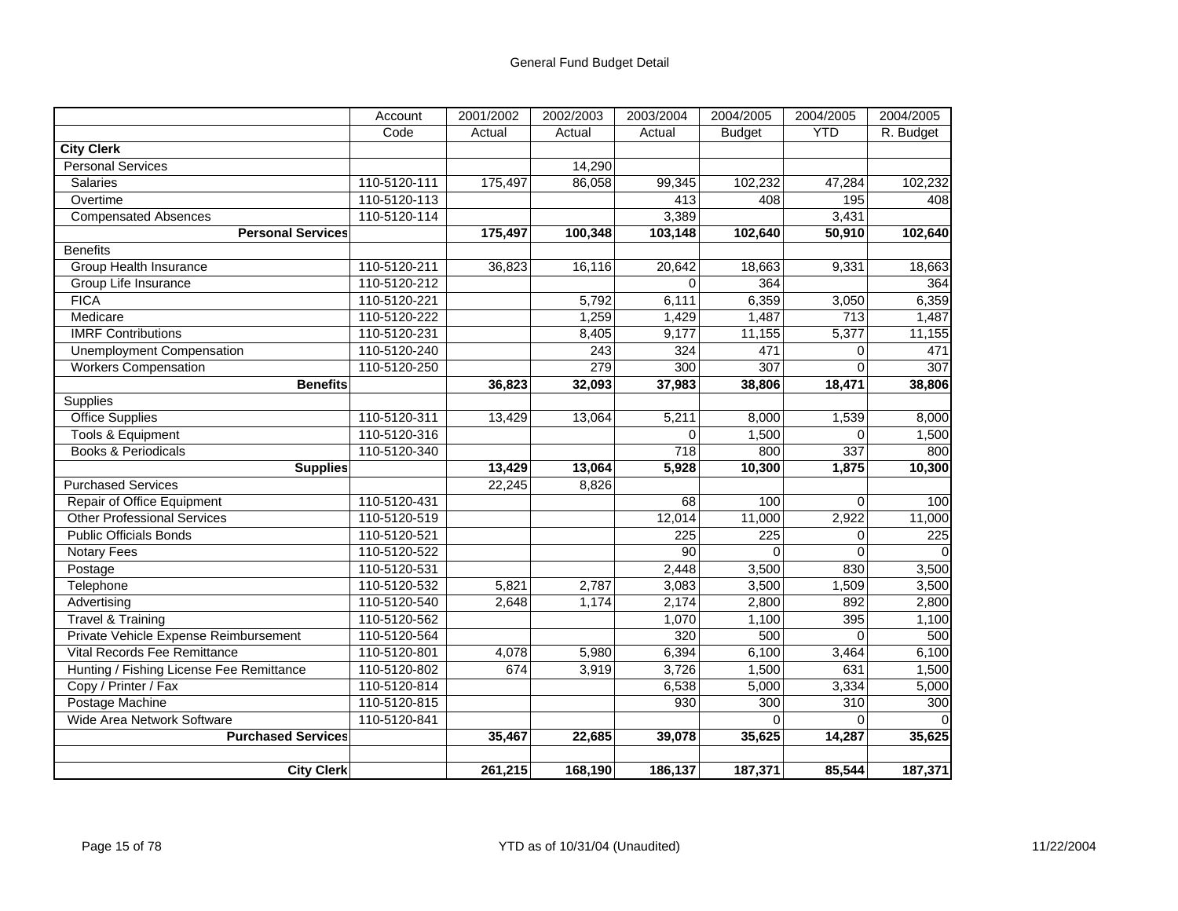## General Fund Budget Detail

| | Account Code | 2001/2002 Actual | 2002/2003 Actual | 2003/2004 Actual | 2004/2005 Budget | 2004/2005 YTD | 2004/2005 R. Budget |
|---|---|---|---|---|---|---|---|
| **City Clerk** | | | | | | | |
| Personal Services | | | 14,290 | | | | |
| Salaries | 110-5120-111 | 175,497 | 86,058 | 99,345 | 102,232 | 47,284 | 102,232 |
| Overtime | 110-5120-113 | | | 413 | 408 | 195 | 408 |
| Compensated Absences | 110-5120-114 | | | 3,389 | | 3,431 | |
| **Personal Services** | | **175,497** | **100,348** | **103,148** | **102,640** | **50,910** | **102,640** |
| Benefits | | | | | | | |
| Group Health Insurance | 110-5120-211 | 36,823 | 16,116 | 20,642 | 18,663 | 9,331 | 18,663 |
| Group Life Insurance | 110-5120-212 | | | 0 | 364 | | 364 |
| FICA | 110-5120-221 | | 5,792 | 6,111 | 6,359 | 3,050 | 6,359 |
| Medicare | 110-5120-222 | | 1,259 | 1,429 | 1,487 | 713 | 1,487 |
| IMRF Contributions | 110-5120-231 | | 8,405 | 9,177 | 11,155 | 5,377 | 11,155 |
| Unemployment Compensation | 110-5120-240 | | 243 | 324 | 471 | 0 | 471 |
| Workers Compensation | 110-5120-250 | | 279 | 300 | 307 | 0 | 307 |
| **Benefits** | | **36,823** | **32,093** | **37,983** | **38,806** | **18,471** | **38,806** |
| Supplies | | | | | | | |
| Office Supplies | 110-5120-311 | 13,429 | 13,064 | 5,211 | 8,000 | 1,539 | 8,000 |
| Tools & Equipment | 110-5120-316 | | | 0 | 1,500 | 0 | 1,500 |
| Books & Periodicals | 110-5120-340 | | | 718 | 800 | 337 | 800 |
| **Supplies** | | **13,429** | **13,064** | **5,928** | **10,300** | **1,875** | **10,300** |
| Purchased Services | | 22,245 | 8,826 | | | | |
| Repair of Office Equipment | 110-5120-431 | | | 68 | 100 | 0 | 100 |
| Other Professional Services | 110-5120-519 | | | 12,014 | 11,000 | 2,922 | 11,000 |
| Public Officials Bonds | 110-5120-521 | | | 225 | 225 | 0 | 225 |
| Notary Fees | 110-5120-522 | | | 90 | 0 | 0 | 0 |
| Postage | 110-5120-531 | | | 2,448 | 3,500 | 830 | 3,500 |
| Telephone | 110-5120-532 | 5,821 | 2,787 | 3,083 | 3,500 | 1,509 | 3,500 |
| Advertising | 110-5120-540 | 2,648 | 1,174 | 2,174 | 2,800 | 892 | 2,800 |
| Travel & Training | 110-5120-562 | | | 1,070 | 1,100 | 395 | 1,100 |
| Private Vehicle Expense Reimbursement | 110-5120-564 | | | 320 | 500 | 0 | 500 |
| Vital Records Fee Remittance | 110-5120-801 | 4,078 | 5,980 | 6,394 | 6,100 | 3,464 | 6,100 |
| Hunting / Fishing License Fee Remittance | 110-5120-802 | 674 | 3,919 | 3,726 | 1,500 | 631 | 1,500 |
| Copy / Printer / Fax | 110-5120-814 | | | 6,538 | 5,000 | 3,334 | 5,000 |
| Postage Machine | 110-5120-815 | | | 930 | 300 | 310 | 300 |
| Wide Area Network Software | 110-5120-841 | | | | 0 | 0 | 0 |
| **Purchased Services** | | **35,467** | **22,685** | **39,078** | **35,625** | **14,287** | **35,625** |
| | | | | | | | |
| **City Clerk** | | **261,215** | **168,190** | **186,137** | **187,371** | **85,544** | **187,371** |

YTD as of 10/31/04 (Unaudited)

11/22/2004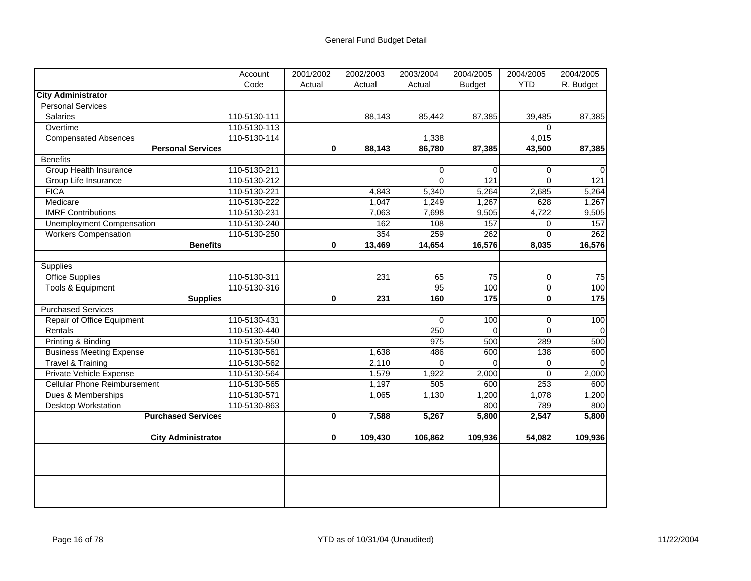# General Fund Budget Detail

| | Account Code | 2001/2002 Actual | 2002/2003 Actual | 2003/2004 Actual | 2004/2005 Budget | 2004/2005 YTD | 2004/2005 R. Budget |
|---|---|---|---|---|---|---|---|
| **City Administrator** | | | | | | | |
| Personal Services | | | | | | | |
| Salaries | 110-5130-111 | | 88,143 | 85,442 | 87,385 | 39,485 | 87,385 |
| Overtime | 110-5130-113 | | | | | 0 | |
| Compensated Absences | 110-5130-114 | | | 1,338 | | 4,015 | |
| **Personal Services** | | **0** | **88,143** | **86,780** | **87,385** | **43,500** | **87,385** |
| Benefits | | | | | | | |
| Group Health Insurance | 110-5130-211 | | | 0 | 0 | 0 | 0 |
| Group Life Insurance | 110-5130-212 | | | 0 | 121 | 0 | 121 |
| FICA | 110-5130-221 | | 4,843 | 5,340 | 5,264 | 2,685 | 5,264 |
| Medicare | 110-5130-222 | | 1,047 | 1,249 | 1,267 | 628 | 1,267 |
| IMRF Contributions | 110-5130-231 | | 7,063 | 7,698 | 9,505 | 4,722 | 9,505 |
| Unemployment Compensation | 110-5130-240 | | 162 | 108 | 157 | 0 | 157 |
| Workers Compensation | 110-5130-250 | | 354 | 259 | 262 | 0 | 262 |
| **Benefits** | | **0** | **13,469** | **14,654** | **16,576** | **8,035** | **16,576** |
| | | | | | | | |
| Supplies | | | | | | | |
| Office Supplies | 110-5130-311 | | 231 | 65 | 75 | 0 | 75 |
| Tools & Equipment | 110-5130-316 | | | 95 | 100 | 0 | 100 |
| **Supplies** | | **0** | **231** | **160** | **175** | **0** | **175** |
| Purchased Services | | | | | | | |
| Repair of Office Equipment | 110-5130-431 | | | 0 | 100 | 0 | 100 |
| Rentals | 110-5130-440 | | | 250 | 0 | 0 | 0 |
| Printing & Binding | 110-5130-550 | | | 975 | 500 | 289 | 500 |
| Business Meeting Expense | 110-5130-561 | | 1,638 | 486 | 600 | 138 | 600 |
| Travel & Training | 110-5130-562 | | 2,110 | 0 | 0 | 0 | 0 |
| Private Vehicle Expense | 110-5130-564 | | 1,579 | 1,922 | 2,000 | 0 | 2,000 |
| Cellular Phone Reimbursement | 110-5130-565 | | 1,197 | 505 | 600 | 253 | 600 |
| Dues & Memberships | 110-5130-571 | | 1,065 | 1,130 | 1,200 | 1,078 | 1,200 |
| Desktop Workstation | 110-5130-863 | | | | 800 | 789 | 800 |
| **Purchased Services** | | **0** | **7,588** | **5,267** | **5,800** | **2,547** | **5,800** |
| | | | | | | | |
| **City Administrator** | | **0** | **109,430** | **106,862** | **109,936** | **54,082** | **109,936** |

YTD as of 10/31/04 (Unaudited)

11/22/2004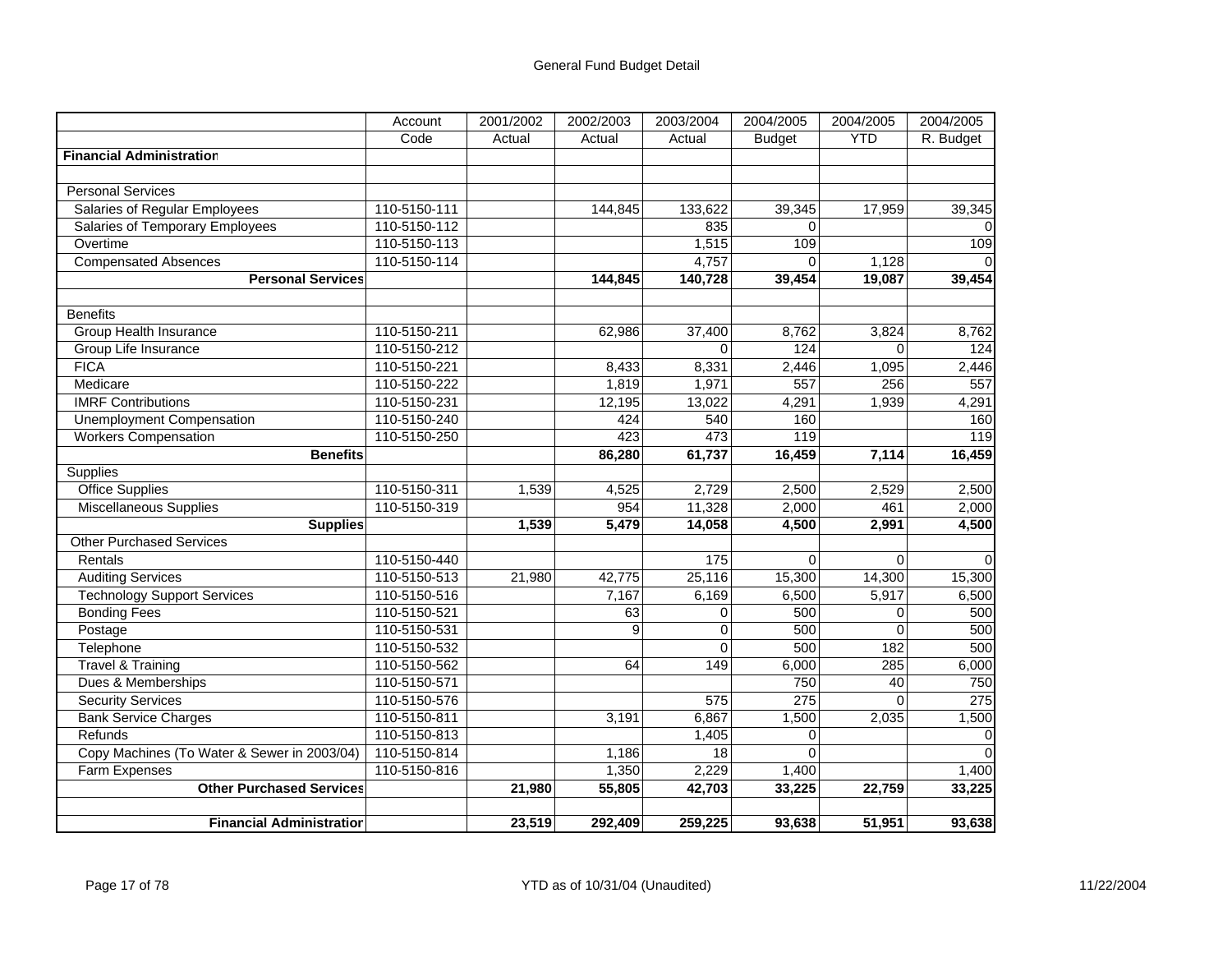## General Fund Budget Detail

| | Account Code | 2001/2002 Actual | 2002/2003 Actual | 2003/2004 Actual | 2004/2005 Budget | 2004/2005 YTD | 2004/2005 R. Budget |
|---|---|---|---|---|---|---|---|
| **Financial Administration** | | | | | | | |
| | | | | | | | |
| Personal Services | | | | | | | |
| Salaries of Regular Employees | 110-5150-111 | | 144,845 | 133,622 | 39,345 | 17,959 | 39,345 |
| Salaries of Temporary Employees | 110-5150-112 | | | 835 | 0 | | 0 |
| Overtime | 110-5150-113 | | | 1,515 | 109 | | 109 |
| Compensated Absences | 110-5150-114 | | | 4,757 | 0 | 1,128 | 0 |
| **Personal Services** | | | **144,845** | **140,728** | **39,454** | **19,087** | **39,454** |
| | | | | | | | |
| Benefits | | | | | | | |
| Group Health Insurance | 110-5150-211 | | 62,986 | 37,400 | 8,762 | 3,824 | 8,762 |
| Group Life Insurance | 110-5150-212 | | | 0 | 124 | 0 | 124 |
| FICA | 110-5150-221 | | 8,433 | 8,331 | 2,446 | 1,095 | 2,446 |
| Medicare | 110-5150-222 | | 1,819 | 1,971 | 557 | 256 | 557 |
| IMRF Contributions | 110-5150-231 | | 12,195 | 13,022 | 4,291 | 1,939 | 4,291 |
| Unemployment Compensation | 110-5150-240 | | 424 | 540 | 160 | | 160 |
| Workers Compensation | 110-5150-250 | | 423 | 473 | 119 | | 119 |
| **Benefits** | | | **86,280** | **61,737** | **16,459** | **7,114** | **16,459** |
| Supplies | | | | | | | |
| Office Supplies | 110-5150-311 | 1,539 | 4,525 | 2,729 | 2,500 | 2,529 | 2,500 |
| Miscellaneous Supplies | 110-5150-319 | | 954 | 11,328 | 2,000 | 461 | 2,000 |
| **Supplies** | | **1,539** | **5,479** | **14,058** | **4,500** | **2,991** | **4,500** |
| Other Purchased Services | | | | | | | |
| Rentals | 110-5150-440 | | | 175 | 0 | 0 | 0 |
| Auditing Services | 110-5150-513 | 21,980 | 42,775 | 25,116 | 15,300 | 14,300 | 15,300 |
| Technology Support Services | 110-5150-516 | | 7,167 | 6,169 | 6,500 | 5,917 | 6,500 |
| Bonding Fees | 110-5150-521 | | 63 | 0 | 500 | 0 | 500 |
| Postage | 110-5150-531 | | 9 | 0 | 500 | 0 | 500 |
| Telephone | 110-5150-532 | | | 0 | 500 | 182 | 500 |
| Travel & Training | 110-5150-562 | | 64 | 149 | 6,000 | 285 | 6,000 |
| Dues & Memberships | 110-5150-571 | | | | 750 | 40 | 750 |
| Security Services | 110-5150-576 | | | 575 | 275 | 0 | 275 |
| Bank Service Charges | 110-5150-811 | | 3,191 | 6,867 | 1,500 | 2,035 | 1,500 |
| Refunds | 110-5150-813 | | | 1,405 | 0 | | 0 |
| Copy Machines (To Water & Sewer in 2003/04) | 110-5150-814 | | 1,186 | 18 | 0 | | 0 |
| Farm Expenses | 110-5150-816 | | 1,350 | 2,229 | 1,400 | | 1,400 |
| **Other Purchased Services** | | **21,980** | **55,805** | **42,703** | **33,225** | **22,759** | **33,225** |
| | | | | | | | |
| **Financial Administration** | | **23,519** | **292,409** | **259,225** | **93,638** | **51,951** | **93,638** |

YTD as of 10/31/04 (Unaudited)

11/22/2004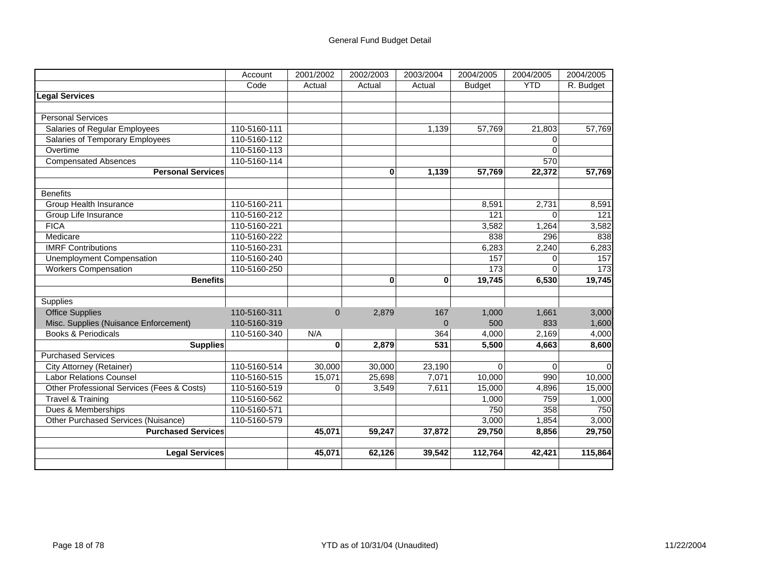# General Fund Budget Detail

| | Account | 2001/2002 | 2002/2003 | 2003/2004 | 2004/2005 | 2004/2005 | 2004/2005 |
|---|---|---|---|---|---|---|---|
| | Code | Actual | Actual | Actual | Budget | YTD | R. Budget |
| **Legal Services** | | | | | | | |
| | | | | | | | |
| Personal Services | | | | | | | |
| Salaries of Regular Employees | 110-5160-111 | | | 1,139 | 57,769 | 21,803 | 57,769 |
| Salaries of Temporary Employees | 110-5160-112 | | | | | 0 | |
| Overtime | 110-5160-113 | | | | | 0 | |
| Compensated Absences | 110-5160-114 | | | | | 570 | |
| **Personal Services** | | | **0** | **1,139** | **57,769** | **22,372** | **57,769** |
| | | | | | | | |
| Benefits | | | | | | | |
| Group Health Insurance | 110-5160-211 | | | | 8,591 | 2,731 | 8,591 |
| Group Life Insurance | 110-5160-212 | | | | 121 | 0 | 121 |
| FICA | 110-5160-221 | | | | 3,582 | 1,264 | 3,582 |
| Medicare | 110-5160-222 | | | | 838 | 296 | 838 |
| IMRF Contributions | 110-5160-231 | | | | 6,283 | 2,240 | 6,283 |
| Unemployment Compensation | 110-5160-240 | | | | 157 | 0 | 157 |
| Workers Compensation | 110-5160-250 | | | | 173 | 0 | 173 |
| **Benefits** | | | **0** | **0** | **19,745** | **6,530** | **19,745** |
| | | | | | | | |
| Supplies | | | | | | | |
| Office Supplies | 110-5160-311 | 0 | 2,879 | 167 | 1,000 | 1,661 | 3,000 |
| Misc. Supplies (Nuisance Enforcement) | 110-5160-319 | | | 0 | 500 | 833 | 1,600 |
| Books & Periodicals | 110-5160-340 | N/A | | 364 | 4,000 | 2,169 | 4,000 |
| **Supplies** | | **0** | **2,879** | **531** | **5,500** | **4,663** | **8,600** |
| Purchased Services | | | | | | | |
| City Attorney (Retainer) | 110-5160-514 | 30,000 | 30,000 | 23,190 | 0 | 0 | 0 |
| Labor Relations Counsel | 110-5160-515 | 15,071 | 25,698 | 7,071 | 10,000 | 990 | 10,000 |
| Other Professional Services (Fees & Costs) | 110-5160-519 | 0 | 3,549 | 7,611 | 15,000 | 4,896 | 15,000 |
| Travel & Training | 110-5160-562 | | | | 1,000 | 759 | 1,000 |
| Dues & Memberships | 110-5160-571 | | | | 750 | 358 | 750 |
| Other Purchased Services (Nuisance) | 110-5160-579 | | | | 3,000 | 1,854 | 3,000 |
| **Purchased Services** | | **45,071** | **59,247** | **37,872** | **29,750** | **8,856** | **29,750** |
| | | | | | | | |
| **Legal Services** | | **45,071** | **62,126** | **39,542** | **112,764** | **42,421** | **115,864** |

YTD as of 10/31/04 (Unaudited)

11/22/2004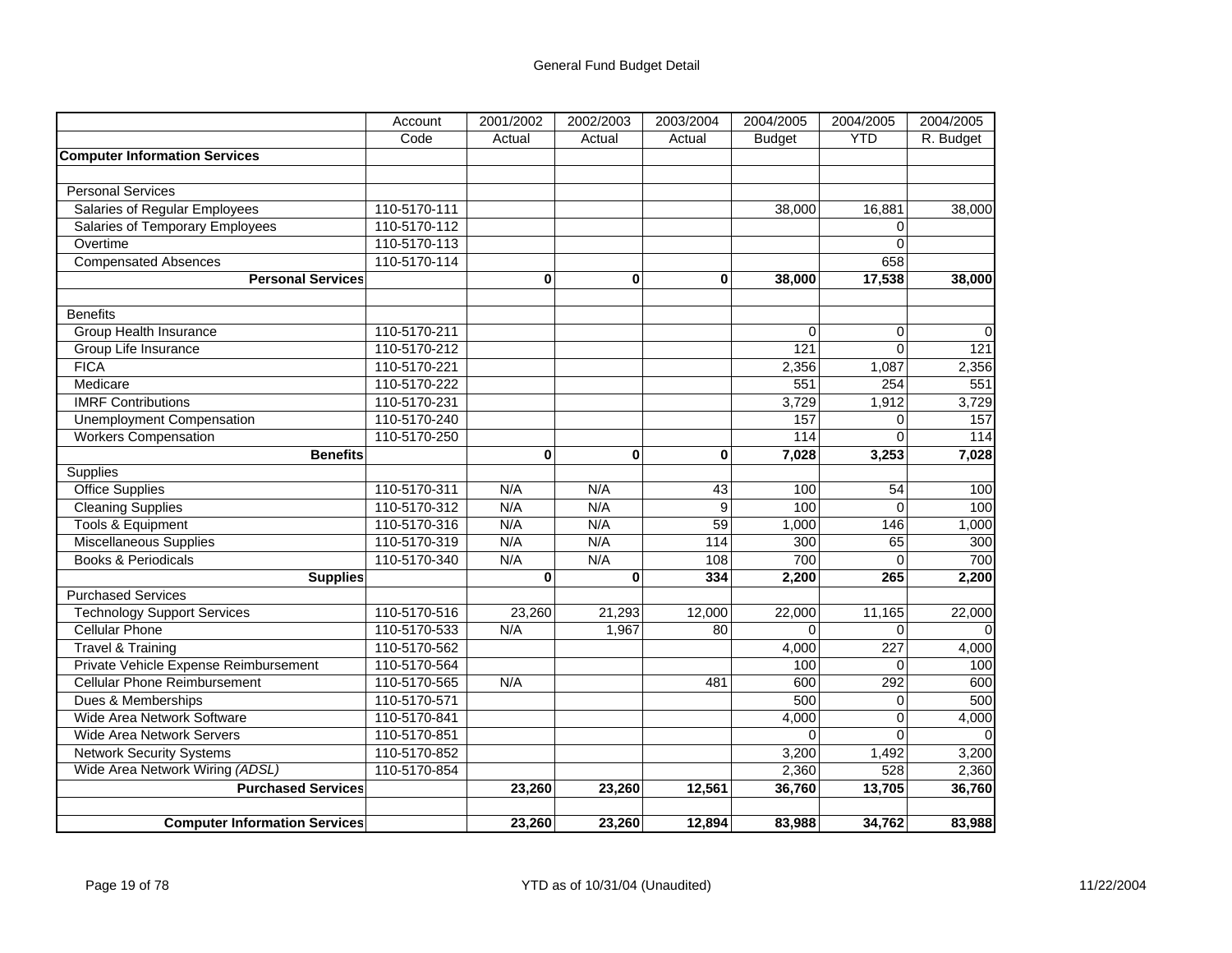General Fund Budget Detail

| | Account Code | 2001/2002 Actual | 2002/2003 Actual | 2003/2004 Actual | 2004/2005 Budget | 2004/2005 YTD | 2004/2005 R. Budget |
|---|---|---|---|---|---|---|---|
| **Computer Information Services** | | | | | | | |
| | | | | | | | |
| Personal Services | | | | | | | |
| Salaries of Regular Employees | 110-5170-111 | | | | 38,000 | 16,881 | 38,000 |
| Salaries of Temporary Employees | 110-5170-112 | | | | | 0 | |
| Overtime | 110-5170-113 | | | | | 0 | |
| Compensated Absences | 110-5170-114 | | | | | 658 | |
| **Personal Services** | | **0** | **0** | **0** | **38,000** | **17,538** | **38,000** |
| | | | | | | | |
| Benefits | | | | | | | |
| Group Health Insurance | 110-5170-211 | | | | 0 | 0 | 0 |
| Group Life Insurance | 110-5170-212 | | | | 121 | 0 | 121 |
| FICA | 110-5170-221 | | | | 2,356 | 1,087 | 2,356 |
| Medicare | 110-5170-222 | | | | 551 | 254 | 551 |
| IMRF Contributions | 110-5170-231 | | | | 3,729 | 1,912 | 3,729 |
| Unemployment Compensation | 110-5170-240 | | | | 157 | 0 | 157 |
| Workers Compensation | 110-5170-250 | | | | 114 | 0 | 114 |
| **Benefits** | | **0** | **0** | **0** | **7,028** | **3,253** | **7,028** |
| Supplies | | | | | | | |
| Office Supplies | 110-5170-311 | N/A | N/A | 43 | 100 | 54 | 100 |
| Cleaning Supplies | 110-5170-312 | N/A | N/A | 9 | 100 | 0 | 100 |
| Tools & Equipment | 110-5170-316 | N/A | N/A | 59 | 1,000 | 146 | 1,000 |
| Miscellaneous Supplies | 110-5170-319 | N/A | N/A | 114 | 300 | 65 | 300 |
| Books & Periodicals | 110-5170-340 | N/A | N/A | 108 | 700 | 0 | 700 |
| **Supplies** | | **0** | **0** | **334** | **2,200** | **265** | **2,200** |
| Purchased Services | | | | | | | |
| Technology Support Services | 110-5170-516 | 23,260 | 21,293 | 12,000 | 22,000 | 11,165 | 22,000 |
| Cellular Phone | 110-5170-533 | N/A | 1,967 | 80 | 0 | 0 | 0 |
| Travel & Training | 110-5170-562 | | | | 4,000 | 227 | 4,000 |
| Private Vehicle Expense Reimbursement | 110-5170-564 | | | | 100 | 0 | 100 |
| Cellular Phone Reimbursement | 110-5170-565 | N/A | | 481 | 600 | 292 | 600 |
| Dues & Memberships | 110-5170-571 | | | | 500 | 0 | 500 |
| Wide Area Network Software | 110-5170-841 | | | | 4,000 | 0 | 4,000 |
| Wide Area Network Servers | 110-5170-851 | | | | 0 | 0 | 0 |
| Network Security Systems | 110-5170-852 | | | | 3,200 | 1,492 | 3,200 |
| Wide Area Network Wiring *(ADSL)* | 110-5170-854 | | | | 2,360 | 528 | 2,360 |
| **Purchased Services** | | **23,260** | **23,260** | **12,561** | **36,760** | **13,705** | **36,760** |
| | | | | | | | |
| **Computer Information Services** | | **23,260** | **23,260** | **12,894** | **83,988** | **34,762** | **83,988** |

YTD as of 10/31/04 (Unaudited)

11/22/2004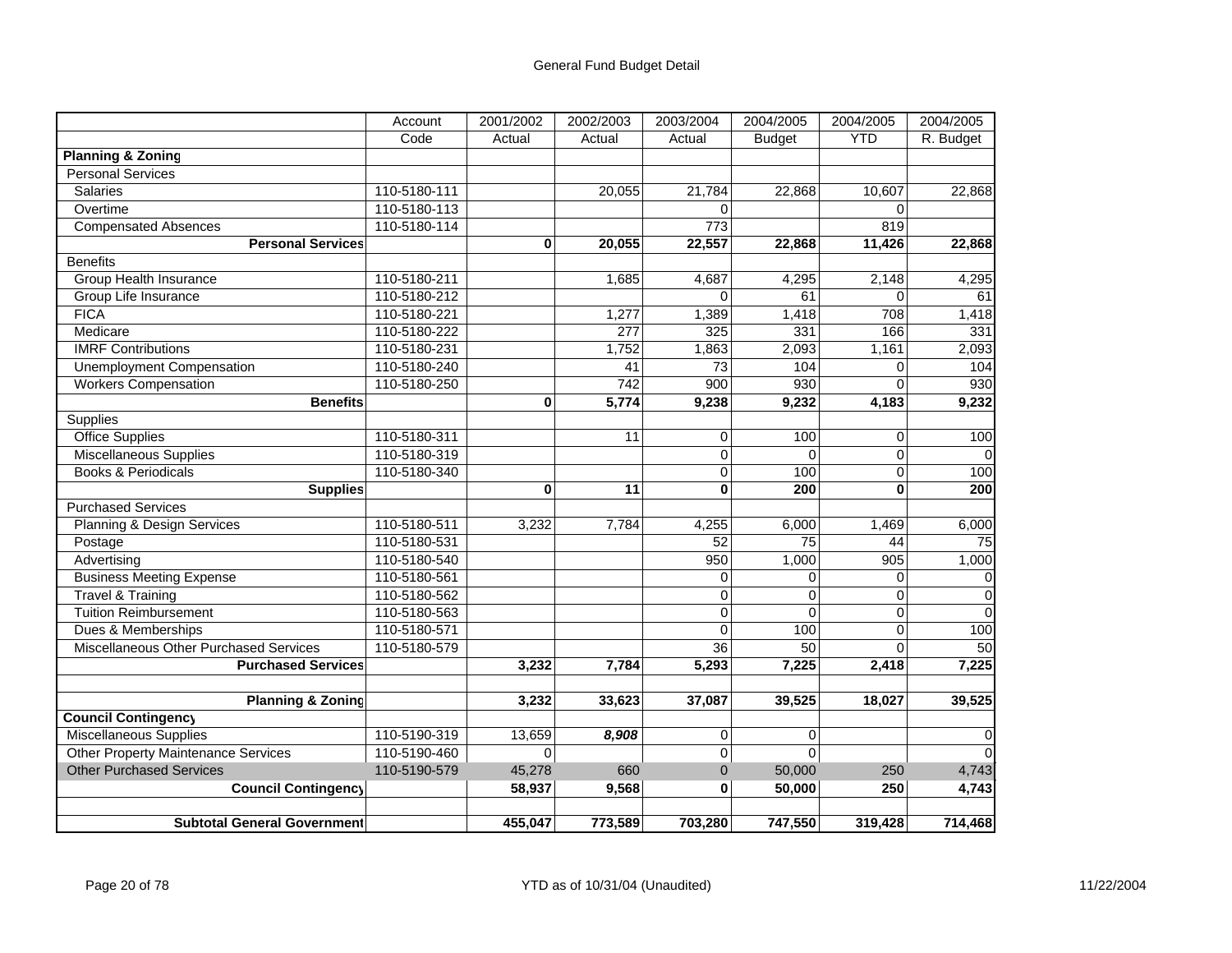General Fund Budget Detail

| | Account Code | 2001/2002 Actual | 2002/2003 Actual | 2003/2004 Actual | 2004/2005 Budget | 2004/2005 YTD | 2004/2005 R. Budget |
|---|---|---|---|---|---|---|---|
| **Planning & Zoning** | | | | | | | |
| Personal Services | | | | | | | |
| Salaries | 110-5180-111 | | 20,055 | 21,784 | 22,868 | 10,607 | 22,868 |
| Overtime | 110-5180-113 | | | 0 | | 0 | |
| Compensated Absences | 110-5180-114 | | | 773 | | 819 | |
| **Personal Services** | | **0** | **20,055** | **22,557** | **22,868** | **11,426** | **22,868** |
| Benefits | | | | | | | |
| Group Health Insurance | 110-5180-211 | | 1,685 | 4,687 | 4,295 | 2,148 | 4,295 |
| Group Life Insurance | 110-5180-212 | | | 0 | 61 | 0 | 61 |
| FICA | 110-5180-221 | | 1,277 | 1,389 | 1,418 | 708 | 1,418 |
| Medicare | 110-5180-222 | | 277 | 325 | 331 | 166 | 331 |
| IMRF Contributions | 110-5180-231 | | 1,752 | 1,863 | 2,093 | 1,161 | 2,093 |
| Unemployment Compensation | 110-5180-240 | | 41 | 73 | 104 | 0 | 104 |
| Workers Compensation | 110-5180-250 | | 742 | 900 | 930 | 0 | 930 |
| **Benefits** | | **0** | **5,774** | **9,238** | **9,232** | **4,183** | **9,232** |
| Supplies | | | | | | | |
| Office Supplies | 110-5180-311 | | 11 | 0 | 100 | 0 | 100 |
| Miscellaneous Supplies | 110-5180-319 | | | 0 | 0 | 0 | 0 |
| Books & Periodicals | 110-5180-340 | | | 0 | 100 | 0 | 100 |
| **Supplies** | | **0** | **11** | **0** | **200** | **0** | **200** |
| Purchased Services | | | | | | | |
| Planning & Design Services | 110-5180-511 | 3,232 | 7,784 | 4,255 | 6,000 | 1,469 | 6,000 |
| Postage | 110-5180-531 | | | 52 | 75 | 44 | 75 |
| Advertising | 110-5180-540 | | | 950 | 1,000 | 905 | 1,000 |
| Business Meeting Expense | 110-5180-561 | | | 0 | 0 | 0 | 0 |
| Travel & Training | 110-5180-562 | | | 0 | 0 | 0 | 0 |
| Tuition Reimbursement | 110-5180-563 | | | 0 | 0 | 0 | 0 |
| Dues & Memberships | 110-5180-571 | | | 0 | 100 | 0 | 100 |
| Miscellaneous Other Purchased Services | 110-5180-579 | | | 36 | 50 | 0 | 50 |
| **Purchased Services** | | **3,232** | **7,784** | **5,293** | **7,225** | **2,418** | **7,225** |
| | | | | | | | |
| **Planning & Zoning** | | **3,232** | **33,623** | **37,087** | **39,525** | **18,027** | **39,525** |
| **Council Contingency** | | | | | | | |
| Miscellaneous Supplies | 110-5190-319 | 13,659 | ***8,908*** | 0 | 0 | | 0 |
| Other Property Maintenance Services | 110-5190-460 | 0 | | 0 | 0 | | 0 |
| Other Purchased Services | 110-5190-579 | 45,278 | 660 | 0 | 50,000 | 250 | 4,743 |
| **Council Contingency** | | **58,937** | **9,568** | **0** | **50,000** | **250** | **4,743** |
| | | | | | | | |
| **Subtotal General Government** | | **455,047** | **773,589** | **703,280** | **747,550** | **319,428** | **714,468** |

YTD as of 10/31/04 (Unaudited)

11/22/2004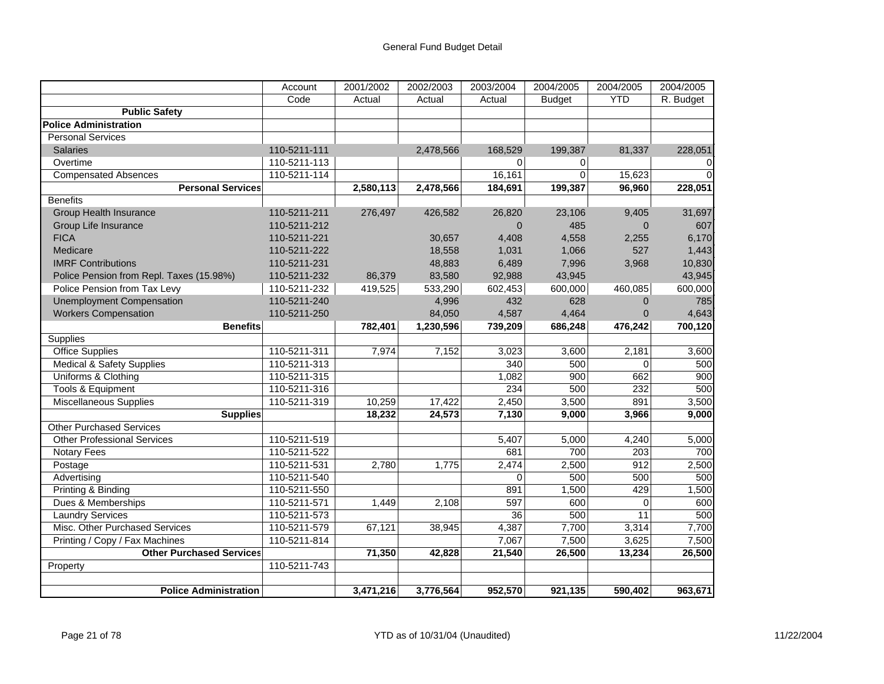## General Fund Budget Detail

| | Account Code | 2001/2002 Actual | 2002/2003 Actual | 2003/2004 Actual | 2004/2005 Budget | 2004/2005 YTD | 2004/2005 R. Budget |
|---|---|---|---|---|---|---|---|
| **Public Safety** | | | | | | | |
| **Police Administration** | | | | | | | |
| Personal Services | | | | | | | |
| Salaries | 110-5211-111 | | 2,478,566 | 168,529 | 199,387 | 81,337 | 228,051 |
| Overtime | 110-5211-113 | | | 0 | 0 | | 0 |
| Compensated Absences | 110-5211-114 | | | 16,161 | 0 | 15,623 | 0 |
| **Personal Services** | | **2,580,113** | **2,478,566** | **184,691** | **199,387** | **96,960** | **228,051** |
| Benefits | | | | | | | |
| Group Health Insurance | 110-5211-211 | 276,497 | 426,582 | 26,820 | 23,106 | 9,405 | 31,697 |
| Group Life Insurance | 110-5211-212 | | | 0 | 485 | 0 | 607 |
| FICA | 110-5211-221 | | 30,657 | 4,408 | 4,558 | 2,255 | 6,170 |
| Medicare | 110-5211-222 | | 18,558 | 1,031 | 1,066 | 527 | 1,443 |
| IMRF Contributions | 110-5211-231 | | 48,883 | 6,489 | 7,996 | 3,968 | 10,830 |
| Police Pension from Repl. Taxes (15.98%) | 110-5211-232 | 86,379 | 83,580 | 92,988 | 43,945 | | 43,945 |
| Police Pension from Tax Levy | 110-5211-232 | 419,525 | 533,290 | 602,453 | 600,000 | 460,085 | 600,000 |
| Unemployment Compensation | 110-5211-240 | | 4,996 | 432 | 628 | 0 | 785 |
| Workers Compensation | 110-5211-250 | | 84,050 | 4,587 | 4,464 | 0 | 4,643 |
| **Benefits** | | **782,401** | **1,230,596** | **739,209** | **686,248** | **476,242** | **700,120** |
| Supplies | | | | | | | |
| Office Supplies | 110-5211-311 | 7,974 | 7,152 | 3,023 | 3,600 | 2,181 | 3,600 |
| Medical & Safety Supplies | 110-5211-313 | | | 340 | 500 | 0 | 500 |
| Uniforms & Clothing | 110-5211-315 | | | 1,082 | 900 | 662 | 900 |
| Tools & Equipment | 110-5211-316 | | | 234 | 500 | 232 | 500 |
| Miscellaneous Supplies | 110-5211-319 | 10,259 | 17,422 | 2,450 | 3,500 | 891 | 3,500 |
| **Supplies** | | **18,232** | **24,573** | **7,130** | **9,000** | **3,966** | **9,000** |
| Other Purchased Services | | | | | | | |
| Other Professional Services | 110-5211-519 | | | 5,407 | 5,000 | 4,240 | 5,000 |
| Notary Fees | 110-5211-522 | | | 681 | 700 | 203 | 700 |
| Postage | 110-5211-531 | 2,780 | 1,775 | 2,474 | 2,500 | 912 | 2,500 |
| Advertising | 110-5211-540 | | | 0 | 500 | 500 | 500 |
| Printing & Binding | 110-5211-550 | | | 891 | 1,500 | 429 | 1,500 |
| Dues & Memberships | 110-5211-571 | 1,449 | 2,108 | 597 | 600 | 0 | 600 |
| Laundry Services | 110-5211-573 | | | 36 | 500 | 11 | 500 |
| Misc. Other Purchased Services | 110-5211-579 | 67,121 | 38,945 | 4,387 | 7,700 | 3,314 | 7,700 |
| Printing / Copy / Fax Machines | 110-5211-814 | | | 7,067 | 7,500 | 3,625 | 7,500 |
| **Other Purchased Services** | | **71,350** | **42,828** | **21,540** | **26,500** | **13,234** | **26,500** |
| Property | 110-5211-743 | | | | | | |
| | | | | | | | |
| **Police Administration** | | **3,471,216** | **3,776,564** | **952,570** | **921,135** | **590,402** | **963,671** |

YTD as of 10/31/04 (Unaudited)

11/22/2004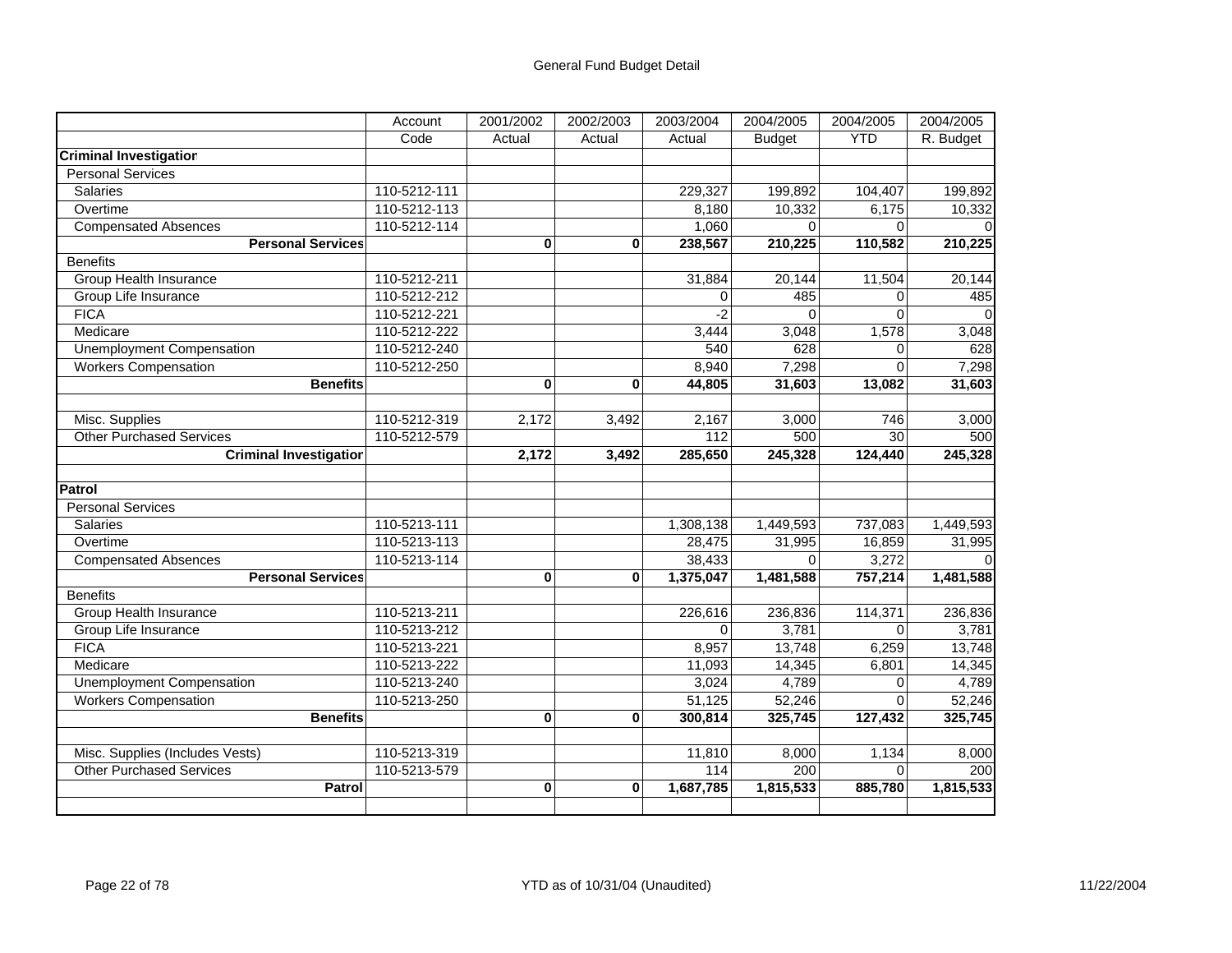General Fund Budget Detail

| | Account Code | 2001/2002 Actual | 2002/2003 Actual | 2003/2004 Actual | 2004/2005 Budget | 2004/2005 YTD | 2004/2005 R. Budget |
|---|---|---|---|---|---|---|---|
| **Criminal Investigation** | | | | | | | |
| Personal Services | | | | | | | |
| Salaries | 110-5212-111 | | | 229,327 | 199,892 | 104,407 | 199,892 |
| Overtime | 110-5212-113 | | | 8,180 | 10,332 | 6,175 | 10,332 |
| Compensated Absences | 110-5212-114 | | | 1,060 | 0 | 0 | 0 |
| **Personal Services** | | **0** | **0** | **238,567** | **210,225** | **110,582** | **210,225** |
| Benefits | | | | | | | |
| Group Health Insurance | 110-5212-211 | | | 31,884 | 20,144 | 11,504 | 20,144 |
| Group Life Insurance | 110-5212-212 | | | 0 | 485 | 0 | 485 |
| FICA | 110-5212-221 | | | -2 | 0 | 0 | 0 |
| Medicare | 110-5212-222 | | | 3,444 | 3,048 | 1,578 | 3,048 |
| Unemployment Compensation | 110-5212-240 | | | 540 | 628 | 0 | 628 |
| Workers Compensation | 110-5212-250 | | | 8,940 | 7,298 | 0 | 7,298 |
| **Benefits** | | **0** | **0** | **44,805** | **31,603** | **13,082** | **31,603** |
| | | | | | | | |
| Misc. Supplies | 110-5212-319 | 2,172 | 3,492 | 2,167 | 3,000 | 746 | 3,000 |
| Other Purchased Services | 110-5212-579 | | | 112 | 500 | 30 | 500 |
| **Criminal Investigation** | | **2,172** | **3,492** | **285,650** | **245,328** | **124,440** | **245,328** |
| | | | | | | | |
| **Patrol** | | | | | | | |
| Personal Services | | | | | | | |
| Salaries | 110-5213-111 | | | 1,308,138 | 1,449,593 | 737,083 | 1,449,593 |
| Overtime | 110-5213-113 | | | 28,475 | 31,995 | 16,859 | 31,995 |
| Compensated Absences | 110-5213-114 | | | 38,433 | 0 | 3,272 | 0 |
| **Personal Services** | | **0** | **0** | **1,375,047** | **1,481,588** | **757,214** | **1,481,588** |
| Benefits | | | | | | | |
| Group Health Insurance | 110-5213-211 | | | 226,616 | 236,836 | 114,371 | 236,836 |
| Group Life Insurance | 110-5213-212 | | | 0 | 3,781 | 0 | 3,781 |
| FICA | 110-5213-221 | | | 8,957 | 13,748 | 6,259 | 13,748 |
| Medicare | 110-5213-222 | | | 11,093 | 14,345 | 6,801 | 14,345 |
| Unemployment Compensation | 110-5213-240 | | | 3,024 | 4,789 | 0 | 4,789 |
| Workers Compensation | 110-5213-250 | | | 51,125 | 52,246 | 0 | 52,246 |
| **Benefits** | | **0** | **0** | **300,814** | **325,745** | **127,432** | **325,745** |
| | | | | | | | |
| Misc. Supplies (Includes Vests) | 110-5213-319 | | | 11,810 | 8,000 | 1,134 | 8,000 |
| Other Purchased Services | 110-5213-579 | | | 114 | 200 | 0 | 200 |
| **Patrol** | | **0** | **0** | **1,687,785** | **1,815,533** | **885,780** | **1,815,533** |

YTD as of 10/31/04 (Unaudited)

11/22/2004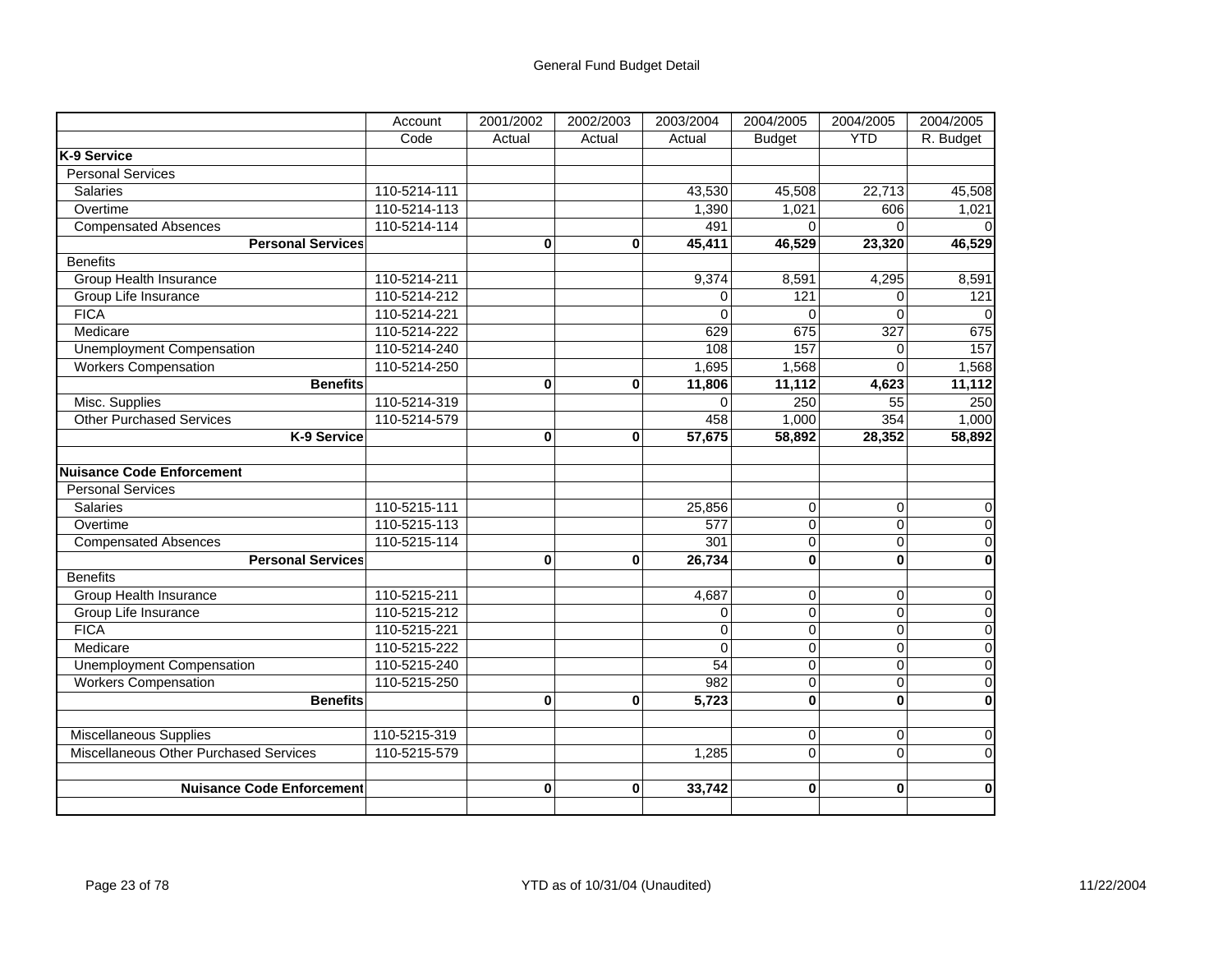General Fund Budget Detail

| | Account Code | 2001/2002 Actual | 2002/2003 Actual | 2003/2004 Actual | 2004/2005 Budget | 2004/2005 YTD | 2004/2005 R. Budget |
|---|---|---|---|---|---|---|---|
| **K-9 Service** | | | | | | | |
| Personal Services | | | | | | | |
| Salaries | 110-5214-111 | | | 43,530 | 45,508 | 22,713 | 45,508 |
| Overtime | 110-5214-113 | | | 1,390 | 1,021 | 606 | 1,021 |
| Compensated Absences | 110-5214-114 | | | 491 | 0 | 0 | 0 |
| **Personal Services** | | **0** | **0** | **45,411** | **46,529** | **23,320** | **46,529** |
| Benefits | | | | | | | |
| Group Health Insurance | 110-5214-211 | | | 9,374 | 8,591 | 4,295 | 8,591 |
| Group Life Insurance | 110-5214-212 | | | 0 | 121 | 0 | 121 |
| FICA | 110-5214-221 | | | 0 | 0 | 0 | 0 |
| Medicare | 110-5214-222 | | | 629 | 675 | 327 | 675 |
| Unemployment Compensation | 110-5214-240 | | | 108 | 157 | 0 | 157 |
| Workers Compensation | 110-5214-250 | | | 1,695 | 1,568 | 0 | 1,568 |
| **Benefits** | | **0** | **0** | **11,806** | **11,112** | **4,623** | **11,112** |
| Misc. Supplies | 110-5214-319 | | | 0 | 250 | 55 | 250 |
| Other Purchased Services | 110-5214-579 | | | 458 | 1,000 | 354 | 1,000 |
| **K-9 Service** | | **0** | **0** | **57,675** | **58,892** | **28,352** | **58,892** |
| | | | | | | | |
| **Nuisance Code Enforcement** | | | | | | | |
| Personal Services | | | | | | | |
| Salaries | 110-5215-111 | | | 25,856 | 0 | 0 | 0 |
| Overtime | 110-5215-113 | | | 577 | 0 | 0 | 0 |
| Compensated Absences | 110-5215-114 | | | 301 | 0 | 0 | 0 |
| **Personal Services** | | **0** | **0** | **26,734** | **0** | **0** | **0** |
| Benefits | | | | | | | |
| Group Health Insurance | 110-5215-211 | | | 4,687 | 0 | 0 | 0 |
| Group Life Insurance | 110-5215-212 | | | 0 | 0 | 0 | 0 |
| FICA | 110-5215-221 | | | 0 | 0 | 0 | 0 |
| Medicare | 110-5215-222 | | | 0 | 0 | 0 | 0 |
| Unemployment Compensation | 110-5215-240 | | | 54 | 0 | 0 | 0 |
| Workers Compensation | 110-5215-250 | | | 982 | 0 | 0 | 0 |
| **Benefits** | | **0** | **0** | **5,723** | **0** | **0** | **0** |
| | | | | | | | |
| Miscellaneous Supplies | 110-5215-319 | | | | 0 | 0 | 0 |
| Miscellaneous Other Purchased Services | 110-5215-579 | | | 1,285 | 0 | 0 | 0 |
| | | | | | | | |
| **Nuisance Code Enforcement** | | **0** | **0** | **33,742** | **0** | **0** | **0** |

YTD as of 10/31/04 (Unaudited)

11/22/2004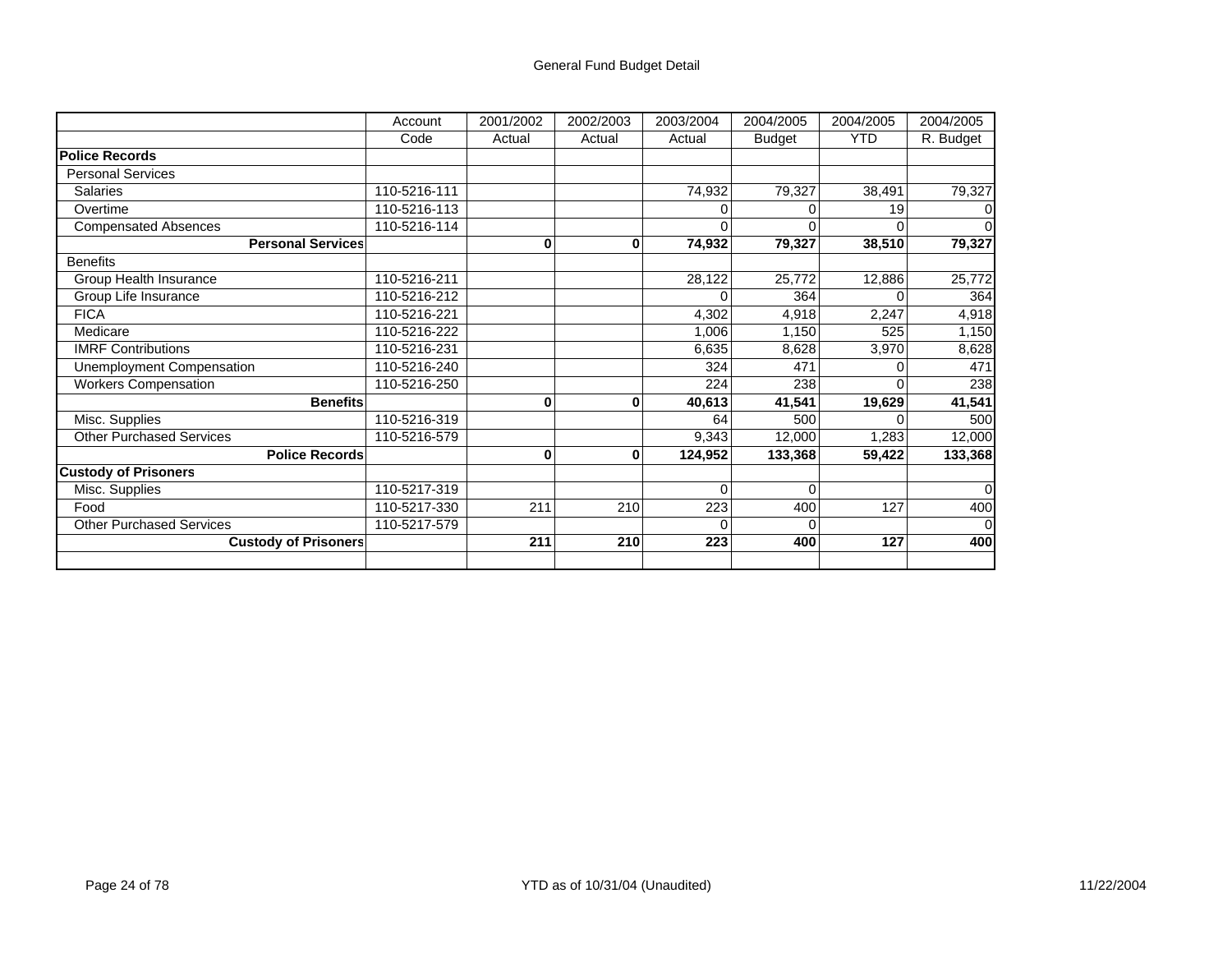# General Fund Budget Detail

| | Account Code | 2001/2002 Actual | 2002/2003 Actual | 2003/2004 Actual | 2004/2005 Budget | 2004/2005 YTD | 2004/2005 R. Budget |
|---|---|---|---|---|---|---|---|
| **Police Records** | | | | | | | |
| Personal Services | | | | | | | |
| Salaries | 110-5216-111 | | | 74,932 | 79,327 | 38,491 | 79,327 |
| Overtime | 110-5216-113 | | | 0 | 0 | 19 | 0 |
| Compensated Absences | 110-5216-114 | | | 0 | 0 | 0 | 0 |
| **Personal Services** | | **0** | **0** | **74,932** | **79,327** | **38,510** | **79,327** |
| Benefits | | | | | | | |
| Group Health Insurance | 110-5216-211 | | | 28,122 | 25,772 | 12,886 | 25,772 |
| Group Life Insurance | 110-5216-212 | | | 0 | 364 | 0 | 364 |
| FICA | 110-5216-221 | | | 4,302 | 4,918 | 2,247 | 4,918 |
| Medicare | 110-5216-222 | | | 1,006 | 1,150 | 525 | 1,150 |
| IMRF Contributions | 110-5216-231 | | | 6,635 | 8,628 | 3,970 | 8,628 |
| Unemployment Compensation | 110-5216-240 | | | 324 | 471 | 0 | 471 |
| Workers Compensation | 110-5216-250 | | | 224 | 238 | 0 | 238 |
| **Benefits** | | **0** | **0** | **40,613** | **41,541** | **19,629** | **41,541** |
| Misc. Supplies | 110-5216-319 | | | 64 | 500 | 0 | 500 |
| Other Purchased Services | 110-5216-579 | | | 9,343 | 12,000 | 1,283 | 12,000 |
| **Police Records** | | **0** | **0** | **124,952** | **133,368** | **59,422** | **133,368** |
| **Custody of Prisoners** | | | | | | | |
| Misc. Supplies | 110-5217-319 | | | 0 | 0 | | 0 |
| Food | 110-5217-330 | 211 | 210 | 223 | 400 | 127 | 400 |
| Other Purchased Services | 110-5217-579 | | | 0 | 0 | | 0 |
| **Custody of Prisoners** | | **211** | **210** | **223** | **400** | **127** | **400** |

YTD as of 10/31/04 (Unaudited)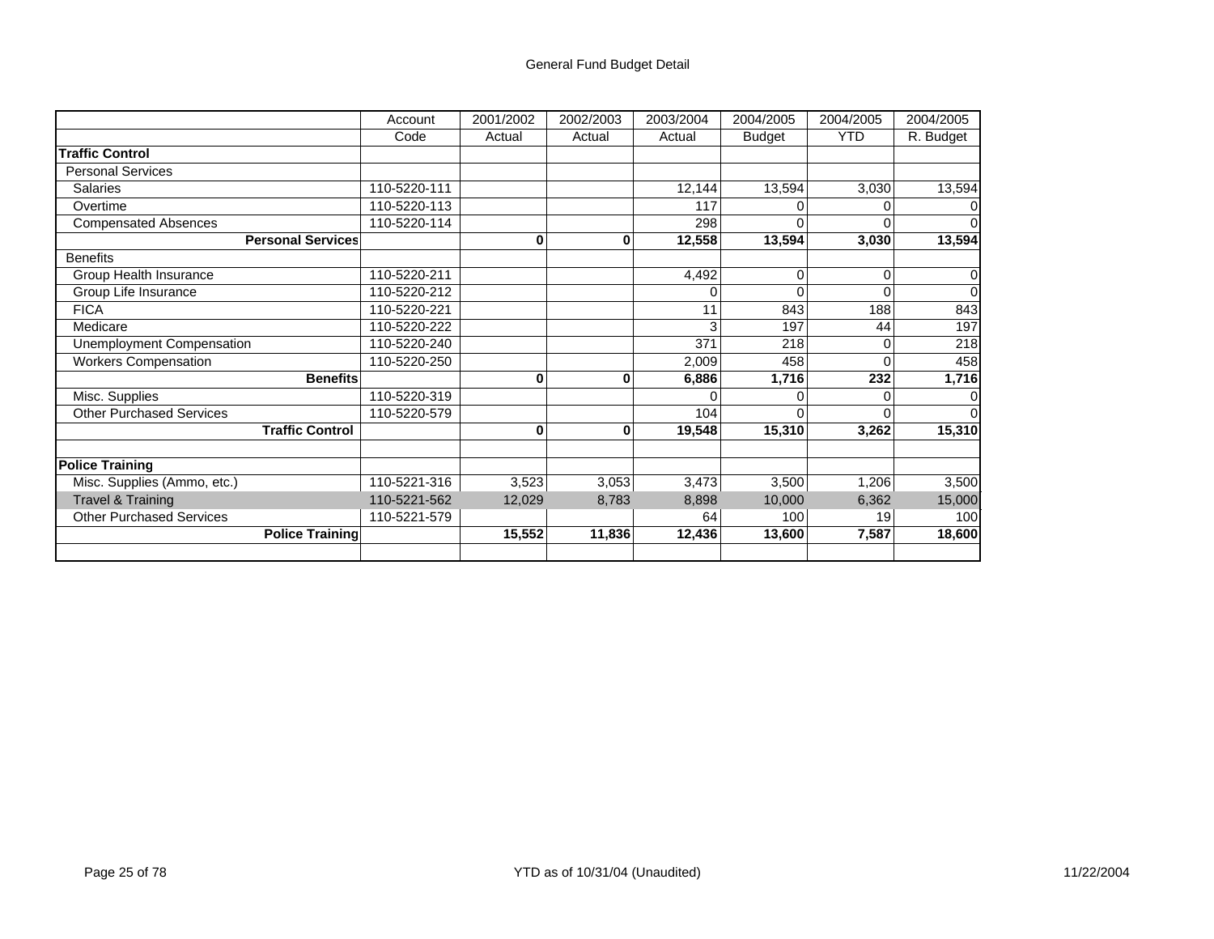# General Fund Budget Detail

| | Account Code | 2001/2002 Actual | 2002/2003 Actual | 2003/2004 Actual | 2004/2005 Budget | 2004/2005 YTD | 2004/2005 R. Budget |
|---|---|---|---|---|---|---|---|
| **Traffic Control** | | | | | | | |
| Personal Services | | | | | | | |
| Salaries | 110-5220-111 | | | 12,144 | 13,594 | 3,030 | 13,594 |
| Overtime | 110-5220-113 | | | 117 | 0 | 0 | 0 |
| Compensated Absences | 110-5220-114 | | | 298 | 0 | 0 | 0 |
| **Personal Services** | | **0** | **0** | **12,558** | **13,594** | **3,030** | **13,594** |
| Benefits | | | | | | | |
| Group Health Insurance | 110-5220-211 | | | 4,492 | 0 | 0 | 0 |
| Group Life Insurance | 110-5220-212 | | | 0 | 0 | 0 | 0 |
| FICA | 110-5220-221 | | | 11 | 843 | 188 | 843 |
| Medicare | 110-5220-222 | | | 3 | 197 | 44 | 197 |
| Unemployment Compensation | 110-5220-240 | | | 371 | 218 | 0 | 218 |
| Workers Compensation | 110-5220-250 | | | 2,009 | 458 | 0 | 458 |
| **Benefits** | | **0** | **0** | **6,886** | **1,716** | **232** | **1,716** |
| Misc. Supplies | 110-5220-319 | | | 0 | 0 | 0 | 0 |
| Other Purchased Services | 110-5220-579 | | | 104 | 0 | 0 | 0 |
| **Traffic Control** | | **0** | **0** | **19,548** | **15,310** | **3,262** | **15,310** |
| | | | | | | | |
| **Police Training** | | | | | | | |
| Misc. Supplies (Ammo, etc.) | 110-5221-316 | 3,523 | 3,053 | 3,473 | 3,500 | 1,206 | 3,500 |
| Travel & Training | 110-5221-562 | 12,029 | 8,783 | 8,898 | 10,000 | 6,362 | 15,000 |
| Other Purchased Services | 110-5221-579 | | | 64 | 100 | 19 | 100 |
| **Police Training** | | **15,552** | **11,836** | **12,436** | **13,600** | **7,587** | **18,600** |

YTD as of 10/31/04 (Unaudited)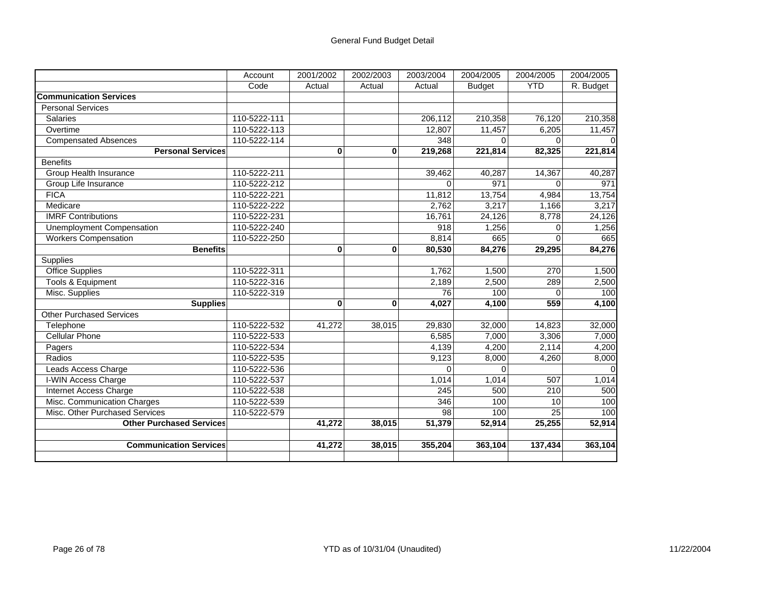# General Fund Budget Detail

| | Account Code | 2001/2002 Actual | 2002/2003 Actual | 2003/2004 Actual | 2004/2005 Budget | 2004/2005 YTD | 2004/2005 R. Budget |
|---|---|---|---|---|---|---|---|
| **Communication Services** | | | | | | | |
| Personal Services | | | | | | | |
| Salaries | 110-5222-111 | | | 206,112 | 210,358 | 76,120 | 210,358 |
| Overtime | 110-5222-113 | | | 12,807 | 11,457 | 6,205 | 11,457 |
| Compensated Absences | 110-5222-114 | | | 348 | 0 | 0 | 0 |
| **Personal Services** | | **0** | **0** | **219,268** | **221,814** | **82,325** | **221,814** |
| Benefits | | | | | | | |
| Group Health Insurance | 110-5222-211 | | | 39,462 | 40,287 | 14,367 | 40,287 |
| Group Life Insurance | 110-5222-212 | | | 0 | 971 | 0 | 971 |
| FICA | 110-5222-221 | | | 11,812 | 13,754 | 4,984 | 13,754 |
| Medicare | 110-5222-222 | | | 2,762 | 3,217 | 1,166 | 3,217 |
| IMRF Contributions | 110-5222-231 | | | 16,761 | 24,126 | 8,778 | 24,126 |
| Unemployment Compensation | 110-5222-240 | | | 918 | 1,256 | 0 | 1,256 |
| Workers Compensation | 110-5222-250 | | | 8,814 | 665 | 0 | 665 |
| **Benefits** | | **0** | **0** | **80,530** | **84,276** | **29,295** | **84,276** |
| Supplies | | | | | | | |
| Office Supplies | 110-5222-311 | | | 1,762 | 1,500 | 270 | 1,500 |
| Tools & Equipment | 110-5222-316 | | | 2,189 | 2,500 | 289 | 2,500 |
| Misc. Supplies | 110-5222-319 | | | 76 | 100 | 0 | 100 |
| **Supplies** | | **0** | **0** | **4,027** | **4,100** | **559** | **4,100** |
| Other Purchased Services | | | | | | | |
| Telephone | 110-5222-532 | 41,272 | 38,015 | 29,830 | 32,000 | 14,823 | 32,000 |
| Cellular Phone | 110-5222-533 | | | 6,585 | 7,000 | 3,306 | 7,000 |
| Pagers | 110-5222-534 | | | 4,139 | 4,200 | 2,114 | 4,200 |
| Radios | 110-5222-535 | | | 9,123 | 8,000 | 4,260 | 8,000 |
| Leads Access Charge | 110-5222-536 | | | 0 | 0 | | 0 |
| I-WIN Access Charge | 110-5222-537 | | | 1,014 | 1,014 | 507 | 1,014 |
| Internet Access Charge | 110-5222-538 | | | 245 | 500 | 210 | 500 |
| Misc. Communication Charges | 110-5222-539 | | | 346 | 100 | 10 | 100 |
| Misc. Other Purchased Services | 110-5222-579 | | | 98 | 100 | 25 | 100 |
| **Other Purchased Services** | | **41,272** | **38,015** | **51,379** | **52,914** | **25,255** | **52,914** |
| | | | | | | | |
| **Communication Services** | | **41,272** | **38,015** | **355,204** | **363,104** | **137,434** | **363,104** |

YTD as of 10/31/04 (Unaudited)

11/22/2004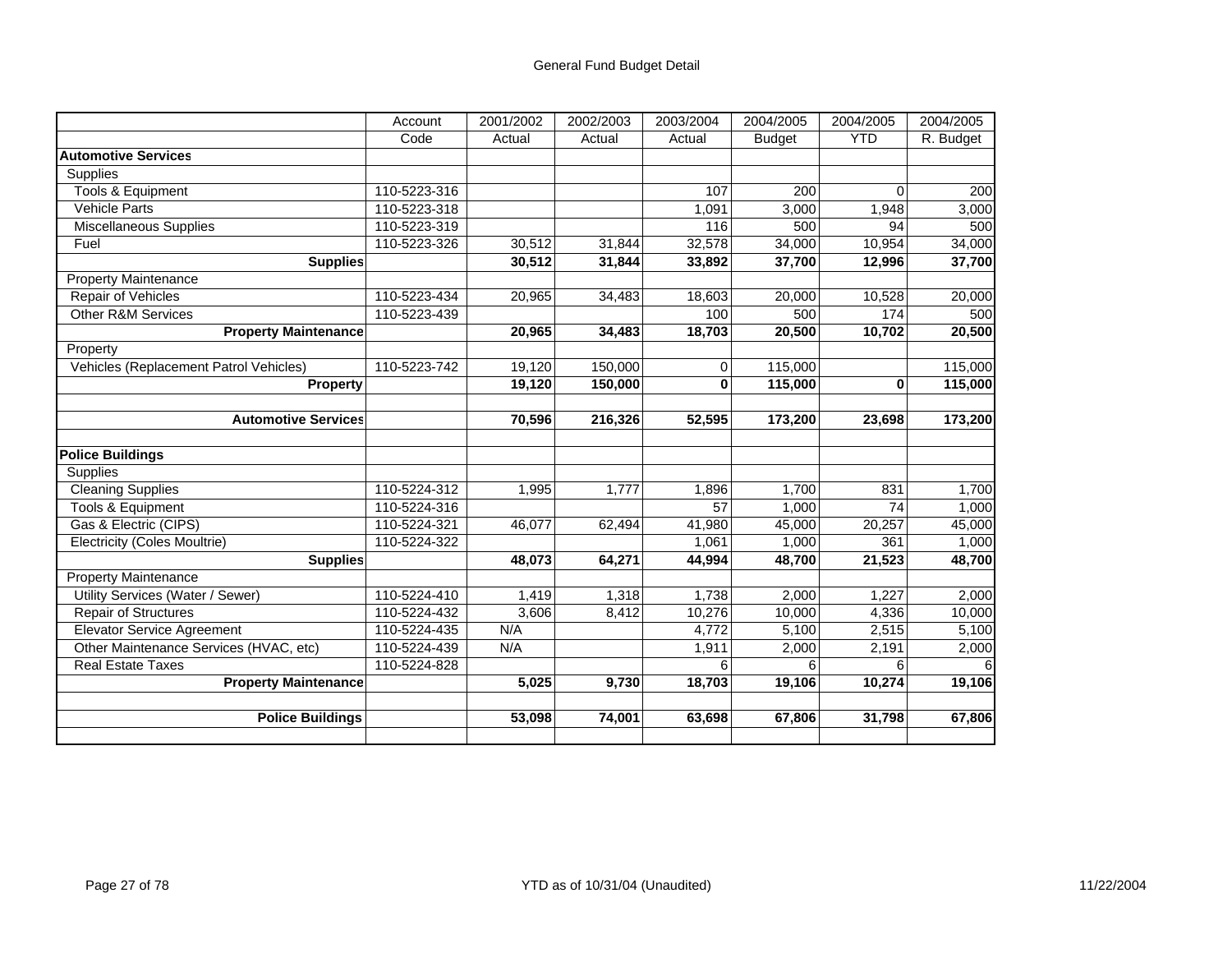General Fund Budget Detail

| | Account Code | 2001/2002 Actual | 2002/2003 Actual | 2003/2004 Actual | 2004/2005 Budget | 2004/2005 YTD | 2004/2005 R. Budget |
|---|---|---|---|---|---|---|---|
| **Automotive Services** | | | | | | | |
| Supplies | | | | | | | |
| Tools & Equipment | 110-5223-316 | | | 107 | 200 | 0 | 200 |
| Vehicle Parts | 110-5223-318 | | | 1,091 | 3,000 | 1,948 | 3,000 |
| Miscellaneous Supplies | 110-5223-319 | | | 116 | 500 | 94 | 500 |
| Fuel | 110-5223-326 | 30,512 | 31,844 | 32,578 | 34,000 | 10,954 | 34,000 |
| **Supplies** | | **30,512** | **31,844** | **33,892** | **37,700** | **12,996** | **37,700** |
| Property Maintenance | | | | | | | |
| Repair of Vehicles | 110-5223-434 | 20,965 | 34,483 | 18,603 | 20,000 | 10,528 | 20,000 |
| Other R&M Services | 110-5223-439 | | | 100 | 500 | 174 | 500 |
| **Property Maintenance** | | **20,965** | **34,483** | **18,703** | **20,500** | **10,702** | **20,500** |
| Property | | | | | | | |
| Vehicles (Replacement Patrol Vehicles) | 110-5223-742 | 19,120 | 150,000 | 0 | 115,000 | | 115,000 |
| **Property** | | **19,120** | **150,000** | **0** | **115,000** | **0** | **115,000** |
| | | | | | | | |
| **Automotive Services** | | **70,596** | **216,326** | **52,595** | **173,200** | **23,698** | **173,200** |
| | | | | | | | |
| **Police Buildings** | | | | | | | |
| Supplies | | | | | | | |
| Cleaning Supplies | 110-5224-312 | 1,995 | 1,777 | 1,896 | 1,700 | 831 | 1,700 |
| Tools & Equipment | 110-5224-316 | | | 57 | 1,000 | 74 | 1,000 |
| Gas & Electric (CIPS) | 110-5224-321 | 46,077 | 62,494 | 41,980 | 45,000 | 20,257 | 45,000 |
| Electricity (Coles Moultrie) | 110-5224-322 | | | 1,061 | 1,000 | 361 | 1,000 |
| **Supplies** | | **48,073** | **64,271** | **44,994** | **48,700** | **21,523** | **48,700** |
| Property Maintenance | | | | | | | |
| Utility Services (Water / Sewer) | 110-5224-410 | 1,419 | 1,318 | 1,738 | 2,000 | 1,227 | 2,000 |
| Repair of Structures | 110-5224-432 | 3,606 | 8,412 | 10,276 | 10,000 | 4,336 | 10,000 |
| Elevator Service Agreement | 110-5224-435 | N/A | | 4,772 | 5,100 | 2,515 | 5,100 |
| Other Maintenance Services (HVAC, etc) | 110-5224-439 | N/A | | 1,911 | 2,000 | 2,191 | 2,000 |
| Real Estate Taxes | 110-5224-828 | | | 6 | 6 | 6 | 6 |
| **Property Maintenance** | | **5,025** | **9,730** | **18,703** | **19,106** | **10,274** | **19,106** |
| | | | | | | | |
| **Police Buildings** | | **53,098** | **74,001** | **63,698** | **67,806** | **31,798** | **67,806** |

YTD as of 10/31/04 (Unaudited)

11/22/2004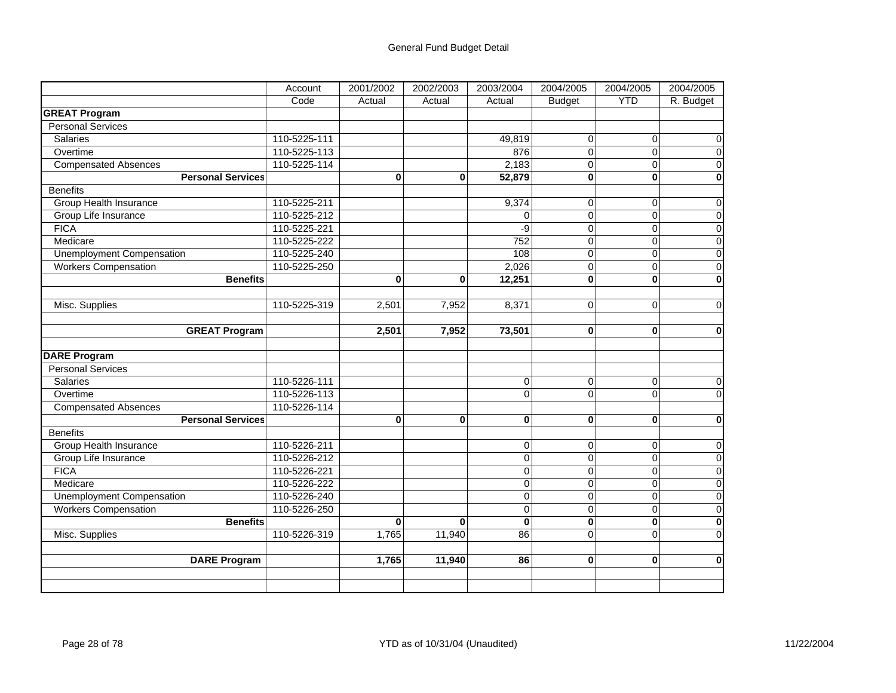# General Fund Budget Detail

| | Account Code | 2001/2002 Actual | 2002/2003 Actual | 2003/2004 Actual | 2004/2005 Budget | 2004/2005 YTD | 2004/2005 R. Budget |
|---|---|---|---|---|---|---|---|
| **GREAT Program** | | | | | | | |
| Personal Services | | | | | | | |
| Salaries | 110-5225-111 | | | 49,819 | 0 | 0 | 0 |
| Overtime | 110-5225-113 | | | 876 | 0 | 0 | 0 |
| Compensated Absences | 110-5225-114 | | | 2,183 | 0 | 0 | 0 |
| **Personal Services** | | **0** | **0** | **52,879** | **0** | **0** | **0** |
| Benefits | | | | | | | |
| Group Health Insurance | 110-5225-211 | | | 9,374 | 0 | 0 | 0 |
| Group Life Insurance | 110-5225-212 | | | 0 | 0 | 0 | 0 |
| FICA | 110-5225-221 | | | -9 | 0 | 0 | 0 |
| Medicare | 110-5225-222 | | | 752 | 0 | 0 | 0 |
| Unemployment Compensation | 110-5225-240 | | | 108 | 0 | 0 | 0 |
| Workers Compensation | 110-5225-250 | | | 2,026 | 0 | 0 | 0 |
| **Benefits** | | **0** | **0** | **12,251** | **0** | **0** | **0** |
| | | | | | | | |
| Misc. Supplies | 110-5225-319 | 2,501 | 7,952 | 8,371 | 0 | 0 | 0 |
| | | | | | | | |
| **GREAT Program** | | **2,501** | **7,952** | **73,501** | **0** | **0** | **0** |
| | | | | | | | |
| **DARE Program** | | | | | | | |
| Personal Services | | | | | | | |
| Salaries | 110-5226-111 | | | 0 | 0 | 0 | 0 |
| Overtime | 110-5226-113 | | | 0 | 0 | 0 | 0 |
| Compensated Absences | 110-5226-114 | | | | | | |
| **Personal Services** | | **0** | **0** | **0** | **0** | **0** | **0** |
| Benefits | | | | | | | |
| Group Health Insurance | 110-5226-211 | | | 0 | 0 | 0 | 0 |
| Group Life Insurance | 110-5226-212 | | | 0 | 0 | 0 | 0 |
| FICA | 110-5226-221 | | | 0 | 0 | 0 | 0 |
| Medicare | 110-5226-222 | | | 0 | 0 | 0 | 0 |
| Unemployment Compensation | 110-5226-240 | | | 0 | 0 | 0 | 0 |
| Workers Compensation | 110-5226-250 | | | 0 | 0 | 0 | 0 |
| **Benefits** | | **0** | **0** | **0** | **0** | **0** | **0** |
| Misc. Supplies | 110-5226-319 | 1,765 | 11,940 | 86 | 0 | 0 | 0 |
| | | | | | | | |
| **DARE Program** | | **1,765** | **11,940** | **86** | **0** | **0** | **0** |

YTD as of 10/31/04 (Unaudited)

11/22/2004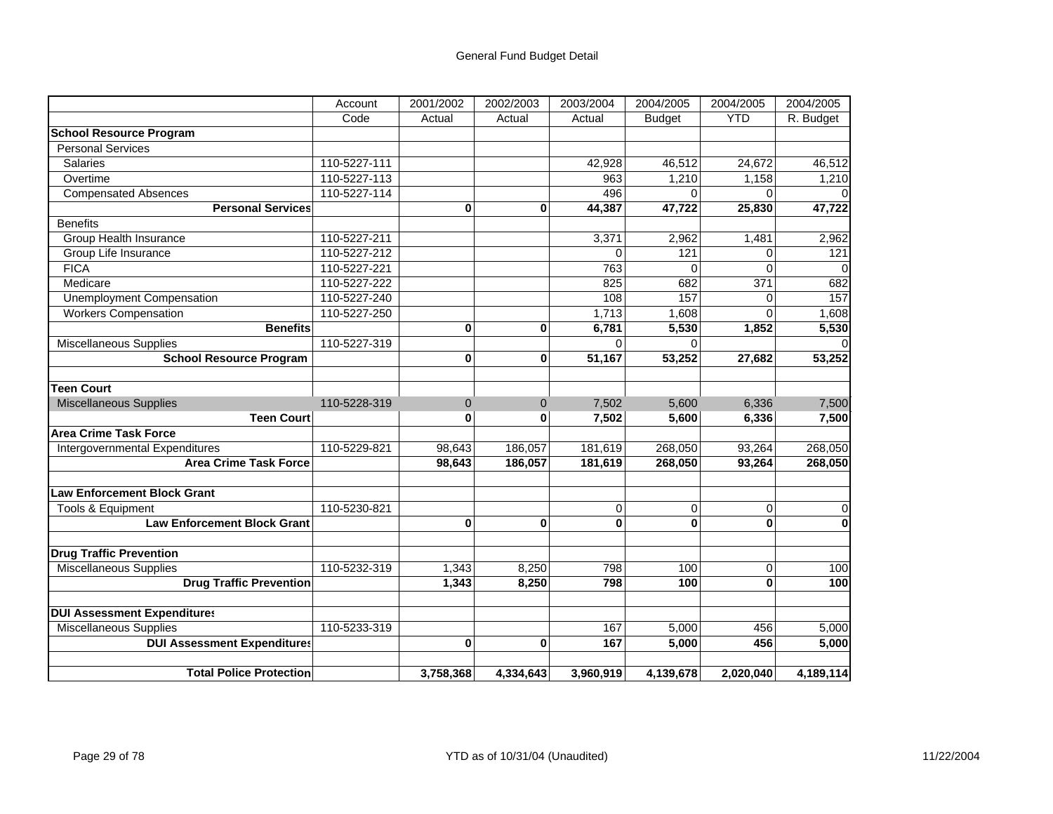General Fund Budget Detail

| | Account Code | 2001/2002 Actual | 2002/2003 Actual | 2003/2004 Actual | 2004/2005 Budget | 2004/2005 YTD | 2004/2005 R. Budget |
|---|---|---|---|---|---|---|---|
| **School Resource Program** | | | | | | | |
| Personal Services | | | | | | | |
| Salaries | 110-5227-111 | | | 42,928 | 46,512 | 24,672 | 46,512 |
| Overtime | 110-5227-113 | | | 963 | 1,210 | 1,158 | 1,210 |
| Compensated Absences | 110-5227-114 | | | 496 | 0 | 0 | 0 |
| **Personal Services** | | **0** | **0** | **44,387** | **47,722** | **25,830** | **47,722** |
| Benefits | | | | | | | |
| Group Health Insurance | 110-5227-211 | | | 3,371 | 2,962 | 1,481 | 2,962 |
| Group Life Insurance | 110-5227-212 | | | 0 | 121 | 0 | 121 |
| FICA | 110-5227-221 | | | 763 | 0 | 0 | 0 |
| Medicare | 110-5227-222 | | | 825 | 682 | 371 | 682 |
| Unemployment Compensation | 110-5227-240 | | | 108 | 157 | 0 | 157 |
| Workers Compensation | 110-5227-250 | | | 1,713 | 1,608 | 0 | 1,608 |
| **Benefits** | | **0** | **0** | **6,781** | **5,530** | **1,852** | **5,530** |
| Miscellaneous Supplies | 110-5227-319 | | | 0 | 0 | | 0 |
| **School Resource Program** | | **0** | **0** | **51,167** | **53,252** | **27,682** | **53,252** |
| | | | | | | | |
| **Teen Court** | | | | | | | |
| Miscellaneous Supplies | 110-5228-319 | 0 | 0 | 7,502 | 5,600 | 6,336 | 7,500 |
| **Teen Court** | | **0** | **0** | **7,502** | **5,600** | **6,336** | **7,500** |
| **Area Crime Task Force** | | | | | | | |
| Intergovernmental Expenditures | 110-5229-821 | 98,643 | 186,057 | 181,619 | 268,050 | 93,264 | 268,050 |
| **Area Crime Task Force** | | **98,643** | **186,057** | **181,619** | **268,050** | **93,264** | **268,050** |
| | | | | | | | |
| **Law Enforcement Block Grant** | | | | | | | |
| Tools & Equipment | 110-5230-821 | | | 0 | 0 | 0 | 0 |
| **Law Enforcement Block Grant** | | **0** | **0** | **0** | **0** | **0** | **0** |
| | | | | | | | |
| **Drug Traffic Prevention** | | | | | | | |
| Miscellaneous Supplies | 110-5232-319 | 1,343 | 8,250 | 798 | 100 | 0 | 100 |
| **Drug Traffic Prevention** | | **1,343** | **8,250** | **798** | **100** | **0** | **100** |
| | | | | | | | |
| **DUI Assessment Expenditures** | | | | | | | |
| Miscellaneous Supplies | 110-5233-319 | | | 167 | 5,000 | 456 | 5,000 |
| **DUI Assessment Expenditures** | | **0** | **0** | **167** | **5,000** | **456** | **5,000** |
| | | | | | | | |
| **Total Police Protection** | | **3,758,368** | **4,334,643** | **3,960,919** | **4,139,678** | **2,020,040** | **4,189,114** |

YTD as of 10/31/04 (Unaudited)

11/22/2004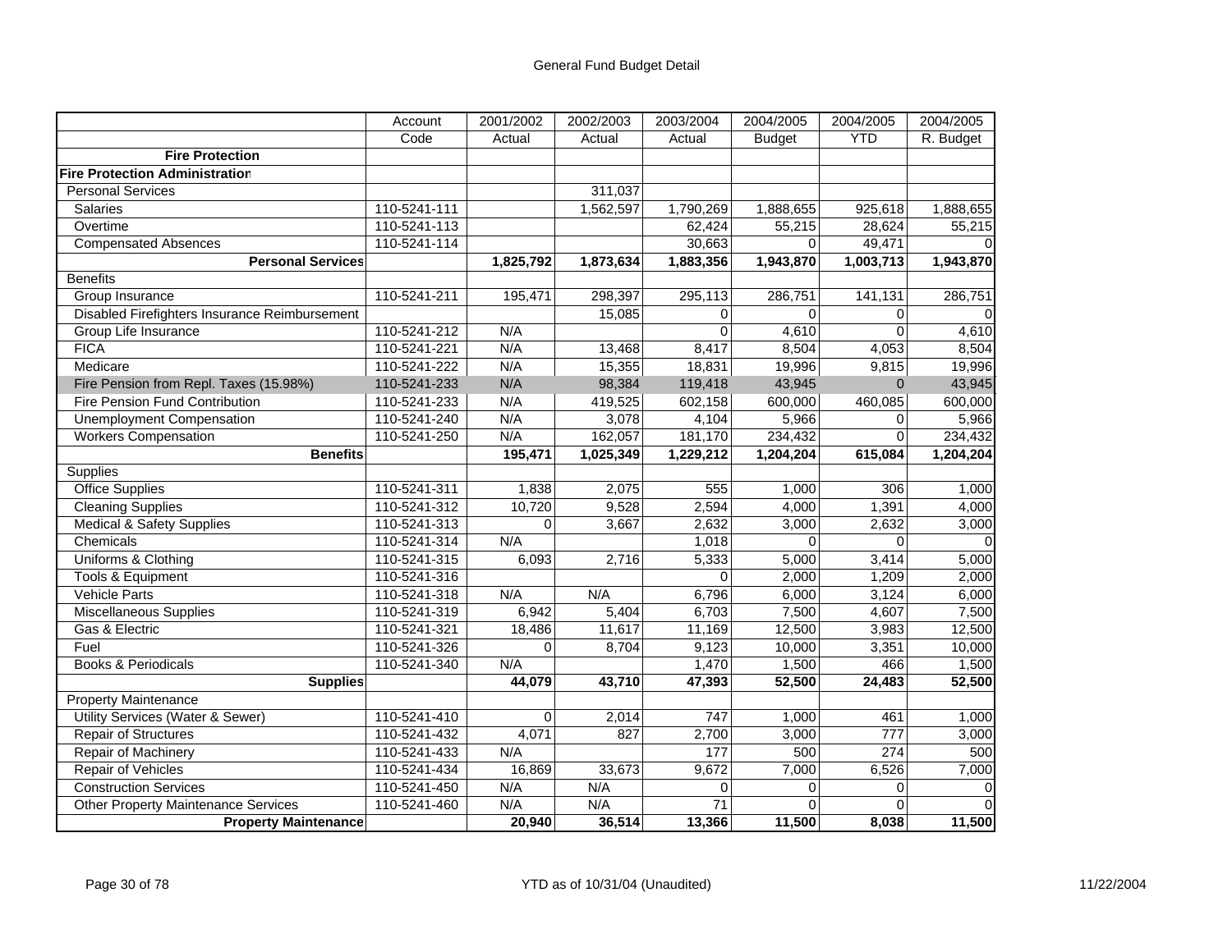# General Fund Budget Detail

| | Account Code | 2001/2002 Actual | 2002/2003 Actual | 2003/2004 Actual | 2004/2005 Budget | 2004/2005 YTD | 2004/2005 R. Budget |
|---|---|---|---|---|---|---|---|
| **Fire Protection** | | | | | | | |
| **Fire Protection Administration** | | | | | | | |
| Personal Services | | | 311,037 | | | | |
| Salaries | 110-5241-111 | | 1,562,597 | 1,790,269 | 1,888,655 | 925,618 | 1,888,655 |
| Overtime | 110-5241-113 | | | 62,424 | 55,215 | 28,624 | 55,215 |
| Compensated Absences | 110-5241-114 | | | 30,663 | 0 | 49,471 | 0 |
| **Personal Services** | | **1,825,792** | **1,873,634** | **1,883,356** | **1,943,870** | **1,003,713** | **1,943,870** |
| Benefits | | | | | | | |
| Group Insurance | 110-5241-211 | 195,471 | 298,397 | 295,113 | 286,751 | 141,131 | 286,751 |
| Disabled Firefighters Insurance Reimbursement | | | 15,085 | 0 | 0 | 0 | 0 |
| Group Life Insurance | 110-5241-212 | N/A | | 0 | 4,610 | 0 | 4,610 |
| FICA | 110-5241-221 | N/A | 13,468 | 8,417 | 8,504 | 4,053 | 8,504 |
| Medicare | 110-5241-222 | N/A | 15,355 | 18,831 | 19,996 | 9,815 | 19,996 |
| Fire Pension from Repl. Taxes (15.98%) | 110-5241-233 | N/A | 98,384 | 119,418 | 43,945 | 0 | 43,945 |
| Fire Pension Fund Contribution | 110-5241-233 | N/A | 419,525 | 602,158 | 600,000 | 460,085 | 600,000 |
| Unemployment Compensation | 110-5241-240 | N/A | 3,078 | 4,104 | 5,966 | 0 | 5,966 |
| Workers Compensation | 110-5241-250 | N/A | 162,057 | 181,170 | 234,432 | 0 | 234,432 |
| **Benefits** | | **195,471** | **1,025,349** | **1,229,212** | **1,204,204** | **615,084** | **1,204,204** |
| Supplies | | | | | | | |
| Office Supplies | 110-5241-311 | 1,838 | 2,075 | 555 | 1,000 | 306 | 1,000 |
| Cleaning Supplies | 110-5241-312 | 10,720 | 9,528 | 2,594 | 4,000 | 1,391 | 4,000 |
| Medical & Safety Supplies | 110-5241-313 | 0 | 3,667 | 2,632 | 3,000 | 2,632 | 3,000 |
| Chemicals | 110-5241-314 | N/A | | 1,018 | 0 | 0 | 0 |
| Uniforms & Clothing | 110-5241-315 | 6,093 | 2,716 | 5,333 | 5,000 | 3,414 | 5,000 |
| Tools & Equipment | 110-5241-316 | | | 0 | 2,000 | 1,209 | 2,000 |
| Vehicle Parts | 110-5241-318 | N/A | N/A | 6,796 | 6,000 | 3,124 | 6,000 |
| Miscellaneous Supplies | 110-5241-319 | 6,942 | 5,404 | 6,703 | 7,500 | 4,607 | 7,500 |
| Gas & Electric | 110-5241-321 | 18,486 | 11,617 | 11,169 | 12,500 | 3,983 | 12,500 |
| Fuel | 110-5241-326 | 0 | 8,704 | 9,123 | 10,000 | 3,351 | 10,000 |
| Books & Periodicals | 110-5241-340 | N/A | | 1,470 | 1,500 | 466 | 1,500 |
| **Supplies** | | **44,079** | **43,710** | **47,393** | **52,500** | **24,483** | **52,500** |
| Property Maintenance | | | | | | | |
| Utility Services (Water & Sewer) | 110-5241-410 | 0 | 2,014 | 747 | 1,000 | 461 | 1,000 |
| Repair of Structures | 110-5241-432 | 4,071 | 827 | 2,700 | 3,000 | 777 | 3,000 |
| Repair of Machinery | 110-5241-433 | N/A | | 177 | 500 | 274 | 500 |
| Repair of Vehicles | 110-5241-434 | 16,869 | 33,673 | 9,672 | 7,000 | 6,526 | 7,000 |
| Construction Services | 110-5241-450 | N/A | N/A | 0 | 0 | 0 | 0 |
| Other Property Maintenance Services | 110-5241-460 | N/A | N/A | 71 | 0 | 0 | 0 |
| **Property Maintenance** | | **20,940** | **36,514** | **13,366** | **11,500** | **8,038** | **11,500** |

YTD as of 10/31/04 (Unaudited)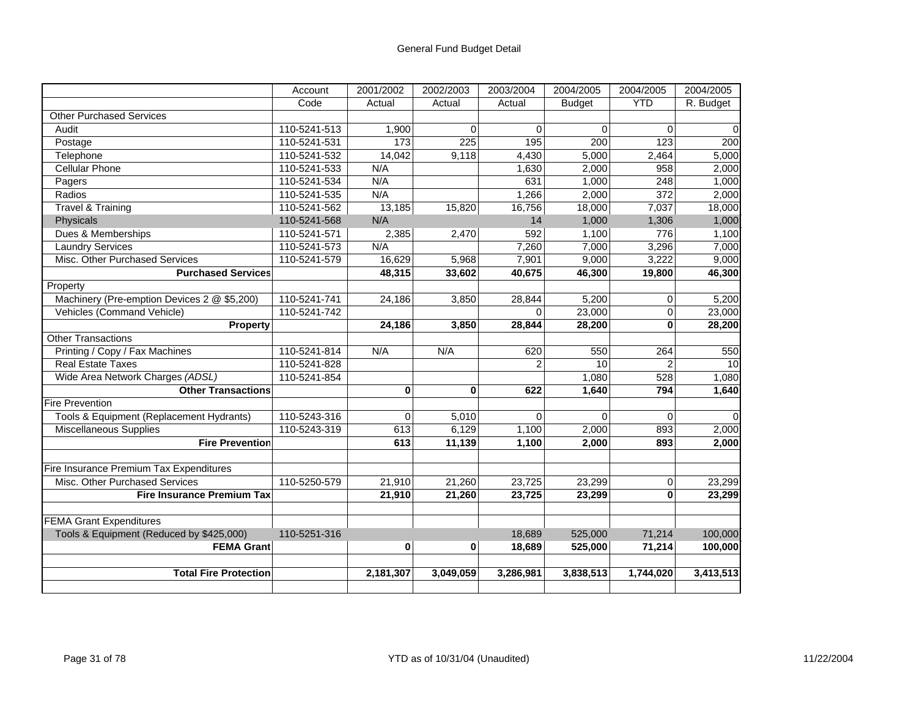# General Fund Budget Detail

| | Account Code | 2001/2002 Actual | 2002/2003 Actual | 2003/2004 Actual | 2004/2005 Budget | 2004/2005 YTD | 2004/2005 R. Budget |
|---|---|---|---|---|---|---|---|
| Other Purchased Services | | | | | | | |
| Audit | 110-5241-513 | 1,900 | 0 | 0 | 0 | 0 | 0 |
| Postage | 110-5241-531 | 173 | 225 | 195 | 200 | 123 | 200 |
| Telephone | 110-5241-532 | 14,042 | 9,118 | 4,430 | 5,000 | 2,464 | 5,000 |
| Cellular Phone | 110-5241-533 | N/A | | 1,630 | 2,000 | 958 | 2,000 |
| Pagers | 110-5241-534 | N/A | | 631 | 1,000 | 248 | 1,000 |
| Radios | 110-5241-535 | N/A | | 1,266 | 2,000 | 372 | 2,000 |
| Travel & Training | 110-5241-562 | 13,185 | 15,820 | 16,756 | 18,000 | 7,037 | 18,000 |
| Physicals | 110-5241-568 | N/A | | 14 | 1,000 | 1,306 | 1,000 |
| Dues & Memberships | 110-5241-571 | 2,385 | 2,470 | 592 | 1,100 | 776 | 1,100 |
| Laundry Services | 110-5241-573 | N/A | | 7,260 | 7,000 | 3,296 | 7,000 |
| Misc. Other Purchased Services | 110-5241-579 | 16,629 | 5,968 | 7,901 | 9,000 | 3,222 | 9,000 |
| **Purchased Services** | | **48,315** | **33,602** | **40,675** | **46,300** | **19,800** | **46,300** |
| Property | | | | | | | |
| Machinery (Pre-emption Devices 2 @ $5,200) | 110-5241-741 | 24,186 | 3,850 | 28,844 | 5,200 | 0 | 5,200 |
| Vehicles (Command Vehicle) | 110-5241-742 | | | 0 | 23,000 | 0 | 23,000 |
| **Property** | | **24,186** | **3,850** | **28,844** | **28,200** | **0** | **28,200** |
| Other Transactions | | | | | | | |
| Printing / Copy / Fax Machines | 110-5241-814 | N/A | N/A | 620 | 550 | 264 | 550 |
| Real Estate Taxes | 110-5241-828 | | | 2 | 10 | 2 | 10 |
| Wide Area Network Charges *(ADSL)* | 110-5241-854 | | | | 1,080 | 528 | 1,080 |
| **Other Transactions** | | **0** | **0** | **622** | **1,640** | **794** | **1,640** |
| Fire Prevention | | | | | | | |
| Tools & Equipment (Replacement Hydrants) | 110-5243-316 | 0 | 5,010 | 0 | 0 | 0 | 0 |
| Miscellaneous Supplies | 110-5243-319 | 613 | 6,129 | 1,100 | 2,000 | 893 | 2,000 |
| **Fire Prevention** | | **613** | **11,139** | **1,100** | **2,000** | **893** | **2,000** |
| | | | | | | | |
| Fire Insurance Premium Tax Expenditures | | | | | | | |
| Misc. Other Purchased Services | 110-5250-579 | 21,910 | 21,260 | 23,725 | 23,299 | 0 | 23,299 |
| **Fire Insurance Premium Tax** | | **21,910** | **21,260** | **23,725** | **23,299** | **0** | **23,299** |
| | | | | | | | |
| FEMA Grant Expenditures | | | | | | | |
| Tools & Equipment (Reduced by $425,000) | 110-5251-316 | | | 18,689 | 525,000 | 71,214 | 100,000 |
| **FEMA Grant** | | **0** | **0** | **18,689** | **525,000** | **71,214** | **100,000** |
| | | | | | | | |
| **Total Fire Protection** | | **2,181,307** | **3,049,059** | **3,286,981** | **3,838,513** | **1,744,020** | **3,413,513** |

YTD as of 10/31/04 (Unaudited)

11/22/2004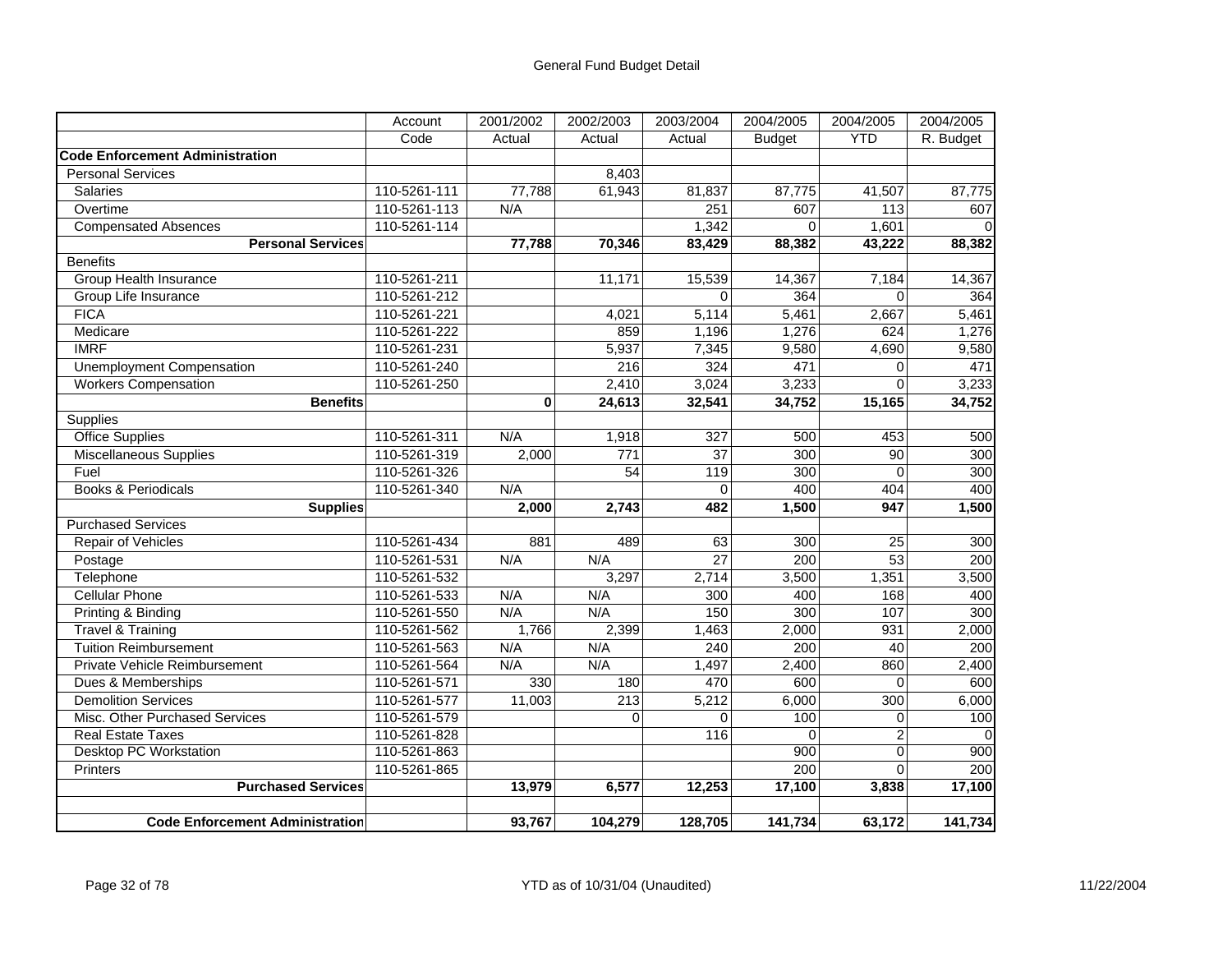# General Fund Budget Detail

| | Account Code | 2001/2002 Actual | 2002/2003 Actual | 2003/2004 Actual | 2004/2005 Budget | 2004/2005 YTD | 2004/2005 R. Budget |
|---|---|---|---|---|---|---|---|
| **Code Enforcement Administration** | | | | | | | |
| Personal Services | | | 8,403 | | | | |
| Salaries | 110-5261-111 | 77,788 | 61,943 | 81,837 | 87,775 | 41,507 | 87,775 |
| Overtime | 110-5261-113 | N/A | | 251 | 607 | 113 | 607 |
| Compensated Absences | 110-5261-114 | | | 1,342 | 0 | 1,601 | 0 |
| **Personal Services** | | **77,788** | **70,346** | **83,429** | **88,382** | **43,222** | **88,382** |
| Benefits | | | | | | | |
| Group Health Insurance | 110-5261-211 | | 11,171 | 15,539 | 14,367 | 7,184 | 14,367 |
| Group Life Insurance | 110-5261-212 | | | 0 | 364 | 0 | 364 |
| FICA | 110-5261-221 | | 4,021 | 5,114 | 5,461 | 2,667 | 5,461 |
| Medicare | 110-5261-222 | | 859 | 1,196 | 1,276 | 624 | 1,276 |
| IMRF | 110-5261-231 | | 5,937 | 7,345 | 9,580 | 4,690 | 9,580 |
| Unemployment Compensation | 110-5261-240 | | 216 | 324 | 471 | 0 | 471 |
| Workers Compensation | 110-5261-250 | | 2,410 | 3,024 | 3,233 | 0 | 3,233 |
| **Benefits** | | **0** | **24,613** | **32,541** | **34,752** | **15,165** | **34,752** |
| Supplies | | | | | | | |
| Office Supplies | 110-5261-311 | N/A | 1,918 | 327 | 500 | 453 | 500 |
| Miscellaneous Supplies | 110-5261-319 | 2,000 | 771 | 37 | 300 | 90 | 300 |
| Fuel | 110-5261-326 | | 54 | 119 | 300 | 0 | 300 |
| Books & Periodicals | 110-5261-340 | N/A | | 0 | 400 | 404 | 400 |
| **Supplies** | | **2,000** | **2,743** | **482** | **1,500** | **947** | **1,500** |
| Purchased Services | | | | | | | |
| Repair of Vehicles | 110-5261-434 | 881 | 489 | 63 | 300 | 25 | 300 |
| Postage | 110-5261-531 | N/A | N/A | 27 | 200 | 53 | 200 |
| Telephone | 110-5261-532 | | 3,297 | 2,714 | 3,500 | 1,351 | 3,500 |
| Cellular Phone | 110-5261-533 | N/A | N/A | 300 | 400 | 168 | 400 |
| Printing & Binding | 110-5261-550 | N/A | N/A | 150 | 300 | 107 | 300 |
| Travel & Training | 110-5261-562 | 1,766 | 2,399 | 1,463 | 2,000 | 931 | 2,000 |
| Tuition Reimbursement | 110-5261-563 | N/A | N/A | 240 | 200 | 40 | 200 |
| Private Vehicle Reimbursement | 110-5261-564 | N/A | N/A | 1,497 | 2,400 | 860 | 2,400 |
| Dues & Memberships | 110-5261-571 | 330 | 180 | 470 | 600 | 0 | 600 |
| Demolition Services | 110-5261-577 | 11,003 | 213 | 5,212 | 6,000 | 300 | 6,000 |
| Misc. Other Purchased Services | 110-5261-579 | | 0 | 0 | 100 | 0 | 100 |
| Real Estate Taxes | 110-5261-828 | | | 116 | 0 | 2 | 0 |
| Desktop PC Workstation | 110-5261-863 | | | | 900 | 0 | 900 |
| Printers | 110-5261-865 | | | | 200 | 0 | 200 |
| **Purchased Services** | | **13,979** | **6,577** | **12,253** | **17,100** | **3,838** | **17,100** |
| | | | | | | | |
| **Code Enforcement Administration** | | **93,767** | **104,279** | **128,705** | **141,734** | **63,172** | **141,734** |

YTD as of 10/31/04 (Unaudited)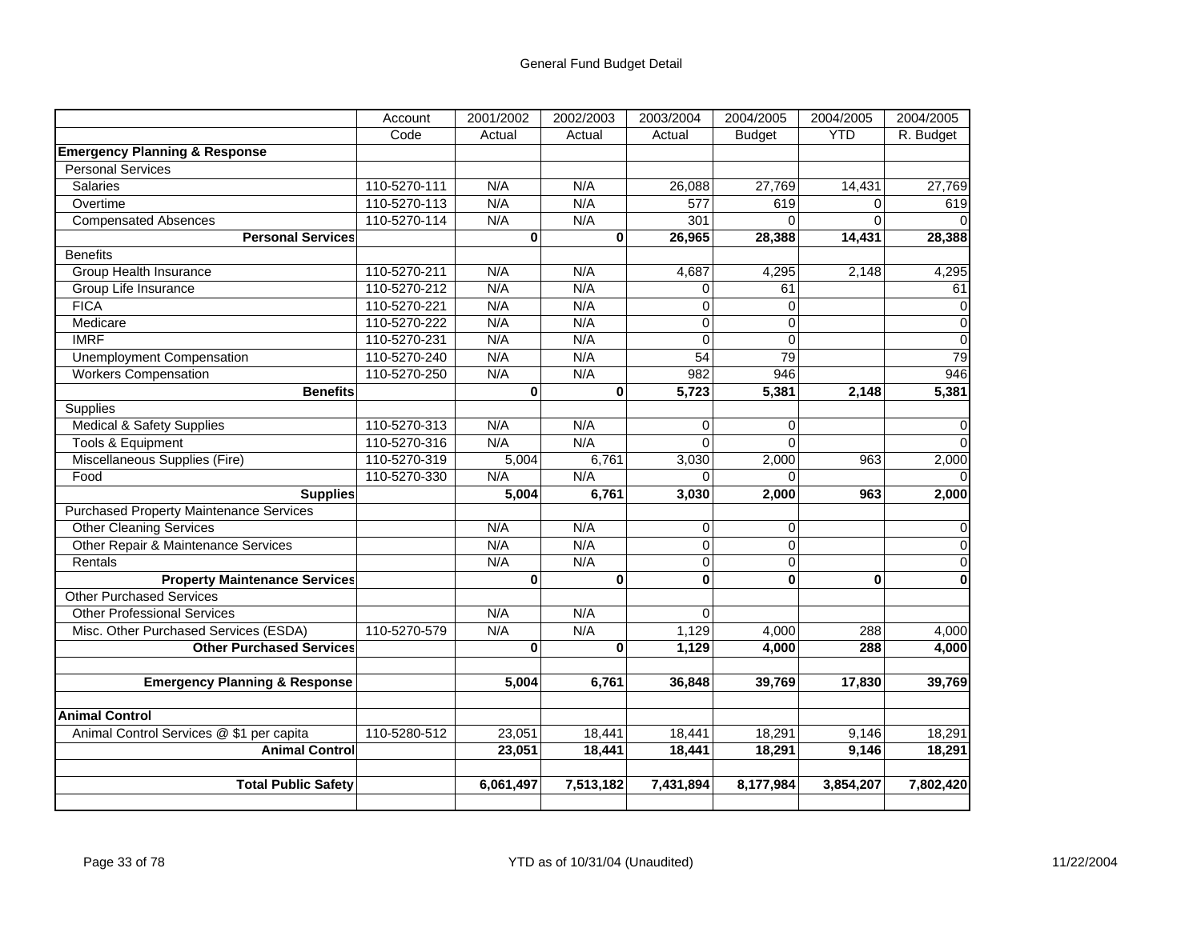General Fund Budget Detail

| | Account Code | 2001/2002 Actual | 2002/2003 Actual | 2003/2004 Actual | 2004/2005 Budget | 2004/2005 YTD | 2004/2005 R. Budget |
|---|---|---|---|---|---|---|---|
| **Emergency Planning & Response** | | | | | | | |
| Personal Services | | | | | | | |
| Salaries | 110-5270-111 | N/A | N/A | 26,088 | 27,769 | 14,431 | 27,769 |
| Overtime | 110-5270-113 | N/A | N/A | 577 | 619 | 0 | 619 |
| Compensated Absences | 110-5270-114 | N/A | N/A | 301 | 0 | 0 | 0 |
| **Personal Services** | | **0** | **0** | **26,965** | **28,388** | **14,431** | **28,388** |
| Benefits | | | | | | | |
| Group Health Insurance | 110-5270-211 | N/A | N/A | 4,687 | 4,295 | 2,148 | 4,295 |
| Group Life Insurance | 110-5270-212 | N/A | N/A | 0 | 61 | | 61 |
| FICA | 110-5270-221 | N/A | N/A | 0 | 0 | | 0 |
| Medicare | 110-5270-222 | N/A | N/A | 0 | 0 | | 0 |
| IMRF | 110-5270-231 | N/A | N/A | 0 | 0 | | 0 |
| Unemployment Compensation | 110-5270-240 | N/A | N/A | 54 | 79 | | 79 |
| Workers Compensation | 110-5270-250 | N/A | N/A | 982 | 946 | | 946 |
| **Benefits** | | **0** | **0** | **5,723** | **5,381** | **2,148** | **5,381** |
| Supplies | | | | | | | |
| Medical & Safety Supplies | 110-5270-313 | N/A | N/A | 0 | 0 | | 0 |
| Tools & Equipment | 110-5270-316 | N/A | N/A | 0 | 0 | | 0 |
| Miscellaneous Supplies (Fire) | 110-5270-319 | 5,004 | 6,761 | 3,030 | 2,000 | 963 | 2,000 |
| Food | 110-5270-330 | N/A | N/A | 0 | 0 | | 0 |
| **Supplies** | | **5,004** | **6,761** | **3,030** | **2,000** | **963** | **2,000** |
| Purchased Property Maintenance Services | | | | | | | |
| Other Cleaning Services | | N/A | N/A | 0 | 0 | | 0 |
| Other Repair & Maintenance Services | | N/A | N/A | 0 | 0 | | 0 |
| Rentals | | N/A | N/A | 0 | 0 | | 0 |
| **Property Maintenance Services** | | **0** | **0** | **0** | **0** | **0** | **0** |
| Other Purchased Services | | | | | | | |
| Other Professional Services | | N/A | N/A | 0 | | | |
| Misc. Other Purchased Services (ESDA) | 110-5270-579 | N/A | N/A | 1,129 | 4,000 | 288 | 4,000 |
| **Other Purchased Services** | | **0** | **0** | **1,129** | **4,000** | **288** | **4,000** |
| | | | | | | | |
| **Emergency Planning & Response** | | **5,004** | **6,761** | **36,848** | **39,769** | **17,830** | **39,769** |
| | | | | | | | |
| **Animal Control** | | | | | | | |
| Animal Control Services @ $1 per capita | 110-5280-512 | 23,051 | 18,441 | 18,441 | 18,291 | 9,146 | 18,291 |
| **Animal Control** | | **23,051** | **18,441** | **18,441** | **18,291** | **9,146** | **18,291** |
| | | | | | | | |
| **Total Public Safety** | | **6,061,497** | **7,513,182** | **7,431,894** | **8,177,984** | **3,854,207** | **7,802,420** |

YTD as of 10/31/04 (Unaudited)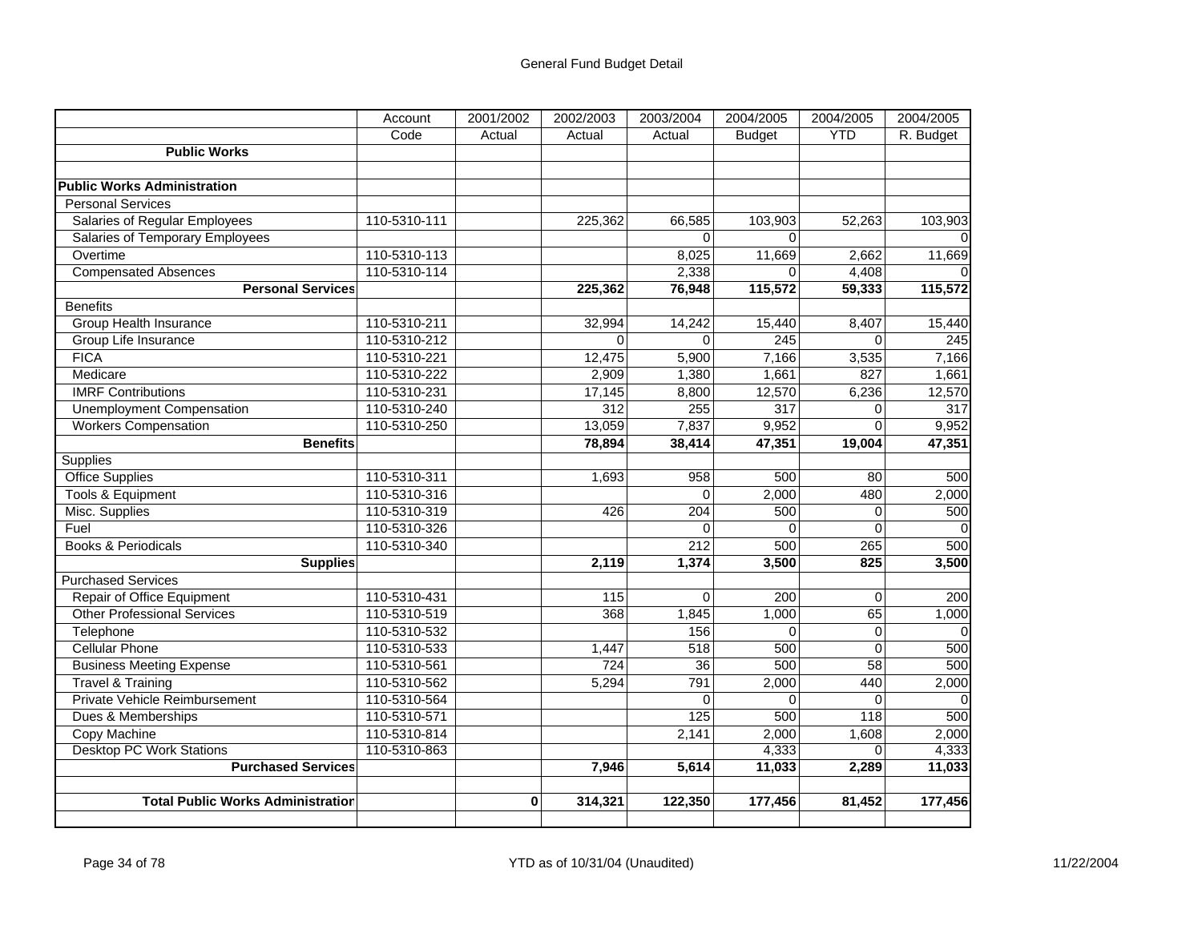General Fund Budget Detail

| | Account Code | 2001/2002 Actual | 2002/2003 Actual | 2003/2004 Actual | 2004/2005 Budget | 2004/2005 YTD | 2004/2005 R. Budget |
|---|---|---|---|---|---|---|---|
| **Public Works** | | | | | | | |
| | | | | | | | |
| **Public Works Administration** | | | | | | | |
| Personal Services | | | | | | | |
| Salaries of Regular Employees | 110-5310-111 | | 225,362 | 66,585 | 103,903 | 52,263 | 103,903 |
| Salaries of Temporary Employees | | | | 0 | 0 | | 0 |
| Overtime | 110-5310-113 | | | 8,025 | 11,669 | 2,662 | 11,669 |
| Compensated Absences | 110-5310-114 | | | 2,338 | 0 | 4,408 | 0 |
| **Personal Services** | | | **225,362** | **76,948** | **115,572** | **59,333** | **115,572** |
| Benefits | | | | | | | |
| Group Health Insurance | 110-5310-211 | | 32,994 | 14,242 | 15,440 | 8,407 | 15,440 |
| Group Life Insurance | 110-5310-212 | | 0 | 0 | 245 | 0 | 245 |
| FICA | 110-5310-221 | | 12,475 | 5,900 | 7,166 | 3,535 | 7,166 |
| Medicare | 110-5310-222 | | 2,909 | 1,380 | 1,661 | 827 | 1,661 |
| IMRF Contributions | 110-5310-231 | | 17,145 | 8,800 | 12,570 | 6,236 | 12,570 |
| Unemployment Compensation | 110-5310-240 | | 312 | 255 | 317 | 0 | 317 |
| Workers Compensation | 110-5310-250 | | 13,059 | 7,837 | 9,952 | 0 | 9,952 |
| **Benefits** | | | **78,894** | **38,414** | **47,351** | **19,004** | **47,351** |
| Supplies | | | | | | | |
| Office Supplies | 110-5310-311 | | 1,693 | 958 | 500 | 80 | 500 |
| Tools & Equipment | 110-5310-316 | | | 0 | 2,000 | 480 | 2,000 |
| Misc. Supplies | 110-5310-319 | | 426 | 204 | 500 | 0 | 500 |
| Fuel | 110-5310-326 | | | 0 | 0 | 0 | 0 |
| Books & Periodicals | 110-5310-340 | | | 212 | 500 | 265 | 500 |
| **Supplies** | | | **2,119** | **1,374** | **3,500** | **825** | **3,500** |
| Purchased Services | | | | | | | |
| Repair of Office Equipment | 110-5310-431 | | 115 | 0 | 200 | 0 | 200 |
| Other Professional Services | 110-5310-519 | | 368 | 1,845 | 1,000 | 65 | 1,000 |
| Telephone | 110-5310-532 | | | 156 | 0 | 0 | 0 |
| Cellular Phone | 110-5310-533 | | 1,447 | 518 | 500 | 0 | 500 |
| Business Meeting Expense | 110-5310-561 | | 724 | 36 | 500 | 58 | 500 |
| Travel & Training | 110-5310-562 | | 5,294 | 791 | 2,000 | 440 | 2,000 |
| Private Vehicle Reimbursement | 110-5310-564 | | | 0 | 0 | 0 | 0 |
| Dues & Memberships | 110-5310-571 | | | 125 | 500 | 118 | 500 |
| Copy Machine | 110-5310-814 | | | 2,141 | 2,000 | 1,608 | 2,000 |
| Desktop PC Work Stations | 110-5310-863 | | | | 4,333 | 0 | 4,333 |
| **Purchased Services** | | | **7,946** | **5,614** | **11,033** | **2,289** | **11,033** |
| | | | | | | | |
| **Total Public Works Administration** | | **0** | **314,321** | **122,350** | **177,456** | **81,452** | **177,456** |

YTD as of 10/31/04 (Unaudited)

11/22/2004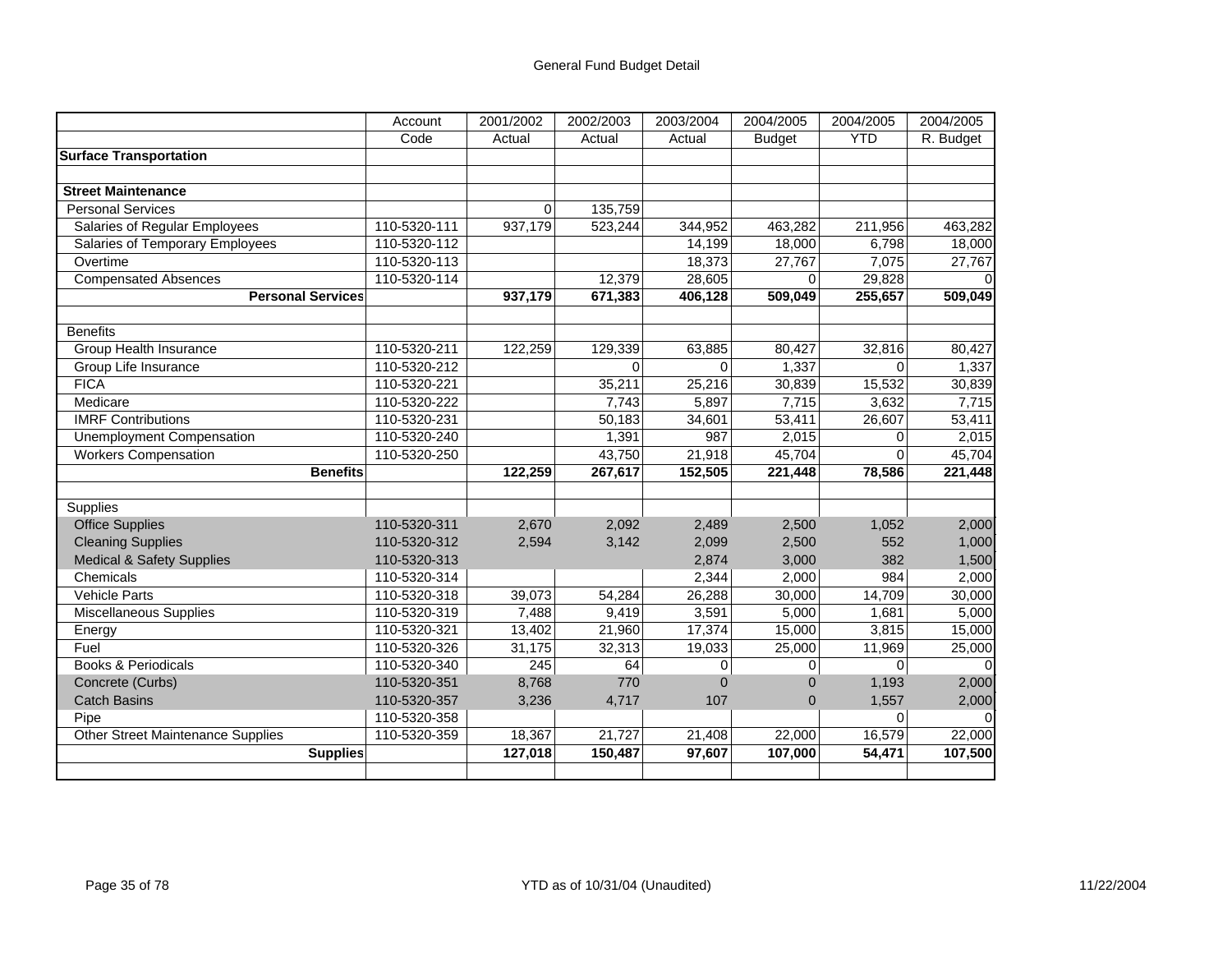General Fund Budget Detail

| | Account Code | 2001/2002 Actual | 2002/2003 Actual | 2003/2004 Actual | 2004/2005 Budget | 2004/2005 YTD | 2004/2005 R. Budget |
|---|---|---|---|---|---|---|---|
| **Surface Transportation** | | | | | | | |
| | | | | | | | |
| **Street Maintenance** | | | | | | | |
| Personal Services | | 0 | 135,759 | | | | |
| Salaries of Regular Employees | 110-5320-111 | 937,179 | 523,244 | 344,952 | 463,282 | 211,956 | 463,282 |
| Salaries of Temporary Employees | 110-5320-112 | | | 14,199 | 18,000 | 6,798 | 18,000 |
| Overtime | 110-5320-113 | | | 18,373 | 27,767 | 7,075 | 27,767 |
| Compensated Absences | 110-5320-114 | | 12,379 | 28,605 | 0 | 29,828 | 0 |
| **Personal Services** | | **937,179** | **671,383** | **406,128** | **509,049** | **255,657** | **509,049** |
| | | | | | | | |
| Benefits | | | | | | | |
| Group Health Insurance | 110-5320-211 | 122,259 | 129,339 | 63,885 | 80,427 | 32,816 | 80,427 |
| Group Life Insurance | 110-5320-212 | | 0 | 0 | 1,337 | 0 | 1,337 |
| FICA | 110-5320-221 | | 35,211 | 25,216 | 30,839 | 15,532 | 30,839 |
| Medicare | 110-5320-222 | | 7,743 | 5,897 | 7,715 | 3,632 | 7,715 |
| IMRF Contributions | 110-5320-231 | | 50,183 | 34,601 | 53,411 | 26,607 | 53,411 |
| Unemployment Compensation | 110-5320-240 | | 1,391 | 987 | 2,015 | 0 | 2,015 |
| Workers Compensation | 110-5320-250 | | 43,750 | 21,918 | 45,704 | 0 | 45,704 |
| **Benefits** | | **122,259** | **267,617** | **152,505** | **221,448** | **78,586** | **221,448** |
| | | | | | | | |
| Supplies | | | | | | | |
| Office Supplies | 110-5320-311 | 2,670 | 2,092 | 2,489 | 2,500 | 1,052 | 2,000 |
| Cleaning Supplies | 110-5320-312 | 2,594 | 3,142 | 2,099 | 2,500 | 552 | 1,000 |
| Medical & Safety Supplies | 110-5320-313 | | | 2,874 | 3,000 | 382 | 1,500 |
| Chemicals | 110-5320-314 | | | 2,344 | 2,000 | 984 | 2,000 |
| Vehicle Parts | 110-5320-318 | 39,073 | 54,284 | 26,288 | 30,000 | 14,709 | 30,000 |
| Miscellaneous Supplies | 110-5320-319 | 7,488 | 9,419 | 3,591 | 5,000 | 1,681 | 5,000 |
| Energy | 110-5320-321 | 13,402 | 21,960 | 17,374 | 15,000 | 3,815 | 15,000 |
| Fuel | 110-5320-326 | 31,175 | 32,313 | 19,033 | 25,000 | 11,969 | 25,000 |
| Books & Periodicals | 110-5320-340 | 245 | 64 | 0 | 0 | 0 | 0 |
| Concrete (Curbs) | 110-5320-351 | 8,768 | 770 | 0 | 0 | 1,193 | 2,000 |
| Catch Basins | 110-5320-357 | 3,236 | 4,717 | 107 | 0 | 1,557 | 2,000 |
| Pipe | 110-5320-358 | | | | | 0 | 0 |
| Other Street Maintenance Supplies | 110-5320-359 | 18,367 | 21,727 | 21,408 | 22,000 | 16,579 | 22,000 |
| **Supplies** | | **127,018** | **150,487** | **97,607** | **107,000** | **54,471** | **107,500** |

YTD as of 10/31/04 (Unaudited)

11/22/2004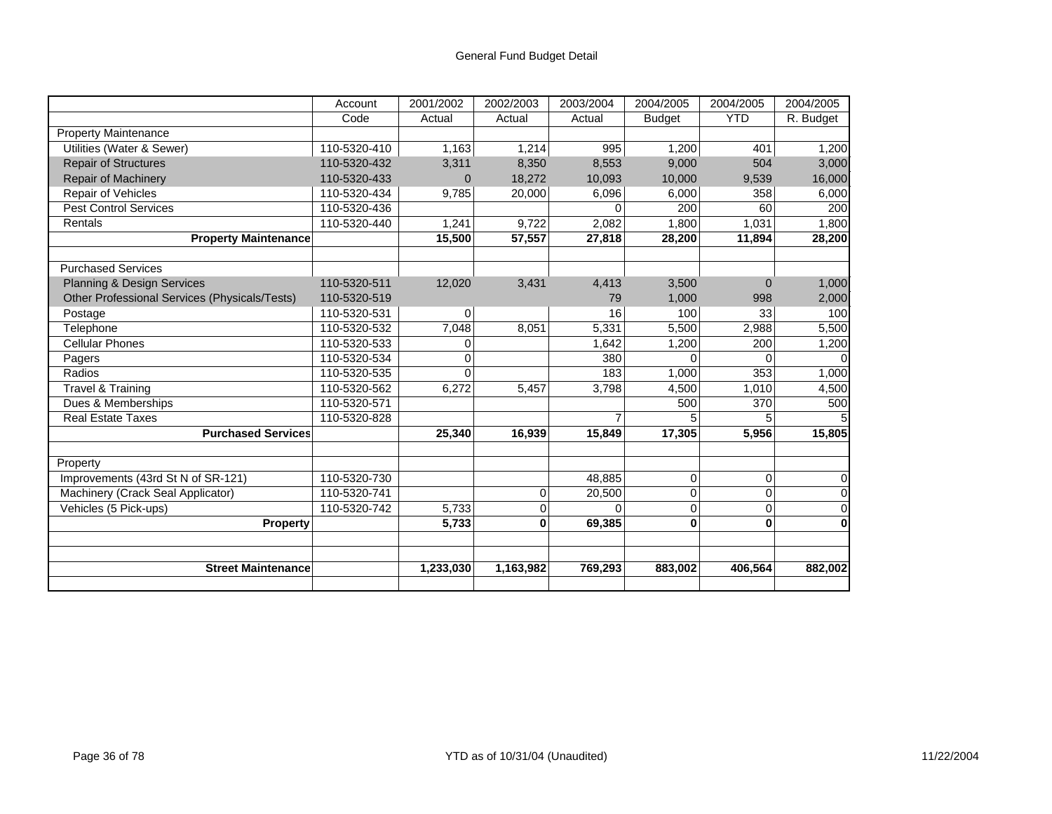General Fund Budget Detail

| | Account Code | 2001/2002 Actual | 2002/2003 Actual | 2003/2004 Actual | 2004/2005 Budget | 2004/2005 YTD | 2004/2005 R. Budget |
|---|---|---|---|---|---|---|---|
| Property Maintenance | | | | | | | |
| Utilities (Water & Sewer) | 110-5320-410 | 1,163 | 1,214 | 995 | 1,200 | 401 | 1,200 |
| Repair of Structures | 110-5320-432 | 3,311 | 8,350 | 8,553 | 9,000 | 504 | 3,000 |
| Repair of Machinery | 110-5320-433 | 0 | 18,272 | 10,093 | 10,000 | 9,539 | 16,000 |
| Repair of Vehicles | 110-5320-434 | 9,785 | 20,000 | 6,096 | 6,000 | 358 | 6,000 |
| Pest Control Services | 110-5320-436 | | | 0 | 200 | 60 | 200 |
| Rentals | 110-5320-440 | 1,241 | 9,722 | 2,082 | 1,800 | 1,031 | 1,800 |
| **Property Maintenance** | | **15,500** | **57,557** | **27,818** | **28,200** | **11,894** | **28,200** |
| | | | | | | | |
| Purchased Services | | | | | | | |
| Planning & Design Services | 110-5320-511 | 12,020 | 3,431 | 4,413 | 3,500 | 0 | 1,000 |
| Other Professional Services (Physicals/Tests) | 110-5320-519 | | | 79 | 1,000 | 998 | 2,000 |
| Postage | 110-5320-531 | 0 | | 16 | 100 | 33 | 100 |
| Telephone | 110-5320-532 | 7,048 | 8,051 | 5,331 | 5,500 | 2,988 | 5,500 |
| Cellular Phones | 110-5320-533 | 0 | | 1,642 | 1,200 | 200 | 1,200 |
| Pagers | 110-5320-534 | 0 | | 380 | 0 | 0 | 0 |
| Radios | 110-5320-535 | 0 | | 183 | 1,000 | 353 | 1,000 |
| Travel & Training | 110-5320-562 | 6,272 | 5,457 | 3,798 | 4,500 | 1,010 | 4,500 |
| Dues & Memberships | 110-5320-571 | | | | 500 | 370 | 500 |
| Real Estate Taxes | 110-5320-828 | | | 7 | 5 | 5 | 5 |
| **Purchased Services** | | **25,340** | **16,939** | **15,849** | **17,305** | **5,956** | **15,805** |
| | | | | | | | |
| Property | | | | | | | |
| Improvements (43rd St N of SR-121) | 110-5320-730 | | | 48,885 | 0 | 0 | 0 |
| Machinery (Crack Seal Applicator) | 110-5320-741 | | 0 | 20,500 | 0 | 0 | 0 |
| Vehicles (5 Pick-ups) | 110-5320-742 | 5,733 | 0 | 0 | 0 | 0 | 0 |
| **Property** | | **5,733** | **0** | **69,385** | **0** | **0** | **0** |
| | | | | | | | |
| | | | | | | | |
| **Street Maintenance** | | **1,233,030** | **1,163,982** | **769,293** | **883,002** | **406,564** | **882,002** |

YTD as of 10/31/04 (Unaudited)

11/22/2004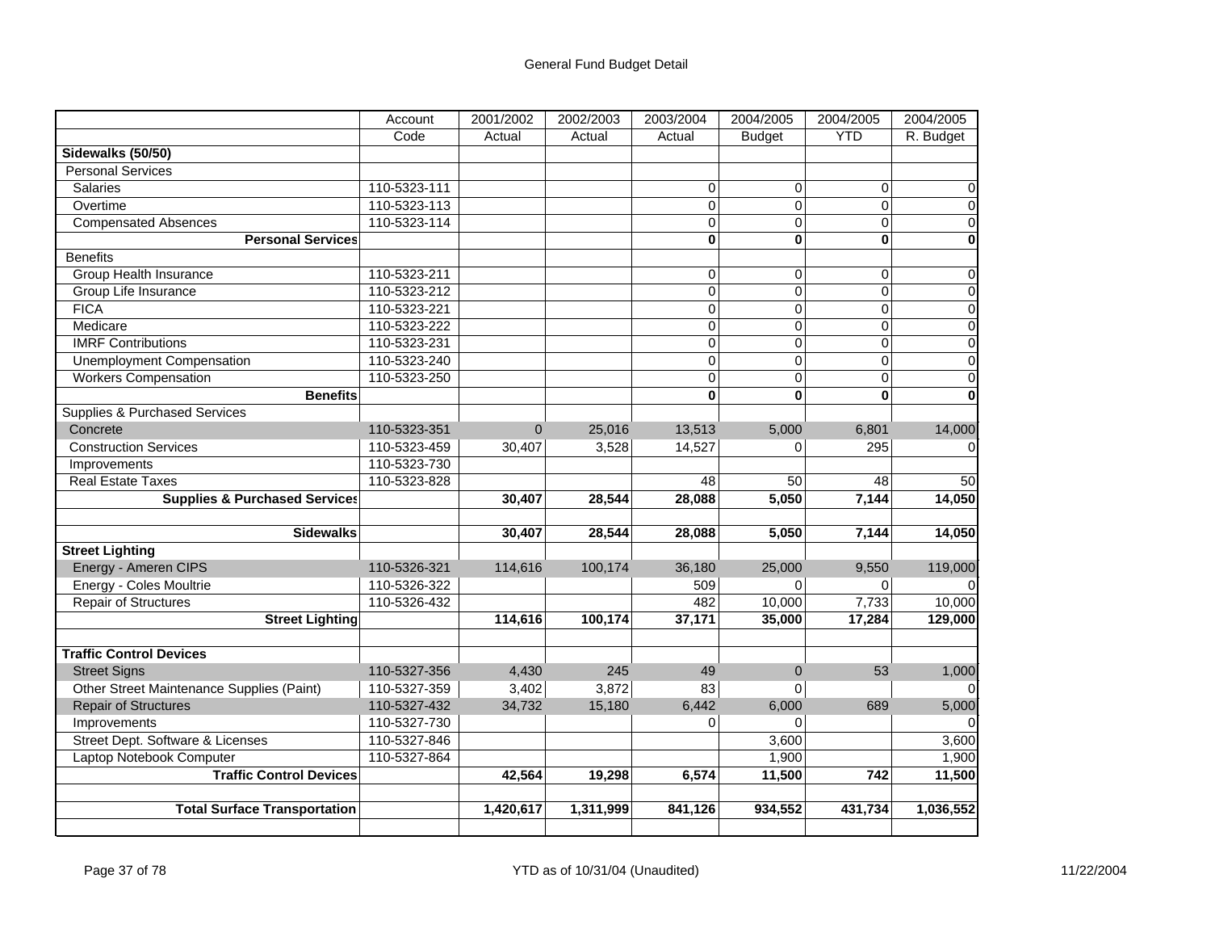# General Fund Budget Detail

| | Account Code | 2001/2002 Actual | 2002/2003 Actual | 2003/2004 Actual | 2004/2005 Budget | 2004/2005 YTD | 2004/2005 R. Budget |
|---|---|---|---|---|---|---|---|
| **Sidewalks (50/50)** | | | | | | | |
| Personal Services | | | | | | | |
| Salaries | 110-5323-111 | | | 0 | 0 | 0 | 0 |
| Overtime | 110-5323-113 | | | 0 | 0 | 0 | 0 |
| Compensated Absences | 110-5323-114 | | | 0 | 0 | 0 | 0 |
| **Personal Services** | | | | **0** | **0** | **0** | **0** |
| Benefits | | | | | | | |
| Group Health Insurance | 110-5323-211 | | | 0 | 0 | 0 | 0 |
| Group Life Insurance | 110-5323-212 | | | 0 | 0 | 0 | 0 |
| FICA | 110-5323-221 | | | 0 | 0 | 0 | 0 |
| Medicare | 110-5323-222 | | | 0 | 0 | 0 | 0 |
| IMRF Contributions | 110-5323-231 | | | 0 | 0 | 0 | 0 |
| Unemployment Compensation | 110-5323-240 | | | 0 | 0 | 0 | 0 |
| Workers Compensation | 110-5323-250 | | | 0 | 0 | 0 | 0 |
| **Benefits** | | | | **0** | **0** | **0** | **0** |
| Supplies & Purchased Services | | | | | | | |
| Concrete | 110-5323-351 | 0 | 25,016 | 13,513 | 5,000 | 6,801 | 14,000 |
| Construction Services | 110-5323-459 | 30,407 | 3,528 | 14,527 | 0 | 295 | 0 |
| Improvements | 110-5323-730 | | | | | | |
| Real Estate Taxes | 110-5323-828 | | | 48 | 50 | 48 | 50 |
| **Supplies & Purchased Services** | | **30,407** | **28,544** | **28,088** | **5,050** | **7,144** | **14,050** |
| | | | | | | | |
| **Sidewalks** | | **30,407** | **28,544** | **28,088** | **5,050** | **7,144** | **14,050** |
| **Street Lighting** | | | | | | | |
| Energy - Ameren CIPS | 110-5326-321 | 114,616 | 100,174 | 36,180 | 25,000 | 9,550 | 119,000 |
| Energy - Coles Moultrie | 110-5326-322 | | | 509 | 0 | 0 | 0 |
| Repair of Structures | 110-5326-432 | | | 482 | 10,000 | 7,733 | 10,000 |
| **Street Lighting** | | **114,616** | **100,174** | **37,171** | **35,000** | **17,284** | **129,000** |
| | | | | | | | |
| **Traffic Control Devices** | | | | | | | |
| Street Signs | 110-5327-356 | 4,430 | 245 | 49 | 0 | 53 | 1,000 |
| Other Street Maintenance Supplies (Paint) | 110-5327-359 | 3,402 | 3,872 | 83 | 0 | | 0 |
| Repair of Structures | 110-5327-432 | 34,732 | 15,180 | 6,442 | 6,000 | 689 | 5,000 |
| Improvements | 110-5327-730 | | | 0 | 0 | | 0 |
| Street Dept. Software & Licenses | 110-5327-846 | | | | 3,600 | | 3,600 |
| Laptop Notebook Computer | 110-5327-864 | | | | 1,900 | | 1,900 |
| **Traffic Control Devices** | | **42,564** | **19,298** | **6,574** | **11,500** | **742** | **11,500** |
| | | | | | | | |
| **Total Surface Transportation** | | **1,420,617** | **1,311,999** | **841,126** | **934,552** | **431,734** | **1,036,552** |

YTD as of 10/31/04 (Unaudited) 11/22/2004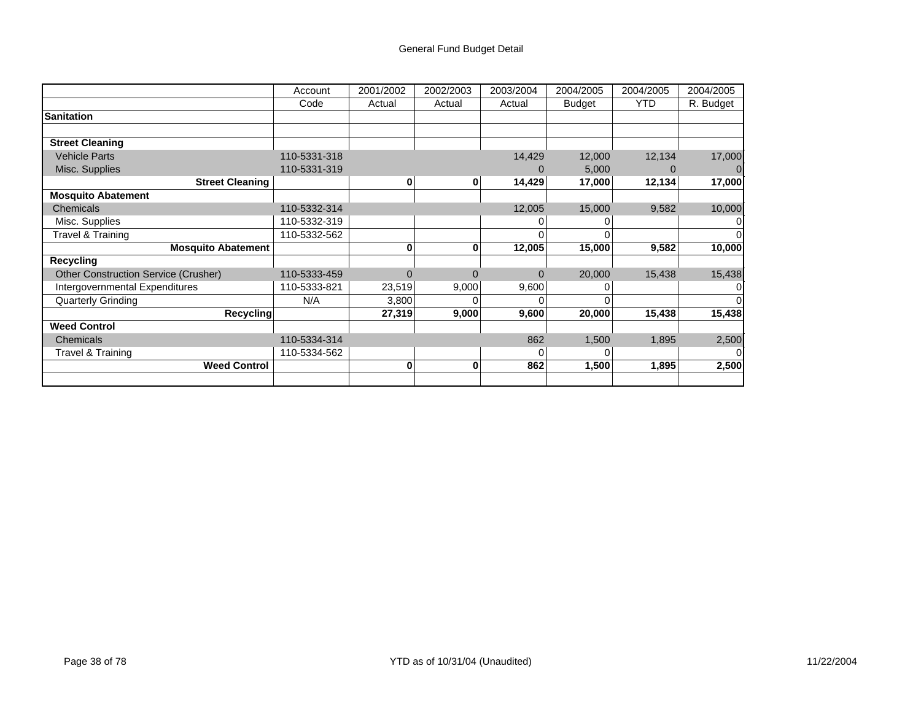General Fund Budget Detail

| | Account Code | 2001/2002 Actual | 2002/2003 Actual | 2003/2004 Actual | 2004/2005 Budget | 2004/2005 YTD | 2004/2005 R. Budget |
|---|---|---|---|---|---|---|---|
| **Sanitation** | | | | | | | |
| | | | | | | | |
| **Street Cleaning** | | | | | | | |
| Vehicle Parts | 110-5331-318 | | | 14,429 | 12,000 | 12,134 | 17,000 |
| Misc. Supplies | 110-5331-319 | | | 0 | 5,000 | 0 | 0 |
| **Street Cleaning** | | **0** | **0** | **14,429** | **17,000** | **12,134** | **17,000** |
| **Mosquito Abatement** | | | | | | | |
| Chemicals | 110-5332-314 | | | 12,005 | 15,000 | 9,582 | 10,000 |
| Misc. Supplies | 110-5332-319 | | | 0 | 0 | | 0 |
| Travel & Training | 110-5332-562 | | | 0 | 0 | | 0 |
| **Mosquito Abatement** | | **0** | **0** | **12,005** | **15,000** | **9,582** | **10,000** |
| **Recycling** | | | | | | | |
| Other Construction Service (Crusher) | 110-5333-459 | 0 | 0 | 0 | 20,000 | 15,438 | 15,438 |
| Intergovernmental Expenditures | 110-5333-821 | 23,519 | 9,000 | 9,600 | 0 | | 0 |
| Quarterly Grinding | N/A | 3,800 | 0 | 0 | 0 | | 0 |
| **Recycling** | | **27,319** | **9,000** | **9,600** | **20,000** | **15,438** | **15,438** |
| **Weed Control** | | | | | | | |
| Chemicals | 110-5334-314 | | | 862 | 1,500 | 1,895 | 2,500 |
| Travel & Training | 110-5334-562 | | | 0 | 0 | | 0 |
| **Weed Control** | | **0** | **0** | **862** | **1,500** | **1,895** | **2,500** |

YTD as of 10/31/04 (Unaudited)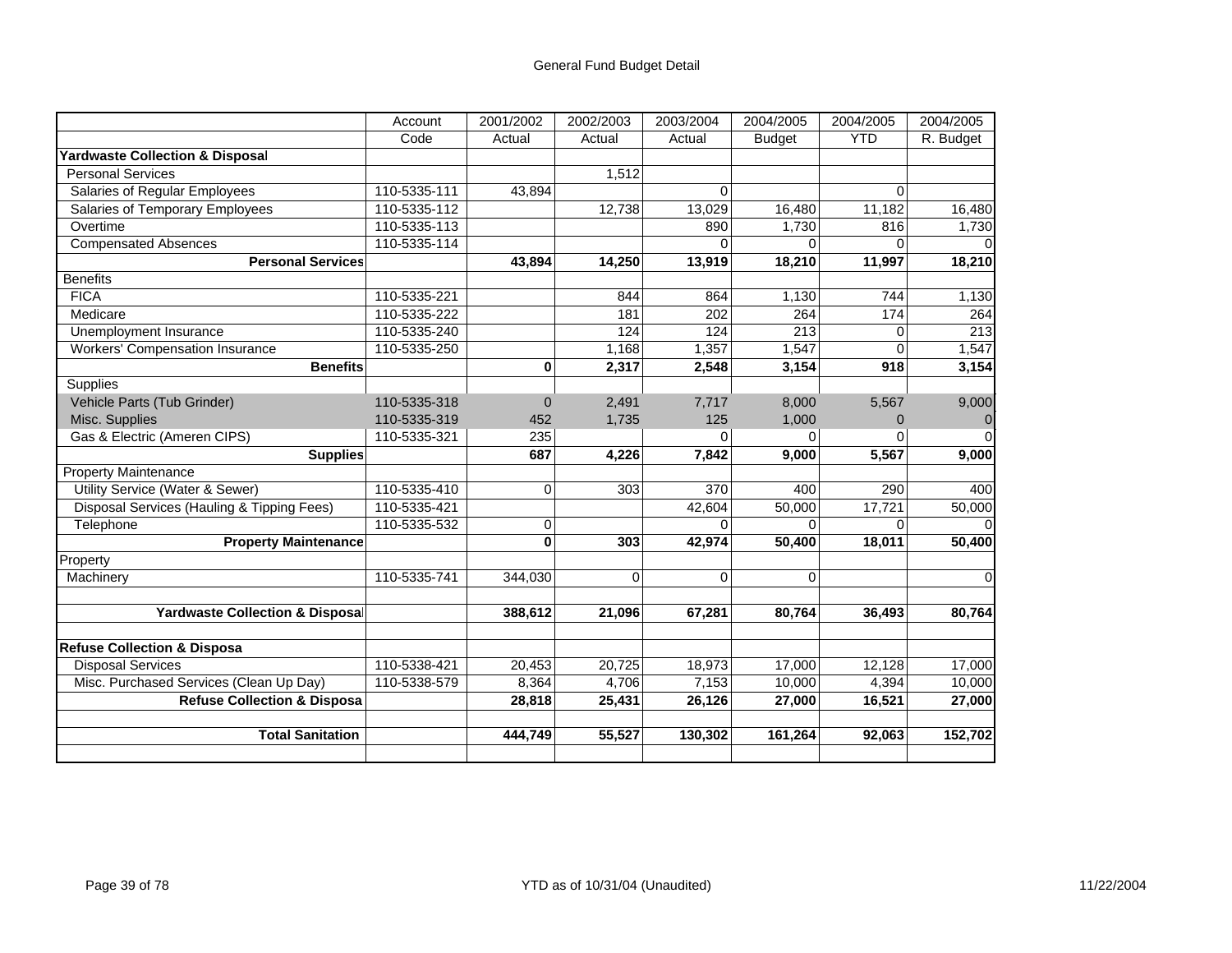General Fund Budget Detail

| | Account Code | 2001/2002 Actual | 2002/2003 Actual | 2003/2004 Actual | 2004/2005 Budget | 2004/2005 YTD | 2004/2005 R. Budget |
|---|---|---|---|---|---|---|---|
| **Yardwaste Collection & Disposal** | | | | | | | |
| Personal Services | | | 1,512 | | | | |
| Salaries of Regular Employees | 110-5335-111 | 43,894 | | 0 | | 0 | |
| Salaries of Temporary Employees | 110-5335-112 | | 12,738 | 13,029 | 16,480 | 11,182 | 16,480 |
| Overtime | 110-5335-113 | | | 890 | 1,730 | 816 | 1,730 |
| Compensated Absences | 110-5335-114 | | | 0 | 0 | 0 | 0 |
| **Personal Services** | | **43,894** | **14,250** | **13,919** | **18,210** | **11,997** | **18,210** |
| Benefits | | | | | | | |
| FICA | 110-5335-221 | | 844 | 864 | 1,130 | 744 | 1,130 |
| Medicare | 110-5335-222 | | 181 | 202 | 264 | 174 | 264 |
| Unemployment Insurance | 110-5335-240 | | 124 | 124 | 213 | 0 | 213 |
| Workers' Compensation Insurance | 110-5335-250 | | 1,168 | 1,357 | 1,547 | 0 | 1,547 |
| **Benefits** | | **0** | **2,317** | **2,548** | **3,154** | **918** | **3,154** |
| Supplies | | | | | | | |
| Vehicle Parts (Tub Grinder) | 110-5335-318 | 0 | 2,491 | 7,717 | 8,000 | 5,567 | 9,000 |
| Misc. Supplies | 110-5335-319 | 452 | 1,735 | 125 | 1,000 | 0 | 0 |
| Gas & Electric (Ameren CIPS) | 110-5335-321 | 235 | | 0 | 0 | 0 | 0 |
| **Supplies** | | **687** | **4,226** | **7,842** | **9,000** | **5,567** | **9,000** |
| Property Maintenance | | | | | | | |
| Utility Service (Water & Sewer) | 110-5335-410 | 0 | 303 | 370 | 400 | 290 | 400 |
| Disposal Services (Hauling & Tipping Fees) | 110-5335-421 | | | 42,604 | 50,000 | 17,721 | 50,000 |
| Telephone | 110-5335-532 | 0 | | 0 | 0 | 0 | 0 |
| **Property Maintenance** | | **0** | **303** | **42,974** | **50,400** | **18,011** | **50,400** |
| Property | | | | | | | |
| Machinery | 110-5335-741 | 344,030 | 0 | 0 | 0 | | 0 |
| | | | | | | | |
| **Yardwaste Collection & Disposal** | | **388,612** | **21,096** | **67,281** | **80,764** | **36,493** | **80,764** |
| | | | | | | | |
| **Refuse Collection & Disposa** | | | | | | | |
| Disposal Services | 110-5338-421 | 20,453 | 20,725 | 18,973 | 17,000 | 12,128 | 17,000 |
| Misc. Purchased Services (Clean Up Day) | 110-5338-579 | 8,364 | 4,706 | 7,153 | 10,000 | 4,394 | 10,000 |
| **Refuse Collection & Disposa** | | **28,818** | **25,431** | **26,126** | **27,000** | **16,521** | **27,000** |
| | | | | | | | |
| **Total Sanitation** | | **444,749** | **55,527** | **130,302** | **161,264** | **92,063** | **152,702** |

YTD as of 10/31/04 (Unaudited)

11/22/2004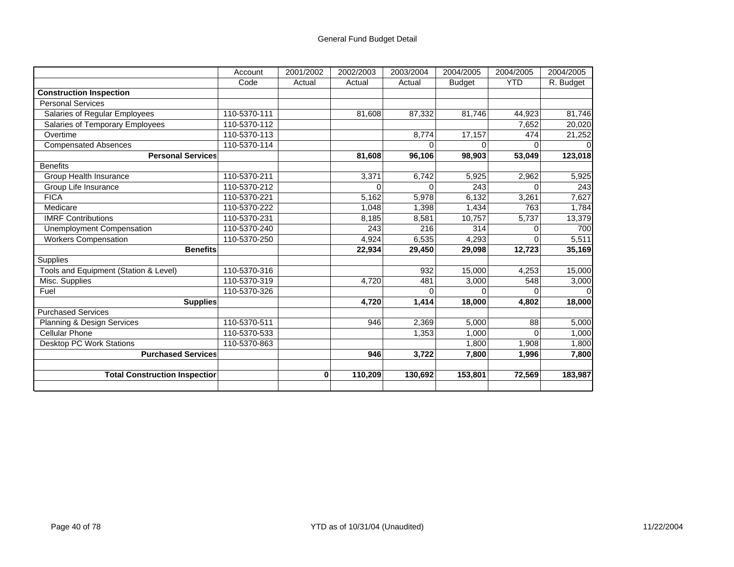General Fund Budget Detail

| | Account Code | 2001/2002 Actual | 2002/2003 Actual | 2003/2004 Actual | 2004/2005 Budget | 2004/2005 YTD | 2004/2005 R. Budget |
|---|---|---|---|---|---|---|---|
| **Construction Inspection** | | | | | | | |
| Personal Services | | | | | | | |
| Salaries of Regular Employees | 110-5370-111 | | 81,608 | 87,332 | 81,746 | 44,923 | 81,746 |
| Salaries of Temporary Employees | 110-5370-112 | | | | | 7,652 | 20,020 |
| Overtime | 110-5370-113 | | | 8,774 | 17,157 | 474 | 21,252 |
| Compensated Absences | 110-5370-114 | | | 0 | 0 | 0 | 0 |
| **Personal Services** | | | **81,608** | **96,106** | **98,903** | **53,049** | **123,018** |
| Benefits | | | | | | | |
| Group Health Insurance | 110-5370-211 | | 3,371 | 6,742 | 5,925 | 2,962 | 5,925 |
| Group Life Insurance | 110-5370-212 | | 0 | 0 | 243 | 0 | 243 |
| FICA | 110-5370-221 | | 5,162 | 5,978 | 6,132 | 3,261 | 7,627 |
| Medicare | 110-5370-222 | | 1,048 | 1,398 | 1,434 | 763 | 1,784 |
| IMRF Contributions | 110-5370-231 | | 8,185 | 8,581 | 10,757 | 5,737 | 13,379 |
| Unemployment Compensation | 110-5370-240 | | 243 | 216 | 314 | 0 | 700 |
| Workers Compensation | 110-5370-250 | | 4,924 | 6,535 | 4,293 | 0 | 5,511 |
| **Benefits** | | | **22,934** | **29,450** | **29,098** | **12,723** | **35,169** |
| Supplies | | | | | | | |
| Tools and Equipment (Station & Level) | 110-5370-316 | | | 932 | 15,000 | 4,253 | 15,000 |
| Misc. Supplies | 110-5370-319 | | 4,720 | 481 | 3,000 | 548 | 3,000 |
| Fuel | 110-5370-326 | | | 0 | 0 | 0 | 0 |
| **Supplies** | | | **4,720** | **1,414** | **18,000** | **4,802** | **18,000** |
| Purchased Services | | | | | | | |
| Planning & Design Services | 110-5370-511 | | 946 | 2,369 | 5,000 | 88 | 5,000 |
| Cellular Phone | 110-5370-533 | | | 1,353 | 1,000 | 0 | 1,000 |
| Desktop PC Work Stations | 110-5370-863 | | | | 1,800 | 1,908 | 1,800 |
| **Purchased Services** | | | **946** | **3,722** | **7,800** | **1,996** | **7,800** |
| | | | | | | | |
| **Total Construction Inspection** | | **0** | **110,209** | **130,692** | **153,801** | **72,569** | **183,987** |

YTD as of 10/31/04 (Unaudited)

11/22/2004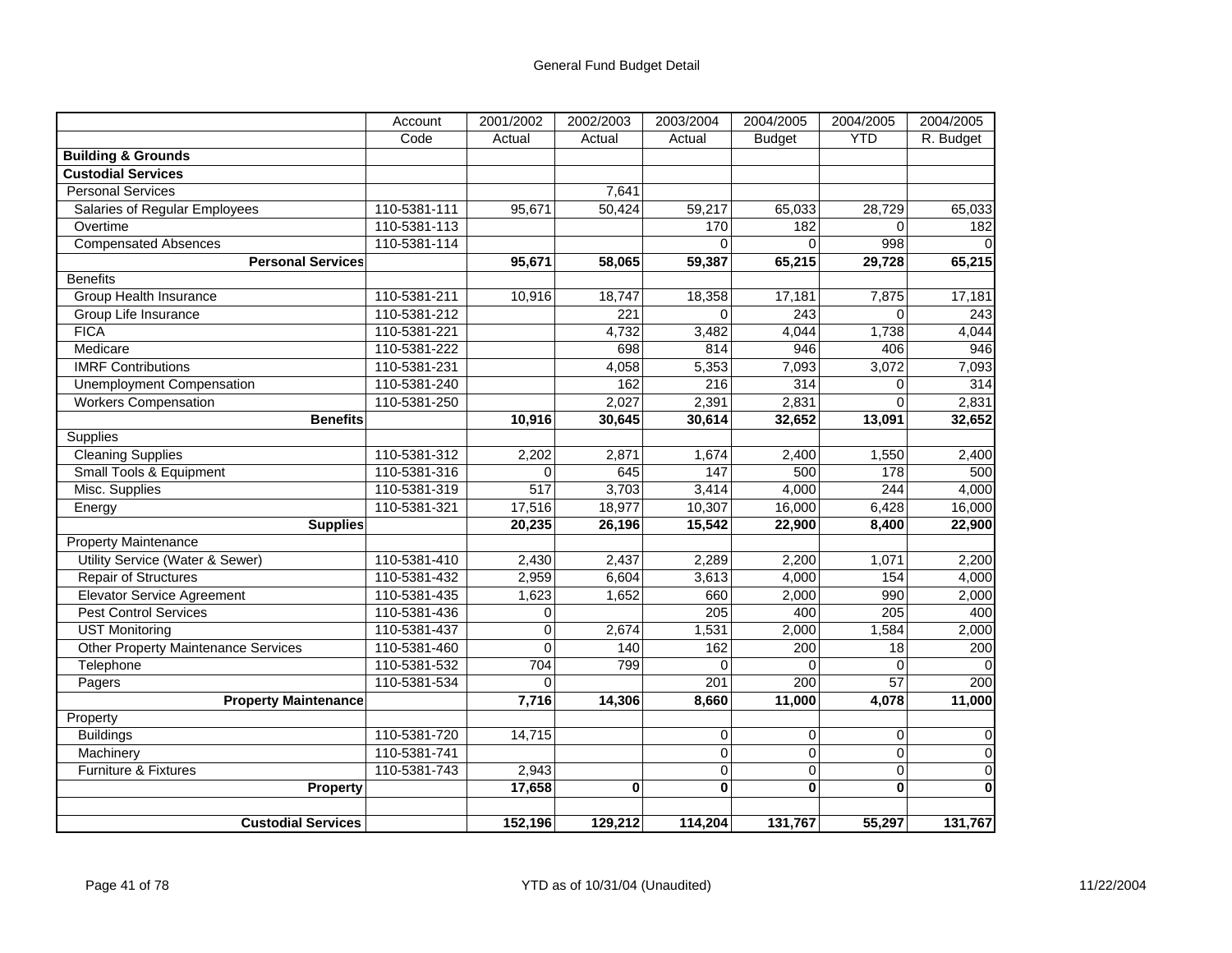General Fund Budget Detail

| | Account Code | 2001/2002 Actual | 2002/2003 Actual | 2003/2004 Actual | 2004/2005 Budget | 2004/2005 YTD | 2004/2005 R. Budget |
|---|---|---|---|---|---|---|---|
| **Building & Grounds** | | | | | | | |
| **Custodial Services** | | | | | | | |
| Personal Services | | | 7,641 | | | | |
| Salaries of Regular Employees | 110-5381-111 | 95,671 | 50,424 | 59,217 | 65,033 | 28,729 | 65,033 |
| Overtime | 110-5381-113 | | | 170 | 182 | 0 | 182 |
| Compensated Absences | 110-5381-114 | | | 0 | 0 | 998 | 0 |
| **Personal Services** | | **95,671** | **58,065** | **59,387** | **65,215** | **29,728** | **65,215** |
| Benefits | | | | | | | |
| Group Health Insurance | 110-5381-211 | 10,916 | 18,747 | 18,358 | 17,181 | 7,875 | 17,181 |
| Group Life Insurance | 110-5381-212 | | 221 | 0 | 243 | 0 | 243 |
| FICA | 110-5381-221 | | 4,732 | 3,482 | 4,044 | 1,738 | 4,044 |
| Medicare | 110-5381-222 | | 698 | 814 | 946 | 406 | 946 |
| IMRF Contributions | 110-5381-231 | | 4,058 | 5,353 | 7,093 | 3,072 | 7,093 |
| Unemployment Compensation | 110-5381-240 | | 162 | 216 | 314 | 0 | 314 |
| Workers Compensation | 110-5381-250 | | 2,027 | 2,391 | 2,831 | 0 | 2,831 |
| **Benefits** | | **10,916** | **30,645** | **30,614** | **32,652** | **13,091** | **32,652** |
| Supplies | | | | | | | |
| Cleaning Supplies | 110-5381-312 | 2,202 | 2,871 | 1,674 | 2,400 | 1,550 | 2,400 |
| Small Tools & Equipment | 110-5381-316 | 0 | 645 | 147 | 500 | 178 | 500 |
| Misc. Supplies | 110-5381-319 | 517 | 3,703 | 3,414 | 4,000 | 244 | 4,000 |
| Energy | 110-5381-321 | 17,516 | 18,977 | 10,307 | 16,000 | 6,428 | 16,000 |
| **Supplies** | | **20,235** | **26,196** | **15,542** | **22,900** | **8,400** | **22,900** |
| Property Maintenance | | | | | | | |
| Utility Service (Water & Sewer) | 110-5381-410 | 2,430 | 2,437 | 2,289 | 2,200 | 1,071 | 2,200 |
| Repair of Structures | 110-5381-432 | 2,959 | 6,604 | 3,613 | 4,000 | 154 | 4,000 |
| Elevator Service Agreement | 110-5381-435 | 1,623 | 1,652 | 660 | 2,000 | 990 | 2,000 |
| Pest Control Services | 110-5381-436 | 0 | | 205 | 400 | 205 | 400 |
| UST Monitoring | 110-5381-437 | 0 | 2,674 | 1,531 | 2,000 | 1,584 | 2,000 |
| Other Property Maintenance Services | 110-5381-460 | 0 | 140 | 162 | 200 | 18 | 200 |
| Telephone | 110-5381-532 | 704 | 799 | 0 | 0 | 0 | 0 |
| Pagers | 110-5381-534 | 0 | | 201 | 200 | 57 | 200 |
| **Property Maintenance** | | **7,716** | **14,306** | **8,660** | **11,000** | **4,078** | **11,000** |
| Property | | | | | | | |
| Buildings | 110-5381-720 | 14,715 | | 0 | 0 | 0 | 0 |
| Machinery | 110-5381-741 | | | 0 | 0 | 0 | 0 |
| Furniture & Fixtures | 110-5381-743 | 2,943 | | 0 | 0 | 0 | 0 |
| **Property** | | **17,658** | **0** | **0** | **0** | **0** | **0** |
| | | | | | | | |
| **Custodial Services** | | **152,196** | **129,212** | **114,204** | **131,767** | **55,297** | **131,767** |

YTD as of 10/31/04 (Unaudited)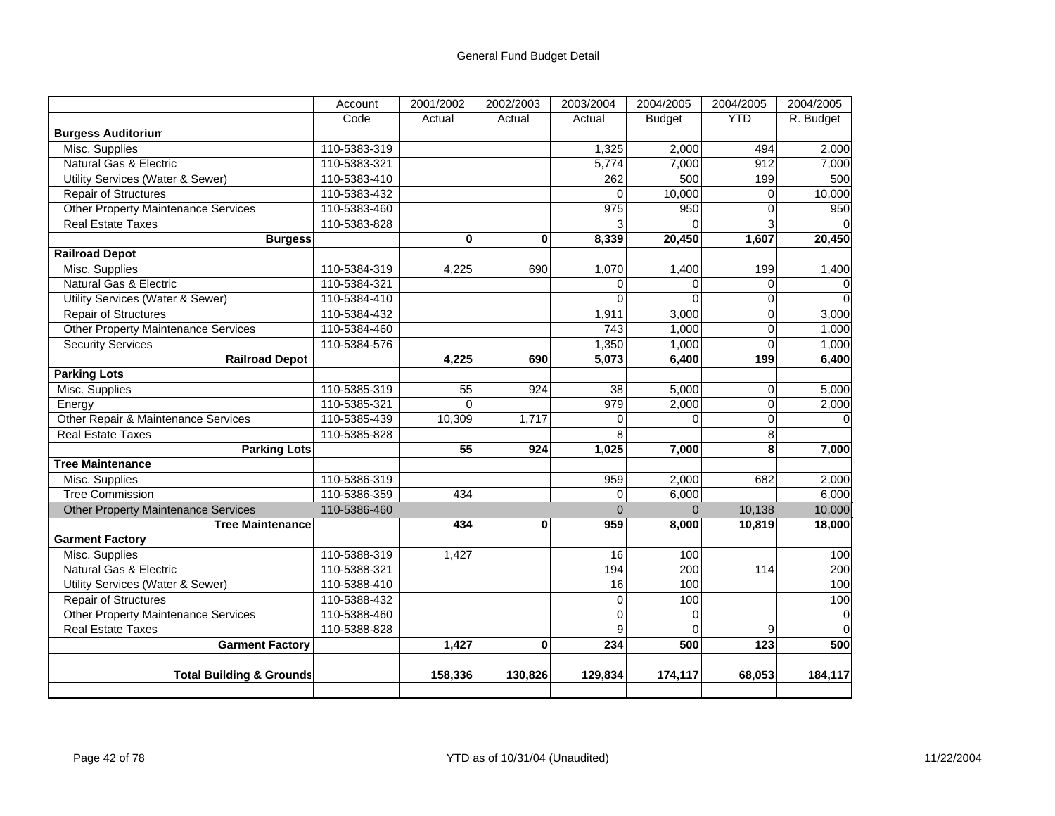General Fund Budget Detail

| | Account Code | 2001/2002 Actual | 2002/2003 Actual | 2003/2004 Actual | 2004/2005 Budget | 2004/2005 YTD | 2004/2005 R. Budget |
|---|---|---|---|---|---|---|---|
| **Burgess Auditorium** | | | | | | | |
| Misc. Supplies | 110-5383-319 | | | 1,325 | 2,000 | 494 | 2,000 |
| Natural Gas & Electric | 110-5383-321 | | | 5,774 | 7,000 | 912 | 7,000 |
| Utility Services (Water & Sewer) | 110-5383-410 | | | 262 | 500 | 199 | 500 |
| Repair of Structures | 110-5383-432 | | | 0 | 10,000 | 0 | 10,000 |
| Other Property Maintenance Services | 110-5383-460 | | | 975 | 950 | 0 | 950 |
| Real Estate Taxes | 110-5383-828 | | | 3 | 0 | 3 | 0 |
| **Burgess** | | **0** | **0** | **8,339** | **20,450** | **1,607** | **20,450** |
| **Railroad Depot** | | | | | | | |
| Misc. Supplies | 110-5384-319 | 4,225 | 690 | 1,070 | 1,400 | 199 | 1,400 |
| Natural Gas & Electric | 110-5384-321 | | | 0 | 0 | 0 | 0 |
| Utility Services (Water & Sewer) | 110-5384-410 | | | 0 | 0 | 0 | 0 |
| Repair of Structures | 110-5384-432 | | | 1,911 | 3,000 | 0 | 3,000 |
| Other Property Maintenance Services | 110-5384-460 | | | 743 | 1,000 | 0 | 1,000 |
| Security Services | 110-5384-576 | | | 1,350 | 1,000 | 0 | 1,000 |
| **Railroad Depot** | | **4,225** | **690** | **5,073** | **6,400** | **199** | **6,400** |
| **Parking Lots** | | | | | | | |
| Misc. Supplies | 110-5385-319 | 55 | 924 | 38 | 5,000 | 0 | 5,000 |
| Energy | 110-5385-321 | 0 | | 979 | 2,000 | 0 | 2,000 |
| Other Repair & Maintenance Services | 110-5385-439 | 10,309 | 1,717 | 0 | 0 | 0 | 0 |
| Real Estate Taxes | 110-5385-828 | | | 8 | | 8 | |
| **Parking Lots** | | **55** | **924** | **1,025** | **7,000** | **8** | **7,000** |
| **Tree Maintenance** | | | | | | | |
| Misc. Supplies | 110-5386-319 | | | 959 | 2,000 | 682 | 2,000 |
| Tree Commission | 110-5386-359 | 434 | | 0 | 6,000 | | 6,000 |
| Other Property Maintenance Services | 110-5386-460 | | | 0 | 0 | 10,138 | 10,000 |
| **Tree Maintenance** | | **434** | **0** | **959** | **8,000** | **10,819** | **18,000** |
| **Garment Factory** | | | | | | | |
| Misc. Supplies | 110-5388-319 | 1,427 | | 16 | 100 | | 100 |
| Natural Gas & Electric | 110-5388-321 | | | 194 | 200 | 114 | 200 |
| Utility Services (Water & Sewer) | 110-5388-410 | | | 16 | 100 | | 100 |
| Repair of Structures | 110-5388-432 | | | 0 | 100 | | 100 |
| Other Property Maintenance Services | 110-5388-460 | | | 0 | 0 | | 0 |
| Real Estate Taxes | 110-5388-828 | | | 9 | 0 | 9 | 0 |
| **Garment Factory** | | **1,427** | **0** | **234** | **500** | **123** | **500** |
| | | | | | | | |
| **Total Building & Grounds** | | **158,336** | **130,826** | **129,834** | **174,117** | **68,053** | **184,117** |

YTD as of 10/31/04 (Unaudited)

11/22/2004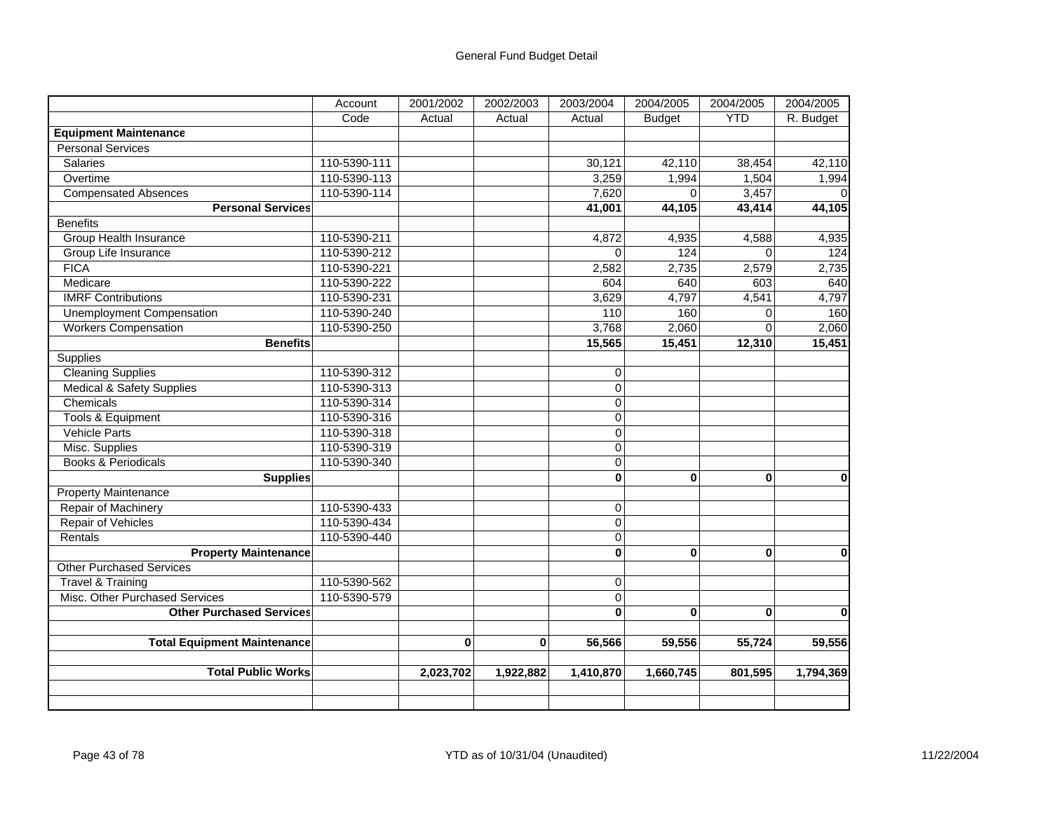# General Fund Budget Detail

| | Account Code | 2001/2002 Actual | 2002/2003 Actual | 2003/2004 Actual | 2004/2005 Budget | 2004/2005 YTD | 2004/2005 R. Budget |
|---|---|---|---|---|---|---|---|
| **Equipment Maintenance** | | | | | | | |
| Personal Services | | | | | | | |
| Salaries | 110-5390-111 | | | 30,121 | 42,110 | 38,454 | 42,110 |
| Overtime | 110-5390-113 | | | 3,259 | 1,994 | 1,504 | 1,994 |
| Compensated Absences | 110-5390-114 | | | 7,620 | 0 | 3,457 | 0 |
| **Personal Services** | | | | **41,001** | **44,105** | **43,414** | **44,105** |
| Benefits | | | | | | | |
| Group Health Insurance | 110-5390-211 | | | 4,872 | 4,935 | 4,588 | 4,935 |
| Group Life Insurance | 110-5390-212 | | | 0 | 124 | 0 | 124 |
| FICA | 110-5390-221 | | | 2,582 | 2,735 | 2,579 | 2,735 |
| Medicare | 110-5390-222 | | | 604 | 640 | 603 | 640 |
| IMRF Contributions | 110-5390-231 | | | 3,629 | 4,797 | 4,541 | 4,797 |
| Unemployment Compensation | 110-5390-240 | | | 110 | 160 | 0 | 160 |
| Workers Compensation | 110-5390-250 | | | 3,768 | 2,060 | 0 | 2,060 |
| **Benefits** | | | | **15,565** | **15,451** | **12,310** | **15,451** |
| Supplies | | | | | | | |
| Cleaning Supplies | 110-5390-312 | | | 0 | | | |
| Medical & Safety Supplies | 110-5390-313 | | | 0 | | | |
| Chemicals | 110-5390-314 | | | 0 | | | |
| Tools & Equipment | 110-5390-316 | | | 0 | | | |
| Vehicle Parts | 110-5390-318 | | | 0 | | | |
| Misc. Supplies | 110-5390-319 | | | 0 | | | |
| Books & Periodicals | 110-5390-340 | | | 0 | | | |
| **Supplies** | | | | **0** | **0** | **0** | **0** |
| Property Maintenance | | | | | | | |
| Repair of Machinery | 110-5390-433 | | | 0 | | | |
| Repair of Vehicles | 110-5390-434 | | | 0 | | | |
| Rentals | 110-5390-440 | | | 0 | | | |
| **Property Maintenance** | | | | **0** | **0** | **0** | **0** |
| Other Purchased Services | | | | | | | |
| Travel & Training | 110-5390-562 | | | 0 | | | |
| Misc. Other Purchased Services | 110-5390-579 | | | 0 | | | |
| **Other Purchased Services** | | | | **0** | **0** | **0** | **0** |
| | | | | | | | |
| **Total Equipment Maintenance** | | **0** | **0** | **56,566** | **59,556** | **55,724** | **59,556** |
| | | | | | | | |
| **Total Public Works** | | **2,023,702** | **1,922,882** | **1,410,870** | **1,660,745** | **801,595** | **1,794,369** |

YTD as of 10/31/04 (Unaudited)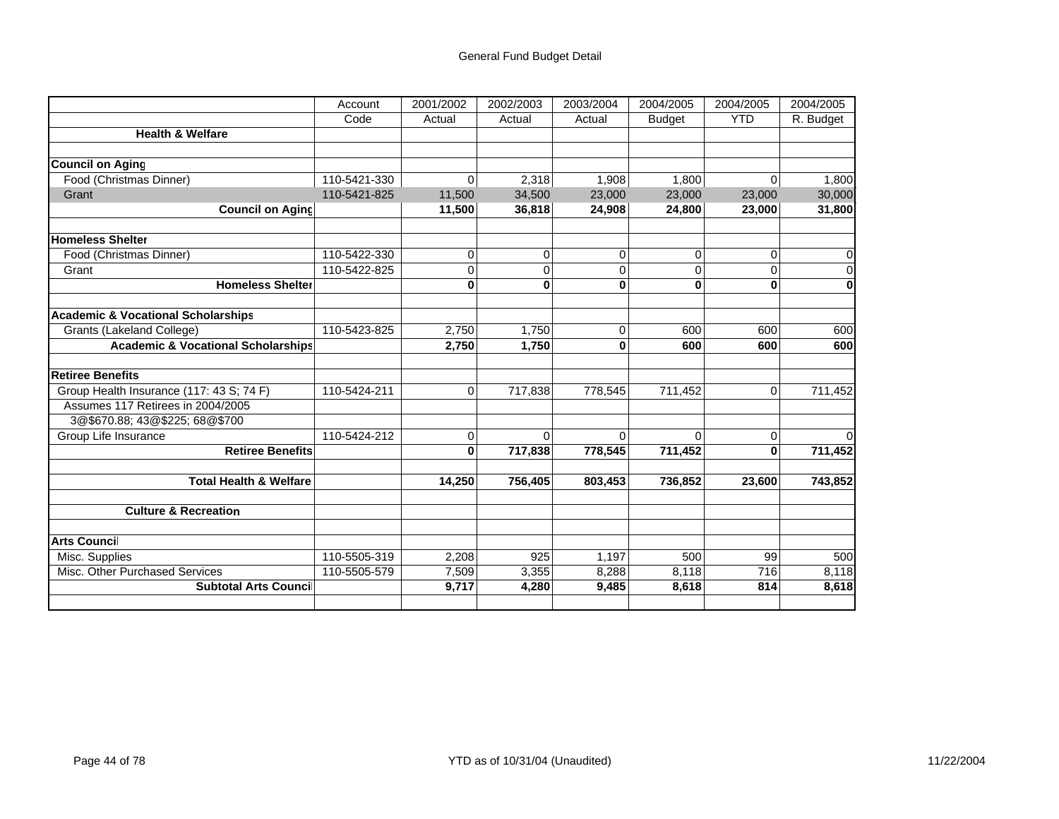General Fund Budget Detail

| | Account Code | 2001/2002 Actual | 2002/2003 Actual | 2003/2004 Actual | 2004/2005 Budget | 2004/2005 YTD | 2004/2005 R. Budget |
|---|---|---|---|---|---|---|---|
| **Health & Welfare** | | | | | | | |
| | | | | | | | |
| **Council on Aging** | | | | | | | |
| Food (Christmas Dinner) | 110-5421-330 | 0 | 2,318 | 1,908 | 1,800 | 0 | 1,800 |
| Grant | 110-5421-825 | 11,500 | 34,500 | 23,000 | 23,000 | 23,000 | 30,000 |
| **Council on Aging** | | **11,500** | **36,818** | **24,908** | **24,800** | **23,000** | **31,800** |
| | | | | | | | |
| **Homeless Shelter** | | | | | | | |
| Food (Christmas Dinner) | 110-5422-330 | 0 | 0 | 0 | 0 | 0 | 0 |
| Grant | 110-5422-825 | 0 | 0 | 0 | 0 | 0 | 0 |
| **Homeless Shelter** | | **0** | **0** | **0** | **0** | **0** | **0** |
| | | | | | | | |
| **Academic & Vocational Scholarships** | | | | | | | |
| Grants (Lakeland College) | 110-5423-825 | 2,750 | 1,750 | 0 | 600 | 600 | 600 |
| **Academic & Vocational Scholarships** | | **2,750** | **1,750** | **0** | **600** | **600** | **600** |
| | | | | | | | |
| **Retiree Benefits** | | | | | | | |
| Group Health Insurance (117: 43 S; 74 F) | 110-5424-211 | 0 | 717,838 | 778,545 | 711,452 | 0 | 711,452 |
| Assumes 117 Retirees in 2004/2005 | | | | | | | |
| 3@$670.88; 43@$225; 68@$700 | | | | | | | |
| Group Life Insurance | 110-5424-212 | 0 | 0 | 0 | 0 | 0 | 0 |
| **Retiree Benefits** | | **0** | **717,838** | **778,545** | **711,452** | **0** | **711,452** |
| | | | | | | | |
| **Total Health & Welfare** | | **14,250** | **756,405** | **803,453** | **736,852** | **23,600** | **743,852** |
| | | | | | | | |
| **Culture & Recreation** | | | | | | | |
| | | | | | | | |
| **Arts Council** | | | | | | | |
| Misc. Supplies | 110-5505-319 | 2,208 | 925 | 1,197 | 500 | 99 | 500 |
| Misc. Other Purchased Services | 110-5505-579 | 7,509 | 3,355 | 8,288 | 8,118 | 716 | 8,118 |
| **Subtotal Arts Council** | | **9,717** | **4,280** | **9,485** | **8,618** | **814** | **8,618** |

YTD as of 10/31/04 (Unaudited)

11/22/2004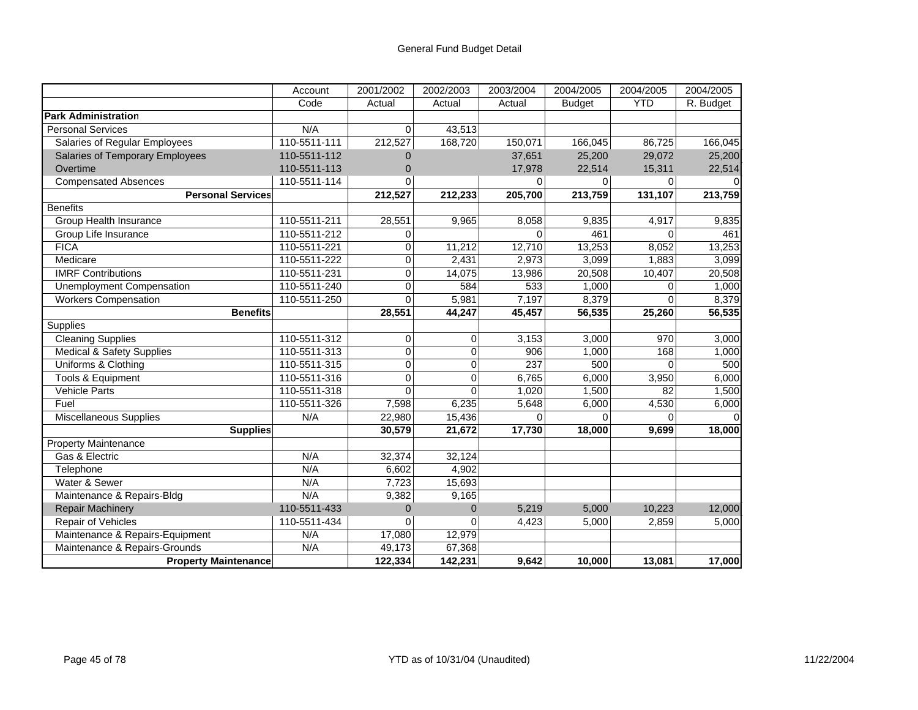General Fund Budget Detail

| | Account Code | 2001/2002 Actual | 2002/2003 Actual | 2003/2004 Actual | 2004/2005 Budget | 2004/2005 YTD | 2004/2005 R. Budget |
|---|---|---|---|---|---|---|---|
| **Park Administration** | | | | | | | |
| Personal Services | N/A | 0 | 43,513 | | | | |
| Salaries of Regular Employees | 110-5511-111 | 212,527 | 168,720 | 150,071 | 166,045 | 86,725 | 166,045 |
| Salaries of Temporary Employees | 110-5511-112 | 0 | | 37,651 | 25,200 | 29,072 | 25,200 |
| Overtime | 110-5511-113 | 0 | | 17,978 | 22,514 | 15,311 | 22,514 |
| Compensated Absences | 110-5511-114 | 0 | | 0 | 0 | 0 | 0 |
| **Personal Services** | | **212,527** | **212,233** | **205,700** | **213,759** | **131,107** | **213,759** |
| Benefits | | | | | | | |
| Group Health Insurance | 110-5511-211 | 28,551 | 9,965 | 8,058 | 9,835 | 4,917 | 9,835 |
| Group Life Insurance | 110-5511-212 | 0 | | 0 | 461 | 0 | 461 |
| FICA | 110-5511-221 | 0 | 11,212 | 12,710 | 13,253 | 8,052 | 13,253 |
| Medicare | 110-5511-222 | 0 | 2,431 | 2,973 | 3,099 | 1,883 | 3,099 |
| IMRF Contributions | 110-5511-231 | 0 | 14,075 | 13,986 | 20,508 | 10,407 | 20,508 |
| Unemployment Compensation | 110-5511-240 | 0 | 584 | 533 | 1,000 | 0 | 1,000 |
| Workers Compensation | 110-5511-250 | 0 | 5,981 | 7,197 | 8,379 | 0 | 8,379 |
| **Benefits** | | **28,551** | **44,247** | **45,457** | **56,535** | **25,260** | **56,535** |
| Supplies | | | | | | | |
| Cleaning Supplies | 110-5511-312 | 0 | 0 | 3,153 | 3,000 | 970 | 3,000 |
| Medical & Safety Supplies | 110-5511-313 | 0 | 0 | 906 | 1,000 | 168 | 1,000 |
| Uniforms & Clothing | 110-5511-315 | 0 | 0 | 237 | 500 | 0 | 500 |
| Tools & Equipment | 110-5511-316 | 0 | 0 | 6,765 | 6,000 | 3,950 | 6,000 |
| Vehicle Parts | 110-5511-318 | 0 | 0 | 1,020 | 1,500 | 82 | 1,500 |
| Fuel | 110-5511-326 | 7,598 | 6,235 | 5,648 | 6,000 | 4,530 | 6,000 |
| Miscellaneous Supplies | N/A | 22,980 | 15,436 | 0 | 0 | 0 | 0 |
| **Supplies** | | **30,579** | **21,672** | **17,730** | **18,000** | **9,699** | **18,000** |
| Property Maintenance | | | | | | | |
| Gas & Electric | N/A | 32,374 | 32,124 | | | | |
| Telephone | N/A | 6,602 | 4,902 | | | | |
| Water & Sewer | N/A | 7,723 | 15,693 | | | | |
| Maintenance & Repairs-Bldg | N/A | 9,382 | 9,165 | | | | |
| Repair Machinery | 110-5511-433 | 0 | 0 | 5,219 | 5,000 | 10,223 | 12,000 |
| Repair of Vehicles | 110-5511-434 | 0 | 0 | 4,423 | 5,000 | 2,859 | 5,000 |
| Maintenance & Repairs-Equipment | N/A | 17,080 | 12,979 | | | | |
| Maintenance & Repairs-Grounds | N/A | 49,173 | 67,368 | | | | |
| **Property Maintenance** | | **122,334** | **142,231** | **9,642** | **10,000** | **13,081** | **17,000** |

YTD as of 10/31/04 (Unaudited)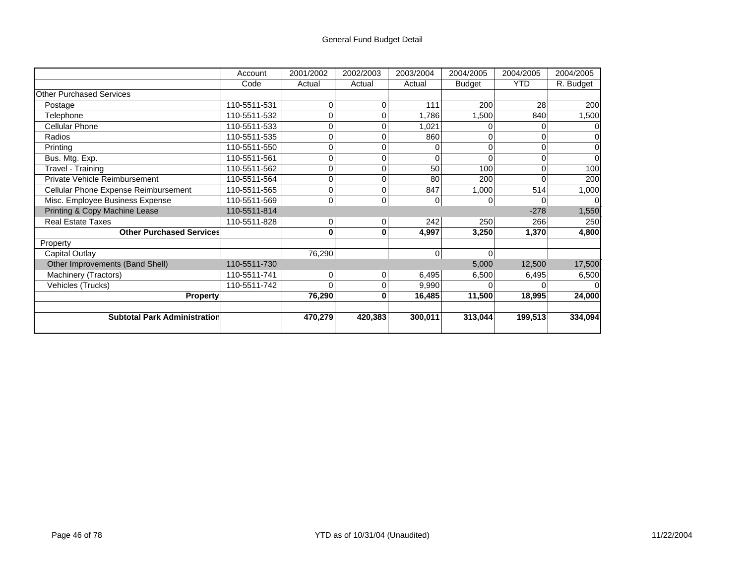General Fund Budget Detail

| | Account | 2001/2002 | 2002/2003 | 2003/2004 | 2004/2005 | 2004/2005 | 2004/2005 |
|---|---|---|---|---|---|---|---|
| | Code | Actual | Actual | Actual | Budget | YTD | R. Budget |
| Other Purchased Services | | | | | | | |
| Postage | 110-5511-531 | 0 | 0 | 111 | 200 | 28 | 200 |
| Telephone | 110-5511-532 | 0 | 0 | 1,786 | 1,500 | 840 | 1,500 |
| Cellular Phone | 110-5511-533 | 0 | 0 | 1,021 | 0 | 0 | 0 |
| Radios | 110-5511-535 | 0 | 0 | 860 | 0 | 0 | 0 |
| Printing | 110-5511-550 | 0 | 0 | 0 | 0 | 0 | 0 |
| Bus. Mtg. Exp. | 110-5511-561 | 0 | 0 | 0 | 0 | 0 | 0 |
| Travel - Training | 110-5511-562 | 0 | 0 | 50 | 100 | 0 | 100 |
| Private Vehicle Reimbursement | 110-5511-564 | 0 | 0 | 80 | 200 | 0 | 200 |
| Cellular Phone Expense Reimbursement | 110-5511-565 | 0 | 0 | 847 | 1,000 | 514 | 1,000 |
| Misc. Employee Business Expense | 110-5511-569 | 0 | 0 | 0 | 0 | 0 | 0 |
| Printing & Copy Machine Lease | 110-5511-814 | | | | | -278 | 1,550 |
| Real Estate Taxes | 110-5511-828 | 0 | 0 | 242 | 250 | 266 | 250 |
| **Other Purchased Services** | | **0** | **0** | **4,997** | **3,250** | **1,370** | **4,800** |
| Property | | | | | | | |
| Capital Outlay | | 76,290 | | 0 | 0 | | |
| Other Improvements (Band Shell) | 110-5511-730 | | | | 5,000 | 12,500 | 17,500 |
| Machinery (Tractors) | 110-5511-741 | 0 | 0 | 6,495 | 6,500 | 6,495 | 6,500 |
| Vehicles (Trucks) | 110-5511-742 | 0 | 0 | 9,990 | 0 | 0 | 0 |
| **Property** | | **76,290** | **0** | **16,485** | **11,500** | **18,995** | **24,000** |
| | | | | | | | |
| **Subtotal Park Administration** | | **470,279** | **420,383** | **300,011** | **313,044** | **199,513** | **334,094** |

YTD as of 10/31/04 (Unaudited)

11/22/2004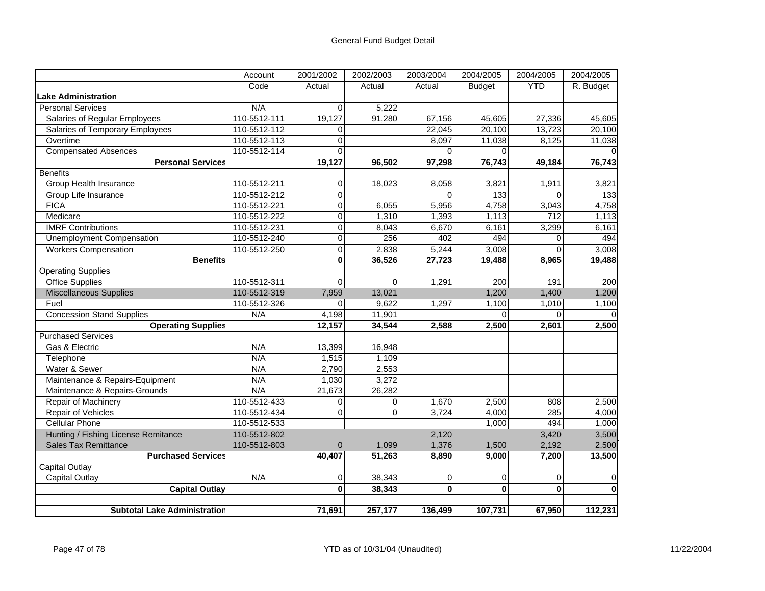# General Fund Budget Detail

| | Account Code | 2001/2002 Actual | 2002/2003 Actual | 2003/2004 Actual | 2004/2005 Budget | 2004/2005 YTD | 2004/2005 R. Budget |
|---|---|---|---|---|---|---|---|
| **Lake Administration** | | | | | | | |
| Personal Services | N/A | 0 | 5,222 | | | | |
| Salaries of Regular Employees | 110-5512-111 | 19,127 | 91,280 | 67,156 | 45,605 | 27,336 | 45,605 |
| Salaries of Temporary Employees | 110-5512-112 | 0 | | 22,045 | 20,100 | 13,723 | 20,100 |
| Overtime | 110-5512-113 | 0 | | 8,097 | 11,038 | 8,125 | 11,038 |
| Compensated Absences | 110-5512-114 | 0 | | 0 | 0 | | 0 |
| **Personal Services** | | **19,127** | **96,502** | **97,298** | **76,743** | **49,184** | **76,743** |
| Benefits | | | | | | | |
| Group Health Insurance | 110-5512-211 | 0 | 18,023 | 8,058 | 3,821 | 1,911 | 3,821 |
| Group Life Insurance | 110-5512-212 | 0 | | 0 | 133 | 0 | 133 |
| FICA | 110-5512-221 | 0 | 6,055 | 5,956 | 4,758 | 3,043 | 4,758 |
| Medicare | 110-5512-222 | 0 | 1,310 | 1,393 | 1,113 | 712 | 1,113 |
| IMRF Contributions | 110-5512-231 | 0 | 8,043 | 6,670 | 6,161 | 3,299 | 6,161 |
| Unemployment Compensation | 110-5512-240 | 0 | 256 | 402 | 494 | 0 | 494 |
| Workers Compensation | 110-5512-250 | 0 | 2,838 | 5,244 | 3,008 | 0 | 3,008 |
| **Benefits** | | **0** | **36,526** | **27,723** | **19,488** | **8,965** | **19,488** |
| Operating Supplies | | | | | | | |
| Office Supplies | 110-5512-311 | 0 | 0 | 1,291 | 200 | 191 | 200 |
| Miscellaneous Supplies | 110-5512-319 | 7,959 | 13,021 | | 1,200 | 1,400 | 1,200 |
| Fuel | 110-5512-326 | 0 | 9,622 | 1,297 | 1,100 | 1,010 | 1,100 |
| Concession Stand Supplies | N/A | 4,198 | 11,901 | | 0 | 0 | 0 |
| **Operating Supplies** | | **12,157** | **34,544** | **2,588** | **2,500** | **2,601** | **2,500** |
| Purchased Services | | | | | | | |
| Gas & Electric | N/A | 13,399 | 16,948 | | | | |
| Telephone | N/A | 1,515 | 1,109 | | | | |
| Water & Sewer | N/A | 2,790 | 2,553 | | | | |
| Maintenance & Repairs-Equipment | N/A | 1,030 | 3,272 | | | | |
| Maintenance & Repairs-Grounds | N/A | 21,673 | 26,282 | | | | |
| Repair of Machinery | 110-5512-433 | 0 | 0 | 1,670 | 2,500 | 808 | 2,500 |
| Repair of Vehicles | 110-5512-434 | 0 | 0 | 3,724 | 4,000 | 285 | 4,000 |
| Cellular Phone | 110-5512-533 | | | | 1,000 | 494 | 1,000 |
| Hunting / Fishing License Remitance | 110-5512-802 | | | 2,120 | | 3,420 | 3,500 |
| Sales Tax Remittance | 110-5512-803 | 0 | 1,099 | 1,376 | 1,500 | 2,192 | 2,500 |
| **Purchased Services** | | **40,407** | **51,263** | **8,890** | **9,000** | **7,200** | **13,500** |
| Capital Outlay | | | | | | | |
| Capital Outlay | N/A | 0 | 38,343 | 0 | 0 | 0 | 0 |
| **Capital Outlay** | | **0** | **38,343** | **0** | **0** | **0** | **0** |
| | | | | | | | |
| **Subtotal Lake Administration** | | **71,691** | **257,177** | **136,499** | **107,731** | **67,950** | **112,231** |

YTD as of 10/31/04 (Unaudited)

11/22/2004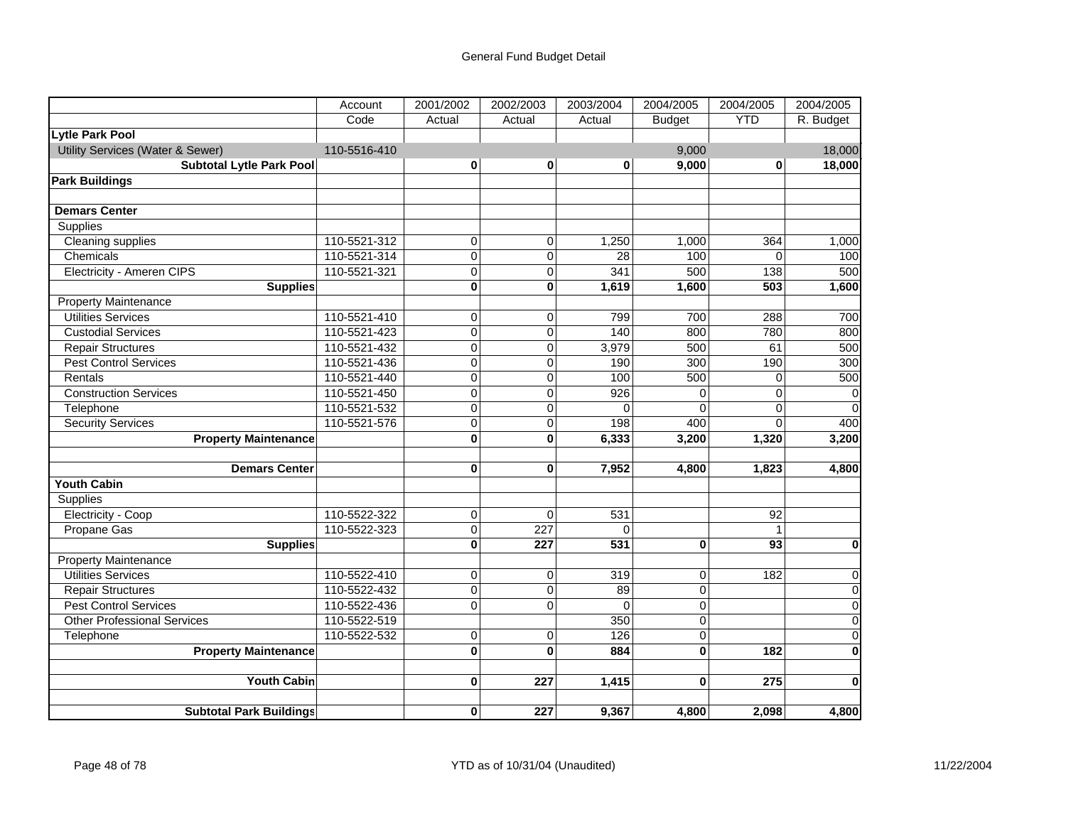General Fund Budget Detail

| | Account | 2001/2002 | 2002/2003 | 2003/2004 | 2004/2005 | 2004/2005 | 2004/2005 |
|---|---|---|---|---|---|---|---|
| | Code | Actual | Actual | Actual | Budget | YTD | R. Budget |
| **Lytle Park Pool** | | | | | | | |
| Utility Services (Water & Sewer) | 110-5516-410 | | | | 9,000 | | 18,000 |
| **Subtotal Lytle Park Pool** | | **0** | **0** | **0** | **9,000** | **0** | **18,000** |
| **Park Buildings** | | | | | | | |
| | | | | | | | |
| **Demars Center** | | | | | | | |
| Supplies | | | | | | | |
| Cleaning supplies | 110-5521-312 | 0 | 0 | 1,250 | 1,000 | 364 | 1,000 |
| Chemicals | 110-5521-314 | 0 | 0 | 28 | 100 | 0 | 100 |
| Electricity - Ameren CIPS | 110-5521-321 | 0 | 0 | 341 | 500 | 138 | 500 |
| **Supplies** | | **0** | **0** | **1,619** | **1,600** | **503** | **1,600** |
| Property Maintenance | | | | | | | |
| Utilities Services | 110-5521-410 | 0 | 0 | 799 | 700 | 288 | 700 |
| Custodial Services | 110-5521-423 | 0 | 0 | 140 | 800 | 780 | 800 |
| Repair Structures | 110-5521-432 | 0 | 0 | 3,979 | 500 | 61 | 500 |
| Pest Control Services | 110-5521-436 | 0 | 0 | 190 | 300 | 190 | 300 |
| Rentals | 110-5521-440 | 0 | 0 | 100 | 500 | 0 | 500 |
| Construction Services | 110-5521-450 | 0 | 0 | 926 | 0 | 0 | 0 |
| Telephone | 110-5521-532 | 0 | 0 | 0 | 0 | 0 | 0 |
| Security Services | 110-5521-576 | 0 | 0 | 198 | 400 | 0 | 400 |
| **Property Maintenance** | | **0** | **0** | **6,333** | **3,200** | **1,320** | **3,200** |
| | | | | | | | |
| **Demars Center** | | **0** | **0** | **7,952** | **4,800** | **1,823** | **4,800** |
| **Youth Cabin** | | | | | | | |
| Supplies | | | | | | | |
| Electricity - Coop | 110-5522-322 | 0 | 0 | 531 | | 92 | |
| Propane Gas | 110-5522-323 | 0 | 227 | 0 | | 1 | |
| **Supplies** | | **0** | **227** | **531** | **0** | **93** | **0** |
| Property Maintenance | | | | | | | |
| Utilities Services | 110-5522-410 | 0 | 0 | 319 | 0 | 182 | 0 |
| Repair Structures | 110-5522-432 | 0 | 0 | 89 | 0 | | 0 |
| Pest Control Services | 110-5522-436 | 0 | 0 | 0 | 0 | | 0 |
| Other Professional Services | 110-5522-519 | | | 350 | 0 | | 0 |
| Telephone | 110-5522-532 | 0 | 0 | 126 | 0 | | 0 |
| **Property Maintenance** | | **0** | **0** | **884** | **0** | **182** | **0** |
| | | | | | | | |
| **Youth Cabin** | | **0** | **227** | **1,415** | **0** | **275** | **0** |
| | | | | | | | |
| **Subtotal Park Buildings** | | **0** | **227** | **9,367** | **4,800** | **2,098** | **4,800** |

YTD as of 10/31/04 (Unaudited) 11/22/2004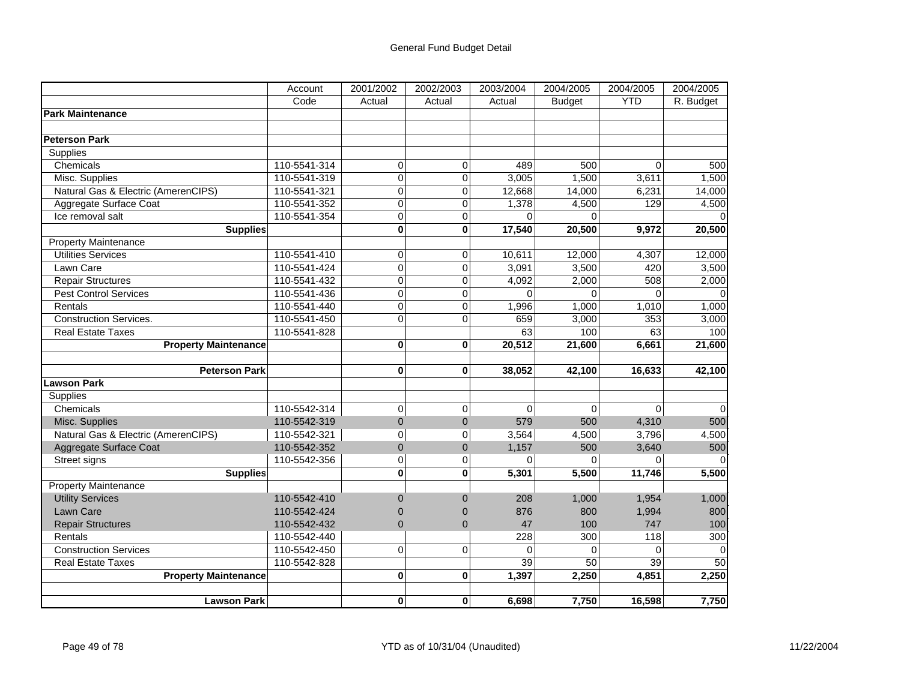General Fund Budget Detail

| | Account Code | 2001/2002 Actual | 2002/2003 Actual | 2003/2004 Actual | 2004/2005 Budget | 2004/2005 YTD | 2004/2005 R. Budget |
|---|---|---|---|---|---|---|---|
| **Park Maintenance** | | | | | | | |
| | | | | | | | |
| **Peterson Park** | | | | | | | |
| Supplies | | | | | | | |
| Chemicals | 110-5541-314 | 0 | 0 | 489 | 500 | 0 | 500 |
| Misc. Supplies | 110-5541-319 | 0 | 0 | 3,005 | 1,500 | 3,611 | 1,500 |
| Natural Gas & Electric (AmerenCIPS) | 110-5541-321 | 0 | 0 | 12,668 | 14,000 | 6,231 | 14,000 |
| Aggregate Surface Coat | 110-5541-352 | 0 | 0 | 1,378 | 4,500 | 129 | 4,500 |
| Ice removal salt | 110-5541-354 | 0 | 0 | 0 | 0 | | 0 |
| **Supplies** | | **0** | **0** | **17,540** | **20,500** | **9,972** | **20,500** |
| Property Maintenance | | | | | | | |
| Utilities Services | 110-5541-410 | 0 | 0 | 10,611 | 12,000 | 4,307 | 12,000 |
| Lawn Care | 110-5541-424 | 0 | 0 | 3,091 | 3,500 | 420 | 3,500 |
| Repair Structures | 110-5541-432 | 0 | 0 | 4,092 | 2,000 | 508 | 2,000 |
| Pest Control Services | 110-5541-436 | 0 | 0 | 0 | 0 | 0 | 0 |
| Rentals | 110-5541-440 | 0 | 0 | 1,996 | 1,000 | 1,010 | 1,000 |
| Construction Services. | 110-5541-450 | 0 | 0 | 659 | 3,000 | 353 | 3,000 |
| Real Estate Taxes | 110-5541-828 | | | 63 | 100 | 63 | 100 |
| **Property Maintenance** | | **0** | **0** | **20,512** | **21,600** | **6,661** | **21,600** |
| | | | | | | | |
| **Peterson Park** | | **0** | **0** | **38,052** | **42,100** | **16,633** | **42,100** |
| **Lawson Park** | | | | | | | |
| Supplies | | | | | | | |
| Chemicals | 110-5542-314 | 0 | 0 | 0 | 0 | 0 | 0 |
| Misc. Supplies | 110-5542-319 | 0 | 0 | 579 | 500 | 4,310 | 500 |
| Natural Gas & Electric (AmerenCIPS) | 110-5542-321 | 0 | 0 | 3,564 | 4,500 | 3,796 | 4,500 |
| Aggregate Surface Coat | 110-5542-352 | 0 | 0 | 1,157 | 500 | 3,640 | 500 |
| Street signs | 110-5542-356 | 0 | 0 | 0 | 0 | 0 | 0 |
| **Supplies** | | **0** | **0** | **5,301** | **5,500** | **11,746** | **5,500** |
| Property Maintenance | | | | | | | |
| Utility Services | 110-5542-410 | 0 | 0 | 208 | 1,000 | 1,954 | 1,000 |
| Lawn Care | 110-5542-424 | 0 | 0 | 876 | 800 | 1,994 | 800 |
| Repair Structures | 110-5542-432 | 0 | 0 | 47 | 100 | 747 | 100 |
| Rentals | 110-5542-440 | | | 228 | 300 | 118 | 300 |
| Construction Services | 110-5542-450 | 0 | 0 | 0 | 0 | 0 | 0 |
| Real Estate Taxes | 110-5542-828 | | | 39 | 50 | 39 | 50 |
| **Property Maintenance** | | **0** | **0** | **1,397** | **2,250** | **4,851** | **2,250** |
| | | | | | | | |
| **Lawson Park** | | **0** | **0** | **6,698** | **7,750** | **16,598** | **7,750** |

YTD as of 10/31/04 (Unaudited)

11/22/2004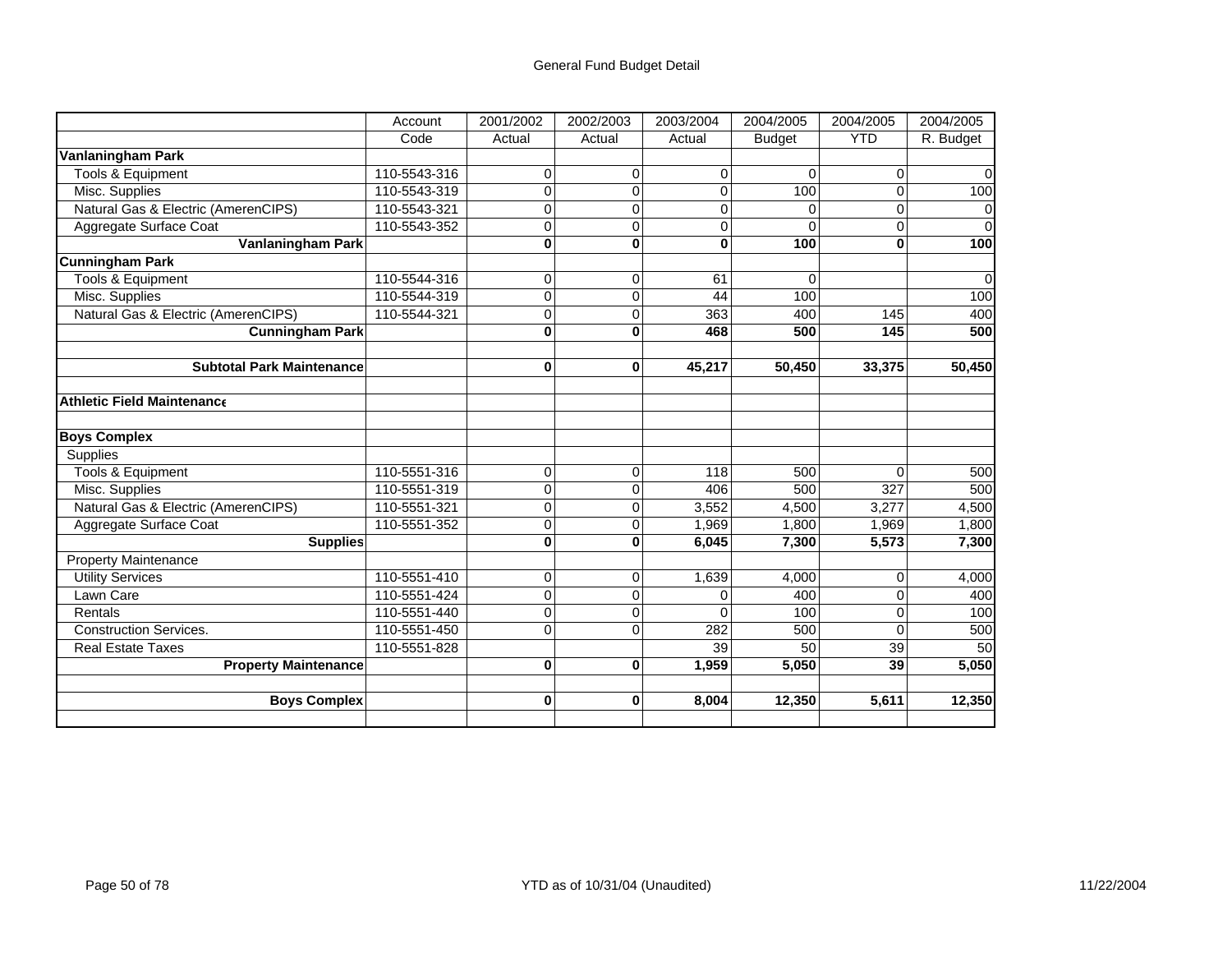General Fund Budget Detail

| | Account Code | 2001/2002 Actual | 2002/2003 Actual | 2003/2004 Actual | 2004/2005 Budget | 2004/2005 YTD | 2004/2005 R. Budget |
|---|---|---|---|---|---|---|---|
| **Vanlaningham Park** | | | | | | | |
| Tools & Equipment | 110-5543-316 | 0 | 0 | 0 | 0 | 0 | 0 |
| Misc. Supplies | 110-5543-319 | 0 | 0 | 0 | 100 | 0 | 100 |
| Natural Gas & Electric (AmerenCIPS) | 110-5543-321 | 0 | 0 | 0 | 0 | 0 | 0 |
| Aggregate Surface Coat | 110-5543-352 | 0 | 0 | 0 | 0 | 0 | 0 |
| **Vanlaningham Park** | | **0** | **0** | **0** | **100** | **0** | **100** |
| **Cunningham Park** | | | | | | | |
| Tools & Equipment | 110-5544-316 | 0 | 0 | 61 | 0 | | 0 |
| Misc. Supplies | 110-5544-319 | 0 | 0 | 44 | 100 | | 100 |
| Natural Gas & Electric (AmerenCIPS) | 110-5544-321 | 0 | 0 | 363 | 400 | 145 | 400 |
| **Cunningham Park** | | **0** | **0** | **468** | **500** | **145** | **500** |
| | | | | | | | |
| **Subtotal Park Maintenance** | | **0** | **0** | **45,217** | **50,450** | **33,375** | **50,450** |
| | | | | | | | |
| **Athletic Field Maintenance** | | | | | | | |
| | | | | | | | |
| **Boys Complex** | | | | | | | |
| Supplies | | | | | | | |
| Tools & Equipment | 110-5551-316 | 0 | 0 | 118 | 500 | 0 | 500 |
| Misc. Supplies | 110-5551-319 | 0 | 0 | 406 | 500 | 327 | 500 |
| Natural Gas & Electric (AmerenCIPS) | 110-5551-321 | 0 | 0 | 3,552 | 4,500 | 3,277 | 4,500 |
| Aggregate Surface Coat | 110-5551-352 | 0 | 0 | 1,969 | 1,800 | 1,969 | 1,800 |
| **Supplies** | | **0** | **0** | **6,045** | **7,300** | **5,573** | **7,300** |
| Property Maintenance | | | | | | | |
| Utility Services | 110-5551-410 | 0 | 0 | 1,639 | 4,000 | 0 | 4,000 |
| Lawn Care | 110-5551-424 | 0 | 0 | 0 | 400 | 0 | 400 |
| Rentals | 110-5551-440 | 0 | 0 | 0 | 100 | 0 | 100 |
| Construction Services. | 110-5551-450 | 0 | 0 | 282 | 500 | 0 | 500 |
| Real Estate Taxes | 110-5551-828 | | | 39 | 50 | 39 | 50 |
| **Property Maintenance** | | **0** | **0** | **1,959** | **5,050** | **39** | **5,050** |
| | | | | | | | |
| **Boys Complex** | | **0** | **0** | **8,004** | **12,350** | **5,611** | **12,350** |

YTD as of 10/31/04 (Unaudited)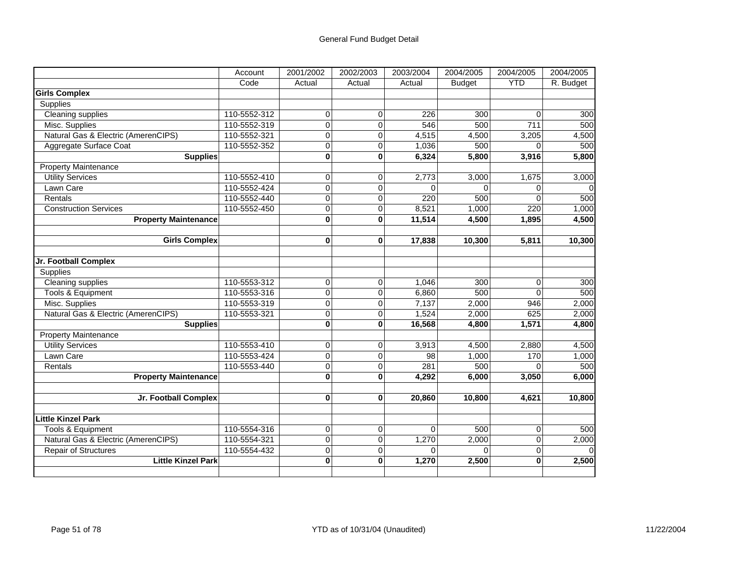General Fund Budget Detail

| | Account Code | 2001/2002 Actual | 2002/2003 Actual | 2003/2004 Actual | 2004/2005 Budget | 2004/2005 YTD | 2004/2005 R. Budget |
|---|---|---|---|---|---|---|---|
| **Girls Complex** | | | | | | | |
| Supplies | | | | | | | |
| Cleaning supplies | 110-5552-312 | 0 | 0 | 226 | 300 | 0 | 300 |
| Misc. Supplies | 110-5552-319 | 0 | 0 | 546 | 500 | 711 | 500 |
| Natural Gas & Electric (AmerenCIPS) | 110-5552-321 | 0 | 0 | 4,515 | 4,500 | 3,205 | 4,500 |
| Aggregate Surface Coat | 110-5552-352 | 0 | 0 | 1,036 | 500 | 0 | 500 |
| **Supplies** | | **0** | **0** | **6,324** | **5,800** | **3,916** | **5,800** |
| Property Maintenance | | | | | | | |
| Utility Services | 110-5552-410 | 0 | 0 | 2,773 | 3,000 | 1,675 | 3,000 |
| Lawn Care | 110-5552-424 | 0 | 0 | 0 | 0 | 0 | 0 |
| Rentals | 110-5552-440 | 0 | 0 | 220 | 500 | 0 | 500 |
| Construction Services | 110-5552-450 | 0 | 0 | 8,521 | 1,000 | 220 | 1,000 |
| **Property Maintenance** | | **0** | **0** | **11,514** | **4,500** | **1,895** | **4,500** |
| | | | | | | | |
| **Girls Complex** | | **0** | **0** | **17,838** | **10,300** | **5,811** | **10,300** |
| | | | | | | | |
| **Jr. Football Complex** | | | | | | | |
| Supplies | | | | | | | |
| Cleaning supplies | 110-5553-312 | 0 | 0 | 1,046 | 300 | 0 | 300 |
| Tools & Equipment | 110-5553-316 | 0 | 0 | 6,860 | 500 | 0 | 500 |
| Misc. Supplies | 110-5553-319 | 0 | 0 | 7,137 | 2,000 | 946 | 2,000 |
| Natural Gas & Electric (AmerenCIPS) | 110-5553-321 | 0 | 0 | 1,524 | 2,000 | 625 | 2,000 |
| **Supplies** | | **0** | **0** | **16,568** | **4,800** | **1,571** | **4,800** |
| Property Maintenance | | | | | | | |
| Utility Services | 110-5553-410 | 0 | 0 | 3,913 | 4,500 | 2,880 | 4,500 |
| Lawn Care | 110-5553-424 | 0 | 0 | 98 | 1,000 | 170 | 1,000 |
| Rentals | 110-5553-440 | 0 | 0 | 281 | 500 | 0 | 500 |
| **Property Maintenance** | | **0** | **0** | **4,292** | **6,000** | **3,050** | **6,000** |
| | | | | | | | |
| **Jr. Football Complex** | | **0** | **0** | **20,860** | **10,800** | **4,621** | **10,800** |
| | | | | | | | |
| **Little Kinzel Park** | | | | | | | |
| Tools & Equipment | 110-5554-316 | 0 | 0 | 0 | 500 | 0 | 500 |
| Natural Gas & Electric (AmerenCIPS) | 110-5554-321 | 0 | 0 | 1,270 | 2,000 | 0 | 2,000 |
| Repair of Structures | 110-5554-432 | 0 | 0 | 0 | 0 | 0 | 0 |
| **Little Kinzel Park** | | **0** | **0** | **1,270** | **2,500** | **0** | **2,500** |

YTD as of 10/31/04 (Unaudited)

11/22/2004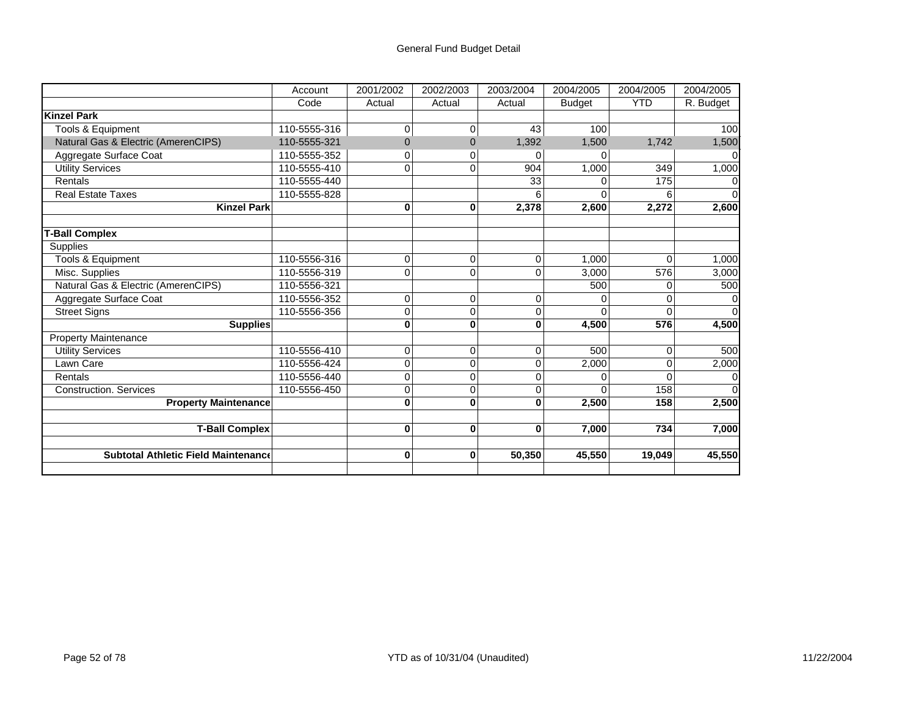General Fund Budget Detail

| | Account Code | 2001/2002 Actual | 2002/2003 Actual | 2003/2004 Actual | 2004/2005 Budget | 2004/2005 YTD | 2004/2005 R. Budget |
|---|---|---|---|---|---|---|---|
| **Kinzel Park** | | | | | | | |
| Tools & Equipment | 110-5555-316 | 0 | 0 | 43 | 100 | | 100 |
| Natural Gas & Electric (AmerenCIPS) | 110-5555-321 | 0 | 0 | 1,392 | 1,500 | 1,742 | 1,500 |
| Aggregate Surface Coat | 110-5555-352 | 0 | 0 | 0 | 0 | | 0 |
| Utility Services | 110-5555-410 | 0 | 0 | 904 | 1,000 | 349 | 1,000 |
| Rentals | 110-5555-440 | | | 33 | 0 | 175 | 0 |
| Real Estate Taxes | 110-5555-828 | | | 6 | 0 | 6 | 0 |
| **Kinzel Park** | | **0** | **0** | **2,378** | **2,600** | **2,272** | **2,600** |
| | | | | | | | |
| **T-Ball Complex** | | | | | | | |
| Supplies | | | | | | | |
| Tools & Equipment | 110-5556-316 | 0 | 0 | 0 | 1,000 | 0 | 1,000 |
| Misc. Supplies | 110-5556-319 | 0 | 0 | 0 | 3,000 | 576 | 3,000 |
| Natural Gas & Electric (AmerenCIPS) | 110-5556-321 | | | | 500 | 0 | 500 |
| Aggregate Surface Coat | 110-5556-352 | 0 | 0 | 0 | 0 | 0 | 0 |
| Street Signs | 110-5556-356 | 0 | 0 | 0 | 0 | 0 | 0 |
| **Supplies** | | **0** | **0** | **0** | **4,500** | **576** | **4,500** |
| Property Maintenance | | | | | | | |
| Utility Services | 110-5556-410 | 0 | 0 | 0 | 500 | 0 | 500 |
| Lawn Care | 110-5556-424 | 0 | 0 | 0 | 2,000 | 0 | 2,000 |
| Rentals | 110-5556-440 | 0 | 0 | 0 | 0 | 0 | 0 |
| Construction. Services | 110-5556-450 | 0 | 0 | 0 | 0 | 158 | 0 |
| **Property Maintenance** | | **0** | **0** | **0** | **2,500** | **158** | **2,500** |
| | | | | | | | |
| **T-Ball Complex** | | **0** | **0** | **0** | **7,000** | **734** | **7,000** |
| | | | | | | | |
| **Subtotal Athletic Field Maintenance** | | **0** | **0** | **50,350** | **45,550** | **19,049** | **45,550** |

YTD as of 10/31/04 (Unaudited)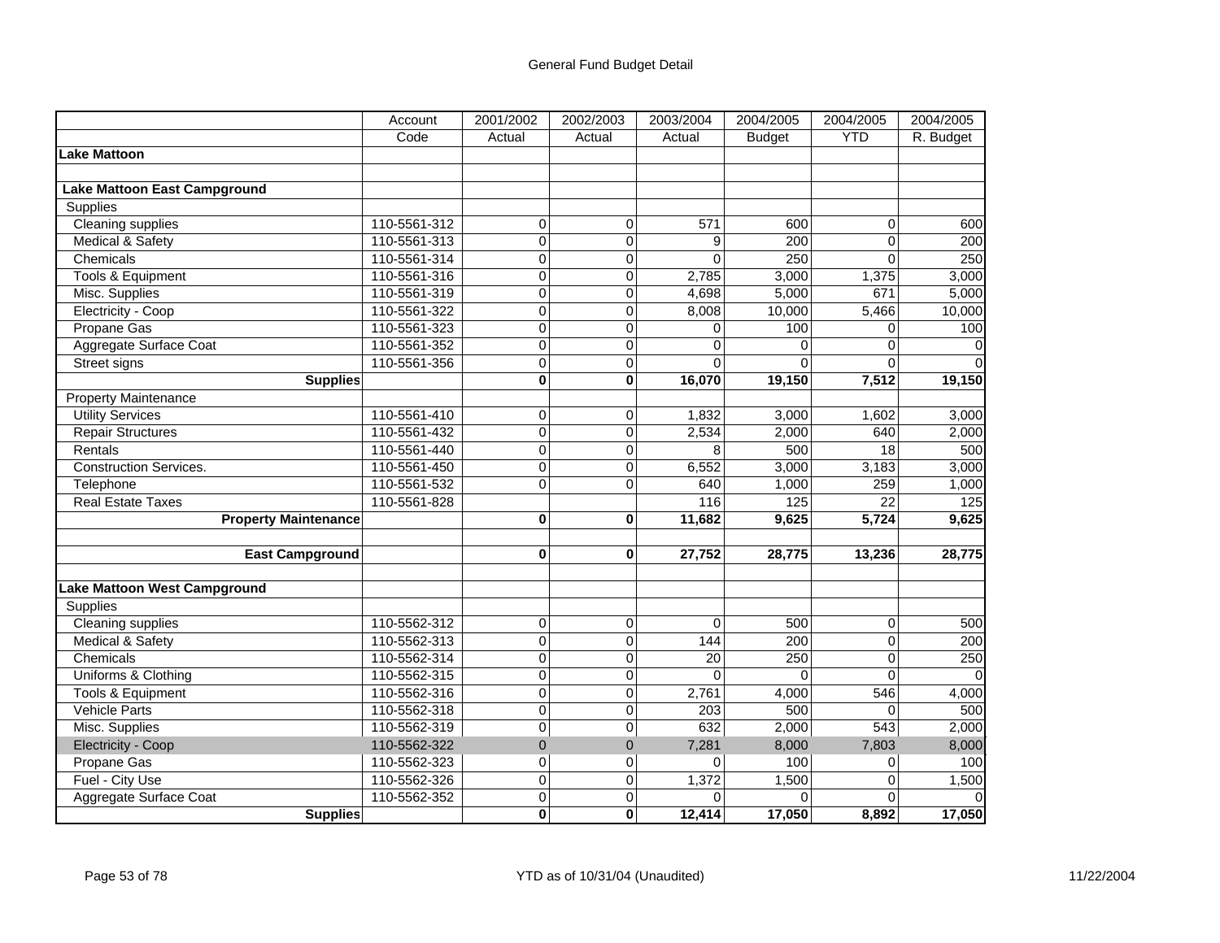General Fund Budget Detail

| | Account Code | 2001/2002 Actual | 2002/2003 Actual | 2003/2004 Actual | 2004/2005 Budget | 2004/2005 YTD | 2004/2005 R. Budget |
|---|---|---|---|---|---|---|---|
| **Lake Mattoon** | | | | | | | |
| | | | | | | | |
| **Lake Mattoon East Campground** | | | | | | | |
| Supplies | | | | | | | |
| Cleaning supplies | 110-5561-312 | 0 | 0 | 571 | 600 | 0 | 600 |
| Medical & Safety | 110-5561-313 | 0 | 0 | 9 | 200 | 0 | 200 |
| Chemicals | 110-5561-314 | 0 | 0 | 0 | 250 | 0 | 250 |
| Tools & Equipment | 110-5561-316 | 0 | 0 | 2,785 | 3,000 | 1,375 | 3,000 |
| Misc. Supplies | 110-5561-319 | 0 | 0 | 4,698 | 5,000 | 671 | 5,000 |
| Electricity - Coop | 110-5561-322 | 0 | 0 | 8,008 | 10,000 | 5,466 | 10,000 |
| Propane Gas | 110-5561-323 | 0 | 0 | 0 | 100 | 0 | 100 |
| Aggregate Surface Coat | 110-5561-352 | 0 | 0 | 0 | 0 | 0 | 0 |
| Street signs | 110-5561-356 | 0 | 0 | 0 | 0 | 0 | 0 |
| **Supplies** | | **0** | **0** | **16,070** | **19,150** | **7,512** | **19,150** |
| Property Maintenance | | | | | | | |
| Utility Services | 110-5561-410 | 0 | 0 | 1,832 | 3,000 | 1,602 | 3,000 |
| Repair Structures | 110-5561-432 | 0 | 0 | 2,534 | 2,000 | 640 | 2,000 |
| Rentals | 110-5561-440 | 0 | 0 | 8 | 500 | 18 | 500 |
| Construction Services. | 110-5561-450 | 0 | 0 | 6,552 | 3,000 | 3,183 | 3,000 |
| Telephone | 110-5561-532 | 0 | 0 | 640 | 1,000 | 259 | 1,000 |
| Real Estate Taxes | 110-5561-828 | | | 116 | 125 | 22 | 125 |
| **Property Maintenance** | | **0** | **0** | **11,682** | **9,625** | **5,724** | **9,625** |
| | | | | | | | |
| **East Campground** | | **0** | **0** | **27,752** | **28,775** | **13,236** | **28,775** |
| | | | | | | | |
| **Lake Mattoon West Campground** | | | | | | | |
| Supplies | | | | | | | |
| Cleaning supplies | 110-5562-312 | 0 | 0 | 0 | 500 | 0 | 500 |
| Medical & Safety | 110-5562-313 | 0 | 0 | 144 | 200 | 0 | 200 |
| Chemicals | 110-5562-314 | 0 | 0 | 20 | 250 | 0 | 250 |
| Uniforms & Clothing | 110-5562-315 | 0 | 0 | 0 | 0 | 0 | 0 |
| Tools & Equipment | 110-5562-316 | 0 | 0 | 2,761 | 4,000 | 546 | 4,000 |
| Vehicle Parts | 110-5562-318 | 0 | 0 | 203 | 500 | 0 | 500 |
| Misc. Supplies | 110-5562-319 | 0 | 0 | 632 | 2,000 | 543 | 2,000 |
| Electricity - Coop | 110-5562-322 | 0 | 0 | 7,281 | 8,000 | 7,803 | 8,000 |
| Propane Gas | 110-5562-323 | 0 | 0 | 0 | 100 | 0 | 100 |
| Fuel - City Use | 110-5562-326 | 0 | 0 | 1,372 | 1,500 | 0 | 1,500 |
| Aggregate Surface Coat | 110-5562-352 | 0 | 0 | 0 | 0 | 0 | 0 |
| **Supplies** | | **0** | **0** | **12,414** | **17,050** | **8,892** | **17,050** |

YTD as of 10/31/04 (Unaudited)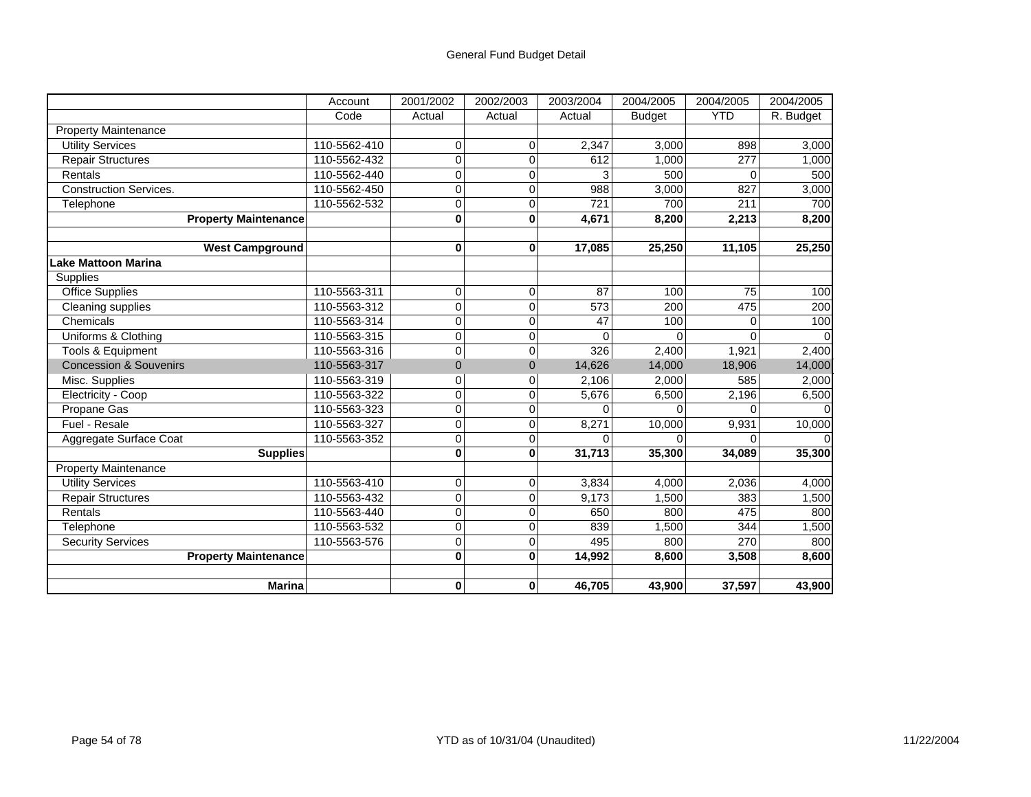General Fund Budget Detail

| | Account Code | 2001/2002 Actual | 2002/2003 Actual | 2003/2004 Actual | 2004/2005 Budget | 2004/2005 YTD | 2004/2005 R. Budget |
|---|---|---|---|---|---|---|---|
| Property Maintenance | | | | | | | |
| Utility Services | 110-5562-410 | 0 | 0 | 2,347 | 3,000 | 898 | 3,000 |
| Repair Structures | 110-5562-432 | 0 | 0 | 612 | 1,000 | 277 | 1,000 |
| Rentals | 110-5562-440 | 0 | 0 | 3 | 500 | 0 | 500 |
| Construction Services. | 110-5562-450 | 0 | 0 | 988 | 3,000 | 827 | 3,000 |
| Telephone | 110-5562-532 | 0 | 0 | 721 | 700 | 211 | 700 |
| **Property Maintenance** | | **0** | **0** | **4,671** | **8,200** | **2,213** | **8,200** |
| | | | | | | | |
| **West Campground** | | **0** | **0** | **17,085** | **25,250** | **11,105** | **25,250** |
| **Lake Mattoon Marina** | | | | | | | |
| Supplies | | | | | | | |
| Office Supplies | 110-5563-311 | 0 | 0 | 87 | 100 | 75 | 100 |
| Cleaning supplies | 110-5563-312 | 0 | 0 | 573 | 200 | 475 | 200 |
| Chemicals | 110-5563-314 | 0 | 0 | 47 | 100 | 0 | 100 |
| Uniforms & Clothing | 110-5563-315 | 0 | 0 | 0 | 0 | 0 | 0 |
| Tools & Equipment | 110-5563-316 | 0 | 0 | 326 | 2,400 | 1,921 | 2,400 |
| Concession & Souvenirs | 110-5563-317 | 0 | 0 | 14,626 | 14,000 | 18,906 | 14,000 |
| Misc. Supplies | 110-5563-319 | 0 | 0 | 2,106 | 2,000 | 585 | 2,000 |
| Electricity - Coop | 110-5563-322 | 0 | 0 | 5,676 | 6,500 | 2,196 | 6,500 |
| Propane Gas | 110-5563-323 | 0 | 0 | 0 | 0 | 0 | 0 |
| Fuel - Resale | 110-5563-327 | 0 | 0 | 8,271 | 10,000 | 9,931 | 10,000 |
| Aggregate Surface Coat | 110-5563-352 | 0 | 0 | 0 | 0 | 0 | 0 |
| **Supplies** | | **0** | **0** | **31,713** | **35,300** | **34,089** | **35,300** |
| Property Maintenance | | | | | | | |
| Utility Services | 110-5563-410 | 0 | 0 | 3,834 | 4,000 | 2,036 | 4,000 |
| Repair Structures | 110-5563-432 | 0 | 0 | 9,173 | 1,500 | 383 | 1,500 |
| Rentals | 110-5563-440 | 0 | 0 | 650 | 800 | 475 | 800 |
| Telephone | 110-5563-532 | 0 | 0 | 839 | 1,500 | 344 | 1,500 |
| Security Services | 110-5563-576 | 0 | 0 | 495 | 800 | 270 | 800 |
| **Property Maintenance** | | **0** | **0** | **14,992** | **8,600** | **3,508** | **8,600** |
| | | | | | | | |
| **Marina** | | **0** | **0** | **46,705** | **43,900** | **37,597** | **43,900** |

YTD as of 10/31/04 (Unaudited)

11/22/2004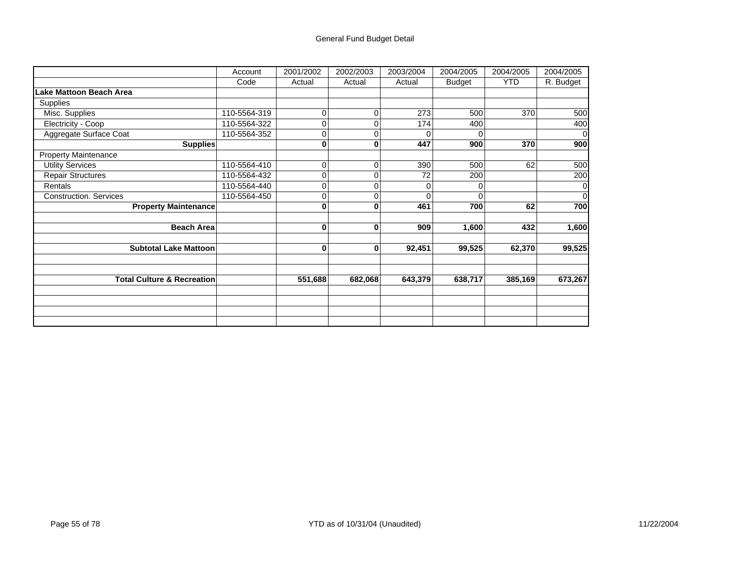General Fund Budget Detail

| | Account Code | 2001/2002 Actual | 2002/2003 Actual | 2003/2004 Actual | 2004/2005 Budget | 2004/2005 YTD | 2004/2005 R. Budget |
|---|---|---|---|---|---|---|---|
| **Lake Mattoon Beach Area** | | | | | | | |
| Supplies | | | | | | | |
| Misc. Supplies | 110-5564-319 | 0 | 0 | 273 | 500 | 370 | 500 |
| Electricity - Coop | 110-5564-322 | 0 | 0 | 174 | 400 | | 400 |
| Aggregate Surface Coat | 110-5564-352 | 0 | 0 | 0 | 0 | | 0 |
| **Supplies** | | **0** | **0** | **447** | **900** | **370** | **900** |
| Property Maintenance | | | | | | | |
| Utility Services | 110-5564-410 | 0 | 0 | 390 | 500 | 62 | 500 |
| Repair Structures | 110-5564-432 | 0 | 0 | 72 | 200 | | 200 |
| Rentals | 110-5564-440 | 0 | 0 | 0 | 0 | | 0 |
| Construction. Services | 110-5564-450 | 0 | 0 | 0 | 0 | | 0 |
| **Property Maintenance** | | **0** | **0** | **461** | **700** | **62** | **700** |
| | | | | | | | |
| **Beach Area** | | **0** | **0** | **909** | **1,600** | **432** | **1,600** |
| | | | | | | | |
| **Subtotal Lake Mattoon** | | **0** | **0** | **92,451** | **99,525** | **62,370** | **99,525** |
| | | | | | | | |
| | | | | | | | |
| **Total Culture & Recreation** | | **551,688** | **682,068** | **643,379** | **638,717** | **385,169** | **673,267** |

YTD as of 10/31/04 (Unaudited)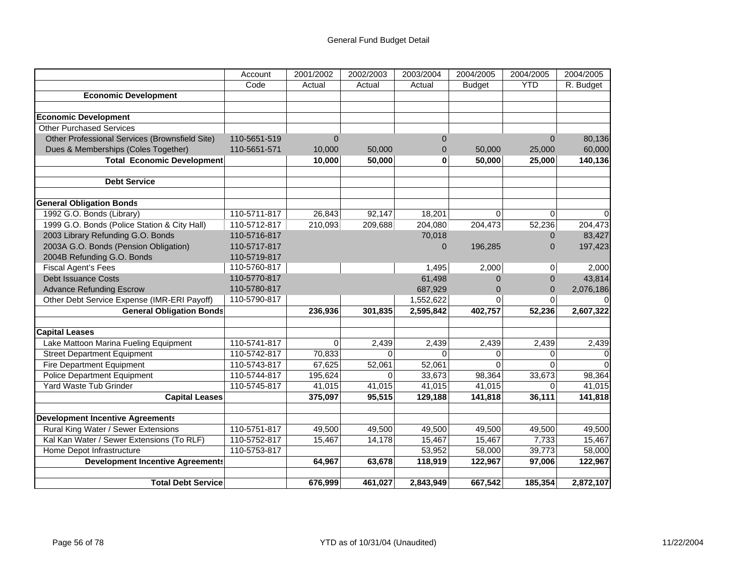# General Fund Budget Detail

| | Account Code | 2001/2002 Actual | 2002/2003 Actual | 2003/2004 Actual | 2004/2005 Budget | 2004/2005 YTD | 2004/2005 R. Budget |
|---|---|---|---|---|---|---|---|
| **Economic Development** | | | | | | | |
| | | | | | | | |
| **Economic Development** | | | | | | | |
| Other Purchased Services | | | | | | | |
| Other Professional Services (Brownsfield Site) | 110-5651-519 | 0 | | 0 | | 0 | 80,136 |
| Dues & Memberships (Coles Together) | 110-5651-571 | 10,000 | 50,000 | 0 | 50,000 | 25,000 | 60,000 |
| **Total Economic Development** | | **10,000** | **50,000** | **0** | **50,000** | **25,000** | **140,136** |
| | | | | | | | |
| **Debt Service** | | | | | | | |
| | | | | | | | |
| **General Obligation Bonds** | | | | | | | |
| 1992 G.O. Bonds (Library) | 110-5711-817 | 26,843 | 92,147 | 18,201 | 0 | 0 | 0 |
| 1999 G.O. Bonds (Police Station & City Hall) | 110-5712-817 | 210,093 | 209,688 | 204,080 | 204,473 | 52,236 | 204,473 |
| 2003 Library Refunding G.O. Bonds | 110-5716-817 | | | 70,018 | | 0 | 83,427 |
| 2003A G.O. Bonds (Pension Obligation) | 110-5717-817 | | | 0 | 196,285 | 0 | 197,423 |
| 2004B Refunding G.O. Bonds | 110-5719-817 | | | | | | |
| Fiscal Agent's Fees | 110-5760-817 | | | 1,495 | 2,000 | 0 | 2,000 |
| Debt Issuance Costs | 110-5770-817 | | | 61,498 | 0 | 0 | 43,814 |
| Advance Refunding Escrow | 110-5780-817 | | | 687,929 | 0 | 0 | 2,076,186 |
| Other Debt Service Expense (IMR-ERI Payoff) | 110-5790-817 | | | 1,552,622 | 0 | 0 | 0 |
| **General Obligation Bonds** | | **236,936** | **301,835** | **2,595,842** | **402,757** | **52,236** | **2,607,322** |
| | | | | | | | |
| **Capital Leases** | | | | | | | |
| Lake Mattoon Marina Fueling Equipment | 110-5741-817 | 0 | 2,439 | 2,439 | 2,439 | 2,439 | 2,439 |
| Street Department Equipment | 110-5742-817 | 70,833 | 0 | 0 | 0 | 0 | 0 |
| Fire Department Equipment | 110-5743-817 | 67,625 | 52,061 | 52,061 | 0 | 0 | 0 |
| Police Department Equipment | 110-5744-817 | 195,624 | 0 | 33,673 | 98,364 | 33,673 | 98,364 |
| Yard Waste Tub Grinder | 110-5745-817 | 41,015 | 41,015 | 41,015 | 41,015 | 0 | 41,015 |
| **Capital Leases** | | **375,097** | **95,515** | **129,188** | **141,818** | **36,111** | **141,818** |
| | | | | | | | |
| **Development Incentive Agreements** | | | | | | | |
| Rural King Water / Sewer Extensions | 110-5751-817 | 49,500 | 49,500 | 49,500 | 49,500 | 49,500 | 49,500 |
| Kal Kan Water / Sewer Extensions (To RLF) | 110-5752-817 | 15,467 | 14,178 | 15,467 | 15,467 | 7,733 | 15,467 |
| Home Depot Infrastructure | 110-5753-817 | | | 53,952 | 58,000 | 39,773 | 58,000 |
| **Development Incentive Agreements** | | **64,967** | **63,678** | **118,919** | **122,967** | **97,006** | **122,967** |
| | | | | | | | |
| **Total Debt Service** | | **676,999** | **461,027** | **2,843,949** | **667,542** | **185,354** | **2,872,107** |

YTD as of 10/31/04 (Unaudited)

11/22/2004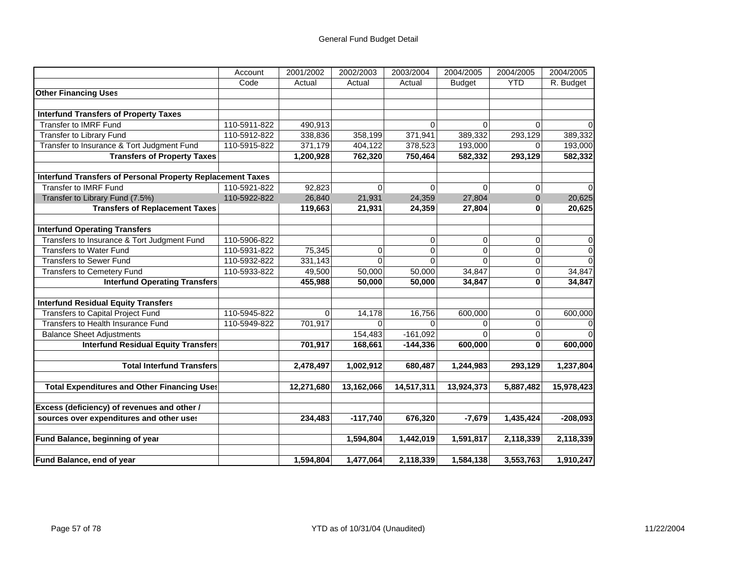# General Fund Budget Detail

| | Account Code | 2001/2002 Actual | 2002/2003 Actual | 2003/2004 Actual | 2004/2005 Budget | 2004/2005 YTD | 2004/2005 R. Budget |
|---|---|---|---|---|---|---|---|
| **Other Financing Uses** | | | | | | | |
| | | | | | | | |
| **Interfund Transfers of Property Taxes** | | | | | | | |
| Transfer to IMRF Fund | 110-5911-822 | 490,913 | | 0 | 0 | 0 | 0 |
| Transfer to Library Fund | 110-5912-822 | 338,836 | 358,199 | 371,941 | 389,332 | 293,129 | 389,332 |
| Transfer to Insurance & Tort Judgment Fund | 110-5915-822 | 371,179 | 404,122 | 378,523 | 193,000 | 0 | 193,000 |
| **Transfers of Property Taxes** | | **1,200,928** | **762,320** | **750,464** | **582,332** | **293,129** | **582,332** |
| | | | | | | | |
| **Interfund Transfers of Personal Property Replacement Taxes** | | | | | | | |
| Transfer to IMRF Fund | 110-5921-822 | 92,823 | 0 | 0 | 0 | 0 | 0 |
| Transfer to Library Fund (7.5%) | 110-5922-822 | 26,840 | 21,931 | 24,359 | 27,804 | 0 | 20,625 |
| **Transfers of Replacement Taxes** | | **119,663** | **21,931** | **24,359** | **27,804** | **0** | **20,625** |
| | | | | | | | |
| **Interfund Operating Transfers** | | | | | | | |
| Transfers to Insurance & Tort Judgment Fund | 110-5906-822 | | | 0 | 0 | 0 | 0 |
| Transfers to Water Fund | 110-5931-822 | 75,345 | 0 | 0 | 0 | 0 | 0 |
| Transfers to Sewer Fund | 110-5932-822 | 331,143 | 0 | 0 | 0 | 0 | 0 |
| Transfers to Cemetery Fund | 110-5933-822 | 49,500 | 50,000 | 50,000 | 34,847 | 0 | 34,847 |
| **Interfund Operating Transfers** | | **455,988** | **50,000** | **50,000** | **34,847** | **0** | **34,847** |
| | | | | | | | |
| **Interfund Residual Equity Transfers** | | | | | | | |
| Transfers to Capital Project Fund | 110-5945-822 | 0 | 14,178 | 16,756 | 600,000 | 0 | 600,000 |
| Transfers to Health Insurance Fund | 110-5949-822 | 701,917 | 0 | 0 | 0 | 0 | 0 |
| Balance Sheet Adjustments | | | 154,483 | -161,092 | 0 | 0 | 0 |
| **Interfund Residual Equity Transfers** | | **701,917** | **168,661** | **-144,336** | **600,000** | **0** | **600,000** |
| | | | | | | | |
| **Total Interfund Transfers** | | **2,478,497** | **1,002,912** | **680,487** | **1,244,983** | **293,129** | **1,237,804** |
| | | | | | | | |
| **Total Expenditures and Other Financing Uses** | | **12,271,680** | **13,162,066** | **14,517,311** | **13,924,373** | **5,887,482** | **15,978,423** |
| | | | | | | | |
| **Excess (deficiency) of revenues and other /** | | | | | | | |
| **sources over expenditures and other uses** | | **234,483** | **-117,740** | **676,320** | **-7,679** | **1,435,424** | **-208,093** |
| | | | | | | | |
| **Fund Balance, beginning of year** | | | **1,594,804** | **1,442,019** | **1,591,817** | **2,118,339** | **2,118,339** |
| | | | | | | | |
| **Fund Balance, end of year** | | **1,594,804** | **1,477,064** | **2,118,339** | **1,584,138** | **3,553,763** | **1,910,247** |

YTD as of 10/31/04 (Unaudited)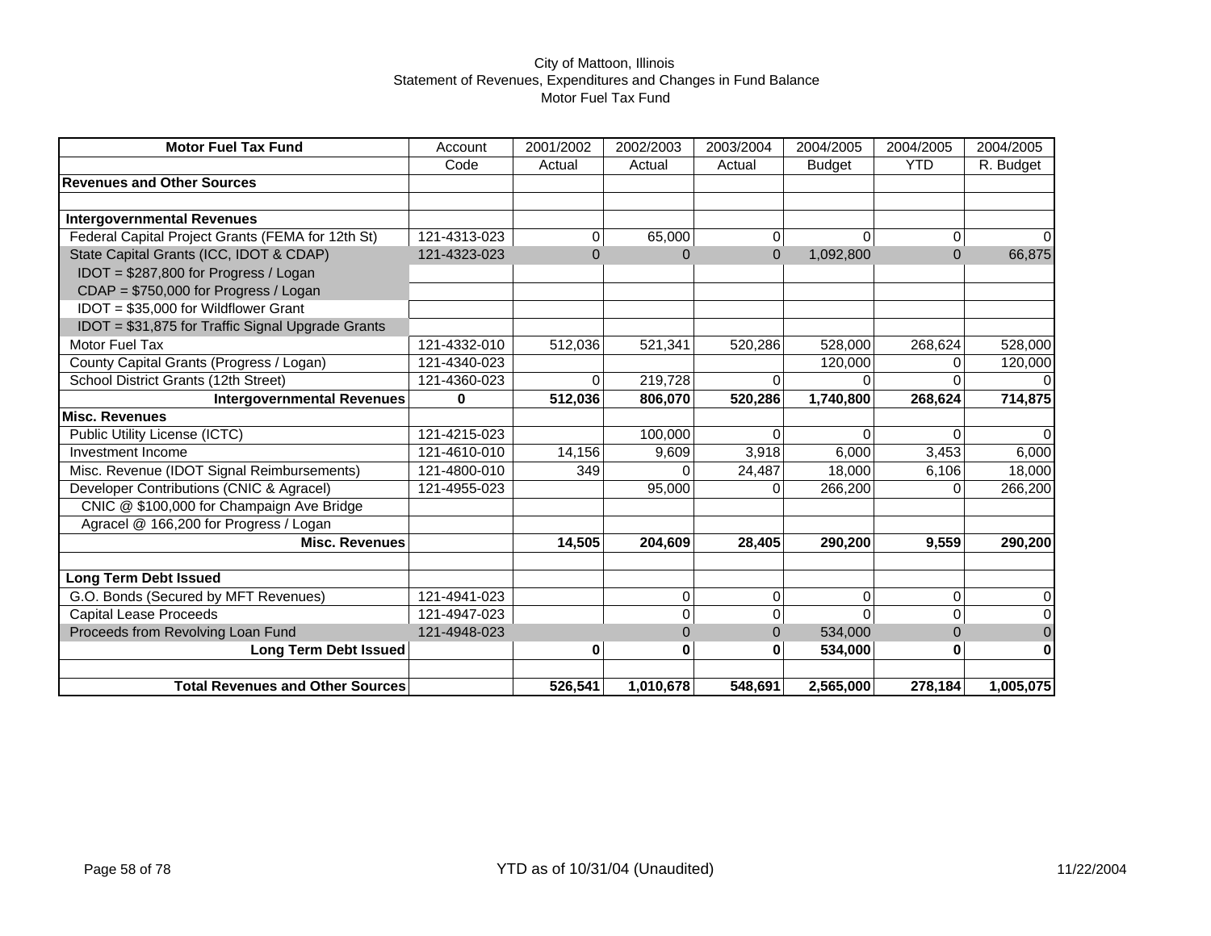City of Mattoon, Illinois
Statement of Revenues, Expenditures and Changes in Fund Balance
Motor Fuel Tax Fund

| Motor Fuel Tax Fund | Account | 2001/2002 | 2002/2003 | 2003/2004 | 2004/2005 | 2004/2005 | 2004/2005 |
|---|---|---|---|---|---|---|---|
| | Code | Actual | Actual | Actual | Budget | YTD | R. Budget |
| **Revenues and Other Sources** | | | | | | | |
| | | | | | | | |
| **Intergovernmental Revenues** | | | | | | | |
| Federal Capital Project Grants (FEMA for 12th St) | 121-4313-023 | 0 | 65,000 | 0 | 0 | 0 | 0 |
| State Capital Grants (ICC, IDOT & CDAP) | 121-4323-023 | 0 | 0 | 0 | 1,092,800 | 0 | 66,875 |
| IDOT = $287,800 for Progress / Logan | | | | | | | |
| CDAP = $750,000 for Progress / Logan | | | | | | | |
| IDOT = $35,000 for Wildflower Grant | | | | | | | |
| IDOT = $31,875 for Traffic Signal Upgrade Grants | | | | | | | |
| Motor Fuel Tax | 121-4332-010 | 512,036 | 521,341 | 520,286 | 528,000 | 268,624 | 528,000 |
| County Capital Grants (Progress / Logan) | 121-4340-023 | | | | 120,000 | 0 | 120,000 |
| School District Grants (12th Street) | 121-4360-023 | 0 | 219,728 | 0 | 0 | 0 | 0 |
| **Intergovernmental Revenues** | **0** | **512,036** | **806,070** | **520,286** | **1,740,800** | **268,624** | **714,875** |
| **Misc. Revenues** | | | | | | | |
| Public Utility License (ICTC) | 121-4215-023 | | 100,000 | 0 | 0 | 0 | 0 |
| Investment Income | 121-4610-010 | 14,156 | 9,609 | 3,918 | 6,000 | 3,453 | 6,000 |
| Misc. Revenue (IDOT Signal Reimbursements) | 121-4800-010 | 349 | 0 | 24,487 | 18,000 | 6,106 | 18,000 |
| Developer Contributions (CNIC & Agracel) | 121-4955-023 | | 95,000 | 0 | 266,200 | 0 | 266,200 |
| CNIC @ $100,000 for Champaign Ave Bridge | | | | | | | |
| Agracel @ 166,200 for Progress / Logan | | | | | | | |
| **Misc. Revenues** | | **14,505** | **204,609** | **28,405** | **290,200** | **9,559** | **290,200** |
| | | | | | | | |
| **Long Term Debt Issued** | | | | | | | |
| G.O. Bonds (Secured by MFT Revenues) | 121-4941-023 | | 0 | 0 | 0 | 0 | 0 |
| Capital Lease Proceeds | 121-4947-023 | | 0 | 0 | 0 | 0 | 0 |
| Proceeds from Revolving Loan Fund | 121-4948-023 | | 0 | 0 | 534,000 | 0 | 0 |
| **Long Term Debt Issued** | | **0** | **0** | **0** | **534,000** | **0** | **0** |
| | | | | | | | |
| **Total Revenues and Other Sources** | | **526,541** | **1,010,678** | **548,691** | **2,565,000** | **278,184** | **1,005,075** |

YTD as of 10/31/04 (Unaudited)

11/22/2004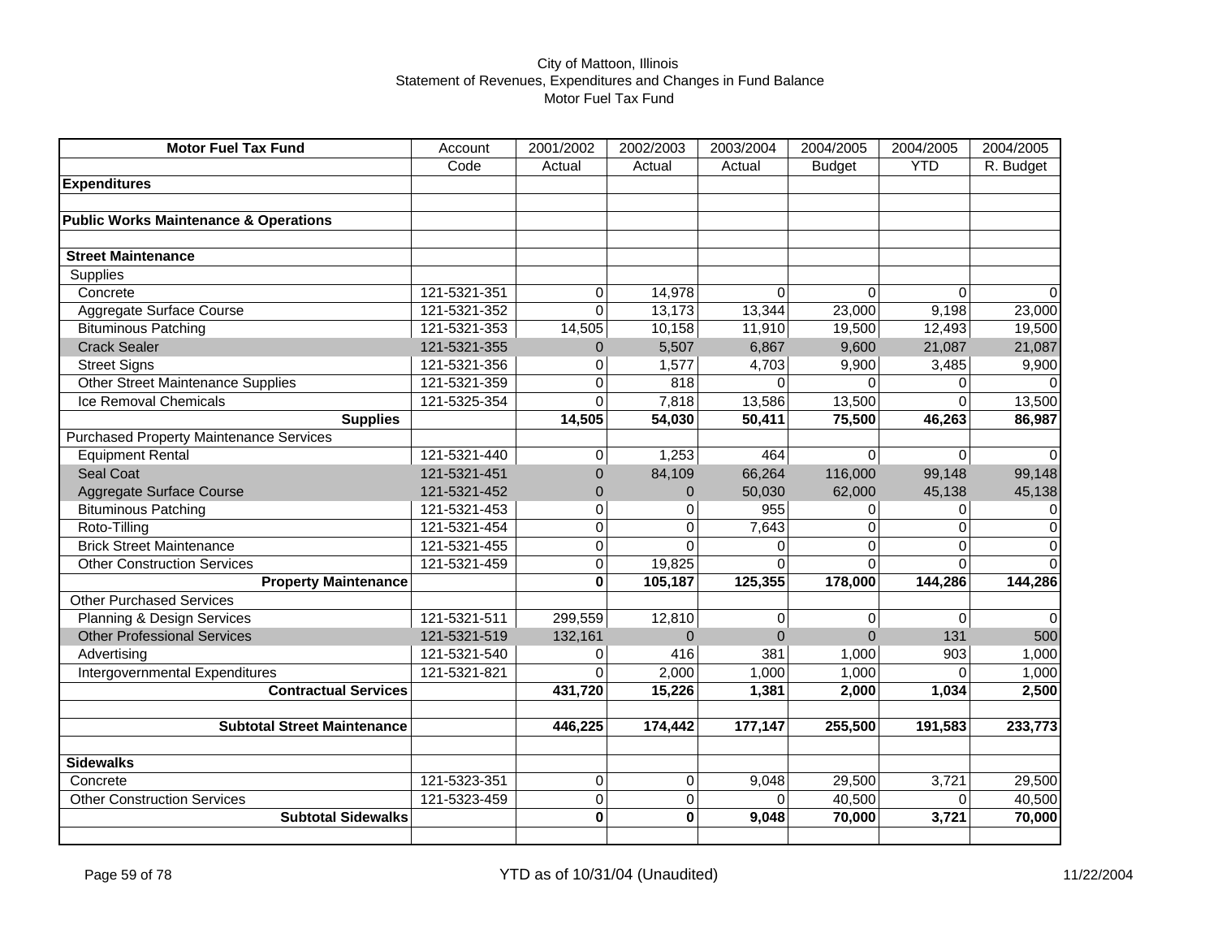City of Mattoon, Illinois
Statement of Revenues, Expenditures and Changes in Fund Balance
Motor Fuel Tax Fund

| Motor Fuel Tax Fund | Account Code | 2001/2002 Actual | 2002/2003 Actual | 2003/2004 Actual | 2004/2005 Budget | 2004/2005 YTD | 2004/2005 R. Budget |
|---|---|---|---|---|---|---|---|
| **Expenditures** | | | | | | | |
| | | | | | | | |
| **Public Works Maintenance & Operations** | | | | | | | |
| | | | | | | | |
| **Street Maintenance** | | | | | | | |
| Supplies | | | | | | | |
| Concrete | 121-5321-351 | 0 | 14,978 | 0 | 0 | 0 | 0 |
| Aggregate Surface Course | 121-5321-352 | 0 | 13,173 | 13,344 | 23,000 | 9,198 | 23,000 |
| Bituminous Patching | 121-5321-353 | 14,505 | 10,158 | 11,910 | 19,500 | 12,493 | 19,500 |
| Crack Sealer | 121-5321-355 | 0 | 5,507 | 6,867 | 9,600 | 21,087 | 21,087 |
| Street Signs | 121-5321-356 | 0 | 1,577 | 4,703 | 9,900 | 3,485 | 9,900 |
| Other Street Maintenance Supplies | 121-5321-359 | 0 | 818 | 0 | 0 | 0 | 0 |
| Ice Removal Chemicals | 121-5325-354 | 0 | 7,818 | 13,586 | 13,500 | 0 | 13,500 |
| **Supplies** | | **14,505** | **54,030** | **50,411** | **75,500** | **46,263** | **86,987** |
| Purchased Property Maintenance Services | | | | | | | |
| Equipment Rental | 121-5321-440 | 0 | 1,253 | 464 | 0 | 0 | 0 |
| Seal Coat | 121-5321-451 | 0 | 84,109 | 66,264 | 116,000 | 99,148 | 99,148 |
| Aggregate Surface Course | 121-5321-452 | 0 | 0 | 50,030 | 62,000 | 45,138 | 45,138 |
| Bituminous Patching | 121-5321-453 | 0 | 0 | 955 | 0 | 0 | 0 |
| Roto-Tilling | 121-5321-454 | 0 | 0 | 7,643 | 0 | 0 | 0 |
| Brick Street Maintenance | 121-5321-455 | 0 | 0 | 0 | 0 | 0 | 0 |
| Other Construction Services | 121-5321-459 | 0 | 19,825 | 0 | 0 | 0 | 0 |
| **Property Maintenance** | | **0** | **105,187** | **125,355** | **178,000** | **144,286** | **144,286** |
| Other Purchased Services | | | | | | | |
| Planning & Design Services | 121-5321-511 | 299,559 | 12,810 | 0 | 0 | 0 | 0 |
| Other Professional Services | 121-5321-519 | 132,161 | 0 | 0 | 0 | 131 | 500 |
| Advertising | 121-5321-540 | 0 | 416 | 381 | 1,000 | 903 | 1,000 |
| Intergovernmental Expenditures | 121-5321-821 | 0 | 2,000 | 1,000 | 1,000 | 0 | 1,000 |
| **Contractual Services** | | **431,720** | **15,226** | **1,381** | **2,000** | **1,034** | **2,500** |
| | | | | | | | |
| **Subtotal Street Maintenance** | | **446,225** | **174,442** | **177,147** | **255,500** | **191,583** | **233,773** |
| | | | | | | | |
| **Sidewalks** | | | | | | | |
| Concrete | 121-5323-351 | 0 | 0 | 9,048 | 29,500 | 3,721 | 29,500 |
| Other Construction Services | 121-5323-459 | 0 | 0 | 0 | 40,500 | 0 | 40,500 |
| **Subtotal Sidewalks** | | **0** | **0** | **9,048** | **70,000** | **3,721** | **70,000** |

YTD as of 10/31/04 (Unaudited)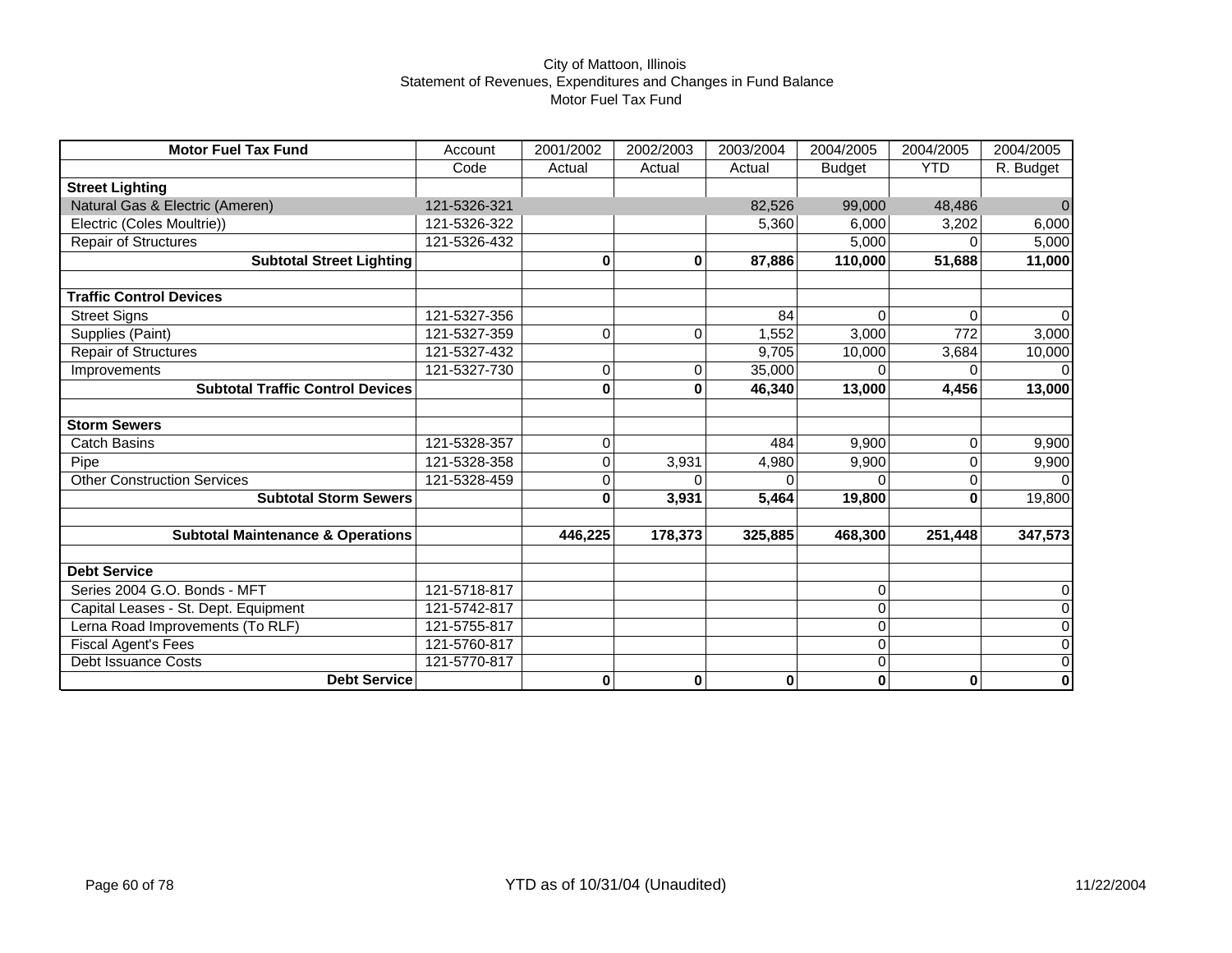City of Mattoon, Illinois
Statement of Revenues, Expenditures and Changes in Fund Balance
Motor Fuel Tax Fund

| Motor Fuel Tax Fund | Account Code | 2001/2002 Actual | 2002/2003 Actual | 2003/2004 Actual | 2004/2005 Budget | 2004/2005 YTD | 2004/2005 R. Budget |
|---|---|---|---|---|---|---|---|
| **Street Lighting** | | | | | | | |
| Natural Gas & Electric (Ameren) | 121-5326-321 | | | 82,526 | 99,000 | 48,486 | 0 |
| Electric (Coles Moultrie)) | 121-5326-322 | | | 5,360 | 6,000 | 3,202 | 6,000 |
| Repair of Structures | 121-5326-432 | | | | 5,000 | 0 | 5,000 |
| **Subtotal Street Lighting** | | **0** | **0** | **87,886** | **110,000** | **51,688** | **11,000** |
| | | | | | | | |
| **Traffic Control Devices** | | | | | | | |
| Street Signs | 121-5327-356 | | | 84 | 0 | 0 | 0 |
| Supplies (Paint) | 121-5327-359 | 0 | 0 | 1,552 | 3,000 | 772 | 3,000 |
| Repair of Structures | 121-5327-432 | | | 9,705 | 10,000 | 3,684 | 10,000 |
| Improvements | 121-5327-730 | 0 | 0 | 35,000 | 0 | 0 | 0 |
| **Subtotal Traffic Control Devices** | | **0** | **0** | **46,340** | **13,000** | **4,456** | **13,000** |
| | | | | | | | |
| **Storm Sewers** | | | | | | | |
| Catch Basins | 121-5328-357 | 0 | | 484 | 9,900 | 0 | 9,900 |
| Pipe | 121-5328-358 | 0 | 3,931 | 4,980 | 9,900 | 0 | 9,900 |
| Other Construction Services | 121-5328-459 | 0 | 0 | 0 | 0 | 0 | 0 |
| **Subtotal Storm Sewers** | | **0** | **3,931** | **5,464** | **19,800** | **0** | 19,800 |
| | | | | | | | |
| **Subtotal Maintenance & Operations** | | **446,225** | **178,373** | **325,885** | **468,300** | **251,448** | **347,573** |
| | | | | | | | |
| **Debt Service** | | | | | | | |
| Series 2004 G.O. Bonds - MFT | 121-5718-817 | | | | 0 | | 0 |
| Capital Leases - St. Dept. Equipment | 121-5742-817 | | | | 0 | | 0 |
| Lerna Road Improvements (To RLF) | 121-5755-817 | | | | 0 | | 0 |
| Fiscal Agent's Fees | 121-5760-817 | | | | 0 | | 0 |
| Debt Issuance Costs | 121-5770-817 | | | | 0 | | 0 |
| **Debt Service** | | **0** | **0** | **0** | **0** | **0** | **0** |

YTD as of 10/31/04 (Unaudited)

11/22/2004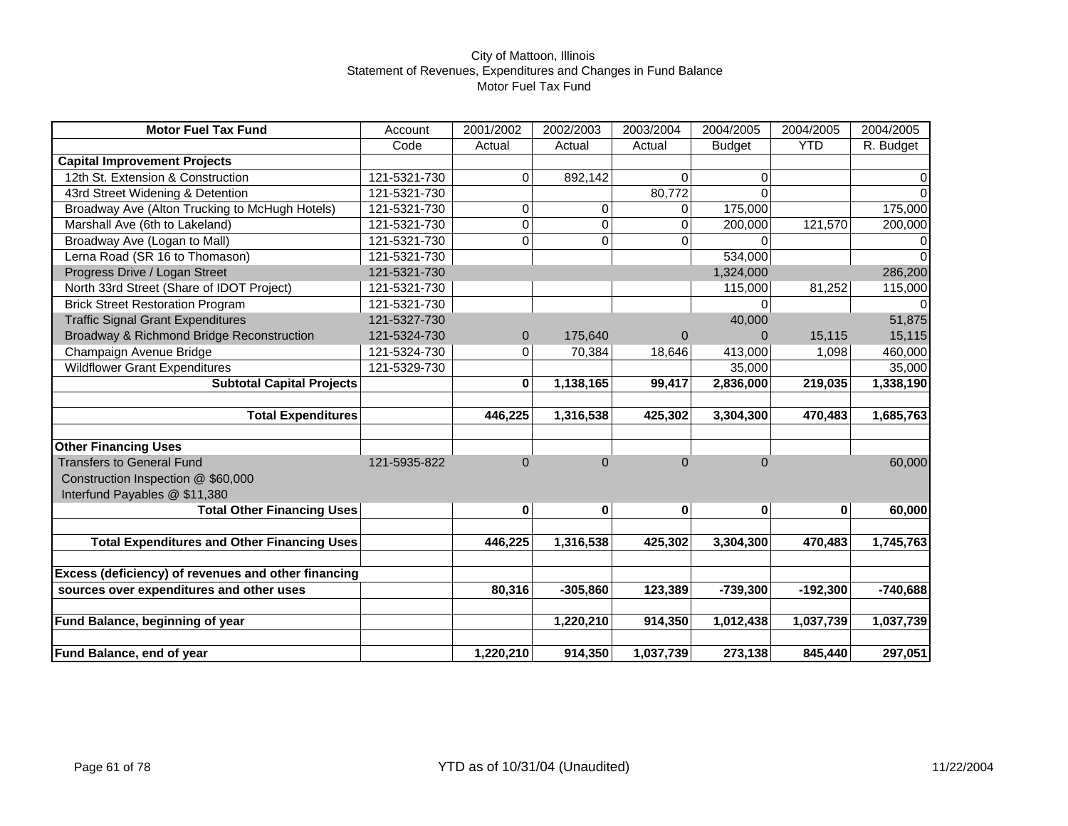City of Mattoon, Illinois
Statement of Revenues, Expenditures and Changes in Fund Balance
Motor Fuel Tax Fund

| Motor Fuel Tax Fund | Account | 2001/2002 | 2002/2003 | 2003/2004 | 2004/2005 | 2004/2005 | 2004/2005 |
|---|---|---|---|---|---|---|---|
| | Code | Actual | Actual | Actual | Budget | YTD | R. Budget |
| **Capital Improvement Projects** | | | | | | | |
| 12th St. Extension & Construction | 121-5321-730 | 0 | 892,142 | 0 | 0 | | 0 |
| 43rd Street Widening & Detention | 121-5321-730 | | | 80,772 | 0 | | 0 |
| Broadway Ave (Alton Trucking to McHugh Hotels) | 121-5321-730 | 0 | 0 | 0 | 175,000 | | 175,000 |
| Marshall Ave (6th to Lakeland) | 121-5321-730 | 0 | 0 | 0 | 200,000 | 121,570 | 200,000 |
| Broadway Ave (Logan to Mall) | 121-5321-730 | 0 | 0 | 0 | 0 | | 0 |
| Lerna Road (SR 16 to Thomason) | 121-5321-730 | | | | 534,000 | | 0 |
| Progress Drive / Logan Street | 121-5321-730 | | | | 1,324,000 | | 286,200 |
| North 33rd Street (Share of IDOT Project) | 121-5321-730 | | | | 115,000 | 81,252 | 115,000 |
| Brick Street Restoration Program | 121-5321-730 | | | | 0 | | 0 |
| Traffic Signal Grant Expenditures | 121-5327-730 | | | | 40,000 | | 51,875 |
| Broadway & Richmond Bridge Reconstruction | 121-5324-730 | 0 | 175,640 | 0 | 0 | 15,115 | 15,115 |
| Champaign Avenue Bridge | 121-5324-730 | 0 | 70,384 | 18,646 | 413,000 | 1,098 | 460,000 |
| Wildflower Grant Expenditures | 121-5329-730 | | | | 35,000 | | 35,000 |
| **Subtotal Capital Projects** | | **0** | **1,138,165** | **99,417** | **2,836,000** | **219,035** | **1,338,190** |
| | | | | | | | |
| **Total Expenditures** | | **446,225** | **1,316,538** | **425,302** | **3,304,300** | **470,483** | **1,685,763** |
| | | | | | | | |
| **Other Financing Uses** | | | | | | | |
| Transfers to General Fund | 121-5935-822 | 0 | 0 | 0 | 0 | | 60,000 |
| Construction Inspection @ $60,000 | | | | | | | |
| Interfund Payables @ $11,380 | | | | | | | |
| **Total Other Financing Uses** | | **0** | **0** | **0** | **0** | **0** | **60,000** |
| | | | | | | | |
| **Total Expenditures and Other Financing Uses** | | **446,225** | **1,316,538** | **425,302** | **3,304,300** | **470,483** | **1,745,763** |
| | | | | | | | |
| **Excess (deficiency) of revenues and other financing** | | | | | | | |
| **sources over expenditures and other uses** | | **80,316** | **-305,860** | **123,389** | **-739,300** | **-192,300** | **-740,688** |
| | | | | | | | |
| **Fund Balance, beginning of year** | | | **1,220,210** | **914,350** | **1,012,438** | **1,037,739** | **1,037,739** |
| | | | | | | | |
| **Fund Balance, end of year** | | **1,220,210** | **914,350** | **1,037,739** | **273,138** | **845,440** | **297,051** |

YTD as of 10/31/04 (Unaudited)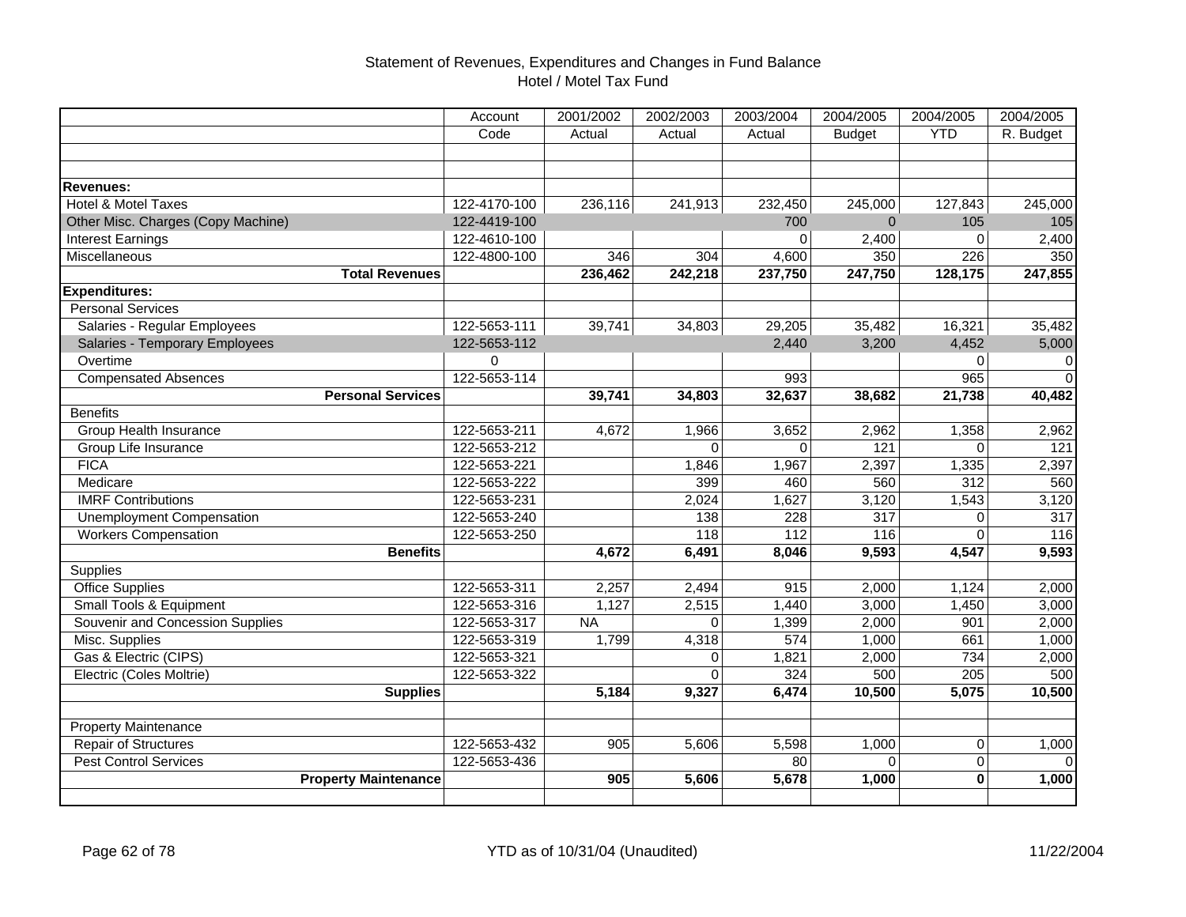# Statement of Revenues, Expenditures and Changes in Fund Balance
## Hotel / Motel Tax Fund

| | Account Code | 2001/2002 Actual | 2002/2003 Actual | 2003/2004 Actual | 2004/2005 Budget | 2004/2005 YTD | 2004/2005 R. Budget |
|---|---|---|---|---|---|---|---|
| | | | | | | | |
| | | | | | | | |
| **Revenues:** | | | | | | | |
| Hotel & Motel Taxes | 122-4170-100 | 236,116 | 241,913 | 232,450 | 245,000 | 127,843 | 245,000 |
| Other Misc. Charges (Copy Machine) | 122-4419-100 | | | 700 | 0 | 105 | 105 |
| Interest Earnings | 122-4610-100 | | | 0 | 2,400 | 0 | 2,400 |
| Miscellaneous | 122-4800-100 | 346 | 304 | 4,600 | 350 | 226 | 350 |
| **Total Revenues** | | **236,462** | **242,218** | **237,750** | **247,750** | **128,175** | **247,855** |
| **Expenditures:** | | | | | | | |
| Personal Services | | | | | | | |
| Salaries - Regular Employees | 122-5653-111 | 39,741 | 34,803 | 29,205 | 35,482 | 16,321 | 35,482 |
| Salaries - Temporary Employees | 122-5653-112 | | | 2,440 | 3,200 | 4,452 | 5,000 |
| Overtime | 0 | | | | | 0 | 0 |
| Compensated Absences | 122-5653-114 | | | 993 | | 965 | 0 |
| **Personal Services** | | **39,741** | **34,803** | **32,637** | **38,682** | **21,738** | **40,482** |
| Benefits | | | | | | | |
| Group Health Insurance | 122-5653-211 | 4,672 | 1,966 | 3,652 | 2,962 | 1,358 | 2,962 |
| Group Life Insurance | 122-5653-212 | | 0 | 0 | 121 | 0 | 121 |
| FICA | 122-5653-221 | | 1,846 | 1,967 | 2,397 | 1,335 | 2,397 |
| Medicare | 122-5653-222 | | 399 | 460 | 560 | 312 | 560 |
| IMRF Contributions | 122-5653-231 | | 2,024 | 1,627 | 3,120 | 1,543 | 3,120 |
| Unemployment Compensation | 122-5653-240 | | 138 | 228 | 317 | 0 | 317 |
| Workers Compensation | 122-5653-250 | | 118 | 112 | 116 | 0 | 116 |
| **Benefits** | | **4,672** | **6,491** | **8,046** | **9,593** | **4,547** | **9,593** |
| Supplies | | | | | | | |
| Office Supplies | 122-5653-311 | 2,257 | 2,494 | 915 | 2,000 | 1,124 | 2,000 |
| Small Tools & Equipment | 122-5653-316 | 1,127 | 2,515 | 1,440 | 3,000 | 1,450 | 3,000 |
| Souvenir and Concession Supplies | 122-5653-317 | NA | 0 | 1,399 | 2,000 | 901 | 2,000 |
| Misc. Supplies | 122-5653-319 | 1,799 | 4,318 | 574 | 1,000 | 661 | 1,000 |
| Gas & Electric (CIPS) | 122-5653-321 | | 0 | 1,821 | 2,000 | 734 | 2,000 |
| Electric (Coles Moltrie) | 122-5653-322 | | 0 | 324 | 500 | 205 | 500 |
| **Supplies** | | **5,184** | **9,327** | **6,474** | **10,500** | **5,075** | **10,500** |
| | | | | | | | |
| Property Maintenance | | | | | | | |
| Repair of Structures | 122-5653-432 | 905 | 5,606 | 5,598 | 1,000 | 0 | 1,000 |
| Pest Control Services | 122-5653-436 | | | 80 | 0 | 0 | 0 |
| **Property Maintenance** | | **905** | **5,606** | **5,678** | **1,000** | **0** | **1,000** |
| | | | | | | | |

YTD as of 10/31/04 (Unaudited)

11/22/2004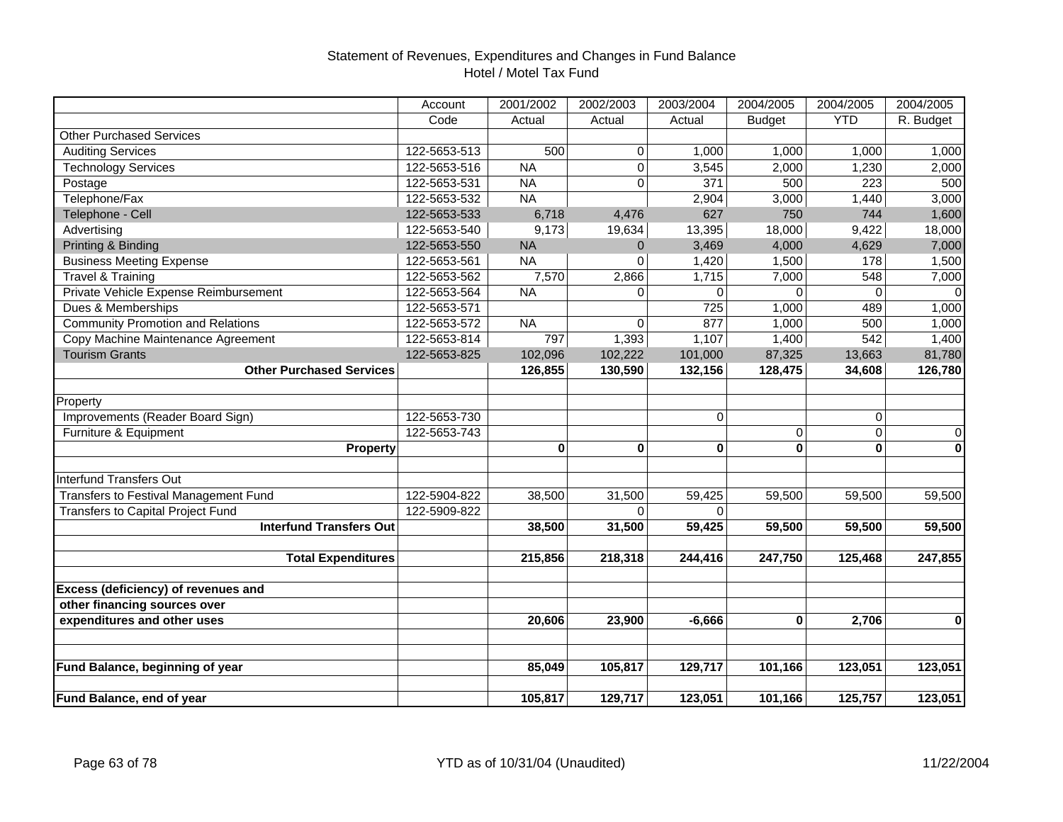## Statement of Revenues, Expenditures and Changes in Fund Balance
## Hotel / Motel Tax Fund

| | Account Code | 2001/2002 Actual | 2002/2003 Actual | 2003/2004 Actual | 2004/2005 Budget | 2004/2005 YTD | 2004/2005 R. Budget |
|---|---|---|---|---|---|---|---|
| Other Purchased Services | | | | | | | |
| Auditing Services | 122-5653-513 | 500 | 0 | 1,000 | 1,000 | 1,000 | 1,000 |
| Technology Services | 122-5653-516 | NA | 0 | 3,545 | 2,000 | 1,230 | 2,000 |
| Postage | 122-5653-531 | NA | 0 | 371 | 500 | 223 | 500 |
| Telephone/Fax | 122-5653-532 | NA | | 2,904 | 3,000 | 1,440 | 3,000 |
| Telephone - Cell | 122-5653-533 | 6,718 | 4,476 | 627 | 750 | 744 | 1,600 |
| Advertising | 122-5653-540 | 9,173 | 19,634 | 13,395 | 18,000 | 9,422 | 18,000 |
| Printing & Binding | 122-5653-550 | NA | 0 | 3,469 | 4,000 | 4,629 | 7,000 |
| Business Meeting Expense | 122-5653-561 | NA | 0 | 1,420 | 1,500 | 178 | 1,500 |
| Travel & Training | 122-5653-562 | 7,570 | 2,866 | 1,715 | 7,000 | 548 | 7,000 |
| Private Vehicle Expense Reimbursement | 122-5653-564 | NA | 0 | 0 | 0 | 0 | 0 |
| Dues & Memberships | 122-5653-571 | | | 725 | 1,000 | 489 | 1,000 |
| Community Promotion and Relations | 122-5653-572 | NA | 0 | 877 | 1,000 | 500 | 1,000 |
| Copy Machine Maintenance Agreement | 122-5653-814 | 797 | 1,393 | 1,107 | 1,400 | 542 | 1,400 |
| Tourism Grants | 122-5653-825 | 102,096 | 102,222 | 101,000 | 87,325 | 13,663 | 81,780 |
| **Other Purchased Services** | | **126,855** | **130,590** | **132,156** | **128,475** | **34,608** | **126,780** |
| | | | | | | | |
| Property | | | | | | | |
| Improvements (Reader Board Sign) | 122-5653-730 | | | 0 | | 0 | |
| Furniture & Equipment | 122-5653-743 | | | | 0 | 0 | 0 |
| **Property** | | **0** | **0** | **0** | **0** | **0** | **0** |
| | | | | | | | |
| Interfund Transfers Out | | | | | | | |
| Transfers to Festival Management Fund | 122-5904-822 | 38,500 | 31,500 | 59,425 | 59,500 | 59,500 | 59,500 |
| Transfers to Capital Project Fund | 122-5909-822 | | 0 | 0 | | | |
| **Interfund Transfers Out** | | **38,500** | **31,500** | **59,425** | **59,500** | **59,500** | **59,500** |
| | | | | | | | |
| **Total Expenditures** | | **215,856** | **218,318** | **244,416** | **247,750** | **125,468** | **247,855** |
| | | | | | | | |
| **Excess (deficiency) of revenues and other financing sources over expenditures and other uses** | | **20,606** | **23,900** | **-6,666** | **0** | **2,706** | **0** |
| | | | | | | | |
| **Fund Balance, beginning of year** | | **85,049** | **105,817** | **129,717** | **101,166** | **123,051** | **123,051** |
| | | | | | | | |
| **Fund Balance, end of year** | | **105,817** | **129,717** | **123,051** | **101,166** | **125,757** | **123,051** |

YTD as of 10/31/04 (Unaudited)

11/22/2004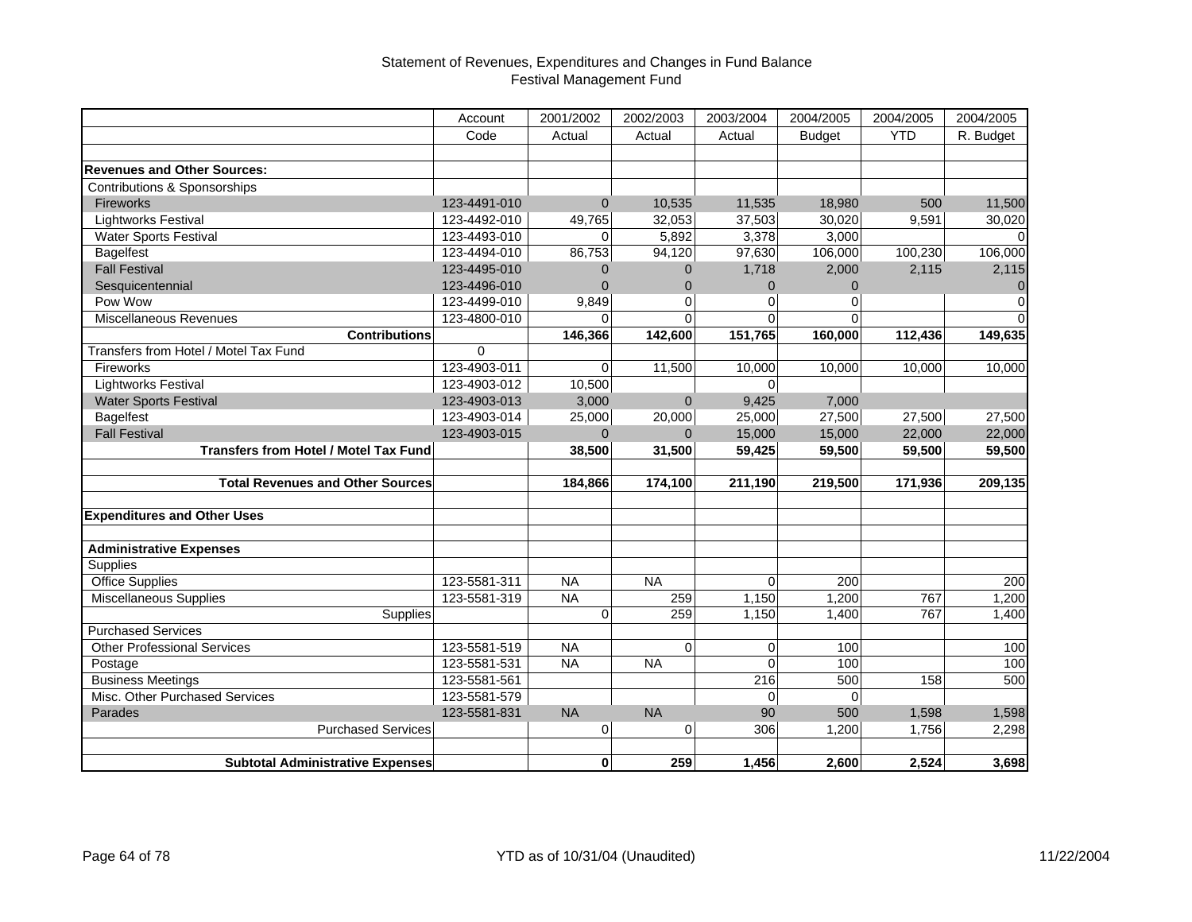# Statement of Revenues, Expenditures and Changes in Fund Balance
## Festival Management Fund

| | Account Code | 2001/2002 Actual | 2002/2003 Actual | 2003/2004 Actual | 2004/2005 Budget | 2004/2005 YTD | 2004/2005 R. Budget |
|---|---|---|---|---|---|---|---|
| **Revenues and Other Sources:** | | | | | | | |
| Contributions & Sponsorships | | | | | | | |
| Fireworks | 123-4491-010 | 0 | 10,535 | 11,535 | 18,980 | 500 | 11,500 |
| Lightworks Festival | 123-4492-010 | 49,765 | 32,053 | 37,503 | 30,020 | 9,591 | 30,020 |
| Water Sports Festival | 123-4493-010 | 0 | 5,892 | 3,378 | 3,000 | | 0 |
| Bagelfest | 123-4494-010 | 86,753 | 94,120 | 97,630 | 106,000 | 100,230 | 106,000 |
| Fall Festival | 123-4495-010 | 0 | 0 | 1,718 | 2,000 | 2,115 | 2,115 |
| Sesquicentennial | 123-4496-010 | 0 | 0 | 0 | 0 | | 0 |
| Pow Wow | 123-4499-010 | 9,849 | 0 | 0 | 0 | | 0 |
| Miscellaneous Revenues | 123-4800-010 | 0 | 0 | 0 | 0 | | 0 |
| **Contributions** | | **146,366** | **142,600** | **151,765** | **160,000** | **112,436** | **149,635** |
| Transfers from Hotel / Motel Tax Fund | 0 | | | | | | |
| Fireworks | 123-4903-011 | 0 | 11,500 | 10,000 | 10,000 | 10,000 | 10,000 |
| Lightworks Festival | 123-4903-012 | 10,500 | | 0 | | | |
| Water Sports Festival | 123-4903-013 | 3,000 | 0 | 9,425 | 7,000 | | |
| Bagelfest | 123-4903-014 | 25,000 | 20,000 | 25,000 | 27,500 | 27,500 | 27,500 |
| Fall Festival | 123-4903-015 | 0 | 0 | 15,000 | 15,000 | 22,000 | 22,000 |
| **Transfers from Hotel / Motel Tax Fund** | | **38,500** | **31,500** | **59,425** | **59,500** | **59,500** | **59,500** |
| | | | | | | | |
| **Total Revenues and Other Sources** | | **184,866** | **174,100** | **211,190** | **219,500** | **171,936** | **209,135** |
| | | | | | | | |
| **Expenditures and Other Uses** | | | | | | | |
| | | | | | | | |
| **Administrative Expenses** | | | | | | | |
| Supplies | | | | | | | |
| Office Supplies | 123-5581-311 | NA | NA | 0 | 200 | | 200 |
| Miscellaneous Supplies | 123-5581-319 | NA | 259 | 1,150 | 1,200 | 767 | 1,200 |
| Supplies | | 0 | 259 | 1,150 | 1,400 | 767 | 1,400 |
| Purchased Services | | | | | | | |
| Other Professional Services | 123-5581-519 | NA | 0 | 0 | 100 | | 100 |
| Postage | 123-5581-531 | NA | NA | 0 | 100 | | 100 |
| Business Meetings | 123-5581-561 | | | 216 | 500 | 158 | 500 |
| Misc. Other Purchased Services | 123-5581-579 | | | 0 | 0 | | |
| Parades | 123-5581-831 | NA | NA | 90 | 500 | 1,598 | 1,598 |
| Purchased Services | | 0 | 0 | 306 | 1,200 | 1,756 | 2,298 |
| | | | | | | | |
| **Subtotal Administrative Expenses** | | **0** | **259** | **1,456** | **2,600** | **2,524** | **3,698** |

YTD as of 10/31/04 (Unaudited)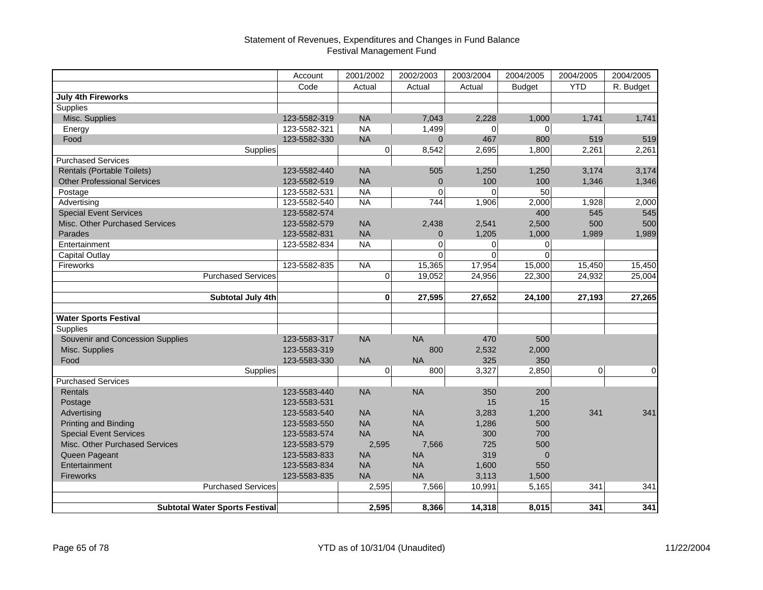# Statement of Revenues, Expenditures and Changes in Fund Balance
## Festival Management Fund

| | Account Code | 2001/2002 Actual | 2002/2003 Actual | 2003/2004 Actual | 2004/2005 Budget | 2004/2005 YTD | 2004/2005 R. Budget |
|---|---|---|---|---|---|---|---|
| **July 4th Fireworks** | | | | | | | |
| Supplies | | | | | | | |
| Misc. Supplies | 123-5582-319 | NA | 7,043 | 2,228 | 1,000 | 1,741 | 1,741 |
| Energy | 123-5582-321 | NA | 1,499 | 0 | 0 | | |
| Food | 123-5582-330 | NA | 0 | 467 | 800 | 519 | 519 |
| Supplies | | 0 | 8,542 | 2,695 | 1,800 | 2,261 | 2,261 |
| Purchased Services | | | | | | | |
| Rentals (Portable Toilets) | 123-5582-440 | NA | 505 | 1,250 | 1,250 | 3,174 | 3,174 |
| Other Professional Services | 123-5582-519 | NA | 0 | 100 | 100 | 1,346 | 1,346 |
| Postage | 123-5582-531 | NA | 0 | 0 | 50 | | |
| Advertising | 123-5582-540 | NA | 744 | 1,906 | 2,000 | 1,928 | 2,000 |
| Special Event Services | 123-5582-574 | | | | 400 | 545 | 545 |
| Misc. Other Purchased Services | 123-5582-579 | NA | 2,438 | 2,541 | 2,500 | 500 | 500 |
| Parades | 123-5582-831 | NA | 0 | 1,205 | 1,000 | 1,989 | 1,989 |
| Entertainment | 123-5582-834 | NA | 0 | 0 | 0 | | |
| Capital Outlay | | | 0 | 0 | 0 | | |
| Fireworks | 123-5582-835 | NA | 15,365 | 17,954 | 15,000 | 15,450 | 15,450 |
| Purchased Services | | 0 | 19,052 | 24,956 | 22,300 | 24,932 | 25,004 |
| | | | | | | | |
| **Subtotal July 4th** | | **0** | **27,595** | **27,652** | **24,100** | **27,193** | **27,265** |
| | | | | | | | |
| **Water Sports Festival** | | | | | | | |
| Supplies | | | | | | | |
| Souvenir and Concession Supplies | 123-5583-317 | NA | NA | 470 | 500 | | |
| Misc. Supplies | 123-5583-319 | | 800 | 2,532 | 2,000 | | |
| Food | 123-5583-330 | NA | NA | 325 | 350 | | |
| Supplies | | 0 | 800 | 3,327 | 2,850 | 0 | 0 |
| Purchased Services | | | | | | | |
| Rentals | 123-5583-440 | NA | NA | 350 | 200 | | |
| Postage | 123-5583-531 | | | 15 | 15 | | |
| Advertising | 123-5583-540 | NA | NA | 3,283 | 1,200 | 341 | 341 |
| Printing and Binding | 123-5583-550 | NA | NA | 1,286 | 500 | | |
| Special Event Services | 123-5583-574 | NA | NA | 300 | 700 | | |
| Misc. Other Purchased Services | 123-5583-579 | 2,595 | 7,566 | 725 | 500 | | |
| Queen Pageant | 123-5583-833 | NA | NA | 319 | 0 | | |
| Entertainment | 123-5583-834 | NA | NA | 1,600 | 550 | | |
| Fireworks | 123-5583-835 | NA | NA | 3,113 | 1,500 | | |
| Purchased Services | | 2,595 | 7,566 | 10,991 | 5,165 | 341 | 341 |
| | | | | | | | |
| **Subtotal Water Sports Festival** | | **2,595** | **8,366** | **14,318** | **8,015** | **341** | **341** |

YTD as of 10/31/04 (Unaudited)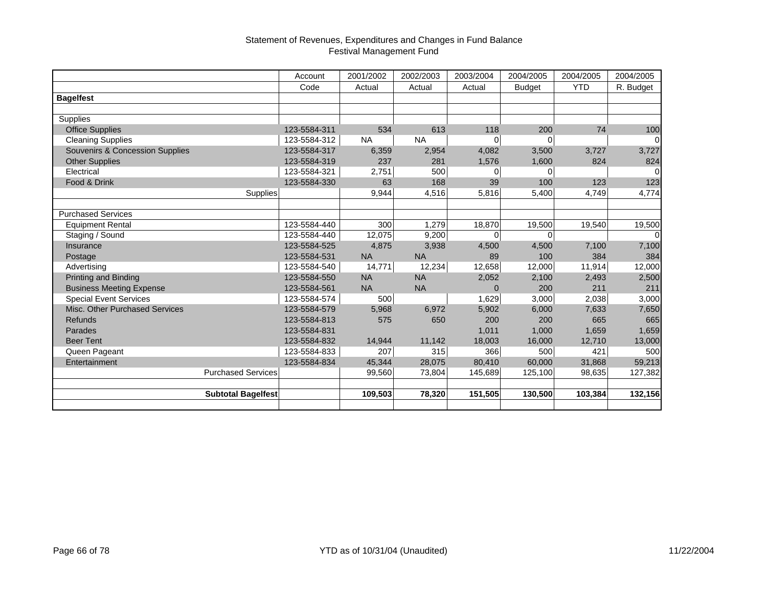# Statement of Revenues, Expenditures and Changes in Fund Balance
## Festival Management Fund

| | Account Code | 2001/2002 Actual | 2002/2003 Actual | 2003/2004 Actual | 2004/2005 Budget | 2004/2005 YTD | 2004/2005 R. Budget |
|---|---|---|---|---|---|---|---|
| **Bagelfest** | | | | | | | |
| | | | | | | | |
| Supplies | | | | | | | |
| Office Supplies | 123-5584-311 | 534 | 613 | 118 | 200 | 74 | 100 |
| Cleaning Supplies | 123-5584-312 | NA | NA | 0 | 0 | | 0 |
| Souvenirs & Concession Supplies | 123-5584-317 | 6,359 | 2,954 | 4,082 | 3,500 | 3,727 | 3,727 |
| Other Supplies | 123-5584-319 | 237 | 281 | 1,576 | 1,600 | 824 | 824 |
| Electrical | 123-5584-321 | 2,751 | 500 | 0 | 0 | | 0 |
| Food & Drink | 123-5584-330 | 63 | 168 | 39 | 100 | 123 | 123 |
| Supplies | | 9,944 | 4,516 | 5,816 | 5,400 | 4,749 | 4,774 |
| | | | | | | | |
| Purchased Services | | | | | | | |
| Equipment Rental | 123-5584-440 | 300 | 1,279 | 18,870 | 19,500 | 19,540 | 19,500 |
| Staging / Sound | 123-5584-440 | 12,075 | 9,200 | 0 | 0 | | 0 |
| Insurance | 123-5584-525 | 4,875 | 3,938 | 4,500 | 4,500 | 7,100 | 7,100 |
| Postage | 123-5584-531 | NA | NA | 89 | 100 | 384 | 384 |
| Advertising | 123-5584-540 | 14,771 | 12,234 | 12,658 | 12,000 | 11,914 | 12,000 |
| Printing and Binding | 123-5584-550 | NA | NA | 2,052 | 2,100 | 2,493 | 2,500 |
| Business Meeting Expense | 123-5584-561 | NA | NA | 0 | 200 | 211 | 211 |
| Special Event Services | 123-5584-574 | 500 | | 1,629 | 3,000 | 2,038 | 3,000 |
| Misc. Other Purchased Services | 123-5584-579 | 5,968 | 6,972 | 5,902 | 6,000 | 7,633 | 7,650 |
| Refunds | 123-5584-813 | 575 | 650 | 200 | 200 | 665 | 665 |
| Parades | 123-5584-831 | | | 1,011 | 1,000 | 1,659 | 1,659 |
| Beer Tent | 123-5584-832 | 14,944 | 11,142 | 18,003 | 16,000 | 12,710 | 13,000 |
| Queen Pageant | 123-5584-833 | 207 | 315 | 366 | 500 | 421 | 500 |
| Entertainment | 123-5584-834 | 45,344 | 28,075 | 80,410 | 60,000 | 31,868 | 59,213 |
| Purchased Services | | 99,560 | 73,804 | 145,689 | 125,100 | 98,635 | 127,382 |
| | | | | | | | |
| **Subtotal Bagelfest** | | **109,503** | **78,320** | **151,505** | **130,500** | **103,384** | **132,156** |

YTD as of 10/31/04 (Unaudited)

11/22/2004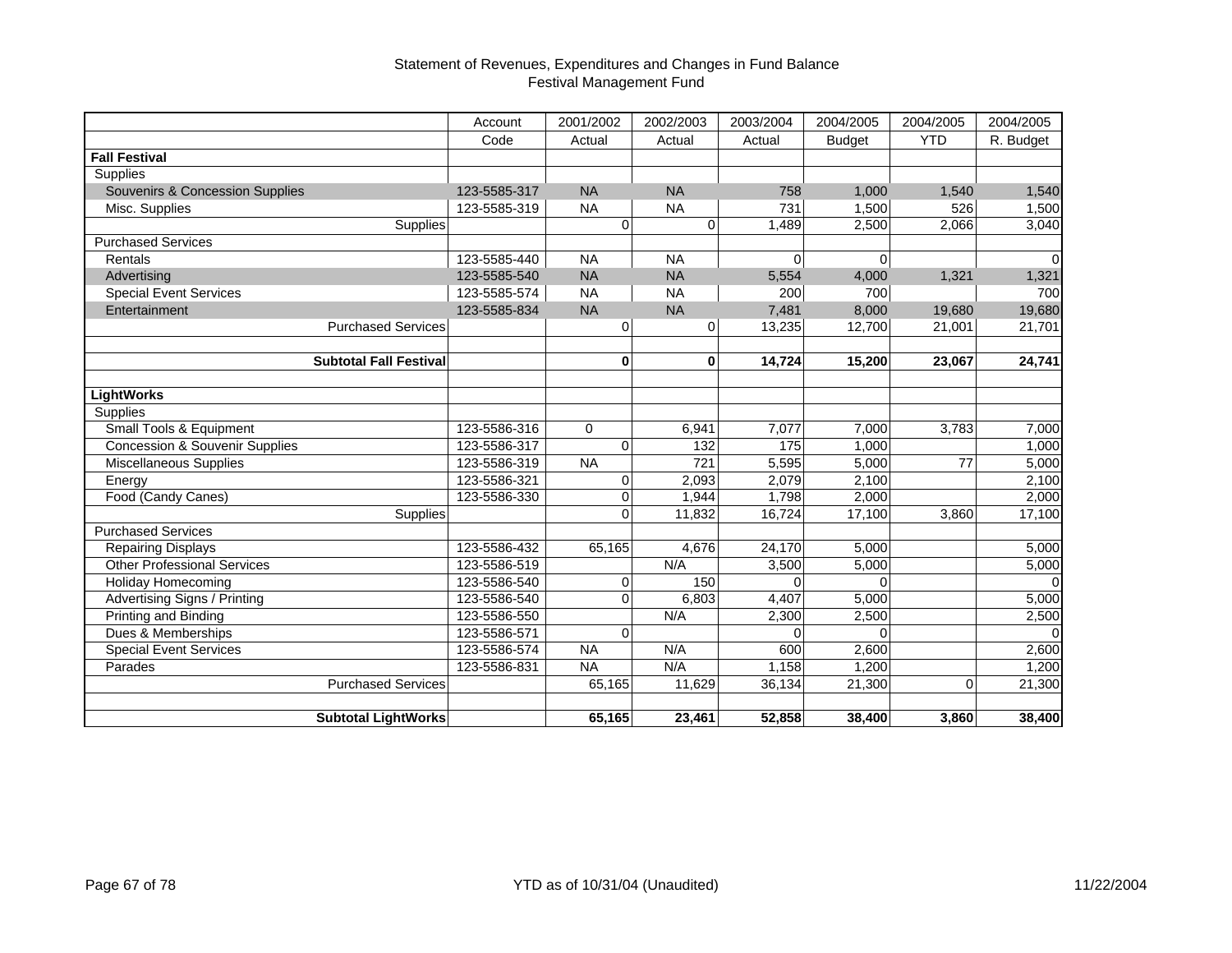# Statement of Revenues, Expenditures and Changes in Fund Balance
## Festival Management Fund

| | Account Code | 2001/2002 Actual | 2002/2003 Actual | 2003/2004 Actual | 2004/2005 Budget | 2004/2005 YTD | 2004/2005 R. Budget |
|---|---|---|---|---|---|---|---|
| **Fall Festival** | | | | | | | |
| Supplies | | | | | | | |
| Souvenirs & Concession Supplies | 123-5585-317 | NA | NA | 758 | 1,000 | 1,540 | 1,540 |
| Misc. Supplies | 123-5585-319 | NA | NA | 731 | 1,500 | 526 | 1,500 |
| Supplies | | 0 | 0 | 1,489 | 2,500 | 2,066 | 3,040 |
| Purchased Services | | | | | | | |
| Rentals | 123-5585-440 | NA | NA | 0 | 0 | | 0 |
| Advertising | 123-5585-540 | NA | NA | 5,554 | 4,000 | 1,321 | 1,321 |
| Special Event Services | 123-5585-574 | NA | NA | 200 | 700 | | 700 |
| Entertainment | 123-5585-834 | NA | NA | 7,481 | 8,000 | 19,680 | 19,680 |
| Purchased Services | | 0 | 0 | 13,235 | 12,700 | 21,001 | 21,701 |
| | | | | | | | |
| **Subtotal Fall Festival** | | **0** | **0** | **14,724** | **15,200** | **23,067** | **24,741** |
| | | | | | | | |
| **LightWorks** | | | | | | | |
| Supplies | | | | | | | |
| Small Tools & Equipment | 123-5586-316 | 0 | 6,941 | 7,077 | 7,000 | 3,783 | 7,000 |
| Concession & Souvenir Supplies | 123-5586-317 | 0 | 132 | 175 | 1,000 | | 1,000 |
| Miscellaneous Supplies | 123-5586-319 | NA | 721 | 5,595 | 5,000 | 77 | 5,000 |
| Energy | 123-5586-321 | 0 | 2,093 | 2,079 | 2,100 | | 2,100 |
| Food (Candy Canes) | 123-5586-330 | 0 | 1,944 | 1,798 | 2,000 | | 2,000 |
| Supplies | | 0 | 11,832 | 16,724 | 17,100 | 3,860 | 17,100 |
| Purchased Services | | | | | | | |
| Repairing Displays | 123-5586-432 | 65,165 | 4,676 | 24,170 | 5,000 | | 5,000 |
| Other Professional Services | 123-5586-519 | | N/A | 3,500 | 5,000 | | 5,000 |
| Holiday Homecoming | 123-5586-540 | 0 | 150 | 0 | 0 | | 0 |
| Advertising Signs / Printing | 123-5586-540 | 0 | 6,803 | 4,407 | 5,000 | | 5,000 |
| Printing and Binding | 123-5586-550 | | N/A | 2,300 | 2,500 | | 2,500 |
| Dues & Memberships | 123-5586-571 | 0 | | 0 | 0 | | 0 |
| Special Event Services | 123-5586-574 | NA | N/A | 600 | 2,600 | | 2,600 |
| Parades | 123-5586-831 | NA | N/A | 1,158 | 1,200 | | 1,200 |
| Purchased Services | | 65,165 | 11,629 | 36,134 | 21,300 | 0 | 21,300 |
| | | | | | | | |
| **Subtotal LightWorks** | | **65,165** | **23,461** | **52,858** | **38,400** | **3,860** | **38,400** |

YTD as of 10/31/04 (Unaudited)

11/22/2004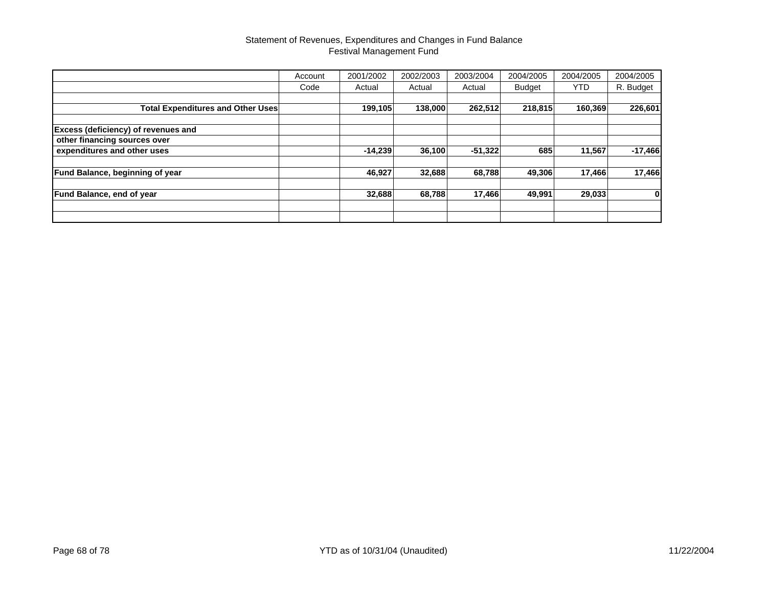Statement of Revenues, Expenditures and Changes in Fund Balance
Festival Management Fund

| | Account Code | 2001/2002 Actual | 2002/2003 Actual | 2003/2004 Actual | 2004/2005 Budget | 2004/2005 YTD | 2004/2005 R. Budget |
|---|---|---|---|---|---|---|---|
| | | | | | | | |
| **Total Expenditures and Other Uses** | | **199,105** | **138,000** | **262,512** | **218,815** | **160,369** | **226,601** |
| | | | | | | | |
| **Excess (deficiency) of revenues and other financing sources over expenditures and other uses** | | **-14,239** | **36,100** | **-51,322** | **685** | **11,567** | **-17,466** |
| | | | | | | | |
| **Fund Balance, beginning of year** | | **46,927** | **32,688** | **68,788** | **49,306** | **17,466** | **17,466** |
| | | | | | | | |
| **Fund Balance, end of year** | | **32,688** | **68,788** | **17,466** | **49,991** | **29,033** | **0** |

YTD as of 10/31/04 (Unaudited)

11/22/2004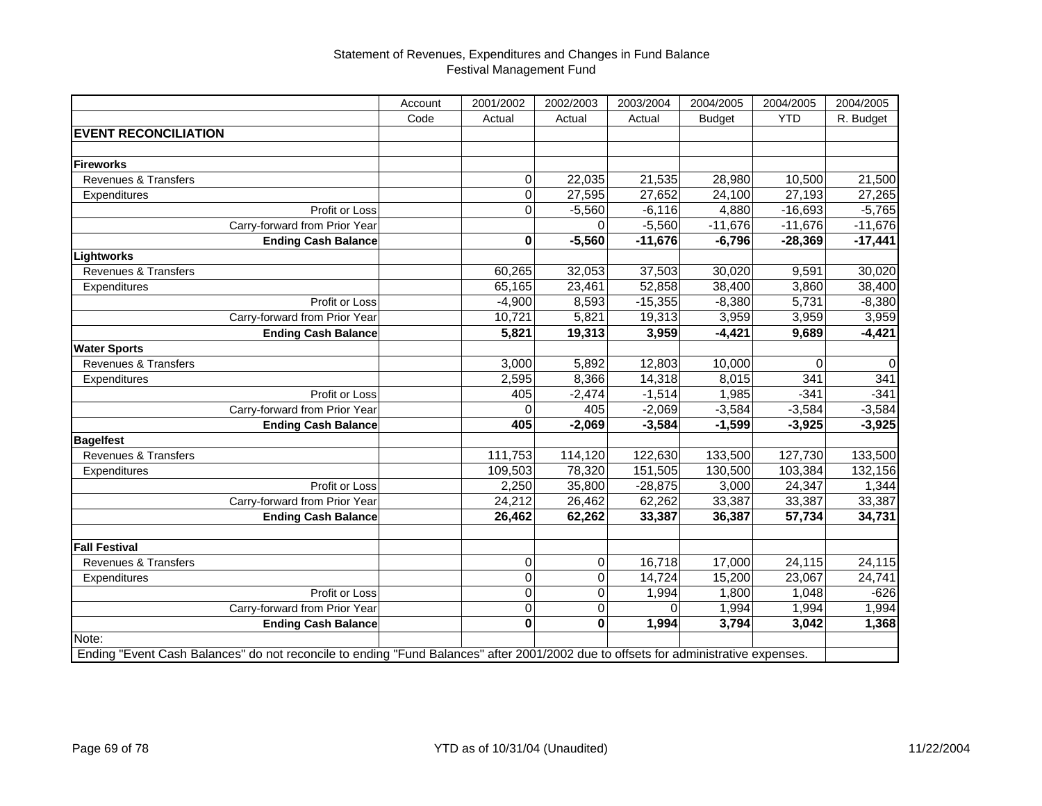Statement of Revenues, Expenditures and Changes in Fund Balance
Festival Management Fund

| | Account Code | 2001/2002 Actual | 2002/2003 Actual | 2003/2004 Actual | 2004/2005 Budget | 2004/2005 YTD | 2004/2005 R. Budget |
|---|---|---|---|---|---|---|---|
| **EVENT RECONCILIATION** | | | | | | | |
| | | | | | | | |
| **Fireworks** | | | | | | | |
| Revenues & Transfers | | 0 | 22,035 | 21,535 | 28,980 | 10,500 | 21,500 |
| Expenditures | | 0 | 27,595 | 27,652 | 24,100 | 27,193 | 27,265 |
| Profit or Loss | | 0 | -5,560 | -6,116 | 4,880 | -16,693 | -5,765 |
| Carry-forward from Prior Year | | | 0 | -5,560 | -11,676 | -11,676 | -11,676 |
| **Ending Cash Balance** | | **0** | **-5,560** | **-11,676** | **-6,796** | **-28,369** | **-17,441** |
| **Lightworks** | | | | | | | |
| Revenues & Transfers | | 60,265 | 32,053 | 37,503 | 30,020 | 9,591 | 30,020 |
| Expenditures | | 65,165 | 23,461 | 52,858 | 38,400 | 3,860 | 38,400 |
| Profit or Loss | | -4,900 | 8,593 | -15,355 | -8,380 | 5,731 | -8,380 |
| Carry-forward from Prior Year | | 10,721 | 5,821 | 19,313 | 3,959 | 3,959 | 3,959 |
| **Ending Cash Balance** | | **5,821** | **19,313** | **3,959** | **-4,421** | **9,689** | **-4,421** |
| **Water Sports** | | | | | | | |
| Revenues & Transfers | | 3,000 | 5,892 | 12,803 | 10,000 | 0 | 0 |
| Expenditures | | 2,595 | 8,366 | 14,318 | 8,015 | 341 | 341 |
| Profit or Loss | | 405 | -2,474 | -1,514 | 1,985 | -341 | -341 |
| Carry-forward from Prior Year | | 0 | 405 | -2,069 | -3,584 | -3,584 | -3,584 |
| **Ending Cash Balance** | | **405** | **-2,069** | **-3,584** | **-1,599** | **-3,925** | **-3,925** |
| **Bagelfest** | | | | | | | |
| Revenues & Transfers | | 111,753 | 114,120 | 122,630 | 133,500 | 127,730 | 133,500 |
| Expenditures | | 109,503 | 78,320 | 151,505 | 130,500 | 103,384 | 132,156 |
| Profit or Loss | | 2,250 | 35,800 | -28,875 | 3,000 | 24,347 | 1,344 |
| Carry-forward from Prior Year | | 24,212 | 26,462 | 62,262 | 33,387 | 33,387 | 33,387 |
| **Ending Cash Balance** | | **26,462** | **62,262** | **33,387** | **36,387** | **57,734** | **34,731** |
| | | | | | | | |
| **Fall Festival** | | | | | | | |
| Revenues & Transfers | | 0 | 0 | 16,718 | 17,000 | 24,115 | 24,115 |
| Expenditures | | 0 | 0 | 14,724 | 15,200 | 23,067 | 24,741 |
| Profit or Loss | | 0 | 0 | 1,994 | 1,800 | 1,048 | -626 |
| Carry-forward from Prior Year | | 0 | 0 | 0 | 1,994 | 1,994 | 1,994 |
| **Ending Cash Balance** | | **0** | **0** | **1,994** | **3,794** | **3,042** | **1,368** |

Note:
Ending "Event Cash Balances" do not reconcile to ending "Fund Balances" after 2001/2002 due to offsets for administrative expenses.

YTD as of 10/31/04 (Unaudited)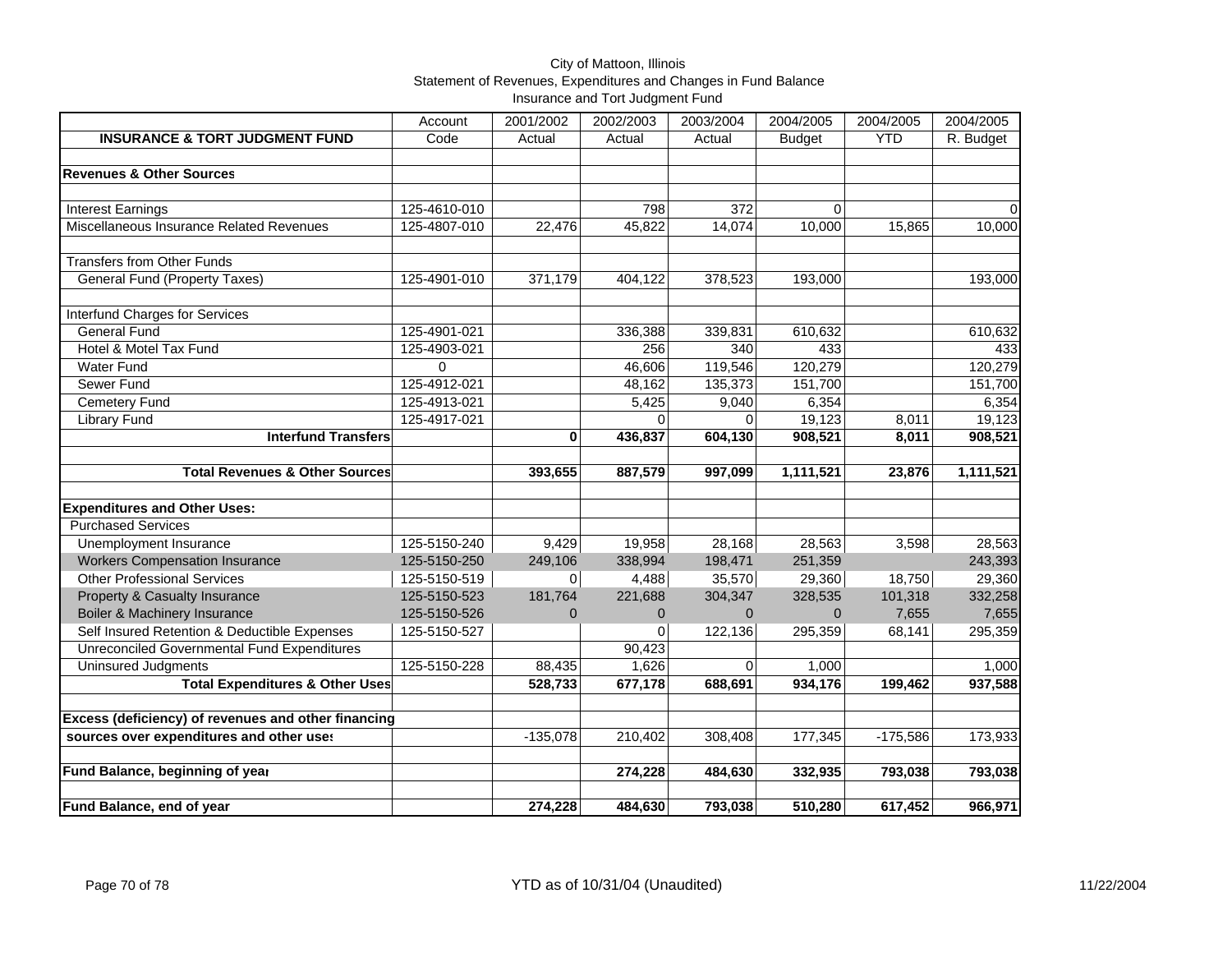City of Mattoon, Illinois
Statement of Revenues, Expenditures and Changes in Fund Balance
Insurance and Tort Judgment Fund

| INSURANCE & TORT JUDGMENT FUND | Account Code | 2001/2002 Actual | 2002/2003 Actual | 2003/2004 Actual | 2004/2005 Budget | 2004/2005 YTD | 2004/2005 R. Budget |
|---|---|---|---|---|---|---|---|
| **Revenues & Other Sources** | | | | | | | |
| Interest Earnings | 125-4610-010 | | 798 | 372 | 0 | | 0 |
| Miscellaneous Insurance Related Revenues | 125-4807-010 | 22,476 | 45,822 | 14,074 | 10,000 | 15,865 | 10,000 |
| Transfers from Other Funds | | | | | | | |
| General Fund (Property Taxes) | 125-4901-010 | 371,179 | 404,122 | 378,523 | 193,000 | | 193,000 |
| Interfund Charges for Services | | | | | | | |
| General Fund | 125-4901-021 | | 336,388 | 339,831 | 610,632 | | 610,632 |
| Hotel & Motel Tax Fund | 125-4903-021 | | 256 | 340 | 433 | | 433 |
| Water Fund | 0 | | 46,606 | 119,546 | 120,279 | | 120,279 |
| Sewer Fund | 125-4912-021 | | 48,162 | 135,373 | 151,700 | | 151,700 |
| Cemetery Fund | 125-4913-021 | | 5,425 | 9,040 | 6,354 | | 6,354 |
| Library Fund | 125-4917-021 | | 0 | 0 | 19,123 | 8,011 | 19,123 |
| **Interfund Transfers** | | **0** | **436,837** | **604,130** | **908,521** | **8,011** | **908,521** |
| **Total Revenues & Other Sources** | | **393,655** | **887,579** | **997,099** | **1,111,521** | **23,876** | **1,111,521** |
| **Expenditures and Other Uses:** | | | | | | | |
| Purchased Services | | | | | | | |
| Unemployment Insurance | 125-5150-240 | 9,429 | 19,958 | 28,168 | 28,563 | 3,598 | 28,563 |
| Workers Compensation Insurance | 125-5150-250 | 249,106 | 338,994 | 198,471 | 251,359 | | 243,393 |
| Other Professional Services | 125-5150-519 | 0 | 4,488 | 35,570 | 29,360 | 18,750 | 29,360 |
| Property & Casualty Insurance | 125-5150-523 | 181,764 | 221,688 | 304,347 | 328,535 | 101,318 | 332,258 |
| Boiler & Machinery Insurance | 125-5150-526 | 0 | 0 | 0 | 0 | 7,655 | 7,655 |
| Self Insured Retention & Deductible Expenses | 125-5150-527 | | 0 | 122,136 | 295,359 | 68,141 | 295,359 |
| Unreconciled Governmental Fund Expenditures | | | 90,423 | | | | |
| Uninsured Judgments | 125-5150-228 | 88,435 | 1,626 | 0 | 1,000 | | 1,000 |
| **Total Expenditures & Other Uses** | | **528,733** | **677,178** | **688,691** | **934,176** | **199,462** | **937,588** |
| **Excess (deficiency) of revenues and other financing sources over expenditures and other uses** | | -135,078 | 210,402 | 308,408 | 177,345 | -175,586 | 173,933 |
| **Fund Balance, beginning of year** | | | **274,228** | **484,630** | **332,935** | **793,038** | **793,038** |
| **Fund Balance, end of year** | | **274,228** | **484,630** | **793,038** | **510,280** | **617,452** | **966,971** |

YTD as of 10/31/04 (Unaudited)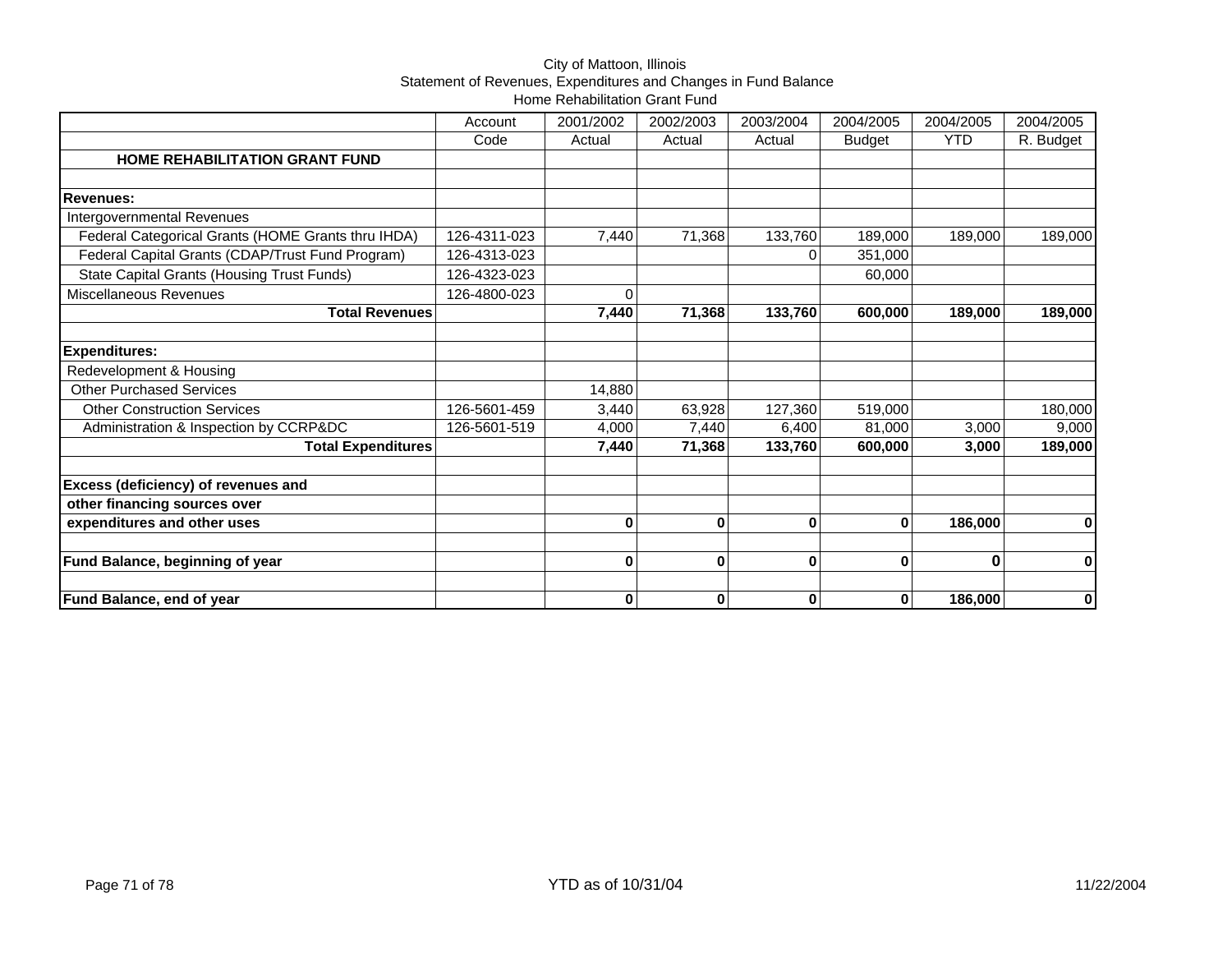City of Mattoon, Illinois
Statement of Revenues, Expenditures and Changes in Fund Balance
Home Rehabilitation Grant Fund

| | Account Code | 2001/2002 Actual | 2002/2003 Actual | 2003/2004 Actual | 2004/2005 Budget | 2004/2005 YTD | 2004/2005 R. Budget |
|---|---|---|---|---|---|---|---|
| **HOME REHABILITATION GRANT FUND** | | | | | | | |
| | | | | | | | |
| **Revenues:** | | | | | | | |
| Intergovernmental Revenues | | | | | | | |
| Federal Categorical Grants (HOME Grants thru IHDA) | 126-4311-023 | 7,440 | 71,368 | 133,760 | 189,000 | 189,000 | 189,000 |
| Federal Capital Grants (CDAP/Trust Fund Program) | 126-4313-023 | | | 0 | 351,000 | | |
| State Capital Grants (Housing Trust Funds) | 126-4323-023 | | | | 60,000 | | |
| Miscellaneous Revenues | 126-4800-023 | 0 | | | | | |
| **Total Revenues** | | **7,440** | **71,368** | **133,760** | **600,000** | **189,000** | **189,000** |
| | | | | | | | |
| **Expenditures:** | | | | | | | |
| Redevelopment & Housing | | | | | | | |
| Other Purchased Services | | 14,880 | | | | | |
| Other Construction Services | 126-5601-459 | 3,440 | 63,928 | 127,360 | 519,000 | | 180,000 |
| Administration & Inspection by CCRP&DC | 126-5601-519 | 4,000 | 7,440 | 6,400 | 81,000 | 3,000 | 9,000 |
| **Total Expenditures** | | **7,440** | **71,368** | **133,760** | **600,000** | **3,000** | **189,000** |
| | | | | | | | |
| **Excess (deficiency) of revenues and other financing sources over expenditures and other uses** | | **0** | **0** | **0** | **0** | **186,000** | **0** |
| | | | | | | | |
| **Fund Balance, beginning of year** | | **0** | **0** | **0** | **0** | **0** | **0** |
| | | | | | | | |
| **Fund Balance, end of year** | | **0** | **0** | **0** | **0** | **186,000** | **0** |

YTD as of 10/31/04

11/22/2004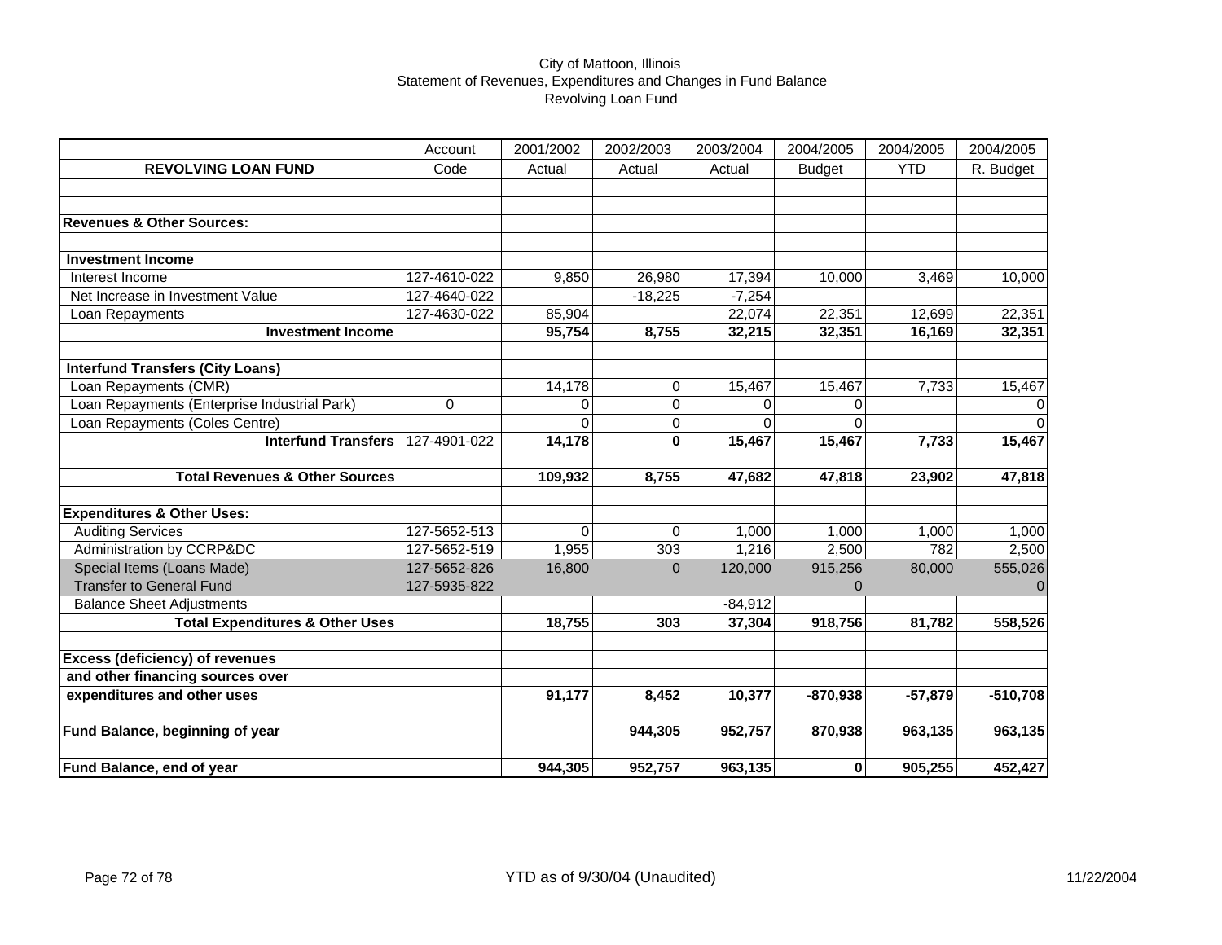City of Mattoon, Illinois
Statement of Revenues, Expenditures and Changes in Fund Balance
Revolving Loan Fund

| REVOLVING LOAN FUND | Account Code | 2001/2002 Actual | 2002/2003 Actual | 2003/2004 Actual | 2004/2005 Budget | 2004/2005 YTD | 2004/2005 R. Budget |
|---|---|---|---|---|---|---|---|
| **Revenues & Other Sources:** | | | | | | | |
| **Investment Income** | | | | | | | |
| Interest Income | 127-4610-022 | 9,850 | 26,980 | 17,394 | 10,000 | 3,469 | 10,000 |
| Net Increase in Investment Value | 127-4640-022 | | -18,225 | -7,254 | | | |
| Loan Repayments | 127-4630-022 | 85,904 | | 22,074 | 22,351 | 12,699 | 22,351 |
| **Investment Income** | | **95,754** | **8,755** | **32,215** | **32,351** | **16,169** | **32,351** |
| **Interfund Transfers (City Loans)** | | | | | | | |
| Loan Repayments (CMR) | | 14,178 | 0 | 15,467 | 15,467 | 7,733 | 15,467 |
| Loan Repayments (Enterprise Industrial Park) | 0 | 0 | 0 | 0 | 0 | | 0 |
| Loan Repayments (Coles Centre) | | 0 | 0 | 0 | 0 | | 0 |
| **Interfund Transfers** | 127-4901-022 | **14,178** | **0** | **15,467** | **15,467** | **7,733** | **15,467** |
| **Total Revenues & Other Sources** | | **109,932** | **8,755** | **47,682** | **47,818** | **23,902** | **47,818** |
| **Expenditures & Other Uses:** | | | | | | | |
| Auditing Services | 127-5652-513 | 0 | 0 | 1,000 | 1,000 | 1,000 | 1,000 |
| Administration by CCRP&DC | 127-5652-519 | 1,955 | 303 | 1,216 | 2,500 | 782 | 2,500 |
| Special Items (Loans Made) | 127-5652-826 | 16,800 | 0 | 120,000 | 915,256 | 80,000 | 555,026 |
| Transfer to General Fund | 127-5935-822 | | | | 0 | | 0 |
| Balance Sheet Adjustments | | | | -84,912 | | | |
| **Total Expenditures & Other Uses** | | **18,755** | **303** | **37,304** | **918,756** | **81,782** | **558,526** |
| **Excess (deficiency) of revenues and other financing sources over expenditures and other uses** | | **91,177** | **8,452** | **10,377** | **-870,938** | **-57,879** | **-510,708** |
| **Fund Balance, beginning of year** | | | **944,305** | **952,757** | **870,938** | **963,135** | **963,135** |
| **Fund Balance, end of year** | | **944,305** | **952,757** | **963,135** | **0** | **905,255** | **452,427** |

YTD as of 9/30/04 (Unaudited)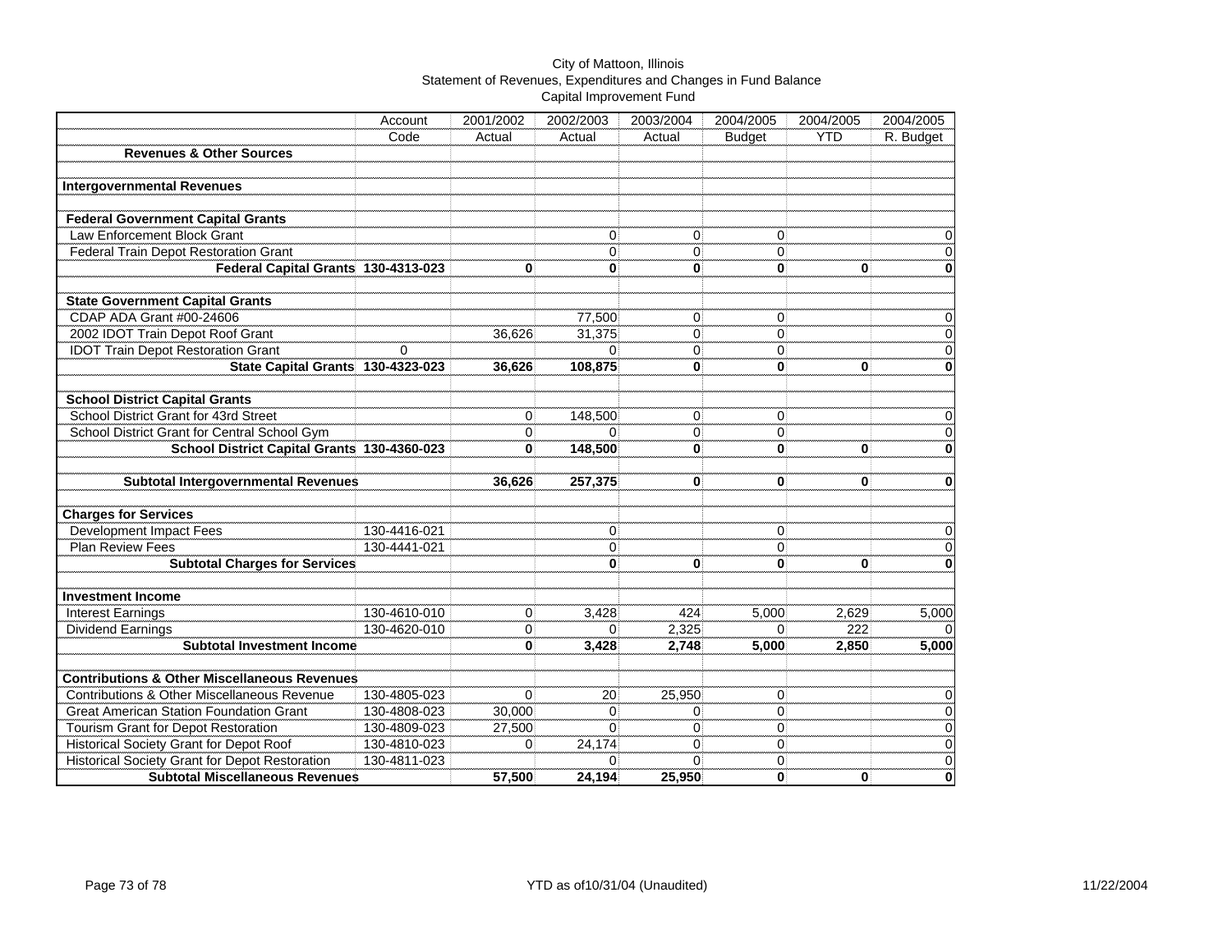City of Mattoon, Illinois
Statement of Revenues, Expenditures and Changes in Fund Balance
Capital Improvement Fund

| | Account Code | 2001/2002 Actual | 2002/2003 Actual | 2003/2004 Actual | 2004/2005 Budget | 2004/2005 YTD | 2004/2005 R. Budget |
|---|---|---|---|---|---|---|---|
| **Revenues & Other Sources** | | | | | | | |
| | | | | | | | |
| **Intergovernmental Revenues** | | | | | | | |
| | | | | | | | |
| **Federal Government Capital Grants** | | | | | | | |
| Law Enforcement Block Grant | | | 0 | 0 | 0 | | 0 |
| Federal Train Depot Restoration Grant | | | 0 | 0 | 0 | | 0 |
| **Federal Capital Grants** | **130-4313-023** | **0** | **0** | **0** | **0** | **0** | **0** |
| | | | | | | | |
| **State Government Capital Grants** | | | | | | | |
| CDAP ADA Grant #00-24606 | | | 77,500 | 0 | 0 | | 0 |
| 2002 IDOT Train Depot Roof Grant | | 36,626 | 31,375 | 0 | 0 | | 0 |
| IDOT Train Depot Restoration Grant | 0 | | 0 | 0 | 0 | | 0 |
| **State Capital Grants** | **130-4323-023** | **36,626** | **108,875** | **0** | **0** | **0** | **0** |
| | | | | | | | |
| **School District Capital Grants** | | | | | | | |
| School District Grant for 43rd Street | | 0 | 148,500 | 0 | 0 | | 0 |
| School District Grant for Central School Gym | | 0 | 0 | 0 | 0 | | 0 |
| **School District Capital Grants** | **130-4360-023** | **0** | **148,500** | **0** | **0** | **0** | **0** |
| | | | | | | | |
| **Subtotal Intergovernmental Revenues** | | **36,626** | **257,375** | **0** | **0** | **0** | **0** |
| | | | | | | | |
| **Charges for Services** | | | | | | | |
| Development Impact Fees | 130-4416-021 | | 0 | | 0 | | 0 |
| Plan Review Fees | 130-4441-021 | | 0 | | 0 | | 0 |
| **Subtotal Charges for Services** | | | **0** | **0** | **0** | **0** | **0** |
| | | | | | | | |
| **Investment Income** | | | | | | | |
| Interest Earnings | 130-4610-010 | 0 | 3,428 | 424 | 5,000 | 2,629 | 5,000 |
| Dividend Earnings | 130-4620-010 | 0 | 0 | 2,325 | 0 | 222 | 0 |
| **Subtotal Investment Income** | | **0** | **3,428** | **2,748** | **5,000** | **2,850** | **5,000** |
| | | | | | | | |
| **Contributions & Other Miscellaneous Revenues** | | | | | | | |
| Contributions & Other Miscellaneous Revenue | 130-4805-023 | 0 | 20 | 25,950 | 0 | | 0 |
| Great American Station Foundation Grant | 130-4808-023 | 30,000 | 0 | 0 | 0 | | 0 |
| Tourism Grant for Depot Restoration | 130-4809-023 | 27,500 | 0 | 0 | 0 | | 0 |
| Historical Society Grant for Depot Roof | 130-4810-023 | 0 | 24,174 | 0 | 0 | | 0 |
| Historical Society Grant for Depot Restoration | 130-4811-023 | | 0 | 0 | 0 | | 0 |
| **Subtotal Miscellaneous Revenues** | | **57,500** | **24,194** | **25,950** | **0** | **0** | **0** |

YTD as of10/31/04 (Unaudited)

11/22/2004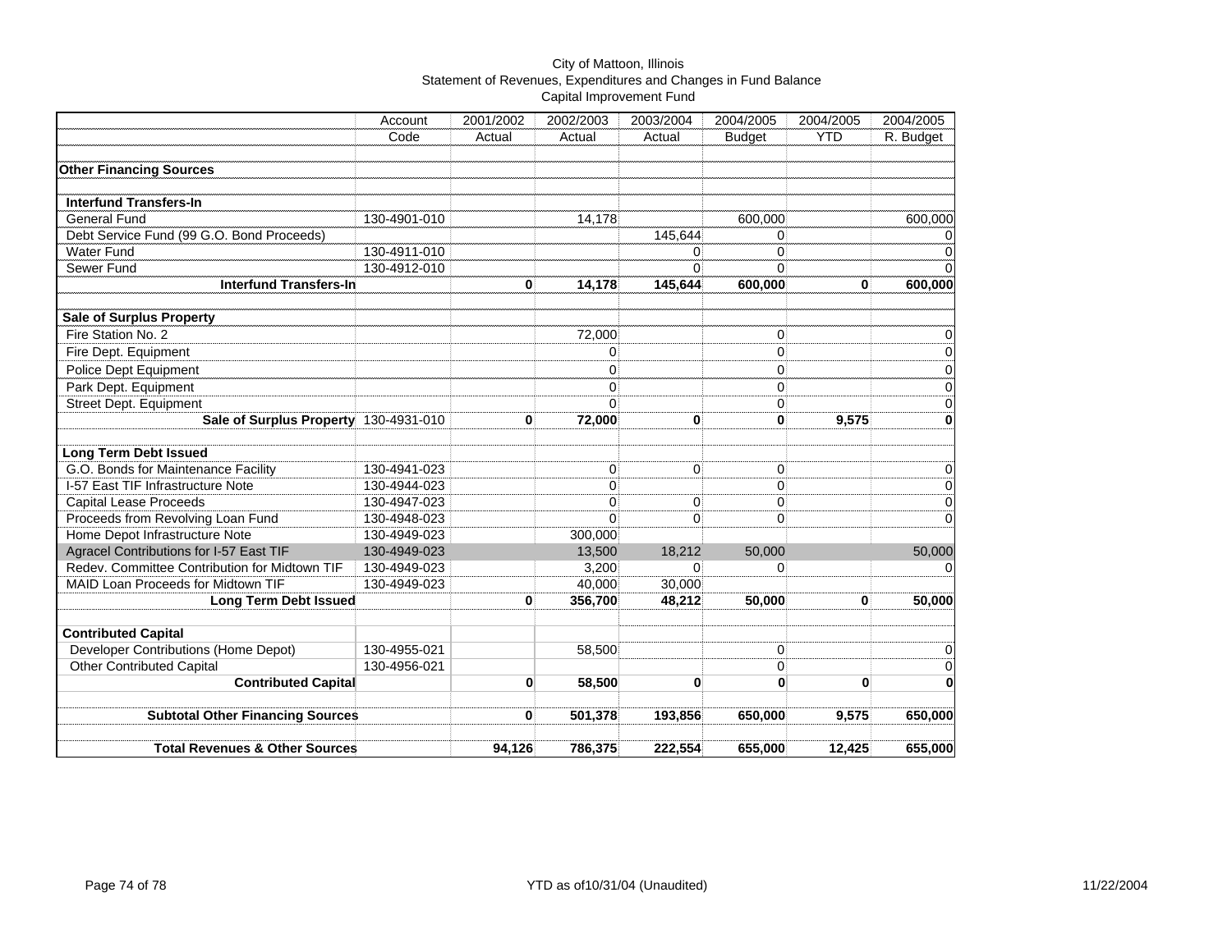City of Mattoon, Illinois
Statement of Revenues, Expenditures and Changes in Fund Balance
Capital Improvement Fund

| | Account Code | 2001/2002 Actual | 2002/2003 Actual | 2003/2004 Actual | 2004/2005 Budget | 2004/2005 YTD | 2004/2005 R. Budget |
|---|---|---|---|---|---|---|---|
| **Other Financing Sources** | | | | | | | |
| **Interfund Transfers-In** | | | | | | | |
| General Fund | 130-4901-010 | | 14,178 | | 600,000 | | 600,000 |
| Debt Service Fund (99 G.O. Bond Proceeds) | | | | 145,644 | 0 | | 0 |
| Water Fund | 130-4911-010 | | | 0 | 0 | | 0 |
| Sewer Fund | 130-4912-010 | | | 0 | 0 | | 0 |
| **Interfund Transfers-In** | | **0** | **14,178** | **145,644** | **600,000** | **0** | **600,000** |
| **Sale of Surplus Property** | | | | | | | |
| Fire Station No. 2 | | | 72,000 | | 0 | | 0 |
| Fire Dept. Equipment | | | 0 | | 0 | | 0 |
| Police Dept Equipment | | | 0 | | 0 | | 0 |
| Park Dept. Equipment | | | 0 | | 0 | | 0 |
| Street Dept. Equipment | | | 0 | | 0 | | 0 |
| **Sale of Surplus Property** | 130-4931-010 | **0** | **72,000** | **0** | **0** | **9,575** | **0** |
| **Long Term Debt Issued** | | | | | | | |
| G.O. Bonds for Maintenance Facility | 130-4941-023 | | 0 | 0 | 0 | | 0 |
| I-57 East TIF Infrastructure Note | 130-4944-023 | | 0 | | 0 | | 0 |
| Capital Lease Proceeds | 130-4947-023 | | 0 | 0 | 0 | | 0 |
| Proceeds from Revolving Loan Fund | 130-4948-023 | | 0 | 0 | 0 | | 0 |
| Home Depot Infrastructure Note | 130-4949-023 | | 300,000 | | | | |
| Agracel Contributions for I-57 East TIF | 130-4949-023 | | 13,500 | 18,212 | 50,000 | | 50,000 |
| Redev. Committee Contribution for Midtown TIF | 130-4949-023 | | 3,200 | 0 | 0 | | 0 |
| MAID Loan Proceeds for Midtown TIF | 130-4949-023 | | 40,000 | 30,000 | | | |
| **Long Term Debt Issued** | | **0** | **356,700** | **48,212** | **50,000** | **0** | **50,000** |
| **Contributed Capital** | | | | | | | |
| Developer Contributions (Home Depot) | 130-4955-021 | | 58,500 | | 0 | | 0 |
| Other Contributed Capital | 130-4956-021 | | | | 0 | | 0 |
| **Contributed Capital** | | **0** | **58,500** | **0** | **0** | **0** | **0** |
| **Subtotal Other Financing Sources** | | **0** | **501,378** | **193,856** | **650,000** | **9,575** | **650,000** |
| **Total Revenues & Other Sources** | | **94,126** | **786,375** | **222,554** | **655,000** | **12,425** | **655,000** |

YTD as of10/31/04 (Unaudited)

11/22/2004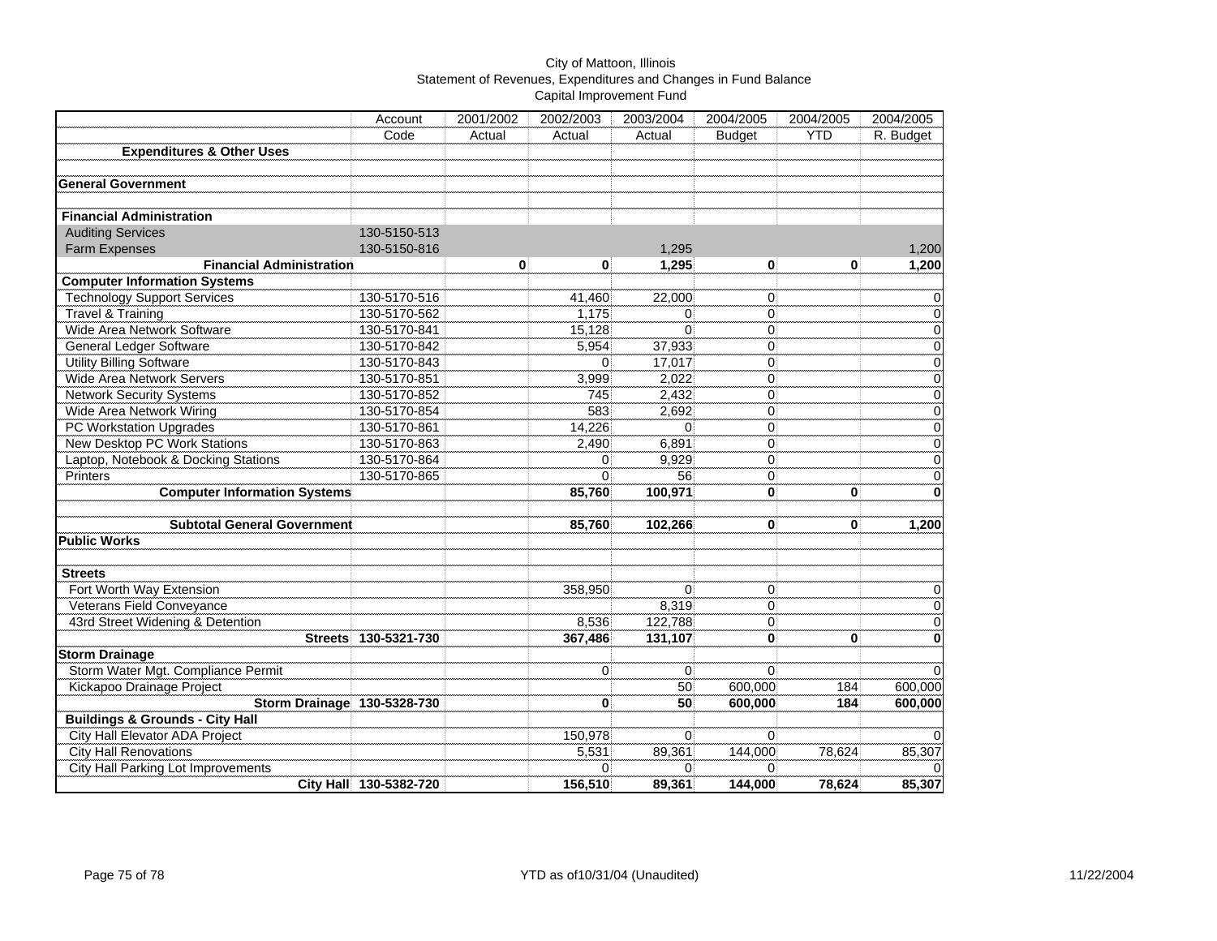City of Mattoon, Illinois
Statement of Revenues, Expenditures and Changes in Fund Balance
Capital Improvement Fund

| | Account Code | 2001/2002 Actual | 2002/2003 Actual | 2003/2004 Actual | 2004/2005 Budget | 2004/2005 YTD | 2004/2005 R. Budget |
|---|---|---|---|---|---|---|---|
| **Expenditures & Other Uses** | | | | | | | |
| | | | | | | | |
| **General Government** | | | | | | | |
| | | | | | | | |
| **Financial Administration** | | | | | | | |
| Auditing Services | 130-5150-513 | | | | | | |
| Farm Expenses | 130-5150-816 | | | 1,295 | | | 1,200 |
| **Financial Administration** | | **0** | **0** | **1,295** | **0** | **0** | **1,200** |
| **Computer Information Systems** | | | | | | | |
| Technology Support Services | 130-5170-516 | | 41,460 | 22,000 | 0 | | 0 |
| Travel & Training | 130-5170-562 | | 1,175 | 0 | 0 | | 0 |
| Wide Area Network Software | 130-5170-841 | | 15,128 | 0 | 0 | | 0 |
| General Ledger Software | 130-5170-842 | | 5,954 | 37,933 | 0 | | 0 |
| Utility Billing Software | 130-5170-843 | | 0 | 17,017 | 0 | | 0 |
| Wide Area Network Servers | 130-5170-851 | | 3,999 | 2,022 | 0 | | 0 |
| Network Security Systems | 130-5170-852 | | 745 | 2,432 | 0 | | 0 |
| Wide Area Network Wiring | 130-5170-854 | | 583 | 2,692 | 0 | | 0 |
| PC Workstation Upgrades | 130-5170-861 | | 14,226 | 0 | 0 | | 0 |
| New Desktop PC Work Stations | 130-5170-863 | | 2,490 | 6,891 | 0 | | 0 |
| Laptop, Notebook & Docking Stations | 130-5170-864 | | 0 | 9,929 | 0 | | 0 |
| Printers | 130-5170-865 | | 0 | 56 | 0 | | 0 |
| **Computer Information Systems** | | | **85,760** | **100,971** | **0** | **0** | **0** |
| | | | | | | | |
| **Subtotal General Government** | | | **85,760** | **102,266** | **0** | **0** | **1,200** |
| **Public Works** | | | | | | | |
| | | | | | | | |
| **Streets** | | | | | | | |
| Fort Worth Way Extension | | | 358,950 | 0 | 0 | | 0 |
| Veterans Field Conveyance | | | | 8,319 | 0 | | 0 |
| 43rd Street Widening & Detention | | | 8,536 | 122,788 | 0 | | 0 |
| **Streets** | **130-5321-730** | | **367,486** | **131,107** | **0** | **0** | **0** |
| **Storm Drainage** | | | | | | | |
| Storm Water Mgt. Compliance Permit | | | 0 | 0 | 0 | | 0 |
| Kickapoo Drainage Project | | | | 50 | 600,000 | 184 | 600,000 |
| **Storm Drainage** | **130-5328-730** | | **0** | **50** | **600,000** | **184** | **600,000** |
| **Buildings & Grounds - City Hall** | | | | | | | |
| City Hall Elevator ADA Project | | | 150,978 | 0 | 0 | | 0 |
| City Hall Renovations | | | 5,531 | 89,361 | 144,000 | 78,624 | 85,307 |
| City Hall Parking Lot Improvements | | | 0 | 0 | 0 | | 0 |
| **City Hall** | **130-5382-720** | | **156,510** | **89,361** | **144,000** | **78,624** | **85,307** |

YTD as of10/31/04 (Unaudited)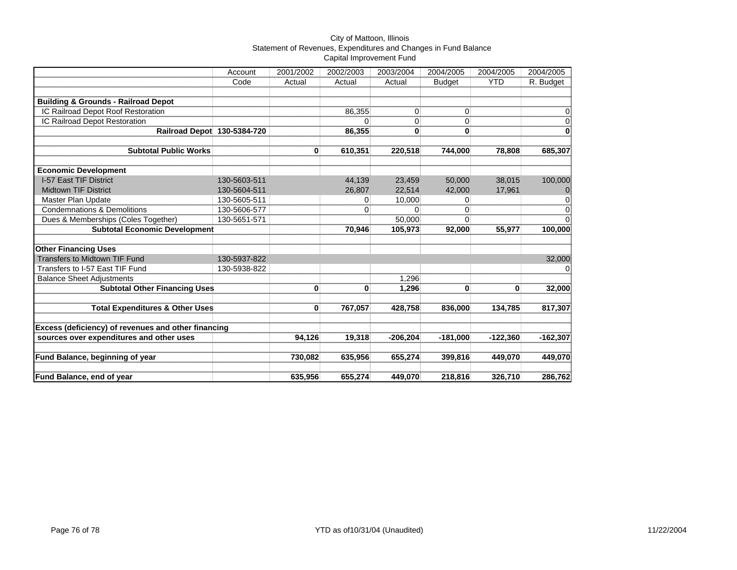City of Mattoon, Illinois
Statement of Revenues, Expenditures and Changes in Fund Balance
Capital Improvement Fund

| | Account Code | 2001/2002 Actual | 2002/2003 Actual | 2003/2004 Actual | 2004/2005 Budget | 2004/2005 YTD | 2004/2005 R. Budget |
|---|---|---|---|---|---|---|---|
| **Building & Grounds - Railroad Depot** | | | | | | | |
| IC Railroad Depot Roof Restoration | | | 86,355 | 0 | 0 | | 0 |
| IC Railroad Depot Restoration | | | 0 | 0 | 0 | | 0 |
| **Railroad Depot** | **130-5384-720** | | **86,355** | **0** | **0** | | **0** |
| **Subtotal Public Works** | | **0** | **610,351** | **220,518** | **744,000** | **78,808** | **685,307** |
| **Economic Development** | | | | | | | |
| I-57 East TIF District | 130-5603-511 | | 44,139 | 23,459 | 50,000 | 38,015 | 100,000 |
| Midtown TIF District | 130-5604-511 | | 26,807 | 22,514 | 42,000 | 17,961 | 0 |
| Master Plan Update | 130-5605-511 | | 0 | 10,000 | 0 | | 0 |
| Condemnations & Demolitions | 130-5606-577 | | 0 | 0 | 0 | | 0 |
| Dues & Memberships (Coles Together) | 130-5651-571 | | | 50,000 | 0 | | 0 |
| **Subtotal Economic Development** | | | **70,946** | **105,973** | **92,000** | **55,977** | **100,000** |
| **Other Financing Uses** | | | | | | | |
| Transfers to Midtown TIF Fund | 130-5937-822 | | | | | | 32,000 |
| Transfers to I-57 East TIF Fund | 130-5938-822 | | | | | | 0 |
| Balance Sheet Adjustments | | | | 1,296 | | | |
| **Subtotal Other Financing Uses** | | **0** | **0** | **1,296** | **0** | **0** | **32,000** |
| **Total Expenditures & Other Uses** | | **0** | **767,057** | **428,758** | **836,000** | **134,785** | **817,307** |
| **Excess (deficiency) of revenues and other financing sources over expenditures and other uses** | | **94,126** | **19,318** | **-206,204** | **-181,000** | **-122,360** | **-162,307** |
| **Fund Balance, beginning of year** | | **730,082** | **635,956** | **655,274** | **399,816** | **449,070** | **449,070** |
| **Fund Balance, end of year** | | **635,956** | **655,274** | **449,070** | **218,816** | **326,710** | **286,762** |

YTD as of10/31/04 (Unaudited)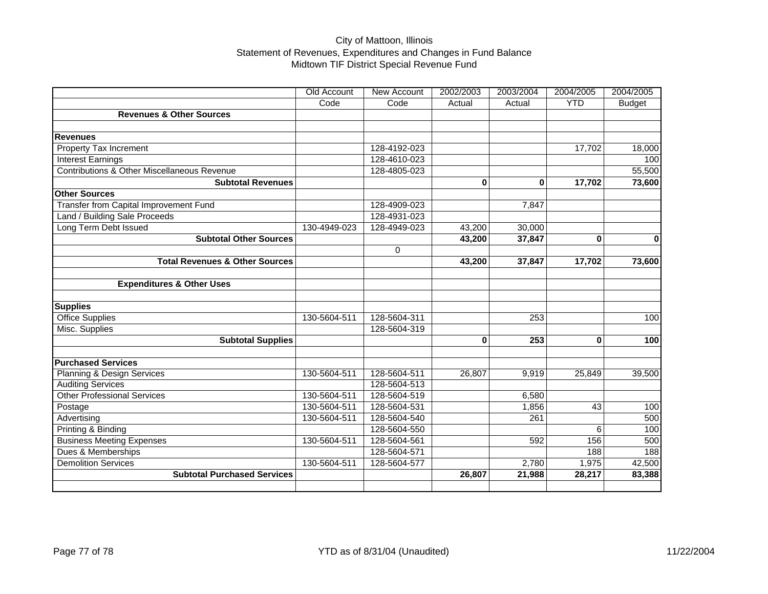# City of Mattoon, Illinois
## Statement of Revenues, Expenditures and Changes in Fund Balance
## Midtown TIF District Special Revenue Fund

| | Old Account Code | New Account Code | 2002/2003 Actual | 2003/2004 Actual | 2004/2005 YTD | 2004/2005 Budget |
|---|---|---|---|---|---|---|
| **Revenues & Other Sources** | | | | | | |
| | | | | | | |
| **Revenues** | | | | | | |
| Property Tax Increment | | 128-4192-023 | | | 17,702 | 18,000 |
| Interest Earnings | | 128-4610-023 | | | | 100 |
| Contributions & Other Miscellaneous Revenue | | 128-4805-023 | | | | 55,500 |
| **Subtotal Revenues** | | | **0** | **0** | **17,702** | **73,600** |
| **Other Sources** | | | | | | |
| Transfer from Capital Improvement Fund | | 128-4909-023 | | 7,847 | | |
| Land / Building Sale Proceeds | | 128-4931-023 | | | | |
| Long Term Debt Issued | 130-4949-023 | 128-4949-023 | 43,200 | 30,000 | | |
| **Subtotal Other Sources** | | | **43,200** | **37,847** | **0** | **0** |
| | | 0 | | | | |
| **Total Revenues & Other Sources** | | | **43,200** | **37,847** | **17,702** | **73,600** |
| | | | | | | |
| **Expenditures & Other Uses** | | | | | | |
| | | | | | | |
| **Supplies** | | | | | | |
| Office Supplies | 130-5604-511 | 128-5604-311 | | 253 | | 100 |
| Misc. Supplies | | 128-5604-319 | | | | |
| **Subtotal Supplies** | | | **0** | **253** | **0** | **100** |
| | | | | | | |
| **Purchased Services** | | | | | | |
| Planning & Design Services | 130-5604-511 | 128-5604-511 | 26,807 | 9,919 | 25,849 | 39,500 |
| Auditing Services | | 128-5604-513 | | | | |
| Other Professional Services | 130-5604-511 | 128-5604-519 | | 6,580 | | |
| Postage | 130-5604-511 | 128-5604-531 | | 1,856 | 43 | 100 |
| Advertising | 130-5604-511 | 128-5604-540 | | 261 | | 500 |
| Printing & Binding | | 128-5604-550 | | | 6 | 100 |
| Business Meeting Expenses | 130-5604-511 | 128-5604-561 | | 592 | 156 | 500 |
| Dues & Memberships | | 128-5604-571 | | | 188 | 188 |
| Demolition Services | 130-5604-511 | 128-5604-577 | | 2,780 | 1,975 | 42,500 |
| **Subtotal Purchased Services** | | | **26,807** | **21,988** | **28,217** | **83,388** |
| | | | | | | |

YTD as of 8/31/04 (Unaudited)

11/22/2004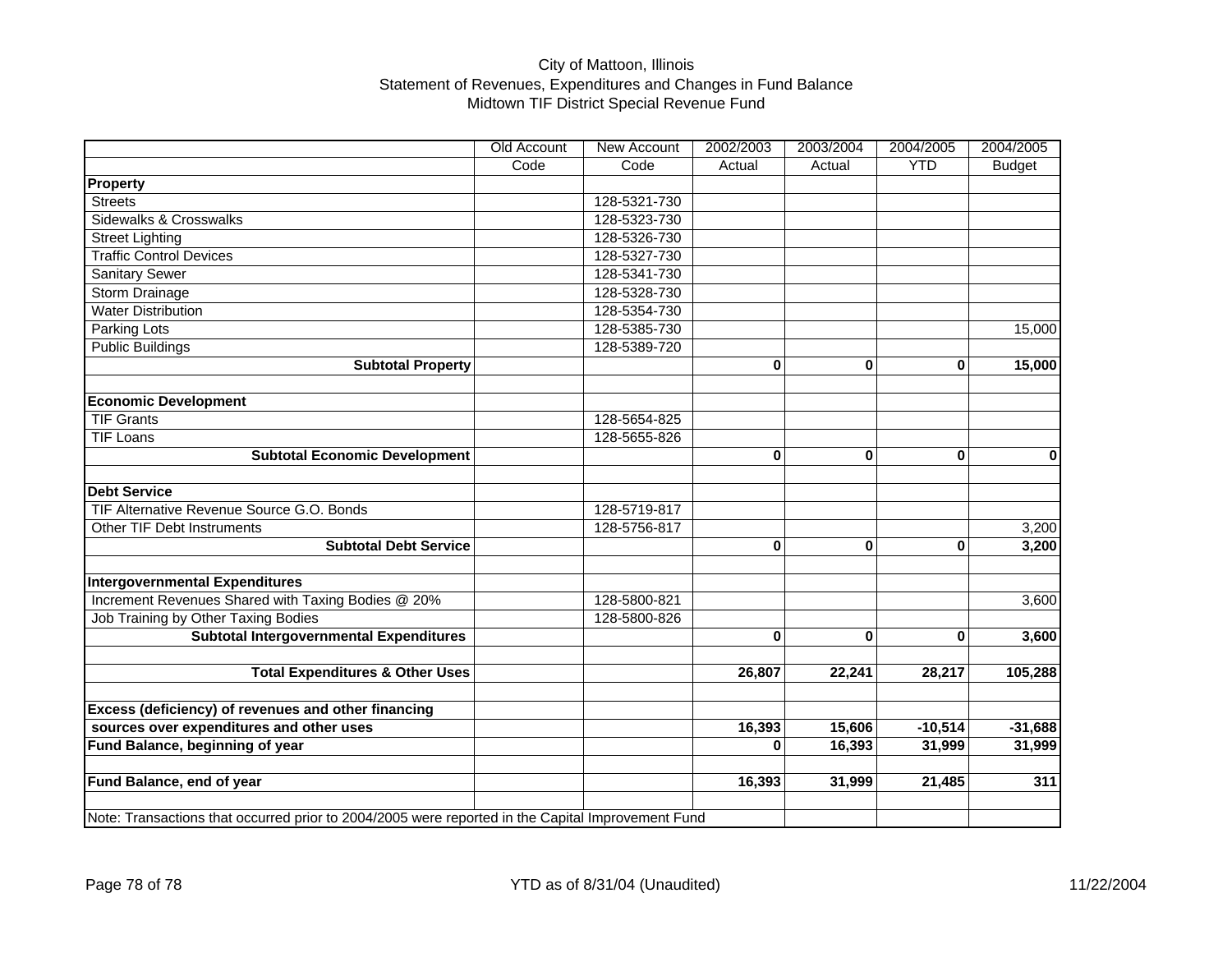City of Mattoon, Illinois
Statement of Revenues, Expenditures and Changes in Fund Balance
Midtown TIF District Special Revenue Fund

| | Old Account Code | New Account Code | 2002/2003 Actual | 2003/2004 Actual | 2004/2005 YTD | 2004/2005 Budget |
|---|---|---|---|---|---|---|
| **Property** | | | | | | |
| Streets | | 128-5321-730 | | | | |
| Sidewalks & Crosswalks | | 128-5323-730 | | | | |
| Street Lighting | | 128-5326-730 | | | | |
| Traffic Control Devices | | 128-5327-730 | | | | |
| Sanitary Sewer | | 128-5341-730 | | | | |
| Storm Drainage | | 128-5328-730 | | | | |
| Water Distribution | | 128-5354-730 | | | | |
| Parking Lots | | 128-5385-730 | | | | 15,000 |
| Public Buildings | | 128-5389-720 | | | | |
| **Subtotal Property** | | | **0** | **0** | **0** | **15,000** |
| | | | | | | |
| **Economic Development** | | | | | | |
| TIF Grants | | 128-5654-825 | | | | |
| TIF Loans | | 128-5655-826 | | | | |
| **Subtotal Economic Development** | | | **0** | **0** | **0** | **0** |
| | | | | | | |
| **Debt Service** | | | | | | |
| TIF Alternative Revenue Source G.O. Bonds | | 128-5719-817 | | | | |
| Other TIF Debt Instruments | | 128-5756-817 | | | | 3,200 |
| **Subtotal Debt Service** | | | **0** | **0** | **0** | **3,200** |
| | | | | | | |
| **Intergovernmental Expenditures** | | | | | | |
| Increment Revenues Shared with Taxing Bodies @ 20% | | 128-5800-821 | | | | 3,600 |
| Job Training by Other Taxing Bodies | | 128-5800-826 | | | | |
| **Subtotal Intergovernmental Expenditures** | | | **0** | **0** | **0** | **3,600** |
| | | | | | | |
| **Total Expenditures & Other Uses** | | | **26,807** | **22,241** | **28,217** | **105,288** |
| | | | | | | |
| **Excess (deficiency) of revenues and other financing** | | | | | | |
| **sources over expenditures and other uses** | | | **16,393** | **15,606** | **-10,514** | **-31,688** |
| **Fund Balance, beginning of year** | | | **0** | **16,393** | **31,999** | **31,999** |
| | | | | | | |
| **Fund Balance, end of year** | | | **16,393** | **31,999** | **21,485** | **311** |

Note: Transactions that occurred prior to 2004/2005 were reported in the Capital Improvement Fund

YTD as of 8/31/04 (Unaudited)

11/22/2004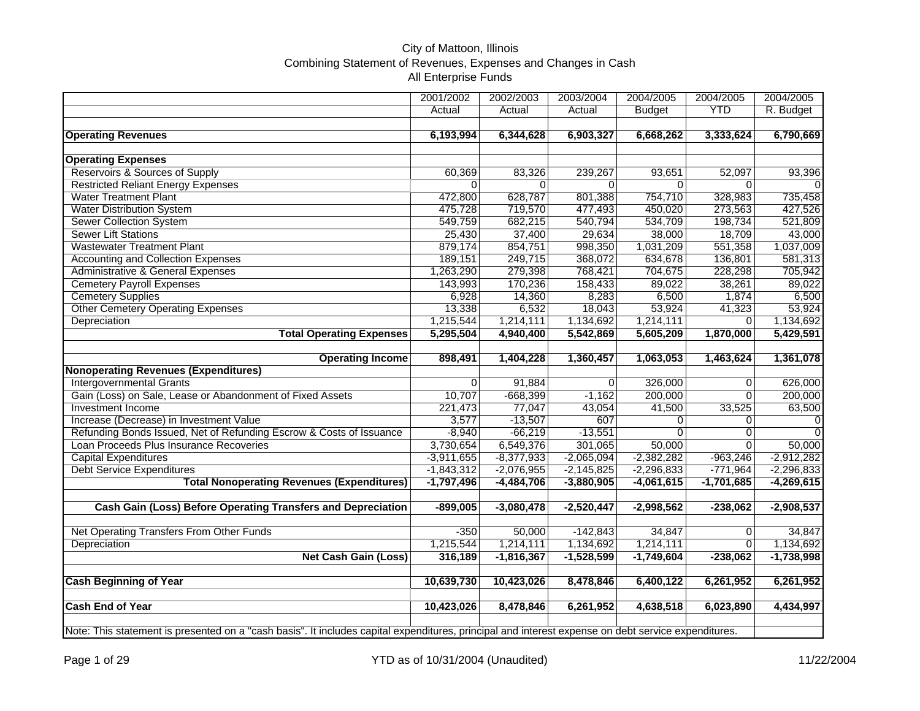City of Mattoon, Illinois
Combining Statement of Revenues, Expenses and Changes in Cash
All Enterprise Funds

| | 2001/2002 Actual | 2002/2003 Actual | 2003/2004 Actual | 2004/2005 Budget | 2004/2005 YTD | 2004/2005 R. Budget |
|---|---|---|---|---|---|---|
| **Operating Revenues** | **6,193,994** | **6,344,628** | **6,903,327** | **6,668,262** | **3,333,624** | **6,790,669** |
| **Operating Expenses** | | | | | | |
| Reservoirs & Sources of Supply | 60,369 | 83,326 | 239,267 | 93,651 | 52,097 | 93,396 |
| Restricted Reliant Energy Expenses | 0 | 0 | 0 | 0 | 0 | 0 |
| Water Treatment Plant | 472,800 | 628,787 | 801,388 | 754,710 | 328,983 | 735,458 |
| Water Distribution System | 475,728 | 719,570 | 477,493 | 450,020 | 273,563 | 427,526 |
| Sewer Collection System | 549,759 | 682,215 | 540,794 | 534,709 | 198,734 | 521,809 |
| Sewer Lift Stations | 25,430 | 37,400 | 29,634 | 38,000 | 18,709 | 43,000 |
| Wastewater Treatment Plant | 879,174 | 854,751 | 998,350 | 1,031,209 | 551,358 | 1,037,009 |
| Accounting and Collection Expenses | 189,151 | 249,715 | 368,072 | 634,678 | 136,801 | 581,313 |
| Administrative & General Expenses | 1,263,290 | 279,398 | 768,421 | 704,675 | 228,298 | 705,942 |
| Cemetery Payroll Expenses | 143,993 | 170,236 | 158,433 | 89,022 | 38,261 | 89,022 |
| Cemetery Supplies | 6,928 | 14,360 | 8,283 | 6,500 | 1,874 | 6,500 |
| Other Cemetery Operating Expenses | 13,338 | 6,532 | 18,043 | 53,924 | 41,323 | 53,924 |
| Depreciation | 1,215,544 | 1,214,111 | 1,134,692 | 1,214,111 | 0 | 1,134,692 |
| **Total Operating Expenses** | **5,295,504** | **4,940,400** | **5,542,869** | **5,605,209** | **1,870,000** | **5,429,591** |
| **Operating Income** | **898,491** | **1,404,228** | **1,360,457** | **1,063,053** | **1,463,624** | **1,361,078** |
| **Nonoperating Revenues (Expenditures)** | | | | | | |
| Intergovernmental Grants | 0 | 91,884 | 0 | 326,000 | 0 | 626,000 |
| Gain (Loss) on Sale, Lease or Abandonment of Fixed Assets | 10,707 | -668,399 | -1,162 | 200,000 | 0 | 200,000 |
| Investment Income | 221,473 | 77,047 | 43,054 | 41,500 | 33,525 | 63,500 |
| Increase (Decrease) in Investment Value | 3,577 | -13,507 | 607 | 0 | 0 | 0 |
| Refunding Bonds Issued, Net of Refunding Escrow & Costs of Issuance | -8,940 | -66,219 | -13,551 | 0 | 0 | 0 |
| Loan Proceeds Plus Insurance Recoveries | 3,730,654 | 6,549,376 | 301,065 | 50,000 | 0 | 50,000 |
| Capital Expenditures | -3,911,655 | -8,377,933 | -2,065,094 | -2,382,282 | -963,246 | -2,912,282 |
| Debt Service Expenditures | -1,843,312 | -2,076,955 | -2,145,825 | -2,296,833 | -771,964 | -2,296,833 |
| **Total Nonoperating Revenues (Expenditures)** | **-1,797,496** | **-4,484,706** | **-3,880,905** | **-4,061,615** | **-1,701,685** | **-4,269,615** |
| **Cash Gain (Loss) Before Operating Transfers and Depreciation** | **-899,005** | **-3,080,478** | **-2,520,447** | **-2,998,562** | **-238,062** | **-2,908,537** |
| Net Operating Transfers From Other Funds | -350 | 50,000 | -142,843 | 34,847 | 0 | 34,847 |
| Depreciation | 1,215,544 | 1,214,111 | 1,134,692 | 1,214,111 | 0 | 1,134,692 |
| **Net Cash Gain (Loss)** | **316,189** | **-1,816,367** | **-1,528,599** | **-1,749,604** | **-238,062** | **-1,738,998** |
| **Cash Beginning of Year** | **10,639,730** | **10,423,026** | **8,478,846** | **6,400,122** | **6,261,952** | **6,261,952** |
| **Cash End of Year** | **10,423,026** | **8,478,846** | **6,261,952** | **4,638,518** | **6,023,890** | **4,434,997** |

Note: This statement is presented on a "cash basis". It includes capital expenditures, principal and interest expense on debt service expenditures.

YTD as of 10/31/2004 (Unaudited)

11/22/2004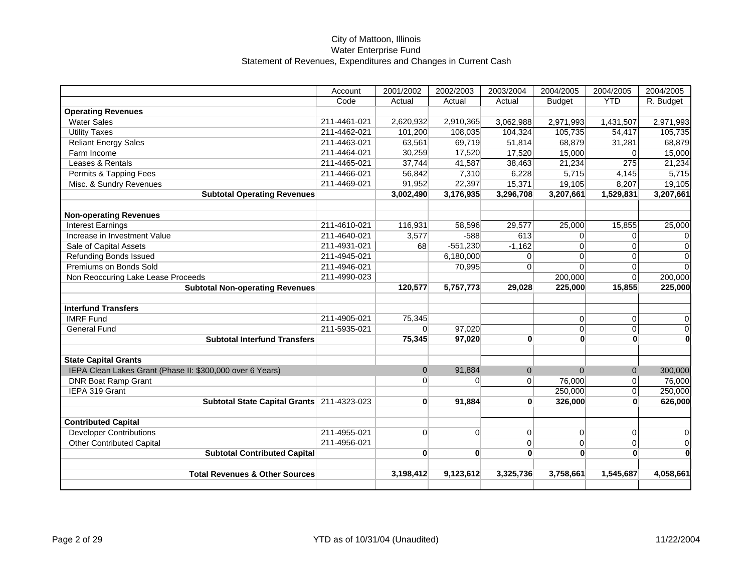City of Mattoon, Illinois
Water Enterprise Fund
Statement of Revenues, Expenditures and Changes in Current Cash

| | Account Code | 2001/2002 Actual | 2002/2003 Actual | 2003/2004 Actual | 2004/2005 Budget | 2004/2005 YTD | 2004/2005 R. Budget |
|---|---|---|---|---|---|---|---|
| **Operating Revenues** | | | | | | | |
| Water Sales | 211-4461-021 | 2,620,932 | 2,910,365 | 3,062,988 | 2,971,993 | 1,431,507 | 2,971,993 |
| Utility Taxes | 211-4462-021 | 101,200 | 108,035 | 104,324 | 105,735 | 54,417 | 105,735 |
| Reliant Energy Sales | 211-4463-021 | 63,561 | 69,719 | 51,814 | 68,879 | 31,281 | 68,879 |
| Farm Income | 211-4464-021 | 30,259 | 17,520 | 17,520 | 15,000 | 0 | 15,000 |
| Leases & Rentals | 211-4465-021 | 37,744 | 41,587 | 38,463 | 21,234 | 275 | 21,234 |
| Permits & Tapping Fees | 211-4466-021 | 56,842 | 7,310 | 6,228 | 5,715 | 4,145 | 5,715 |
| Misc. & Sundry Revenues | 211-4469-021 | 91,952 | 22,397 | 15,371 | 19,105 | 8,207 | 19,105 |
| **Subtotal Operating Revenues** | | **3,002,490** | **3,176,935** | **3,296,708** | **3,207,661** | **1,529,831** | **3,207,661** |
| | | | | | | | |
| **Non-operating Revenues** | | | | | | | |
| Interest Earnings | 211-4610-021 | 116,931 | 58,596 | 29,577 | 25,000 | 15,855 | 25,000 |
| Increase in Investment Value | 211-4640-021 | 3,577 | -588 | 613 | 0 | 0 | 0 |
| Sale of Capital Assets | 211-4931-021 | 68 | -551,230 | -1,162 | 0 | 0 | 0 |
| Refunding Bonds Issued | 211-4945-021 | | 6,180,000 | 0 | 0 | 0 | 0 |
| Premiums on Bonds Sold | 211-4946-021 | | 70,995 | 0 | 0 | 0 | 0 |
| Non Reoccuring Lake Lease Proceeds | 211-4990-023 | | | | 200,000 | 0 | 200,000 |
| **Subtotal Non-operating Revenues** | | **120,577** | **5,757,773** | **29,028** | **225,000** | **15,855** | **225,000** |
| | | | | | | | |
| **Interfund Transfers** | | | | | | | |
| IMRF Fund | 211-4905-021 | 75,345 | | | 0 | 0 | 0 |
| General Fund | 211-5935-021 | 0 | 97,020 | | 0 | 0 | 0 |
| **Subtotal Interfund Transfers** | | **75,345** | **97,020** | **0** | **0** | **0** | **0** |
| | | | | | | | |
| **State Capital Grants** | | | | | | | |
| IEPA Clean Lakes Grant (Phase II: $300,000 over 6 Years) | | 0 | 91,884 | 0 | 0 | 0 | 300,000 |
| DNR Boat Ramp Grant | | 0 | 0 | 0 | 76,000 | 0 | 76,000 |
| IEPA 319 Grant | | | | | 250,000 | 0 | 250,000 |
| **Subtotal State Capital Grants** | 211-4323-023 | **0** | **91,884** | **0** | **326,000** | **0** | **626,000** |
| | | | | | | | |
| **Contributed Capital** | | | | | | | |
| Developer Contributions | 211-4955-021 | 0 | 0 | 0 | 0 | 0 | 0 |
| Other Contributed Capital | 211-4956-021 | | | 0 | 0 | 0 | 0 |
| **Subtotal Contributed Capital** | | **0** | **0** | **0** | **0** | **0** | **0** |
| | | | | | | | |
| **Total Revenues & Other Sources** | | **3,198,412** | **9,123,612** | **3,325,736** | **3,758,661** | **1,545,687** | **4,058,661** |

YTD as of 10/31/04 (Unaudited)

11/22/2004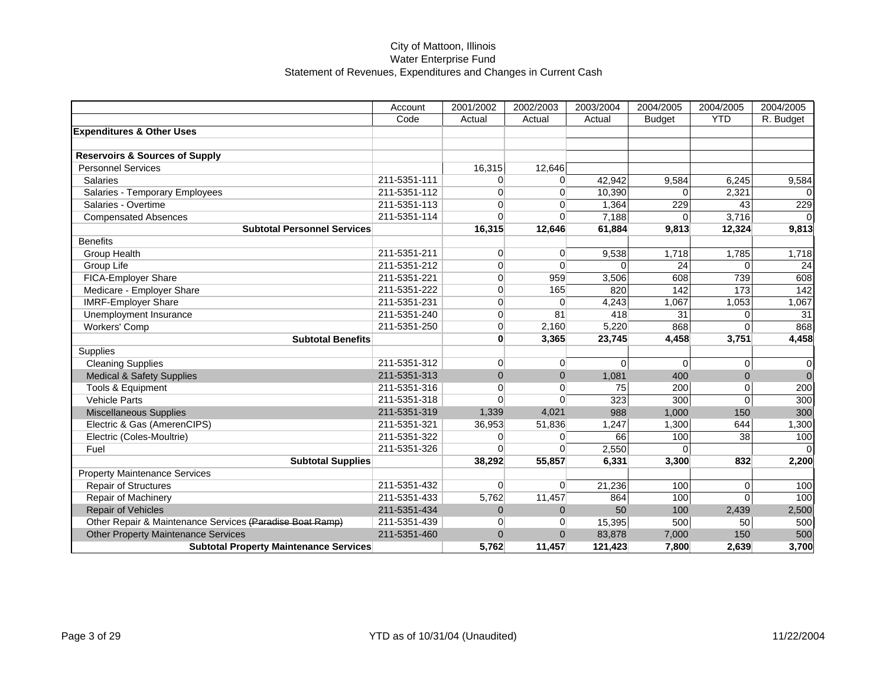City of Mattoon, Illinois
Water Enterprise Fund
Statement of Revenues, Expenditures and Changes in Current Cash

| | Account Code | 2001/2002 Actual | 2002/2003 Actual | 2003/2004 Actual | 2004/2005 Budget | 2004/2005 YTD | 2004/2005 R. Budget |
|---|---|---|---|---|---|---|---|
| **Expenditures & Other Uses** | | | | | | | |
| | | | | | | | |
| **Reservoirs & Sources of Supply** | | | | | | | |
| Personnel Services | | 16,315 | 12,646 | | | | |
| Salaries | 211-5351-111 | 0 | 0 | 42,942 | 9,584 | 6,245 | 9,584 |
| Salaries - Temporary Employees | 211-5351-112 | 0 | 0 | 10,390 | 0 | 2,321 | 0 |
| Salaries - Overtime | 211-5351-113 | 0 | 0 | 1,364 | 229 | 43 | 229 |
| Compensated Absences | 211-5351-114 | 0 | 0 | 7,188 | 0 | 3,716 | 0 |
| **Subtotal Personnel Services** | | **16,315** | **12,646** | **61,884** | **9,813** | **12,324** | **9,813** |
| Benefits | | | | | | | |
| Group Health | 211-5351-211 | 0 | 0 | 9,538 | 1,718 | 1,785 | 1,718 |
| Group Life | 211-5351-212 | 0 | 0 | 0 | 24 | 0 | 24 |
| FICA-Employer Share | 211-5351-221 | 0 | 959 | 3,506 | 608 | 739 | 608 |
| Medicare - Employer Share | 211-5351-222 | 0 | 165 | 820 | 142 | 173 | 142 |
| IMRF-Employer Share | 211-5351-231 | 0 | 0 | 4,243 | 1,067 | 1,053 | 1,067 |
| Unemployment Insurance | 211-5351-240 | 0 | 81 | 418 | 31 | 0 | 31 |
| Workers' Comp | 211-5351-250 | 0 | 2,160 | 5,220 | 868 | 0 | 868 |
| **Subtotal Benefits** | | **0** | **3,365** | **23,745** | **4,458** | **3,751** | **4,458** |
| Supplies | | | | | | | |
| Cleaning Supplies | 211-5351-312 | 0 | 0 | 0 | 0 | 0 | 0 |
| Medical & Safety Supplies | 211-5351-313 | 0 | 0 | 1,081 | 400 | 0 | 0 |
| Tools & Equipment | 211-5351-316 | 0 | 0 | 75 | 200 | 0 | 200 |
| Vehicle Parts | 211-5351-318 | 0 | 0 | 323 | 300 | 0 | 300 |
| Miscellaneous Supplies | 211-5351-319 | 1,339 | 4,021 | 988 | 1,000 | 150 | 300 |
| Electric & Gas (AmerenCIPS) | 211-5351-321 | 36,953 | 51,836 | 1,247 | 1,300 | 644 | 1,300 |
| Electric (Coles-Moultrie) | 211-5351-322 | 0 | 0 | 66 | 100 | 38 | 100 |
| Fuel | 211-5351-326 | 0 | 0 | 2,550 | 0 | | 0 |
| **Subtotal Supplies** | | **38,292** | **55,857** | **6,331** | **3,300** | **832** | **2,200** |
| Property Maintenance Services | | | | | | | |
| Repair of Structures | 211-5351-432 | 0 | 0 | 21,236 | 100 | 0 | 100 |
| Repair of Machinery | 211-5351-433 | 5,762 | 11,457 | 864 | 100 | 0 | 100 |
| Repair of Vehicles | 211-5351-434 | 0 | 0 | 50 | 100 | 2,439 | 2,500 |
| Other Repair & Maintenance Services ~~(Paradise Boat Ramp)~~ | 211-5351-439 | 0 | 0 | 15,395 | 500 | 50 | 500 |
| Other Property Maintenance Services | 211-5351-460 | 0 | 0 | 83,878 | 7,000 | 150 | 500 |
| **Subtotal Property Maintenance Services** | | **5,762** | **11,457** | **121,423** | **7,800** | **2,639** | **3,700** |

YTD as of 10/31/04 (Unaudited) — 11/22/2004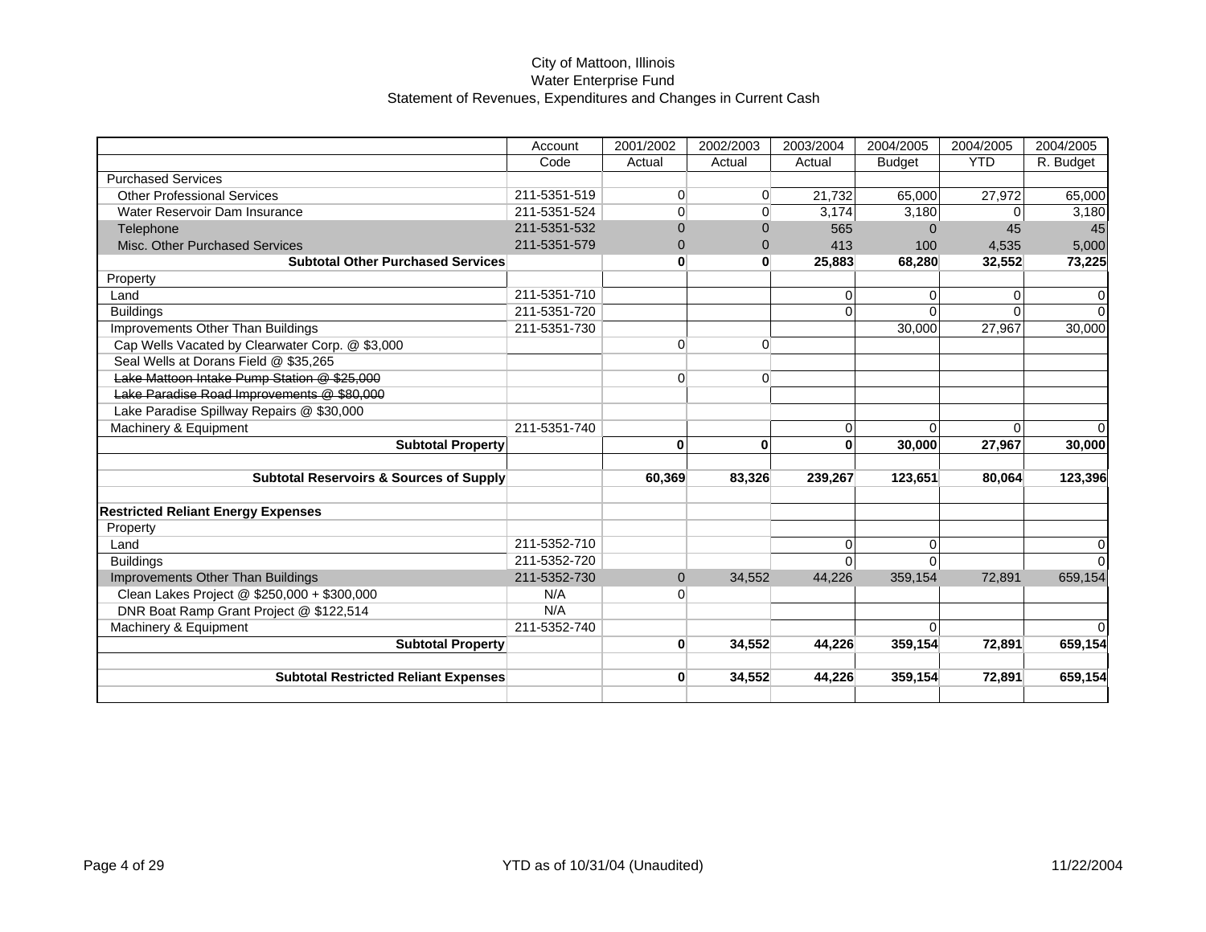City of Mattoon, Illinois
Water Enterprise Fund
Statement of Revenues, Expenditures and Changes in Current Cash

| | Account Code | 2001/2002 Actual | 2002/2003 Actual | 2003/2004 Actual | 2004/2005 Budget | 2004/2005 YTD | 2004/2005 R. Budget |
|---|---|---|---|---|---|---|---|
| Purchased Services | | | | | | | |
| Other Professional Services | 211-5351-519 | 0 | 0 | 21,732 | 65,000 | 27,972 | 65,000 |
| Water Reservoir Dam Insurance | 211-5351-524 | 0 | 0 | 3,174 | 3,180 | 0 | 3,180 |
| Telephone | 211-5351-532 | 0 | 0 | 565 | 0 | 45 | 45 |
| Misc. Other Purchased Services | 211-5351-579 | 0 | 0 | 413 | 100 | 4,535 | 5,000 |
| **Subtotal Other Purchased Services** | | **0** | **0** | **25,883** | **68,280** | **32,552** | **73,225** |
| Property | | | | | | | |
| Land | 211-5351-710 | | | 0 | 0 | 0 | 0 |
| Buildings | 211-5351-720 | | | 0 | 0 | 0 | 0 |
| Improvements Other Than Buildings | 211-5351-730 | | | | 30,000 | 27,967 | 30,000 |
| Cap Wells Vacated by Clearwater Corp. @ $3,000 | | 0 | 0 | | | | |
| Seal Wells at Dorans Field @ $35,265 | | | | | | | |
| ~~Lake Mattoon Intake Pump Station @ $25,000~~ | | 0 | 0 | | | | |
| ~~Lake Paradise Road Improvements @ $80,000~~ | | | | | | | |
| Lake Paradise Spillway Repairs @ $30,000 | | | | | | | |
| Machinery & Equipment | 211-5351-740 | | | 0 | 0 | 0 | 0 |
| **Subtotal Property** | | **0** | **0** | **0** | **30,000** | **27,967** | **30,000** |
| | | | | | | | |
| **Subtotal Reservoirs & Sources of Supply** | | **60,369** | **83,326** | **239,267** | **123,651** | **80,064** | **123,396** |
| | | | | | | | |
| **Restricted Reliant Energy Expenses** | | | | | | | |
| Property | | | | | | | |
| Land | 211-5352-710 | | | 0 | 0 | | 0 |
| Buildings | 211-5352-720 | | | 0 | 0 | | 0 |
| Improvements Other Than Buildings | 211-5352-730 | 0 | 34,552 | 44,226 | 359,154 | 72,891 | 659,154 |
| Clean Lakes Project @ $250,000 + $300,000 | N/A | 0 | | | | | |
| DNR Boat Ramp Grant Project @ $122,514 | N/A | | | | | | |
| Machinery & Equipment | 211-5352-740 | | | | 0 | | 0 |
| **Subtotal Property** | | **0** | **34,552** | **44,226** | **359,154** | **72,891** | **659,154** |
| | | | | | | | |
| **Subtotal Restricted Reliant Expenses** | | **0** | **34,552** | **44,226** | **359,154** | **72,891** | **659,154** |

YTD as of 10/31/04 (Unaudited)

11/22/2004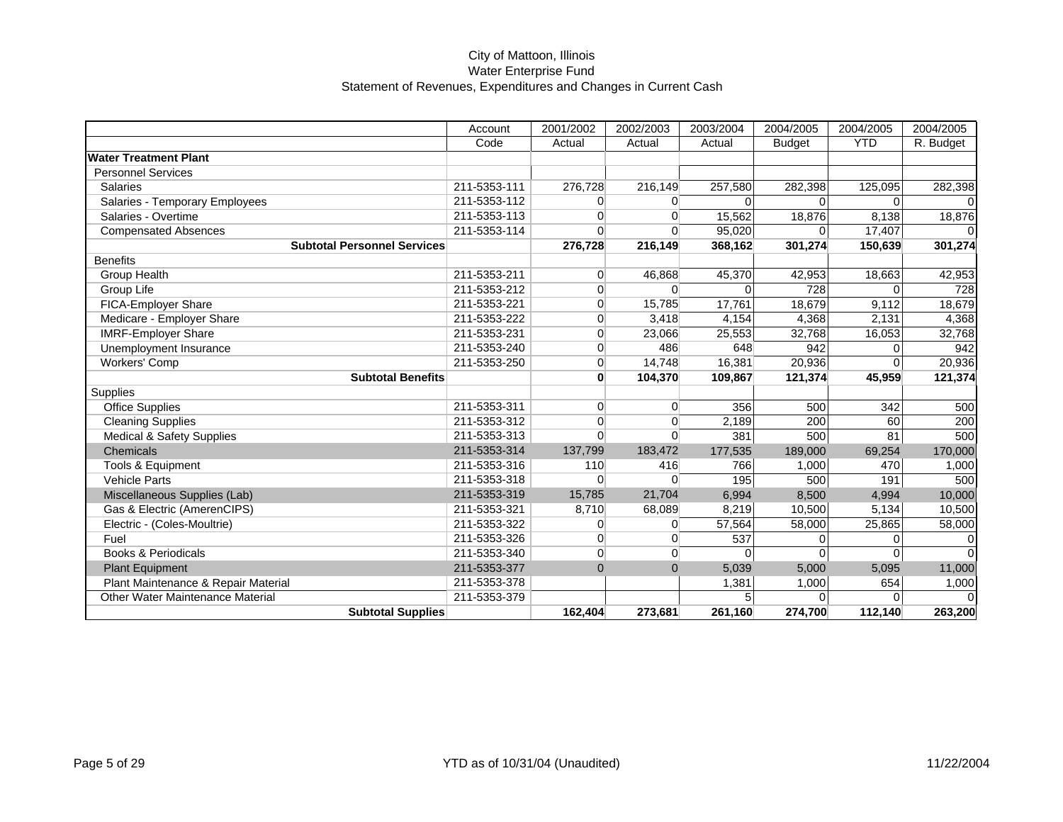City of Mattoon, Illinois
Water Enterprise Fund
Statement of Revenues, Expenditures and Changes in Current Cash

| | Account Code | 2001/2002 Actual | 2002/2003 Actual | 2003/2004 Actual | 2004/2005 Budget | 2004/2005 YTD | 2004/2005 R. Budget |
|---|---|---|---|---|---|---|---|
| **Water Treatment Plant** | | | | | | | |
| Personnel Services | | | | | | | |
| Salaries | 211-5353-111 | 276,728 | 216,149 | 257,580 | 282,398 | 125,095 | 282,398 |
| Salaries - Temporary Employees | 211-5353-112 | 0 | 0 | 0 | 0 | 0 | 0 |
| Salaries - Overtime | 211-5353-113 | 0 | 0 | 15,562 | 18,876 | 8,138 | 18,876 |
| Compensated Absences | 211-5353-114 | 0 | 0 | 95,020 | 0 | 17,407 | 0 |
| **Subtotal Personnel Services** | | **276,728** | **216,149** | **368,162** | **301,274** | **150,639** | **301,274** |
| Benefits | | | | | | | |
| Group Health | 211-5353-211 | 0 | 46,868 | 45,370 | 42,953 | 18,663 | 42,953 |
| Group Life | 211-5353-212 | 0 | 0 | 0 | 728 | 0 | 728 |
| FICA-Employer Share | 211-5353-221 | 0 | 15,785 | 17,761 | 18,679 | 9,112 | 18,679 |
| Medicare - Employer Share | 211-5353-222 | 0 | 3,418 | 4,154 | 4,368 | 2,131 | 4,368 |
| IMRF-Employer Share | 211-5353-231 | 0 | 23,066 | 25,553 | 32,768 | 16,053 | 32,768 |
| Unemployment Insurance | 211-5353-240 | 0 | 486 | 648 | 942 | 0 | 942 |
| Workers' Comp | 211-5353-250 | 0 | 14,748 | 16,381 | 20,936 | 0 | 20,936 |
| **Subtotal Benefits** | | **0** | **104,370** | **109,867** | **121,374** | **45,959** | **121,374** |
| Supplies | | | | | | | |
| Office Supplies | 211-5353-311 | 0 | 0 | 356 | 500 | 342 | 500 |
| Cleaning Supplies | 211-5353-312 | 0 | 0 | 2,189 | 200 | 60 | 200 |
| Medical & Safety Supplies | 211-5353-313 | 0 | 0 | 381 | 500 | 81 | 500 |
| Chemicals | 211-5353-314 | 137,799 | 183,472 | 177,535 | 189,000 | 69,254 | 170,000 |
| Tools & Equipment | 211-5353-316 | 110 | 416 | 766 | 1,000 | 470 | 1,000 |
| Vehicle Parts | 211-5353-318 | 0 | 0 | 195 | 500 | 191 | 500 |
| Miscellaneous Supplies (Lab) | 211-5353-319 | 15,785 | 21,704 | 6,994 | 8,500 | 4,994 | 10,000 |
| Gas & Electric (AmerenCIPS) | 211-5353-321 | 8,710 | 68,089 | 8,219 | 10,500 | 5,134 | 10,500 |
| Electric - (Coles-Moultrie) | 211-5353-322 | 0 | 0 | 57,564 | 58,000 | 25,865 | 58,000 |
| Fuel | 211-5353-326 | 0 | 0 | 537 | 0 | 0 | 0 |
| Books & Periodicals | 211-5353-340 | 0 | 0 | 0 | 0 | 0 | 0 |
| Plant Equipment | 211-5353-377 | 0 | 0 | 5,039 | 5,000 | 5,095 | 11,000 |
| Plant Maintenance & Repair Material | 211-5353-378 | | | 1,381 | 1,000 | 654 | 1,000 |
| Other Water Maintenance Material | 211-5353-379 | | | 5 | 0 | 0 | 0 |
| **Subtotal Supplies** | | **162,404** | **273,681** | **261,160** | **274,700** | **112,140** | **263,200** |

YTD as of 10/31/04 (Unaudited)

11/22/2004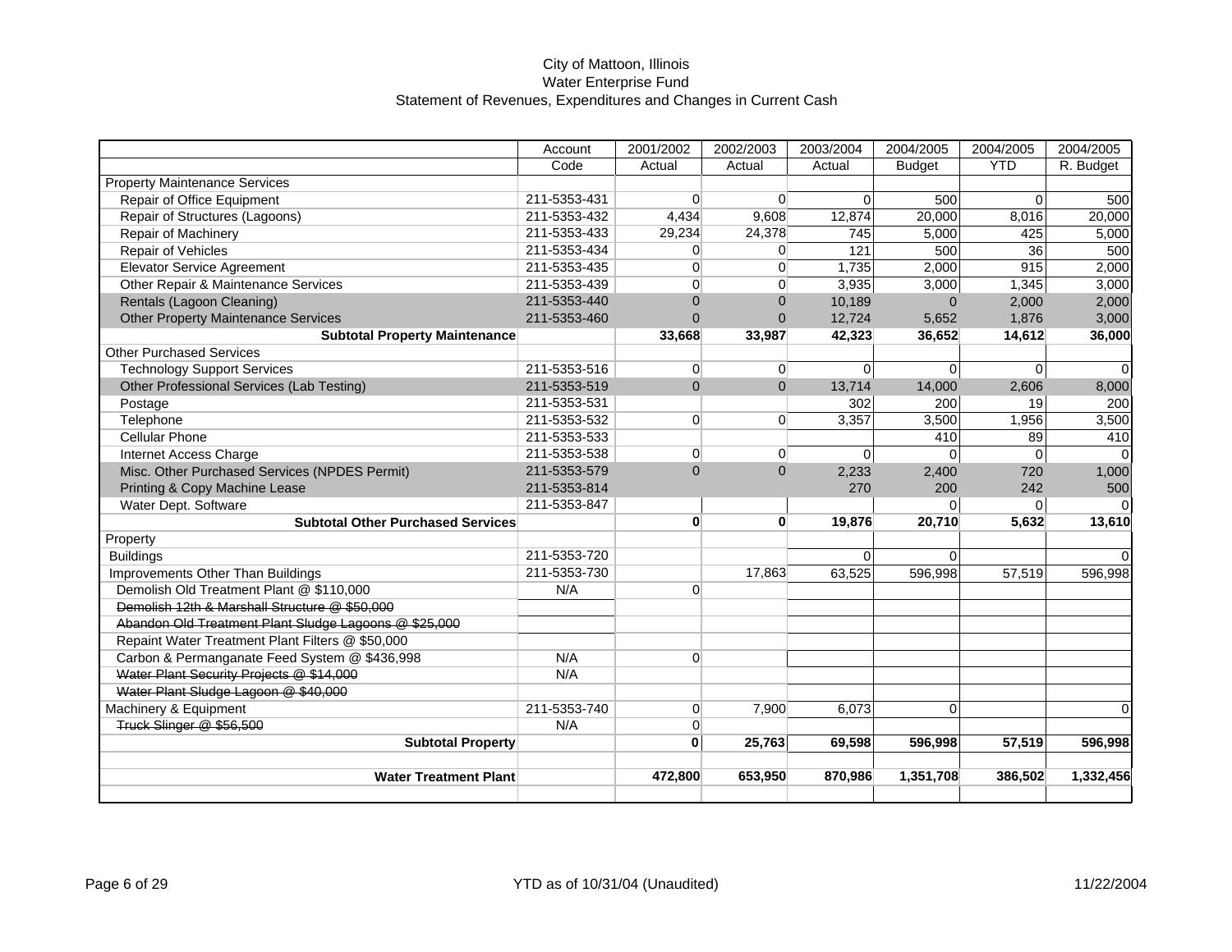City of Mattoon, Illinois
Water Enterprise Fund
Statement of Revenues, Expenditures and Changes in Current Cash

| | Account | 2001/2002 | 2002/2003 | 2003/2004 | 2004/2005 | 2004/2005 | 2004/2005 |
|---|---|---|---|---|---|---|---|
| | Code | Actual | Actual | Actual | Budget | YTD | R. Budget |
| Property Maintenance Services | | | | | | | |
| Repair of Office Equipment | 211-5353-431 | 0 | 0 | 0 | 500 | 0 | 500 |
| Repair of Structures (Lagoons) | 211-5353-432 | 4,434 | 9,608 | 12,874 | 20,000 | 8,016 | 20,000 |
| Repair of Machinery | 211-5353-433 | 29,234 | 24,378 | 745 | 5,000 | 425 | 5,000 |
| Repair of Vehicles | 211-5353-434 | 0 | 0 | 121 | 500 | 36 | 500 |
| Elevator Service Agreement | 211-5353-435 | 0 | 0 | 1,735 | 2,000 | 915 | 2,000 |
| Other Repair & Maintenance Services | 211-5353-439 | 0 | 0 | 3,935 | 3,000 | 1,345 | 3,000 |
| Rentals (Lagoon Cleaning) | 211-5353-440 | 0 | 0 | 10,189 | 0 | 2,000 | 2,000 |
| Other Property Maintenance Services | 211-5353-460 | 0 | 0 | 12,724 | 5,652 | 1,876 | 3,000 |
| **Subtotal Property Maintenance** | | **33,668** | **33,987** | **42,323** | **36,652** | **14,612** | **36,000** |
| Other Purchased Services | | | | | | | |
| Technology Support Services | 211-5353-516 | 0 | 0 | 0 | 0 | 0 | 0 |
| Other Professional Services (Lab Testing) | 211-5353-519 | 0 | 0 | 13,714 | 14,000 | 2,606 | 8,000 |
| Postage | 211-5353-531 | | | 302 | 200 | 19 | 200 |
| Telephone | 211-5353-532 | 0 | 0 | 3,357 | 3,500 | 1,956 | 3,500 |
| Cellular Phone | 211-5353-533 | | | | 410 | 89 | 410 |
| Internet Access Charge | 211-5353-538 | 0 | 0 | 0 | 0 | 0 | 0 |
| Misc. Other Purchased Services (NPDES Permit) | 211-5353-579 | 0 | 0 | 2,233 | 2,400 | 720 | 1,000 |
| Printing & Copy Machine Lease | 211-5353-814 | | | 270 | 200 | 242 | 500 |
| Water Dept. Software | 211-5353-847 | | | | 0 | 0 | 0 |
| **Subtotal Other Purchased Services** | | **0** | **0** | **19,876** | **20,710** | **5,632** | **13,610** |
| Property | | | | | | | |
| Buildings | 211-5353-720 | | | 0 | 0 | | 0 |
| Improvements Other Than Buildings | 211-5353-730 | | 17,863 | 63,525 | 596,998 | 57,519 | 596,998 |
| Demolish Old Treatment Plant @ $110,000 | N/A | 0 | | | | | |
| ~~Demolish 12th & Marshall Structure @ $50,000~~ | | | | | | | |
| ~~Abandon Old Treatment Plant Sludge Lagoons @ $25,000~~ | | | | | | | |
| Repaint Water Treatment Plant Filters @ $50,000 | | | | | | | |
| Carbon & Permanganate Feed System @ $436,998 | N/A | 0 | | | | | |
| ~~Water Plant Security Projects @ $14,000~~ | N/A | | | | | | |
| ~~Water Plant Sludge Lagoon @ $40,000~~ | | | | | | | |
| Machinery & Equipment | 211-5353-740 | 0 | 7,900 | 6,073 | 0 | | 0 |
| ~~Truck Slinger @ $56,500~~ | N/A | 0 | | | | | |
| **Subtotal Property** | | **0** | **25,763** | **69,598** | **596,998** | **57,519** | **596,998** |
| | | | | | | | |
| **Water Treatment Plant** | | **472,800** | **653,950** | **870,986** | **1,351,708** | **386,502** | **1,332,456** |

YTD as of 10/31/04 (Unaudited) 11/22/2004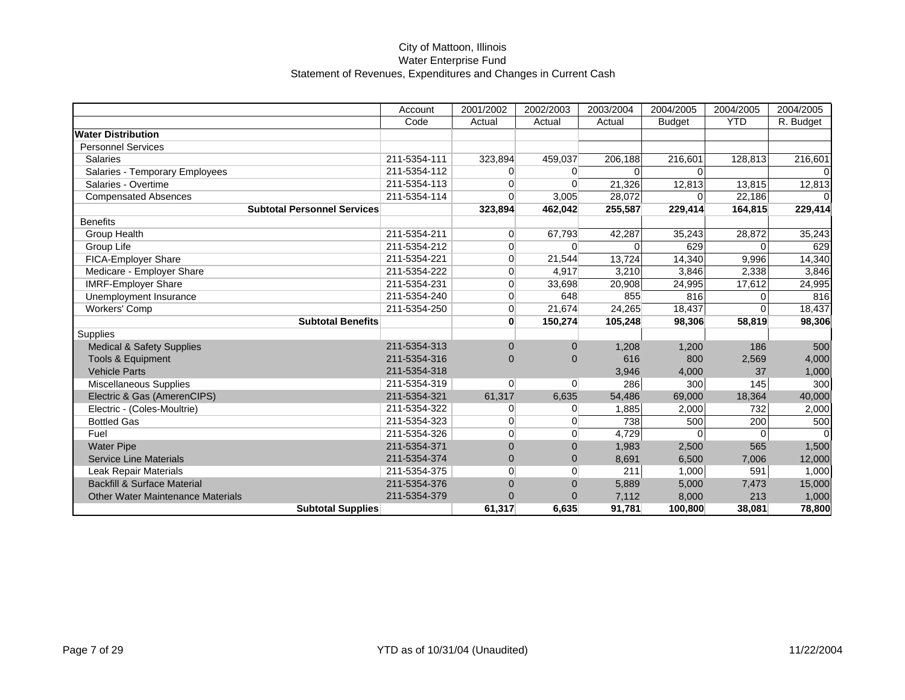City of Mattoon, Illinois
Water Enterprise Fund
Statement of Revenues, Expenditures and Changes in Current Cash

| | Account Code | 2001/2002 Actual | 2002/2003 Actual | 2003/2004 Actual | 2004/2005 Budget | 2004/2005 YTD | 2004/2005 R. Budget |
|---|---|---|---|---|---|---|---|
| **Water Distribution** | | | | | | | |
| Personnel Services | | | | | | | |
| Salaries | 211-5354-111 | 323,894 | 459,037 | 206,188 | 216,601 | 128,813 | 216,601 |
| Salaries - Temporary Employees | 211-5354-112 | 0 | 0 | 0 | 0 | | 0 |
| Salaries - Overtime | 211-5354-113 | 0 | 0 | 21,326 | 12,813 | 13,815 | 12,813 |
| Compensated Absences | 211-5354-114 | 0 | 3,005 | 28,072 | 0 | 22,186 | 0 |
| **Subtotal Personnel Services** | | **323,894** | **462,042** | **255,587** | **229,414** | **164,815** | **229,414** |
| Benefits | | | | | | | |
| Group Health | 211-5354-211 | 0 | 67,793 | 42,287 | 35,243 | 28,872 | 35,243 |
| Group Life | 211-5354-212 | 0 | 0 | 0 | 629 | 0 | 629 |
| FICA-Employer Share | 211-5354-221 | 0 | 21,544 | 13,724 | 14,340 | 9,996 | 14,340 |
| Medicare - Employer Share | 211-5354-222 | 0 | 4,917 | 3,210 | 3,846 | 2,338 | 3,846 |
| IMRF-Employer Share | 211-5354-231 | 0 | 33,698 | 20,908 | 24,995 | 17,612 | 24,995 |
| Unemployment Insurance | 211-5354-240 | 0 | 648 | 855 | 816 | 0 | 816 |
| Workers' Comp | 211-5354-250 | 0 | 21,674 | 24,265 | 18,437 | 0 | 18,437 |
| **Subtotal Benefits** | | **0** | **150,274** | **105,248** | **98,306** | **58,819** | **98,306** |
| Supplies | | | | | | | |
| Medical & Safety Supplies | 211-5354-313 | 0 | 0 | 1,208 | 1,200 | 186 | 500 |
| Tools & Equipment | 211-5354-316 | 0 | 0 | 616 | 800 | 2,569 | 4,000 |
| Vehicle Parts | 211-5354-318 | | | 3,946 | 4,000 | 37 | 1,000 |
| Miscellaneous Supplies | 211-5354-319 | 0 | 0 | 286 | 300 | 145 | 300 |
| Electric & Gas (AmerenCIPS) | 211-5354-321 | 61,317 | 6,635 | 54,486 | 69,000 | 18,364 | 40,000 |
| Electric - (Coles-Moultrie) | 211-5354-322 | 0 | 0 | 1,885 | 2,000 | 732 | 2,000 |
| Bottled Gas | 211-5354-323 | 0 | 0 | 738 | 500 | 200 | 500 |
| Fuel | 211-5354-326 | 0 | 0 | 4,729 | 0 | 0 | 0 |
| Water Pipe | 211-5354-371 | 0 | 0 | 1,983 | 2,500 | 565 | 1,500 |
| Service Line Materials | 211-5354-374 | 0 | 0 | 8,691 | 6,500 | 7,006 | 12,000 |
| Leak Repair Materials | 211-5354-375 | 0 | 0 | 211 | 1,000 | 591 | 1,000 |
| Backfill & Surface Material | 211-5354-376 | 0 | 0 | 5,889 | 5,000 | 7,473 | 15,000 |
| Other Water Maintenance Materials | 211-5354-379 | 0 | 0 | 7,112 | 8,000 | 213 | 1,000 |
| **Subtotal Supplies** | | **61,317** | **6,635** | **91,781** | **100,800** | **38,081** | **78,800** |

YTD as of 10/31/04 (Unaudited)

11/22/2004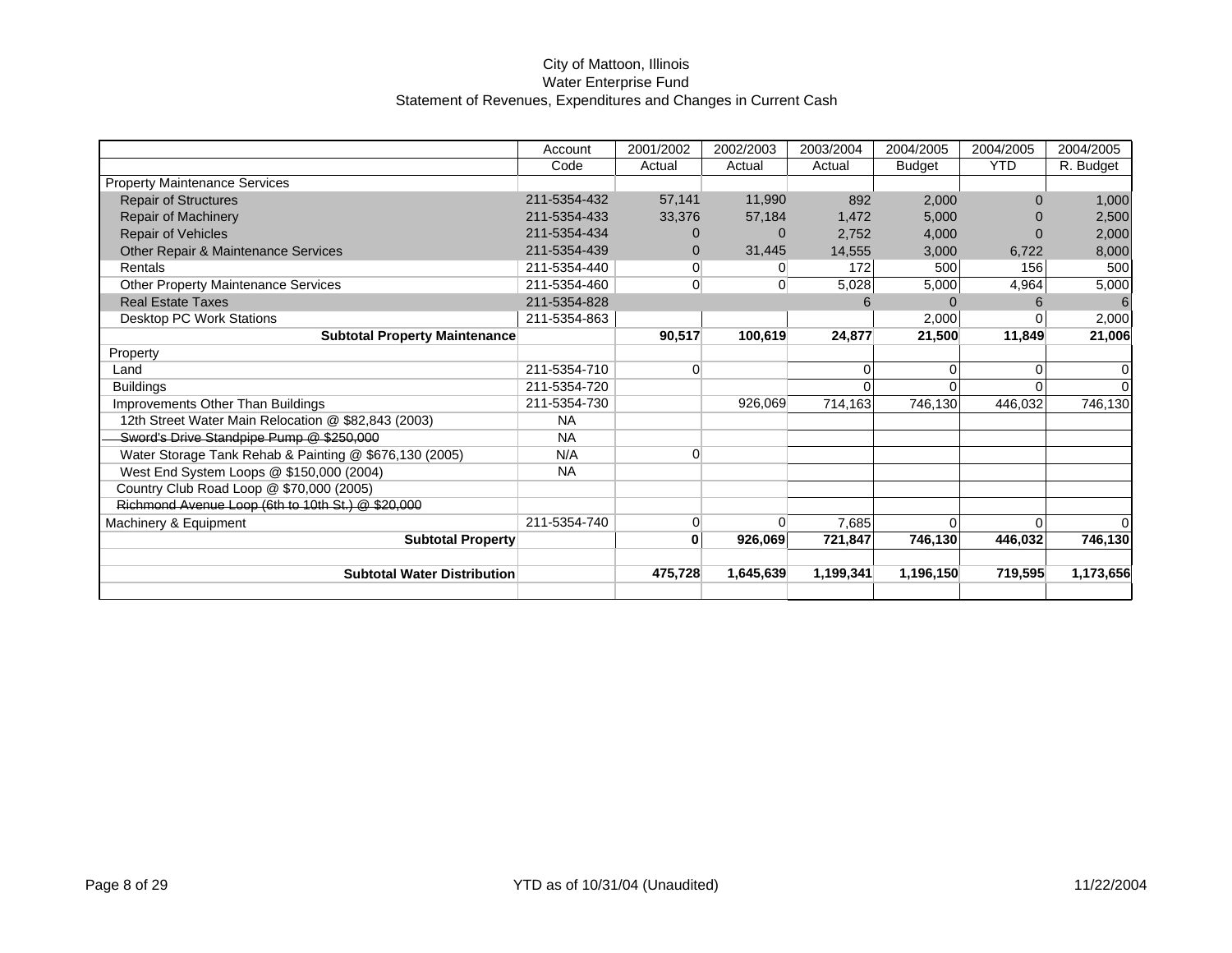City of Mattoon, Illinois
Water Enterprise Fund
Statement of Revenues, Expenditures and Changes in Current Cash

| | Account Code | 2001/2002 Actual | 2002/2003 Actual | 2003/2004 Actual | 2004/2005 Budget | 2004/2005 YTD | 2004/2005 R. Budget |
|---|---|---|---|---|---|---|---|
| Property Maintenance Services | | | | | | | |
| Repair of Structures | 211-5354-432 | 57,141 | 11,990 | 892 | 2,000 | 0 | 1,000 |
| Repair of Machinery | 211-5354-433 | 33,376 | 57,184 | 1,472 | 5,000 | 0 | 2,500 |
| Repair of Vehicles | 211-5354-434 | 0 | 0 | 2,752 | 4,000 | 0 | 2,000 |
| Other Repair & Maintenance Services | 211-5354-439 | 0 | 31,445 | 14,555 | 3,000 | 6,722 | 8,000 |
| Rentals | 211-5354-440 | 0 | 0 | 172 | 500 | 156 | 500 |
| Other Property Maintenance Services | 211-5354-460 | 0 | 0 | 5,028 | 5,000 | 4,964 | 5,000 |
| Real Estate Taxes | 211-5354-828 | | | 6 | 0 | 6 | 6 |
| Desktop PC Work Stations | 211-5354-863 | | | | 2,000 | 0 | 2,000 |
| **Subtotal Property Maintenance** | | **90,517** | **100,619** | **24,877** | **21,500** | **11,849** | **21,006** |
| Property | | | | | | | |
| Land | 211-5354-710 | 0 | | 0 | 0 | 0 | 0 |
| Buildings | 211-5354-720 | | | 0 | 0 | 0 | 0 |
| Improvements Other Than Buildings | 211-5354-730 | | 926,069 | 714,163 | 746,130 | 446,032 | 746,130 |
| 12th Street Water Main Relocation @ $82,843 (2003) | NA | | | | | | |
| ~~Sword's Drive Standpipe Pump @ $250,000~~ | NA | | | | | | |
| Water Storage Tank Rehab & Painting @ $676,130 (2005) | N/A | 0 | | | | | |
| West End System Loops @ $150,000 (2004) | NA | | | | | | |
| Country Club Road Loop @ $70,000 (2005) | | | | | | | |
| ~~Richmond Avenue Loop (6th to 10th St.) @ $20,000~~ | | | | | | | |
| Machinery & Equipment | 211-5354-740 | 0 | 0 | 7,685 | 0 | 0 | 0 |
| **Subtotal Property** | | **0** | **926,069** | **721,847** | **746,130** | **446,032** | **746,130** |
| | | | | | | | |
| **Subtotal Water Distribution** | | **475,728** | **1,645,639** | **1,199,341** | **1,196,150** | **719,595** | **1,173,656** |

YTD as of 10/31/04 (Unaudited)

11/22/2004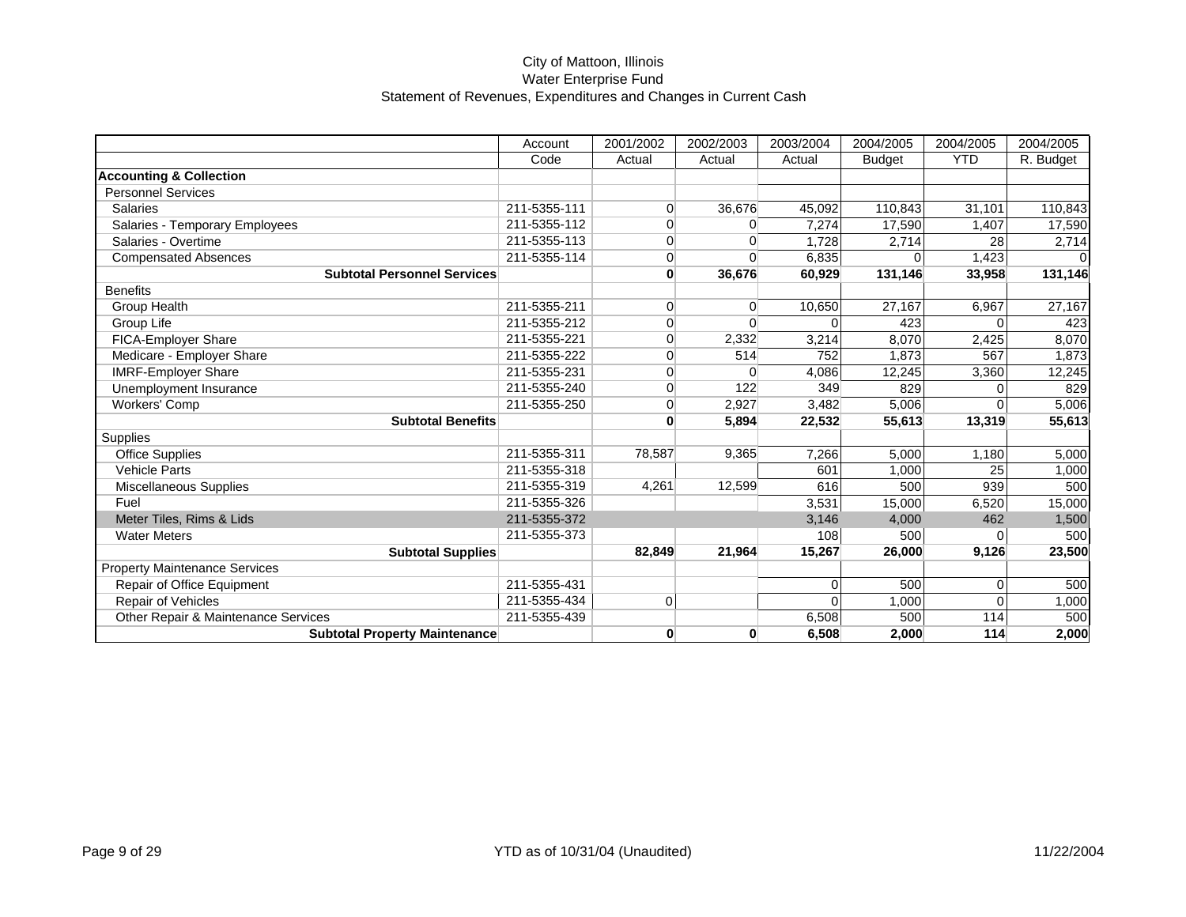City of Mattoon, Illinois
Water Enterprise Fund
Statement of Revenues, Expenditures and Changes in Current Cash

| | Account Code | 2001/2002 Actual | 2002/2003 Actual | 2003/2004 Actual | 2004/2005 Budget | 2004/2005 YTD | 2004/2005 R. Budget |
|---|---|---|---|---|---|---|---|
| **Accounting & Collection** | | | | | | | |
| Personnel Services | | | | | | | |
| Salaries | 211-5355-111 | 0 | 36,676 | 45,092 | 110,843 | 31,101 | 110,843 |
| Salaries - Temporary Employees | 211-5355-112 | 0 | 0 | 7,274 | 17,590 | 1,407 | 17,590 |
| Salaries - Overtime | 211-5355-113 | 0 | 0 | 1,728 | 2,714 | 28 | 2,714 |
| Compensated Absences | 211-5355-114 | 0 | 0 | 6,835 | 0 | 1,423 | 0 |
| **Subtotal Personnel Services** | | **0** | **36,676** | **60,929** | **131,146** | **33,958** | **131,146** |
| Benefits | | | | | | | |
| Group Health | 211-5355-211 | 0 | 0 | 10,650 | 27,167 | 6,967 | 27,167 |
| Group Life | 211-5355-212 | 0 | 0 | 0 | 423 | 0 | 423 |
| FICA-Employer Share | 211-5355-221 | 0 | 2,332 | 3,214 | 8,070 | 2,425 | 8,070 |
| Medicare - Employer Share | 211-5355-222 | 0 | 514 | 752 | 1,873 | 567 | 1,873 |
| IMRF-Employer Share | 211-5355-231 | 0 | 0 | 4,086 | 12,245 | 3,360 | 12,245 |
| Unemployment Insurance | 211-5355-240 | 0 | 122 | 349 | 829 | 0 | 829 |
| Workers' Comp | 211-5355-250 | 0 | 2,927 | 3,482 | 5,006 | 0 | 5,006 |
| **Subtotal Benefits** | | **0** | **5,894** | **22,532** | **55,613** | **13,319** | **55,613** |
| Supplies | | | | | | | |
| Office Supplies | 211-5355-311 | 78,587 | 9,365 | 7,266 | 5,000 | 1,180 | 5,000 |
| Vehicle Parts | 211-5355-318 | | | 601 | 1,000 | 25 | 1,000 |
| Miscellaneous Supplies | 211-5355-319 | 4,261 | 12,599 | 616 | 500 | 939 | 500 |
| Fuel | 211-5355-326 | | | 3,531 | 15,000 | 6,520 | 15,000 |
| Meter Tiles, Rims & Lids | 211-5355-372 | | | 3,146 | 4,000 | 462 | 1,500 |
| Water Meters | 211-5355-373 | | | 108 | 500 | 0 | 500 |
| **Subtotal Supplies** | | **82,849** | **21,964** | **15,267** | **26,000** | **9,126** | **23,500** |
| Property Maintenance Services | | | | | | | |
| Repair of Office Equipment | 211-5355-431 | | | 0 | 500 | 0 | 500 |
| Repair of Vehicles | 211-5355-434 | 0 | | 0 | 1,000 | 0 | 1,000 |
| Other Repair & Maintenance Services | 211-5355-439 | | | 6,508 | 500 | 114 | 500 |
| **Subtotal Property Maintenance** | | **0** | **0** | **6,508** | **2,000** | **114** | **2,000** |

YTD as of 10/31/04 (Unaudited)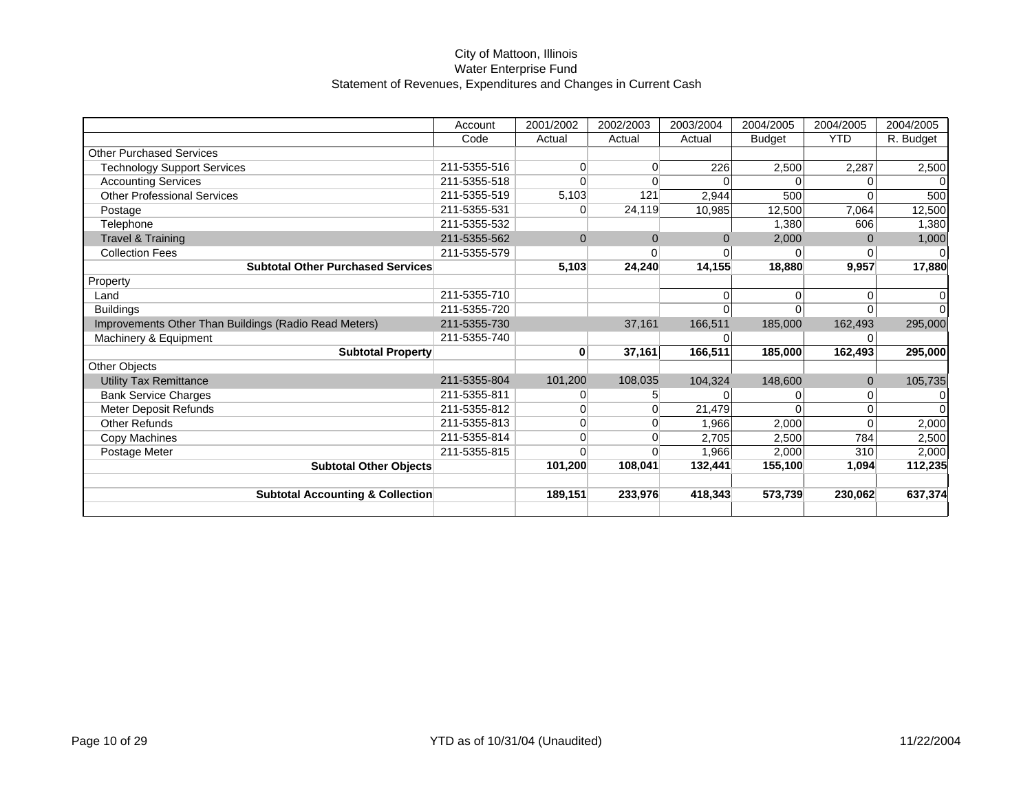City of Mattoon, Illinois
Water Enterprise Fund
Statement of Revenues, Expenditures and Changes in Current Cash

| | Account | 2001/2002 | 2002/2003 | 2003/2004 | 2004/2005 | 2004/2005 | 2004/2005 |
|---|---|---|---|---|---|---|---|
| | Code | Actual | Actual | Actual | Budget | YTD | R. Budget |
| Other Purchased Services | | | | | | | |
| Technology Support Services | 211-5355-516 | 0 | 0 | 226 | 2,500 | 2,287 | 2,500 |
| Accounting Services | 211-5355-518 | 0 | 0 | 0 | 0 | 0 | 0 |
| Other Professional Services | 211-5355-519 | 5,103 | 121 | 2,944 | 500 | 0 | 500 |
| Postage | 211-5355-531 | 0 | 24,119 | 10,985 | 12,500 | 7,064 | 12,500 |
| Telephone | 211-5355-532 | | | | 1,380 | 606 | 1,380 |
| Travel & Training | 211-5355-562 | 0 | 0 | 0 | 2,000 | 0 | 1,000 |
| Collection Fees | 211-5355-579 | | 0 | 0 | 0 | 0 | 0 |
| **Subtotal Other Purchased Services** | | **5,103** | **24,240** | **14,155** | **18,880** | **9,957** | **17,880** |
| Property | | | | | | | |
| Land | 211-5355-710 | | | 0 | 0 | 0 | 0 |
| Buildings | 211-5355-720 | | | 0 | 0 | 0 | 0 |
| Improvements Other Than Buildings (Radio Read Meters) | 211-5355-730 | | 37,161 | 166,511 | 185,000 | 162,493 | 295,000 |
| Machinery & Equipment | 211-5355-740 | | | 0 | | 0 | |
| **Subtotal Property** | | **0** | **37,161** | **166,511** | **185,000** | **162,493** | **295,000** |
| Other Objects | | | | | | | |
| Utility Tax Remittance | 211-5355-804 | 101,200 | 108,035 | 104,324 | 148,600 | 0 | 105,735 |
| Bank Service Charges | 211-5355-811 | 0 | 5 | 0 | 0 | 0 | 0 |
| Meter Deposit Refunds | 211-5355-812 | 0 | 0 | 21,479 | 0 | 0 | 0 |
| Other Refunds | 211-5355-813 | 0 | 0 | 1,966 | 2,000 | 0 | 2,000 |
| Copy Machines | 211-5355-814 | 0 | 0 | 2,705 | 2,500 | 784 | 2,500 |
| Postage Meter | 211-5355-815 | 0 | 0 | 1,966 | 2,000 | 310 | 2,000 |
| **Subtotal Other Objects** | | **101,200** | **108,041** | **132,441** | **155,100** | **1,094** | **112,235** |
| | | | | | | | |
| **Subtotal Accounting & Collection** | | **189,151** | **233,976** | **418,343** | **573,739** | **230,062** | **637,374** |

YTD as of 10/31/04 (Unaudited)

11/22/2004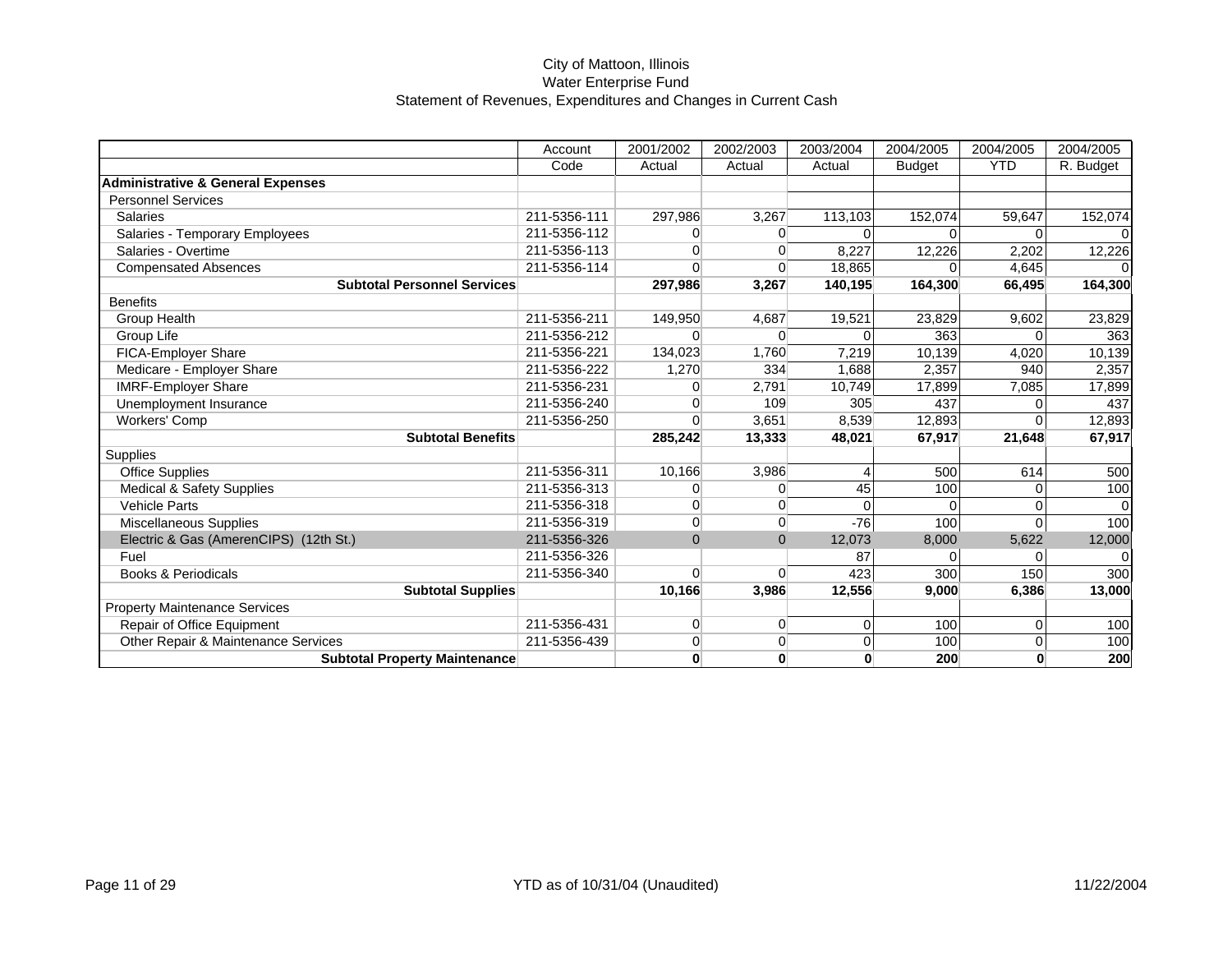City of Mattoon, Illinois
Water Enterprise Fund
Statement of Revenues, Expenditures and Changes in Current Cash

| | Account | 2001/2002 | 2002/2003 | 2003/2004 | 2004/2005 | 2004/2005 | 2004/2005 |
|---|---|---|---|---|---|---|---|
| | Code | Actual | Actual | Actual | Budget | YTD | R. Budget |
| **Administrative & General Expenses** | | | | | | | |
| Personnel Services | | | | | | | |
| Salaries | 211-5356-111 | 297,986 | 3,267 | 113,103 | 152,074 | 59,647 | 152,074 |
| Salaries - Temporary Employees | 211-5356-112 | 0 | 0 | 0 | 0 | 0 | 0 |
| Salaries - Overtime | 211-5356-113 | 0 | 0 | 8,227 | 12,226 | 2,202 | 12,226 |
| Compensated Absences | 211-5356-114 | 0 | 0 | 18,865 | 0 | 4,645 | 0 |
| **Subtotal Personnel Services** | | **297,986** | **3,267** | **140,195** | **164,300** | **66,495** | **164,300** |
| Benefits | | | | | | | |
| Group Health | 211-5356-211 | 149,950 | 4,687 | 19,521 | 23,829 | 9,602 | 23,829 |
| Group Life | 211-5356-212 | 0 | 0 | 0 | 363 | 0 | 363 |
| FICA-Employer Share | 211-5356-221 | 134,023 | 1,760 | 7,219 | 10,139 | 4,020 | 10,139 |
| Medicare - Employer Share | 211-5356-222 | 1,270 | 334 | 1,688 | 2,357 | 940 | 2,357 |
| IMRF-Employer Share | 211-5356-231 | 0 | 2,791 | 10,749 | 17,899 | 7,085 | 17,899 |
| Unemployment Insurance | 211-5356-240 | 0 | 109 | 305 | 437 | 0 | 437 |
| Workers' Comp | 211-5356-250 | 0 | 3,651 | 8,539 | 12,893 | 0 | 12,893 |
| **Subtotal Benefits** | | **285,242** | **13,333** | **48,021** | **67,917** | **21,648** | **67,917** |
| Supplies | | | | | | | |
| Office Supplies | 211-5356-311 | 10,166 | 3,986 | 4 | 500 | 614 | 500 |
| Medical & Safety Supplies | 211-5356-313 | 0 | 0 | 45 | 100 | 0 | 100 |
| Vehicle Parts | 211-5356-318 | 0 | 0 | 0 | 0 | 0 | 0 |
| Miscellaneous Supplies | 211-5356-319 | 0 | 0 | -76 | 100 | 0 | 100 |
| Electric & Gas (AmerenCIPS) (12th St.) | 211-5356-326 | 0 | 0 | 12,073 | 8,000 | 5,622 | 12,000 |
| Fuel | 211-5356-326 | | | 87 | 0 | 0 | 0 |
| Books & Periodicals | 211-5356-340 | 0 | 0 | 423 | 300 | 150 | 300 |
| **Subtotal Supplies** | | **10,166** | **3,986** | **12,556** | **9,000** | **6,386** | **13,000** |
| Property Maintenance Services | | | | | | | |
| Repair of Office Equipment | 211-5356-431 | 0 | 0 | 0 | 100 | 0 | 100 |
| Other Repair & Maintenance Services | 211-5356-439 | 0 | 0 | 0 | 100 | 0 | 100 |
| **Subtotal Property Maintenance** | | **0** | **0** | **0** | **200** | **0** | **200** |

YTD as of 10/31/04 (Unaudited)

11/22/2004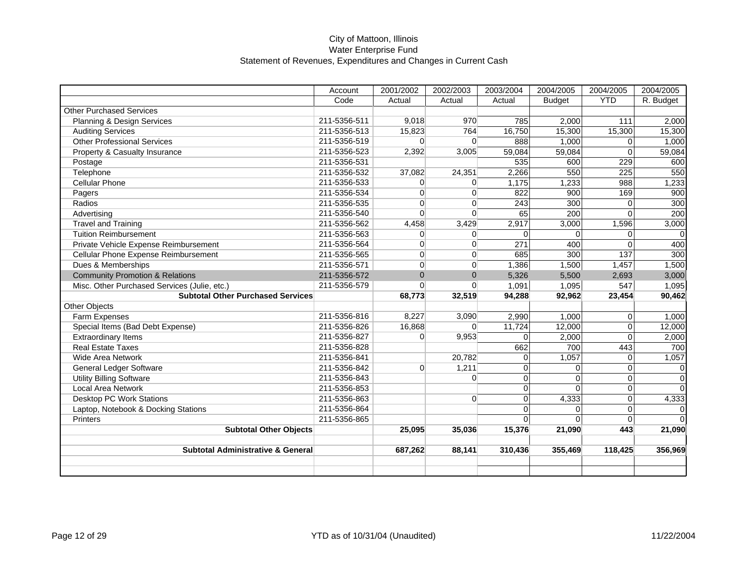City of Mattoon, Illinois
Water Enterprise Fund
Statement of Revenues, Expenditures and Changes in Current Cash

| | Account | 2001/2002 | 2002/2003 | 2003/2004 | 2004/2005 | 2004/2005 | 2004/2005 |
|---|---|---|---|---|---|---|---|
| | Code | Actual | Actual | Actual | Budget | YTD | R. Budget |
| Other Purchased Services | | | | | | | |
| Planning & Design Services | 211-5356-511 | 9,018 | 970 | 785 | 2,000 | 111 | 2,000 |
| Auditing Services | 211-5356-513 | 15,823 | 764 | 16,750 | 15,300 | 15,300 | 15,300 |
| Other Professional Services | 211-5356-519 | 0 | 0 | 888 | 1,000 | 0 | 1,000 |
| Property & Casualty Insurance | 211-5356-523 | 2,392 | 3,005 | 59,084 | 59,084 | 0 | 59,084 |
| Postage | 211-5356-531 | | | 535 | 600 | 229 | 600 |
| Telephone | 211-5356-532 | 37,082 | 24,351 | 2,266 | 550 | 225 | 550 |
| Cellular Phone | 211-5356-533 | 0 | 0 | 1,175 | 1,233 | 988 | 1,233 |
| Pagers | 211-5356-534 | 0 | 0 | 822 | 900 | 169 | 900 |
| Radios | 211-5356-535 | 0 | 0 | 243 | 300 | 0 | 300 |
| Advertising | 211-5356-540 | 0 | 0 | 65 | 200 | 0 | 200 |
| Travel and Training | 211-5356-562 | 4,458 | 3,429 | 2,917 | 3,000 | 1,596 | 3,000 |
| Tuition Reimbursement | 211-5356-563 | 0 | 0 | 0 | 0 | 0 | 0 |
| Private Vehicle Expense Reimbursement | 211-5356-564 | 0 | 0 | 271 | 400 | 0 | 400 |
| Cellular Phone Expense Reimbursement | 211-5356-565 | 0 | 0 | 685 | 300 | 137 | 300 |
| Dues & Memberships | 211-5356-571 | 0 | 0 | 1,386 | 1,500 | 1,457 | 1,500 |
| Community Promotion & Relations | 211-5356-572 | 0 | 0 | 5,326 | 5,500 | 2,693 | 3,000 |
| Misc. Other Purchased Services (Julie, etc.) | 211-5356-579 | 0 | 0 | 1,091 | 1,095 | 547 | 1,095 |
| **Subtotal Other Purchased Services** | | **68,773** | **32,519** | **94,288** | **92,962** | **23,454** | **90,462** |
| Other Objects | | | | | | | |
| Farm Expenses | 211-5356-816 | 8,227 | 3,090 | 2,990 | 1,000 | 0 | 1,000 |
| Special Items (Bad Debt Expense) | 211-5356-826 | 16,868 | 0 | 11,724 | 12,000 | 0 | 12,000 |
| Extraordinary Items | 211-5356-827 | 0 | 9,953 | 0 | 2,000 | 0 | 2,000 |
| Real Estate Taxes | 211-5356-828 | | | 662 | 700 | 443 | 700 |
| Wide Area Network | 211-5356-841 | | 20,782 | 0 | 1,057 | 0 | 1,057 |
| General Ledger Software | 211-5356-842 | 0 | 1,211 | 0 | 0 | 0 | 0 |
| Utility Billing Software | 211-5356-843 | | 0 | 0 | 0 | 0 | 0 |
| Local Area Network | 211-5356-853 | | | 0 | 0 | 0 | 0 |
| Desktop PC Work Stations | 211-5356-863 | | 0 | 0 | 4,333 | 0 | 4,333 |
| Laptop, Notebook & Docking Stations | 211-5356-864 | | | 0 | 0 | 0 | 0 |
| Printers | 211-5356-865 | | | 0 | 0 | 0 | 0 |
| **Subtotal Other Objects** | | **25,095** | **35,036** | **15,376** | **21,090** | **443** | **21,090** |
| **Subtotal Administrative & General** | | **687,262** | **88,141** | **310,436** | **355,469** | **118,425** | **356,969** |

YTD as of 10/31/04 (Unaudited)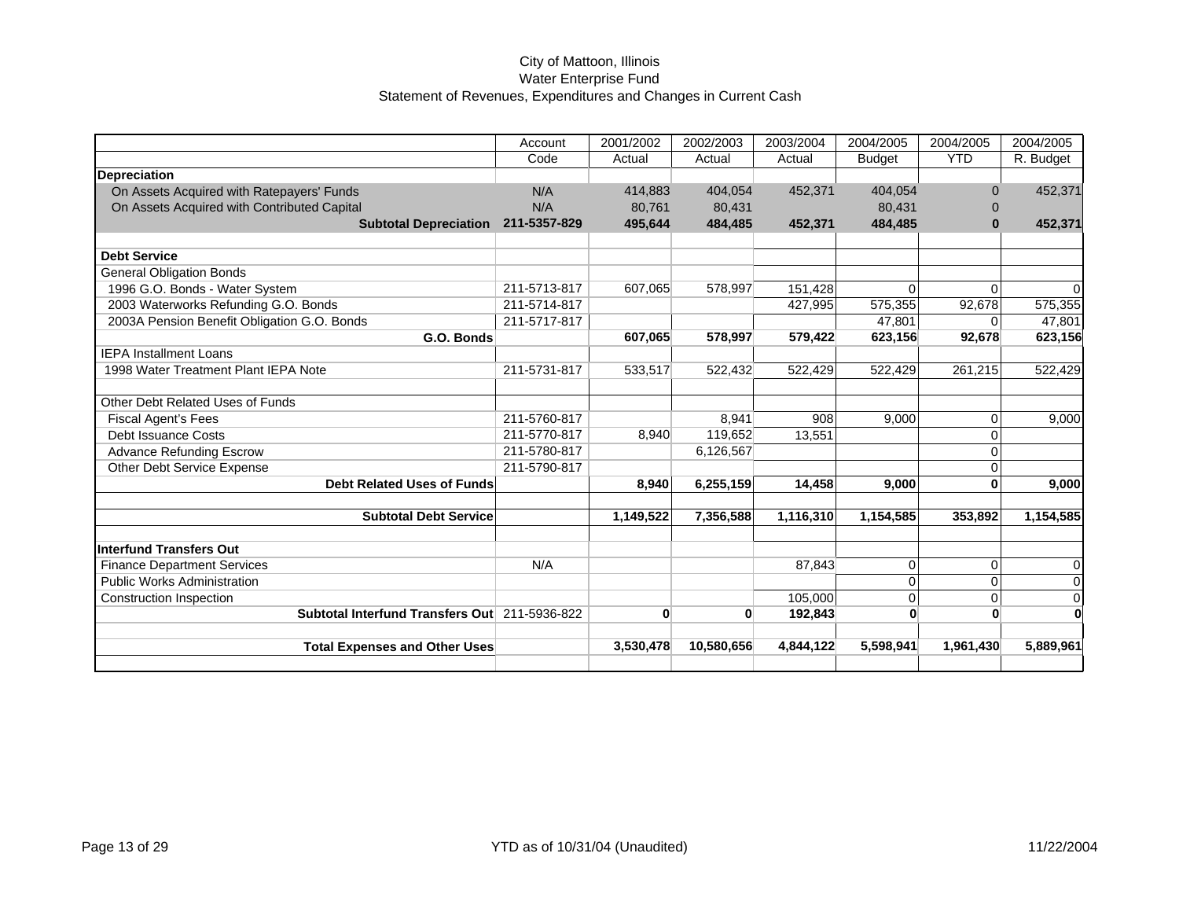City of Mattoon, Illinois
Water Enterprise Fund
Statement of Revenues, Expenditures and Changes in Current Cash

| | Account Code | 2001/2002 Actual | 2002/2003 Actual | 2003/2004 Actual | 2004/2005 Budget | 2004/2005 YTD | 2004/2005 R. Budget |
|---|---|---|---|---|---|---|---|
| **Depreciation** | | | | | | | |
| On Assets Acquired with Ratepayers' Funds | N/A | 414,883 | 404,054 | 452,371 | 404,054 | 0 | 452,371 |
| On Assets Acquired with Contributed Capital | N/A | 80,761 | 80,431 | | 80,431 | 0 | |
| **Subtotal Depreciation** | **211-5357-829** | **495,644** | **484,485** | **452,371** | **484,485** | **0** | **452,371** |
| | | | | | | | |
| **Debt Service** | | | | | | | |
| General Obligation Bonds | | | | | | | |
| 1996 G.O. Bonds - Water System | 211-5713-817 | 607,065 | 578,997 | 151,428 | 0 | 0 | 0 |
| 2003 Waterworks Refunding G.O. Bonds | 211-5714-817 | | | 427,995 | 575,355 | 92,678 | 575,355 |
| 2003A Pension Benefit Obligation G.O. Bonds | 211-5717-817 | | | | 47,801 | 0 | 47,801 |
| **G.O. Bonds** | | **607,065** | **578,997** | **579,422** | **623,156** | **92,678** | **623,156** |
| IEPA Installment Loans | | | | | | | |
| 1998 Water Treatment Plant IEPA Note | 211-5731-817 | 533,517 | 522,432 | 522,429 | 522,429 | 261,215 | 522,429 |
| | | | | | | | |
| Other Debt Related Uses of Funds | | | | | | | |
| Fiscal Agent's Fees | 211-5760-817 | | 8,941 | 908 | 9,000 | 0 | 9,000 |
| Debt Issuance Costs | 211-5770-817 | 8,940 | 119,652 | 13,551 | | 0 | |
| Advance Refunding Escrow | 211-5780-817 | | 6,126,567 | | | 0 | |
| Other Debt Service Expense | 211-5790-817 | | | | | 0 | |
| **Debt Related Uses of Funds** | | **8,940** | **6,255,159** | **14,458** | **9,000** | **0** | **9,000** |
| | | | | | | | |
| **Subtotal Debt Service** | | **1,149,522** | **7,356,588** | **1,116,310** | **1,154,585** | **353,892** | **1,154,585** |
| | | | | | | | |
| **Interfund Transfers Out** | | | | | | | |
| Finance Department Services | N/A | | | 87,843 | 0 | 0 | 0 |
| Public Works Administration | | | | | 0 | 0 | 0 |
| Construction Inspection | | | | 105,000 | 0 | 0 | 0 |
| **Subtotal Interfund Transfers Out** | 211-5936-822 | **0** | **0** | **192,843** | **0** | **0** | **0** |
| | | | | | | | |
| **Total Expenses and Other Uses** | | **3,530,478** | **10,580,656** | **4,844,122** | **5,598,941** | **1,961,430** | **5,889,961** |

YTD as of 10/31/04 (Unaudited)

11/22/2004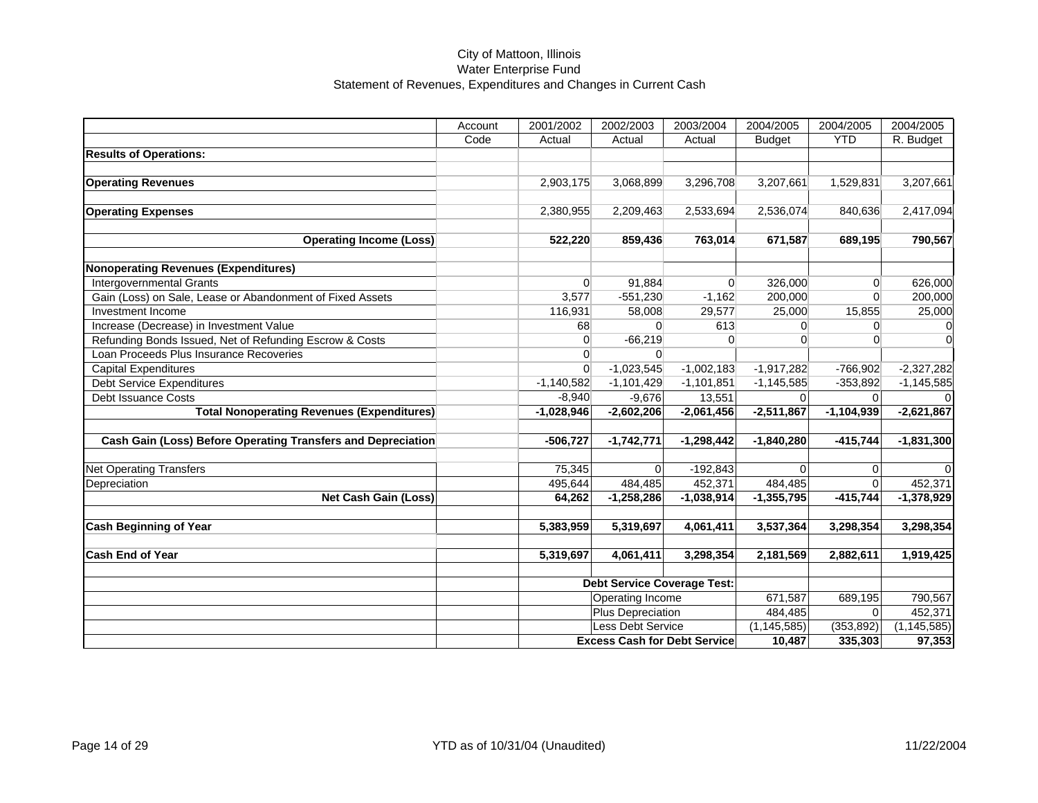# City of Mattoon, Illinois
## Water Enterprise Fund
### Statement of Revenues, Expenditures and Changes in Current Cash

| | Account Code | 2001/2002 Actual | 2002/2003 Actual | 2003/2004 Actual | 2004/2005 Budget | 2004/2005 YTD | 2004/2005 R. Budget |
|---|---|---|---|---|---|---|---|
| **Results of Operations:** | | | | | | | |
| **Operating Revenues** | | 2,903,175 | 3,068,899 | 3,296,708 | 3,207,661 | 1,529,831 | 3,207,661 |
| **Operating Expenses** | | 2,380,955 | 2,209,463 | 2,533,694 | 2,536,074 | 840,636 | 2,417,094 |
| **Operating Income (Loss)** | | **522,220** | **859,436** | **763,014** | **671,587** | **689,195** | **790,567** |
| **Nonoperating Revenues (Expenditures)** | | | | | | | |
| Intergovernmental Grants | | 0 | 91,884 | 0 | 326,000 | 0 | 626,000 |
| Gain (Loss) on Sale, Lease or Abandonment of Fixed Assets | | 3,577 | -551,230 | -1,162 | 200,000 | 0 | 200,000 |
| Investment Income | | 116,931 | 58,008 | 29,577 | 25,000 | 15,855 | 25,000 |
| Increase (Decrease) in Investment Value | | 68 | 0 | 613 | 0 | 0 | 0 |
| Refunding Bonds Issued, Net of Refunding Escrow & Costs | | 0 | -66,219 | 0 | 0 | 0 | 0 |
| Loan Proceeds Plus Insurance Recoveries | | 0 | 0 | | | | |
| Capital Expenditures | | 0 | -1,023,545 | -1,002,183 | -1,917,282 | -766,902 | -2,327,282 |
| Debt Service Expenditures | | -1,140,582 | -1,101,429 | -1,101,851 | -1,145,585 | -353,892 | -1,145,585 |
| Debt Issuance Costs | | -8,940 | -9,676 | 13,551 | 0 | 0 | 0 |
| **Total Nonoperating Revenues (Expenditures)** | | **-1,028,946** | **-2,602,206** | **-2,061,456** | **-2,511,867** | **-1,104,939** | **-2,621,867** |
| **Cash Gain (Loss) Before Operating Transfers and Depreciation** | | **-506,727** | **-1,742,771** | **-1,298,442** | **-1,840,280** | **-415,744** | **-1,831,300** |
| Net Operating Transfers | | 75,345 | 0 | -192,843 | 0 | 0 | 0 |
| Depreciation | | 495,644 | 484,485 | 452,371 | 484,485 | 0 | 452,371 |
| **Net Cash Gain (Loss)** | | **64,262** | **-1,258,286** | **-1,038,914** | **-1,355,795** | **-415,744** | **-1,378,929** |
| **Cash Beginning of Year** | | **5,383,959** | **5,319,697** | **4,061,411** | **3,537,364** | **3,298,354** | **3,298,354** |
| **Cash End of Year** | | **5,319,697** | **4,061,411** | **3,298,354** | **2,181,569** | **2,882,611** | **1,919,425** |
| | | | **Debt Service Coverage Test:** | | | | |
| | | | Operating Income | | 671,587 | 689,195 | 790,567 |
| | | | Plus Depreciation | | 484,485 | 0 | 452,371 |
| | | | Less Debt Service | | (1,145,585) | (353,892) | (1,145,585) |
| | | | **Excess Cash for Debt Service** | | **10,487** | **335,303** | **97,353** |

YTD as of 10/31/04 (Unaudited)

11/22/2004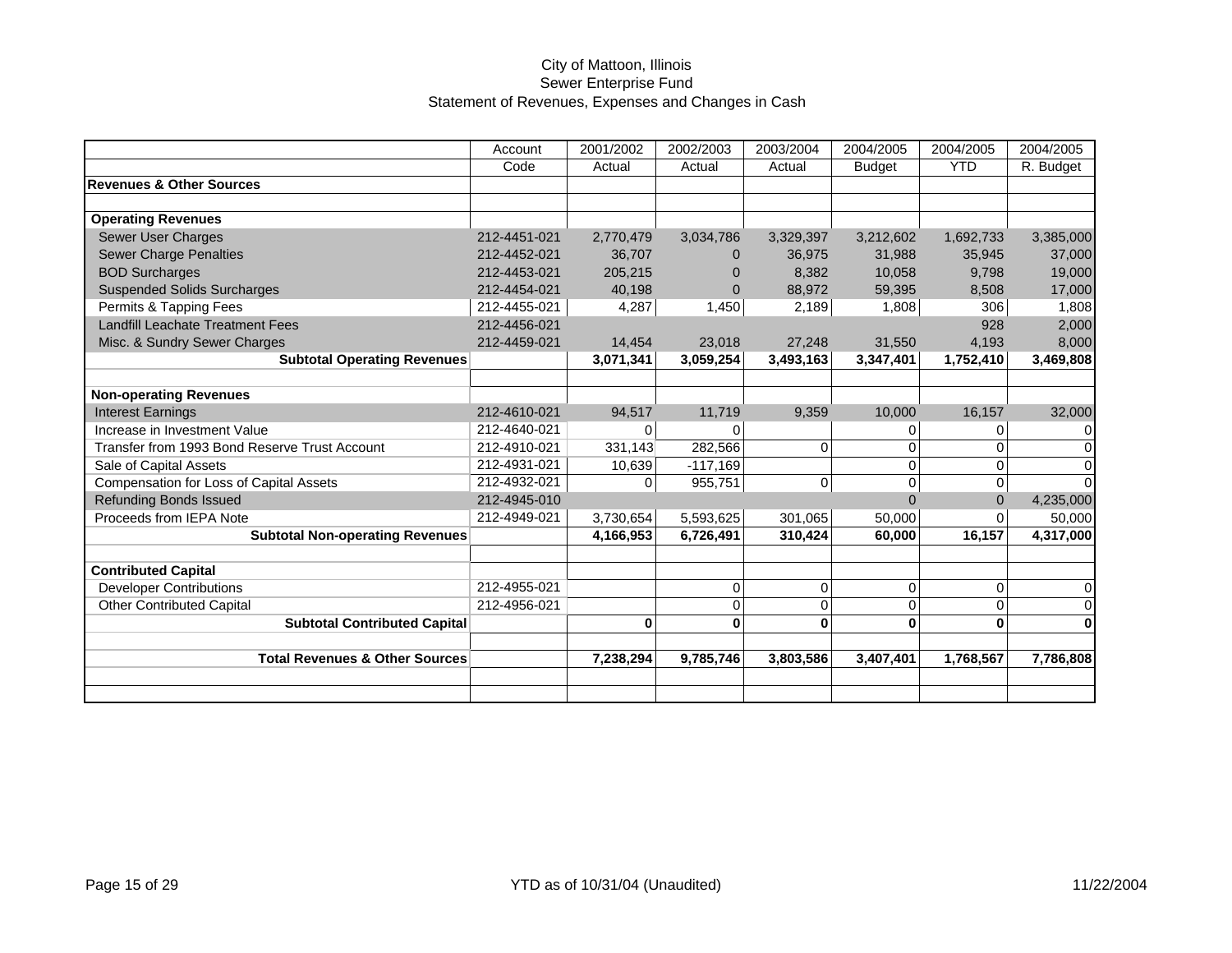# City of Mattoon, Illinois
## Sewer Enterprise Fund
### Statement of Revenues, Expenses and Changes in Cash

| | Account | 2001/2002 | 2002/2003 | 2003/2004 | 2004/2005 | 2004/2005 | 2004/2005 |
|---|---|---|---|---|---|---|---|
| | Code | Actual | Actual | Actual | Budget | YTD | R. Budget |
| **Revenues & Other Sources** | | | | | | | |
| | | | | | | | |
| **Operating Revenues** | | | | | | | |
| Sewer User Charges | 212-4451-021 | 2,770,479 | 3,034,786 | 3,329,397 | 3,212,602 | 1,692,733 | 3,385,000 |
| Sewer Charge Penalties | 212-4452-021 | 36,707 | 0 | 36,975 | 31,988 | 35,945 | 37,000 |
| BOD Surcharges | 212-4453-021 | 205,215 | 0 | 8,382 | 10,058 | 9,798 | 19,000 |
| Suspended Solids Surcharges | 212-4454-021 | 40,198 | 0 | 88,972 | 59,395 | 8,508 | 17,000 |
| Permits & Tapping Fees | 212-4455-021 | 4,287 | 1,450 | 2,189 | 1,808 | 306 | 1,808 |
| Landfill Leachate Treatment Fees | 212-4456-021 | | | | | 928 | 2,000 |
| Misc. & Sundry Sewer Charges | 212-4459-021 | 14,454 | 23,018 | 27,248 | 31,550 | 4,193 | 8,000 |
| **Subtotal Operating Revenues** | | **3,071,341** | **3,059,254** | **3,493,163** | **3,347,401** | **1,752,410** | **3,469,808** |
| | | | | | | | |
| **Non-operating Revenues** | | | | | | | |
| Interest Earnings | 212-4610-021 | 94,517 | 11,719 | 9,359 | 10,000 | 16,157 | 32,000 |
| Increase in Investment Value | 212-4640-021 | 0 | 0 | | 0 | 0 | 0 |
| Transfer from 1993 Bond Reserve Trust Account | 212-4910-021 | 331,143 | 282,566 | 0 | 0 | 0 | 0 |
| Sale of Capital Assets | 212-4931-021 | 10,639 | -117,169 | | 0 | 0 | 0 |
| Compensation for Loss of Capital Assets | 212-4932-021 | 0 | 955,751 | 0 | 0 | 0 | 0 |
| Refunding Bonds Issued | 212-4945-010 | | | | 0 | 0 | 4,235,000 |
| Proceeds from IEPA Note | 212-4949-021 | 3,730,654 | 5,593,625 | 301,065 | 50,000 | 0 | 50,000 |
| **Subtotal Non-operating Revenues** | | **4,166,953** | **6,726,491** | **310,424** | **60,000** | **16,157** | **4,317,000** |
| | | | | | | | |
| **Contributed Capital** | | | | | | | |
| Developer Contributions | 212-4955-021 | | 0 | 0 | 0 | 0 | 0 |
| Other Contributed Capital | 212-4956-021 | | 0 | 0 | 0 | 0 | 0 |
| **Subtotal Contributed Capital** | | **0** | **0** | **0** | **0** | **0** | **0** |
| | | | | | | | |
| **Total Revenues & Other Sources** | | **7,238,294** | **9,785,746** | **3,803,586** | **3,407,401** | **1,768,567** | **7,786,808** |

YTD as of 10/31/04 (Unaudited)

11/22/2004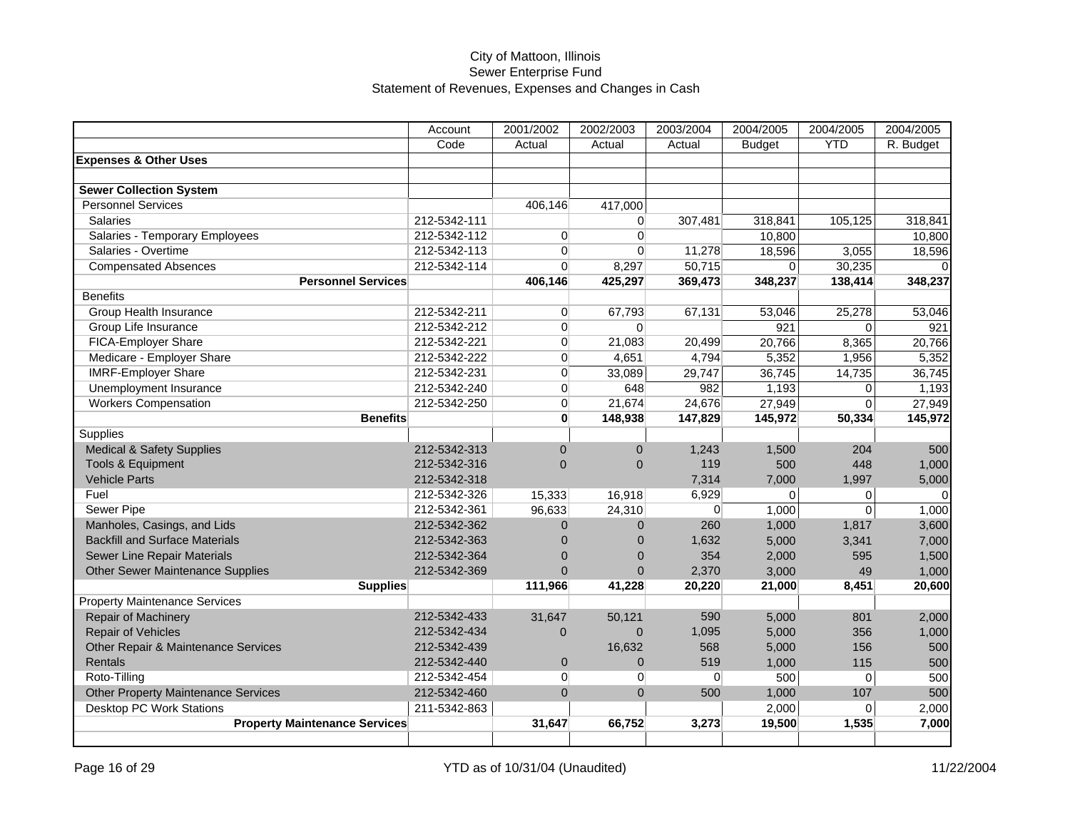# City of Mattoon, Illinois
## Sewer Enterprise Fund
### Statement of Revenues, Expenses and Changes in Cash

| | Account Code | 2001/2002 Actual | 2002/2003 Actual | 2003/2004 Actual | 2004/2005 Budget | 2004/2005 YTD | 2004/2005 R. Budget |
|---|---|---|---|---|---|---|---|
| **Expenses & Other Uses** | | | | | | | |
| | | | | | | | |
| **Sewer Collection System** | | | | | | | |
| Personnel Services | | 406,146 | 417,000 | | | | |
| Salaries | 212-5342-111 | | 0 | 307,481 | 318,841 | 105,125 | 318,841 |
| Salaries - Temporary Employees | 212-5342-112 | 0 | 0 | | 10,800 | | 10,800 |
| Salaries - Overtime | 212-5342-113 | 0 | 0 | 11,278 | 18,596 | 3,055 | 18,596 |
| Compensated Absences | 212-5342-114 | 0 | 8,297 | 50,715 | 0 | 30,235 | 0 |
| **Personnel Services** | | **406,146** | **425,297** | **369,473** | **348,237** | **138,414** | **348,237** |
| Benefits | | | | | | | |
| Group Health Insurance | 212-5342-211 | 0 | 67,793 | 67,131 | 53,046 | 25,278 | 53,046 |
| Group Life Insurance | 212-5342-212 | 0 | 0 | | 921 | 0 | 921 |
| FICA-Employer Share | 212-5342-221 | 0 | 21,083 | 20,499 | 20,766 | 8,365 | 20,766 |
| Medicare - Employer Share | 212-5342-222 | 0 | 4,651 | 4,794 | 5,352 | 1,956 | 5,352 |
| IMRF-Employer Share | 212-5342-231 | 0 | 33,089 | 29,747 | 36,745 | 14,735 | 36,745 |
| Unemployment Insurance | 212-5342-240 | 0 | 648 | 982 | 1,193 | 0 | 1,193 |
| Workers Compensation | 212-5342-250 | 0 | 21,674 | 24,676 | 27,949 | 0 | 27,949 |
| **Benefits** | | **0** | **148,938** | **147,829** | **145,972** | **50,334** | **145,972** |
| Supplies | | | | | | | |
| Medical & Safety Supplies | 212-5342-313 | 0 | 0 | 1,243 | 1,500 | 204 | 500 |
| Tools & Equipment | 212-5342-316 | 0 | 0 | 119 | 500 | 448 | 1,000 |
| Vehicle Parts | 212-5342-318 | | | 7,314 | 7,000 | 1,997 | 5,000 |
| Fuel | 212-5342-326 | 15,333 | 16,918 | 6,929 | 0 | 0 | 0 |
| Sewer Pipe | 212-5342-361 | 96,633 | 24,310 | 0 | 1,000 | 0 | 1,000 |
| Manholes, Casings, and Lids | 212-5342-362 | 0 | 0 | 260 | 1,000 | 1,817 | 3,600 |
| Backfill and Surface Materials | 212-5342-363 | 0 | 0 | 1,632 | 5,000 | 3,341 | 7,000 |
| Sewer Line Repair Materials | 212-5342-364 | 0 | 0 | 354 | 2,000 | 595 | 1,500 |
| Other Sewer Maintenance Supplies | 212-5342-369 | 0 | 0 | 2,370 | 3,000 | 49 | 1,000 |
| **Supplies** | | **111,966** | **41,228** | **20,220** | **21,000** | **8,451** | **20,600** |
| Property Maintenance Services | | | | | | | |
| Repair of Machinery | 212-5342-433 | 31,647 | 50,121 | 590 | 5,000 | 801 | 2,000 |
| Repair of Vehicles | 212-5342-434 | 0 | 0 | 1,095 | 5,000 | 356 | 1,000 |
| Other Repair & Maintenance Services | 212-5342-439 | | 16,632 | 568 | 5,000 | 156 | 500 |
| Rentals | 212-5342-440 | 0 | 0 | 519 | 1,000 | 115 | 500 |
| Roto-Tilling | 212-5342-454 | 0 | 0 | 0 | 500 | 0 | 500 |
| Other Property Maintenance Services | 212-5342-460 | 0 | 0 | 500 | 1,000 | 107 | 500 |
| Desktop PC Work Stations | 211-5342-863 | | | | 2,000 | 0 | 2,000 |
| **Property Maintenance Services** | | **31,647** | **66,752** | **3,273** | **19,500** | **1,535** | **7,000** |

YTD as of 10/31/04 (Unaudited)

11/22/2004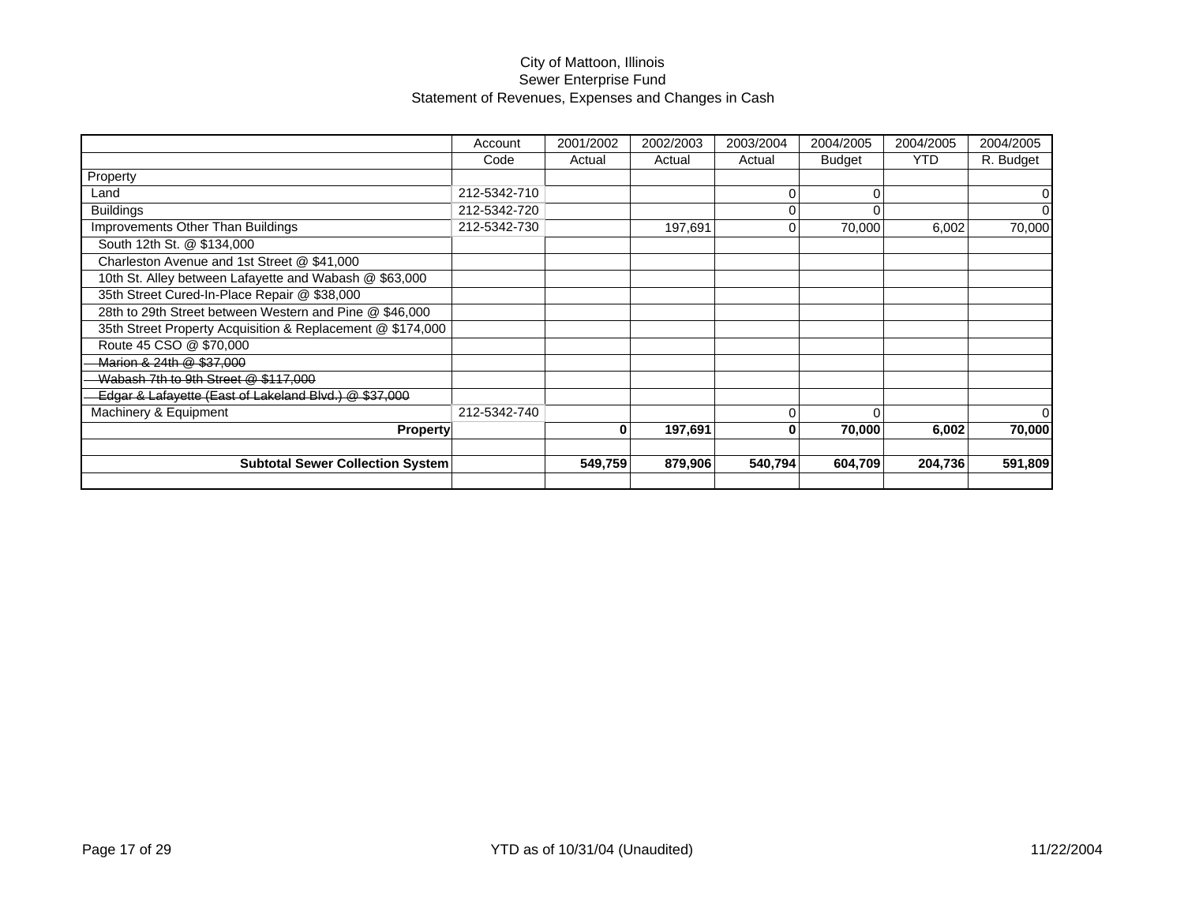City of Mattoon, Illinois
Sewer Enterprise Fund
Statement of Revenues, Expenses and Changes in Cash

| | Account Code | 2001/2002 Actual | 2002/2003 Actual | 2003/2004 Actual | 2004/2005 Budget | 2004/2005 YTD | 2004/2005 R. Budget |
|---|---|---|---|---|---|---|---|
| Property | | | | | | | |
| Land | 212-5342-710 | | | 0 | 0 | | 0 |
| Buildings | 212-5342-720 | | | 0 | 0 | | 0 |
| Improvements Other Than Buildings | 212-5342-730 | | 197,691 | 0 | 70,000 | 6,002 | 70,000 |
| South 12th St. @ $134,000 | | | | | | | |
| Charleston Avenue and 1st Street @ $41,000 | | | | | | | |
| 10th St. Alley between Lafayette and Wabash @ $63,000 | | | | | | | |
| 35th Street Cured-In-Place Repair @ $38,000 | | | | | | | |
| 28th to 29th Street between Western and Pine @ $46,000 | | | | | | | |
| 35th Street Property Acquisition & Replacement @ $174,000 | | | | | | | |
| Route 45 CSO @ $70,000 | | | | | | | |
| ~~Marion & 24th @ $37,000~~ | | | | | | | |
| ~~Wabash 7th to 9th Street @ $117,000~~ | | | | | | | |
| ~~Edgar & Lafayette (East of Lakeland Blvd.) @ $37,000~~ | | | | | | | |
| Machinery & Equipment | 212-5342-740 | | | 0 | 0 | | 0 |
| **Property** | | **0** | **197,691** | **0** | **70,000** | **6,002** | **70,000** |
| | | | | | | | |
| **Subtotal Sewer Collection System** | | **549,759** | **879,906** | **540,794** | **604,709** | **204,736** | **591,809** |

YTD as of 10/31/04 (Unaudited)

11/22/2004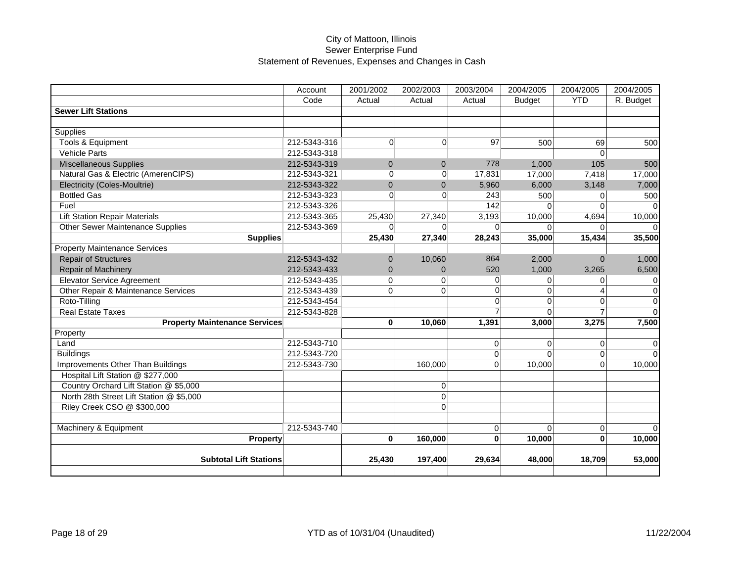City of Mattoon, Illinois
Sewer Enterprise Fund
Statement of Revenues, Expenses and Changes in Cash

| | Account | 2001/2002 | 2002/2003 | 2003/2004 | 2004/2005 | 2004/2005 | 2004/2005 |
|---|---|---|---|---|---|---|---|
| | Code | Actual | Actual | Actual | Budget | YTD | R. Budget |
| **Sewer Lift Stations** | | | | | | | |
| | | | | | | | |
| Supplies | | | | | | | |
| Tools & Equipment | 212-5343-316 | 0 | 0 | 97 | 500 | 69 | 500 |
| Vehicle Parts | 212-5343-318 | | | | | 0 | |
| Miscellaneous Supplies | 212-5343-319 | 0 | 0 | 778 | 1,000 | 105 | 500 |
| Natural Gas & Electric (AmerenCIPS) | 212-5343-321 | 0 | 0 | 17,831 | 17,000 | 7,418 | 17,000 |
| Electricity (Coles-Moultrie) | 212-5343-322 | 0 | 0 | 5,960 | 6,000 | 3,148 | 7,000 |
| Bottled Gas | 212-5343-323 | 0 | 0 | 243 | 500 | 0 | 500 |
| Fuel | 212-5343-326 | | | 142 | 0 | 0 | 0 |
| Lift Station Repair Materials | 212-5343-365 | 25,430 | 27,340 | 3,193 | 10,000 | 4,694 | 10,000 |
| Other Sewer Maintenance Supplies | 212-5343-369 | 0 | 0 | 0 | 0 | 0 | 0 |
| **Supplies** | | **25,430** | **27,340** | **28,243** | **35,000** | **15,434** | **35,500** |
| Property Maintenance Services | | | | | | | |
| Repair of Structures | 212-5343-432 | 0 | 10,060 | 864 | 2,000 | 0 | 1,000 |
| Repair of Machinery | 212-5343-433 | 0 | 0 | 520 | 1,000 | 3,265 | 6,500 |
| Elevator Service Agreement | 212-5343-435 | 0 | 0 | 0 | 0 | 0 | 0 |
| Other Repair & Maintenance Services | 212-5343-439 | 0 | 0 | 0 | 0 | 4 | 0 |
| Roto-Tilling | 212-5343-454 | | | 0 | 0 | 0 | 0 |
| Real Estate Taxes | 212-5343-828 | | | 7 | 0 | 7 | 0 |
| **Property Maintenance Services** | | **0** | **10,060** | **1,391** | **3,000** | **3,275** | **7,500** |
| Property | | | | | | | |
| Land | 212-5343-710 | | | 0 | 0 | 0 | 0 |
| Buildings | 212-5343-720 | | | 0 | 0 | 0 | 0 |
| Improvements Other Than Buildings | 212-5343-730 | | 160,000 | 0 | 10,000 | 0 | 10,000 |
| Hospital Lift Station @ $277,000 | | | | | | | |
| Country Orchard Lift Station @ $5,000 | | | 0 | | | | |
| North 28th Street Lift Station @ $5,000 | | | 0 | | | | |
| Riley Creek CSO @ $300,000 | | | 0 | | | | |
| | | | | | | | |
| Machinery & Equipment | 212-5343-740 | | | 0 | 0 | 0 | 0 |
| **Property** | | **0** | **160,000** | **0** | **10,000** | **0** | **10,000** |
| | | | | | | | |
| **Subtotal Lift Stations** | | **25,430** | **197,400** | **29,634** | **48,000** | **18,709** | **53,000** |

YTD as of 10/31/04 (Unaudited)

11/22/2004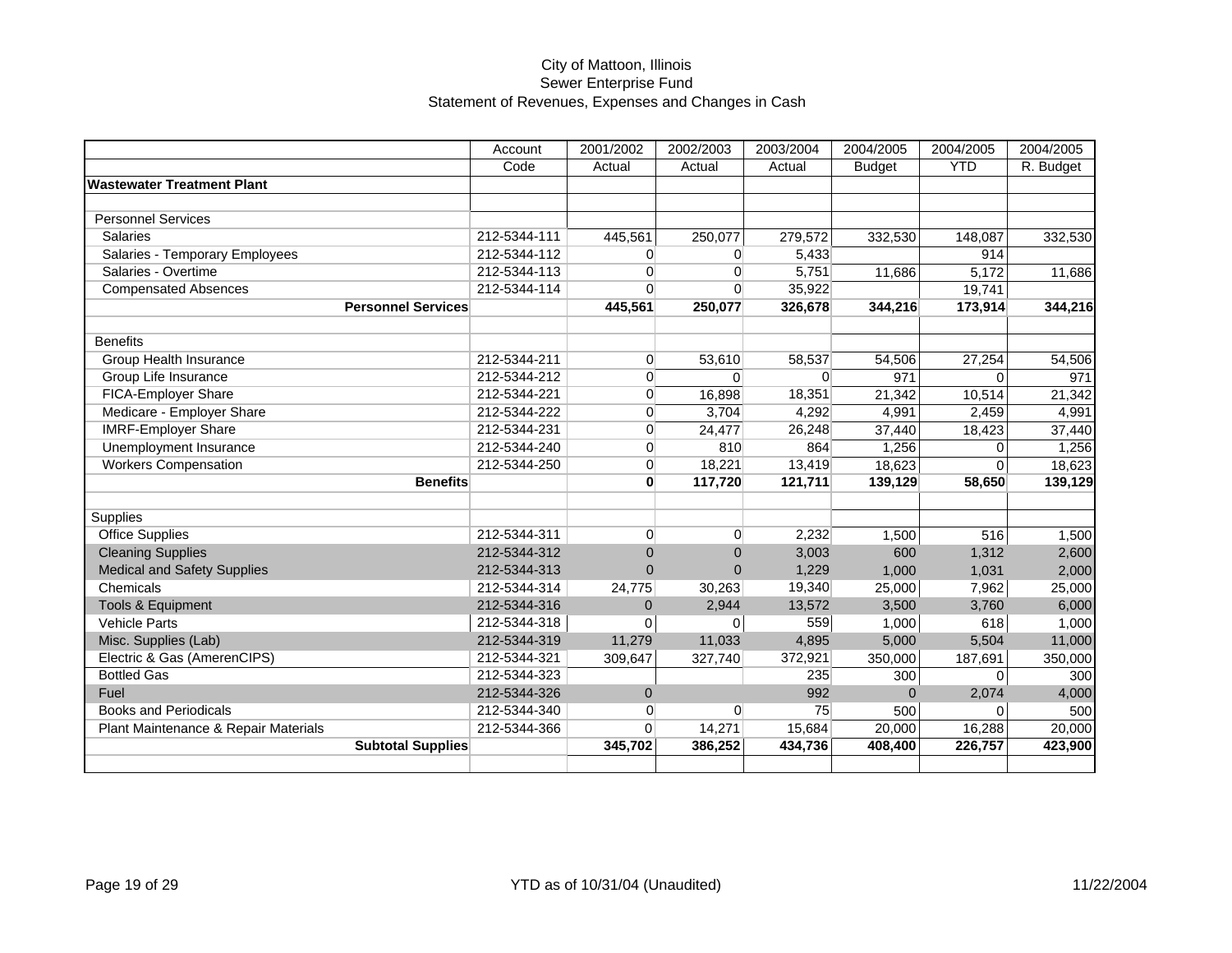# City of Mattoon, Illinois
## Sewer Enterprise Fund
### Statement of Revenues, Expenses and Changes in Cash

| | Account Code | 2001/2002 Actual | 2002/2003 Actual | 2003/2004 Actual | 2004/2005 Budget | 2004/2005 YTD | 2004/2005 R. Budget |
|---|---|---|---|---|---|---|---|
| **Wastewater Treatment Plant** | | | | | | | |
| | | | | | | | |
| Personnel Services | | | | | | | |
| Salaries | 212-5344-111 | 445,561 | 250,077 | 279,572 | 332,530 | 148,087 | 332,530 |
| Salaries - Temporary Employees | 212-5344-112 | 0 | 0 | 5,433 | | 914 | |
| Salaries - Overtime | 212-5344-113 | 0 | 0 | 5,751 | 11,686 | 5,172 | 11,686 |
| Compensated Absences | 212-5344-114 | 0 | 0 | 35,922 | | 19,741 | |
| **Personnel Services** | | **445,561** | **250,077** | **326,678** | **344,216** | **173,914** | **344,216** |
| | | | | | | | |
| Benefits | | | | | | | |
| Group Health Insurance | 212-5344-211 | 0 | 53,610 | 58,537 | 54,506 | 27,254 | 54,506 |
| Group Life Insurance | 212-5344-212 | 0 | 0 | 0 | 971 | 0 | 971 |
| FICA-Employer Share | 212-5344-221 | 0 | 16,898 | 18,351 | 21,342 | 10,514 | 21,342 |
| Medicare - Employer Share | 212-5344-222 | 0 | 3,704 | 4,292 | 4,991 | 2,459 | 4,991 |
| IMRF-Employer Share | 212-5344-231 | 0 | 24,477 | 26,248 | 37,440 | 18,423 | 37,440 |
| Unemployment Insurance | 212-5344-240 | 0 | 810 | 864 | 1,256 | 0 | 1,256 |
| Workers Compensation | 212-5344-250 | 0 | 18,221 | 13,419 | 18,623 | 0 | 18,623 |
| **Benefits** | | **0** | **117,720** | **121,711** | **139,129** | **58,650** | **139,129** |
| | | | | | | | |
| Supplies | | | | | | | |
| Office Supplies | 212-5344-311 | 0 | 0 | 2,232 | 1,500 | 516 | 1,500 |
| Cleaning Supplies | 212-5344-312 | 0 | 0 | 3,003 | 600 | 1,312 | 2,600 |
| Medical and Safety Supplies | 212-5344-313 | 0 | 0 | 1,229 | 1,000 | 1,031 | 2,000 |
| Chemicals | 212-5344-314 | 24,775 | 30,263 | 19,340 | 25,000 | 7,962 | 25,000 |
| Tools & Equipment | 212-5344-316 | 0 | 2,944 | 13,572 | 3,500 | 3,760 | 6,000 |
| Vehicle Parts | 212-5344-318 | 0 | 0 | 559 | 1,000 | 618 | 1,000 |
| Misc. Supplies (Lab) | 212-5344-319 | 11,279 | 11,033 | 4,895 | 5,000 | 5,504 | 11,000 |
| Electric & Gas (AmerenCIPS) | 212-5344-321 | 309,647 | 327,740 | 372,921 | 350,000 | 187,691 | 350,000 |
| Bottled Gas | 212-5344-323 | | | 235 | 300 | 0 | 300 |
| Fuel | 212-5344-326 | 0 | | 992 | 0 | 2,074 | 4,000 |
| Books and Periodicals | 212-5344-340 | 0 | 0 | 75 | 500 | 0 | 500 |
| Plant Maintenance & Repair Materials | 212-5344-366 | 0 | 14,271 | 15,684 | 20,000 | 16,288 | 20,000 |
| **Subtotal Supplies** | | **345,702** | **386,252** | **434,736** | **408,400** | **226,757** | **423,900** |

YTD as of 10/31/04 (Unaudited)

11/22/2004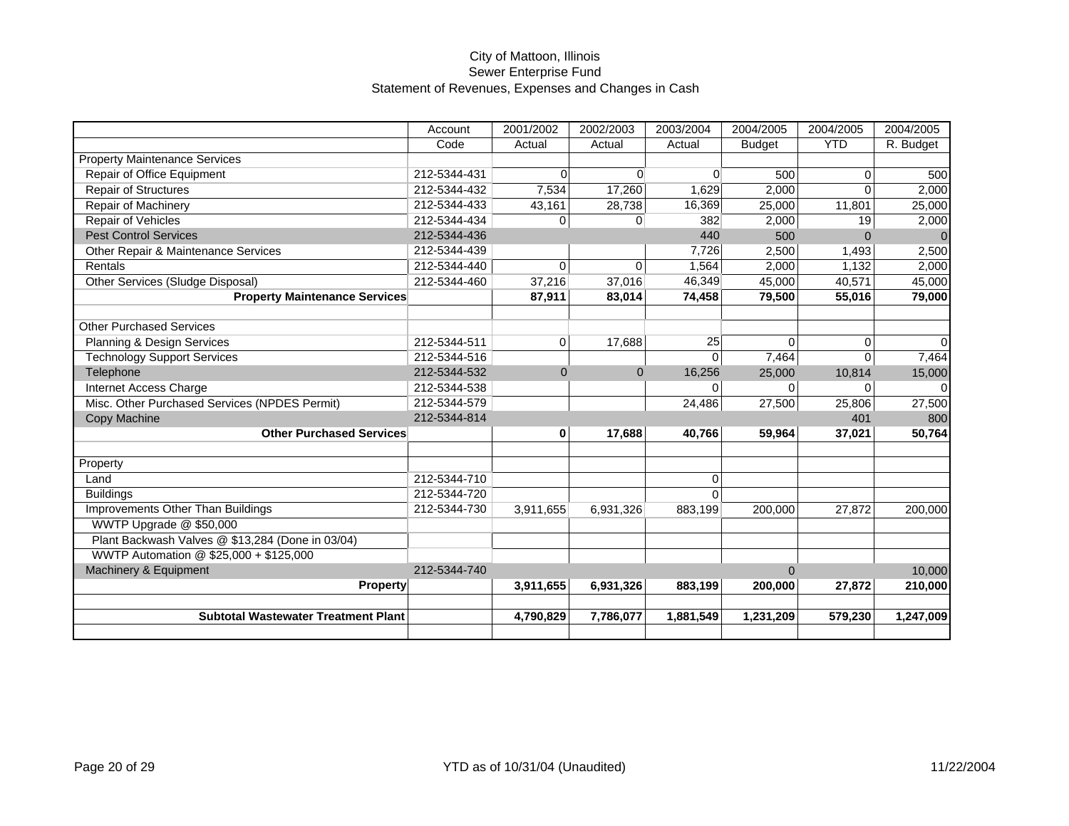City of Mattoon, Illinois
Sewer Enterprise Fund
Statement of Revenues, Expenses and Changes in Cash

| | Account Code | 2001/2002 Actual | 2002/2003 Actual | 2003/2004 Actual | 2004/2005 Budget | 2004/2005 YTD | 2004/2005 R. Budget |
|---|---|---|---|---|---|---|---|
| Property Maintenance Services | | | | | | | |
| Repair of Office Equipment | 212-5344-431 | 0 | 0 | 0 | 500 | 0 | 500 |
| Repair of Structures | 212-5344-432 | 7,534 | 17,260 | 1,629 | 2,000 | 0 | 2,000 |
| Repair of Machinery | 212-5344-433 | 43,161 | 28,738 | 16,369 | 25,000 | 11,801 | 25,000 |
| Repair of Vehicles | 212-5344-434 | 0 | 0 | 382 | 2,000 | 19 | 2,000 |
| Pest Control Services | 212-5344-436 | | | 440 | 500 | 0 | 0 |
| Other Repair & Maintenance Services | 212-5344-439 | | | 7,726 | 2,500 | 1,493 | 2,500 |
| Rentals | 212-5344-440 | 0 | 0 | 1,564 | 2,000 | 1,132 | 2,000 |
| Other Services (Sludge Disposal) | 212-5344-460 | 37,216 | 37,016 | 46,349 | 45,000 | 40,571 | 45,000 |
| **Property Maintenance Services** | | **87,911** | **83,014** | **74,458** | **79,500** | **55,016** | **79,000** |
| | | | | | | | |
| Other Purchased Services | | | | | | | |
| Planning & Design Services | 212-5344-511 | 0 | 17,688 | 25 | 0 | 0 | 0 |
| Technology Support Services | 212-5344-516 | | | 0 | 7,464 | 0 | 7,464 |
| Telephone | 212-5344-532 | 0 | 0 | 16,256 | 25,000 | 10,814 | 15,000 |
| Internet Access Charge | 212-5344-538 | | | 0 | 0 | 0 | 0 |
| Misc. Other Purchased Services (NPDES Permit) | 212-5344-579 | | | 24,486 | 27,500 | 25,806 | 27,500 |
| Copy Machine | 212-5344-814 | | | | | 401 | 800 |
| **Other Purchased Services** | | **0** | **17,688** | **40,766** | **59,964** | **37,021** | **50,764** |
| | | | | | | | |
| Property | | | | | | | |
| Land | 212-5344-710 | | | 0 | | | |
| Buildings | 212-5344-720 | | | 0 | | | |
| Improvements Other Than Buildings | 212-5344-730 | 3,911,655 | 6,931,326 | 883,199 | 200,000 | 27,872 | 200,000 |
| WWTP Upgrade @ $50,000 | | | | | | | |
| Plant Backwash Valves @ $13,284 (Done in 03/04) | | | | | | | |
| WWTP Automation @ $25,000 + $125,000 | | | | | | | |
| Machinery & Equipment | 212-5344-740 | | | | 0 | | 10,000 |
| **Property** | | **3,911,655** | **6,931,326** | **883,199** | **200,000** | **27,872** | **210,000** |
| | | | | | | | |
| **Subtotal Wastewater Treatment Plant** | | **4,790,829** | **7,786,077** | **1,881,549** | **1,231,209** | **579,230** | **1,247,009** |

YTD as of 10/31/04 (Unaudited)

11/22/2004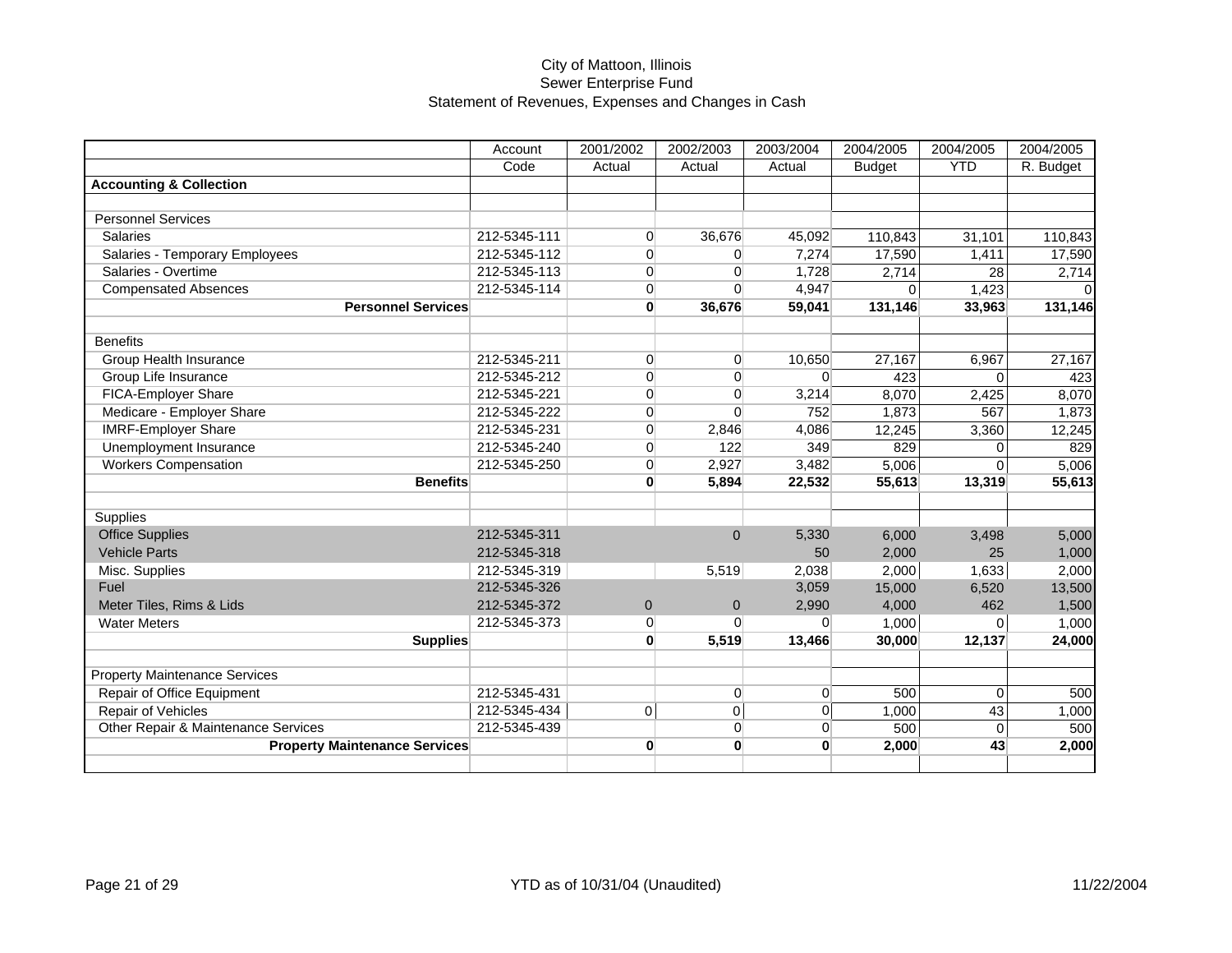City of Mattoon, Illinois
Sewer Enterprise Fund
Statement of Revenues, Expenses and Changes in Cash

| | Account | 2001/2002 | 2002/2003 | 2003/2004 | 2004/2005 | 2004/2005 | 2004/2005 |
|---|---|---|---|---|---|---|---|
| | Code | Actual | Actual | Actual | Budget | YTD | R. Budget |
| **Accounting & Collection** | | | | | | | |
| | | | | | | | |
| Personnel Services | | | | | | | |
| Salaries | 212-5345-111 | 0 | 36,676 | 45,092 | 110,843 | 31,101 | 110,843 |
| Salaries - Temporary Employees | 212-5345-112 | 0 | 0 | 7,274 | 17,590 | 1,411 | 17,590 |
| Salaries - Overtime | 212-5345-113 | 0 | 0 | 1,728 | 2,714 | 28 | 2,714 |
| Compensated Absences | 212-5345-114 | 0 | 0 | 4,947 | 0 | 1,423 | 0 |
| **Personnel Services** | | **0** | **36,676** | **59,041** | **131,146** | **33,963** | **131,146** |
| | | | | | | | |
| Benefits | | | | | | | |
| Group Health Insurance | 212-5345-211 | 0 | 0 | 10,650 | 27,167 | 6,967 | 27,167 |
| Group Life Insurance | 212-5345-212 | 0 | 0 | 0 | 423 | 0 | 423 |
| FICA-Employer Share | 212-5345-221 | 0 | 0 | 3,214 | 8,070 | 2,425 | 8,070 |
| Medicare - Employer Share | 212-5345-222 | 0 | 0 | 752 | 1,873 | 567 | 1,873 |
| IMRF-Employer Share | 212-5345-231 | 0 | 2,846 | 4,086 | 12,245 | 3,360 | 12,245 |
| Unemployment Insurance | 212-5345-240 | 0 | 122 | 349 | 829 | 0 | 829 |
| Workers Compensation | 212-5345-250 | 0 | 2,927 | 3,482 | 5,006 | 0 | 5,006 |
| **Benefits** | | **0** | **5,894** | **22,532** | **55,613** | **13,319** | **55,613** |
| | | | | | | | |
| Supplies | | | | | | | |
| Office Supplies | 212-5345-311 | | 0 | 5,330 | 6,000 | 3,498 | 5,000 |
| Vehicle Parts | 212-5345-318 | | | 50 | 2,000 | 25 | 1,000 |
| Misc. Supplies | 212-5345-319 | | 5,519 | 2,038 | 2,000 | 1,633 | 2,000 |
| Fuel | 212-5345-326 | | | 3,059 | 15,000 | 6,520 | 13,500 |
| Meter Tiles, Rims & Lids | 212-5345-372 | 0 | 0 | 2,990 | 4,000 | 462 | 1,500 |
| Water Meters | 212-5345-373 | 0 | 0 | 0 | 1,000 | 0 | 1,000 |
| **Supplies** | | **0** | **5,519** | **13,466** | **30,000** | **12,137** | **24,000** |
| | | | | | | | |
| Property Maintenance Services | | | | | | | |
| Repair of Office Equipment | 212-5345-431 | | 0 | 0 | 500 | 0 | 500 |
| Repair of Vehicles | 212-5345-434 | 0 | 0 | 0 | 1,000 | 43 | 1,000 |
| Other Repair & Maintenance Services | 212-5345-439 | | 0 | 0 | 500 | 0 | 500 |
| **Property Maintenance Services** | | **0** | **0** | **0** | **2,000** | **43** | **2,000** |
| | | | | | | | |

YTD as of 10/31/04 (Unaudited)

11/22/2004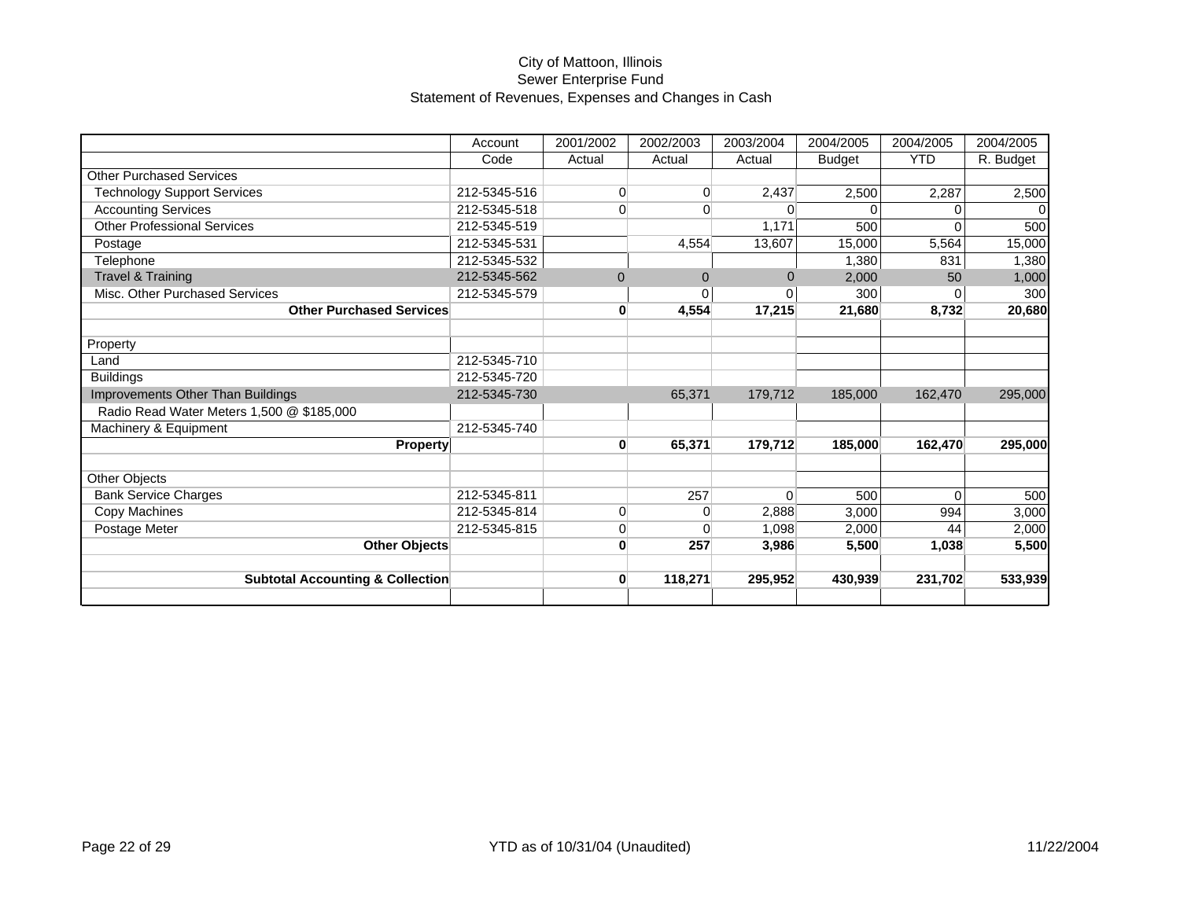City of Mattoon, Illinois
Sewer Enterprise Fund
Statement of Revenues, Expenses and Changes in Cash

| | Account | 2001/2002 | 2002/2003 | 2003/2004 | 2004/2005 | 2004/2005 | 2004/2005 |
|---|---|---|---|---|---|---|---|
| | Code | Actual | Actual | Actual | Budget | YTD | R. Budget |
| Other Purchased Services | | | | | | | |
| Technology Support Services | 212-5345-516 | 0 | 0 | 2,437 | 2,500 | 2,287 | 2,500 |
| Accounting Services | 212-5345-518 | 0 | 0 | 0 | 0 | 0 | 0 |
| Other Professional Services | 212-5345-519 | | | 1,171 | 500 | 0 | 500 |
| Postage | 212-5345-531 | | 4,554 | 13,607 | 15,000 | 5,564 | 15,000 |
| Telephone | 212-5345-532 | | | | 1,380 | 831 | 1,380 |
| Travel & Training | 212-5345-562 | 0 | 0 | 0 | 2,000 | 50 | 1,000 |
| Misc. Other Purchased Services | 212-5345-579 | | 0 | 0 | 300 | 0 | 300 |
| **Other Purchased Services** | | **0** | **4,554** | **17,215** | **21,680** | **8,732** | **20,680** |
| | | | | | | | |
| Property | | | | | | | |
| Land | 212-5345-710 | | | | | | |
| Buildings | 212-5345-720 | | | | | | |
| Improvements Other Than Buildings | 212-5345-730 | | 65,371 | 179,712 | 185,000 | 162,470 | 295,000 |
| Radio Read Water Meters 1,500 @ $185,000 | | | | | | | |
| Machinery & Equipment | 212-5345-740 | | | | | | |
| **Property** | | **0** | **65,371** | **179,712** | **185,000** | **162,470** | **295,000** |
| | | | | | | | |
| Other Objects | | | | | | | |
| Bank Service Charges | 212-5345-811 | | 257 | 0 | 500 | 0 | 500 |
| Copy Machines | 212-5345-814 | 0 | 0 | 2,888 | 3,000 | 994 | 3,000 |
| Postage Meter | 212-5345-815 | 0 | 0 | 1,098 | 2,000 | 44 | 2,000 |
| **Other Objects** | | **0** | **257** | **3,986** | **5,500** | **1,038** | **5,500** |
| | | | | | | | |
| **Subtotal Accounting & Collection** | | **0** | **118,271** | **295,952** | **430,939** | **231,702** | **533,939** |

YTD as of 10/31/04 (Unaudited)

11/22/2004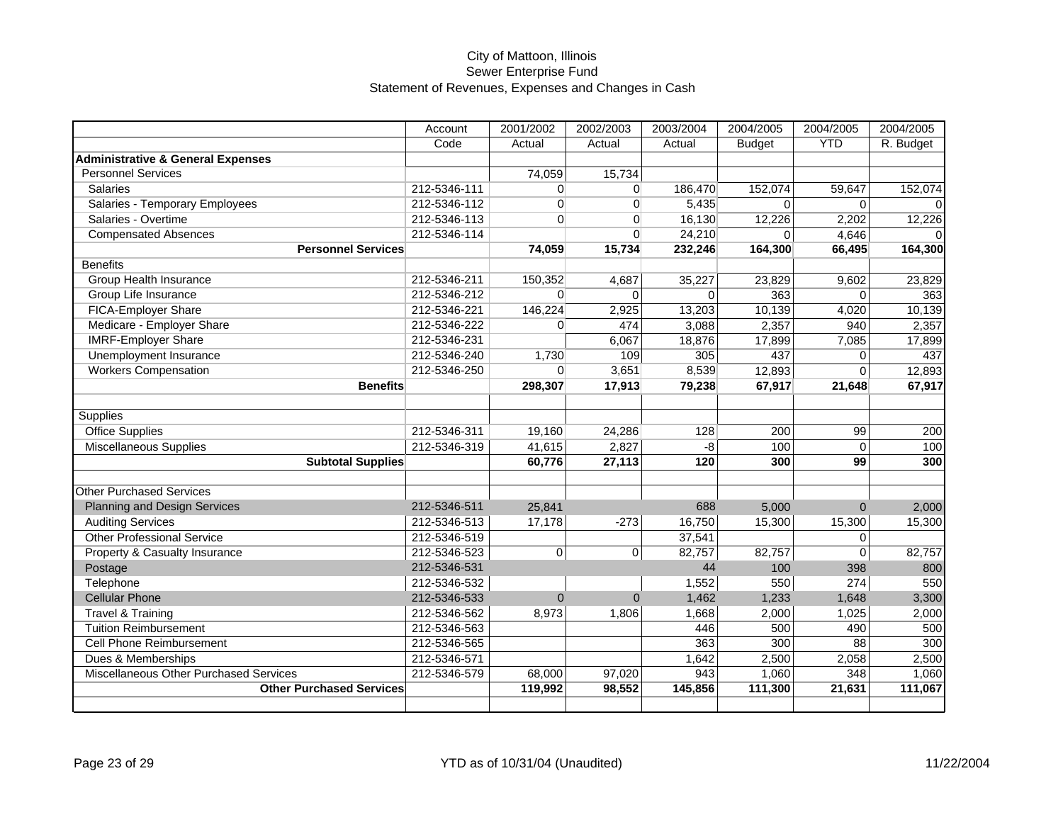City of Mattoon, Illinois
Sewer Enterprise Fund
Statement of Revenues, Expenses and Changes in Cash

| | Account | 2001/2002 | 2002/2003 | 2003/2004 | 2004/2005 | 2004/2005 | 2004/2005 |
|---|---|---|---|---|---|---|---|
| | Code | Actual | Actual | Actual | Budget | YTD | R. Budget |
| **Administrative & General Expenses** | | | | | | | |
| Personnel Services | | 74,059 | 15,734 | | | | |
| Salaries | 212-5346-111 | 0 | 0 | 186,470 | 152,074 | 59,647 | 152,074 |
| Salaries - Temporary Employees | 212-5346-112 | 0 | 0 | 5,435 | 0 | 0 | 0 |
| Salaries - Overtime | 212-5346-113 | 0 | 0 | 16,130 | 12,226 | 2,202 | 12,226 |
| Compensated Absences | 212-5346-114 | | 0 | 24,210 | 0 | 4,646 | 0 |
| **Personnel Services** | | **74,059** | **15,734** | **232,246** | **164,300** | **66,495** | **164,300** |
| Benefits | | | | | | | |
| Group Health Insurance | 212-5346-211 | 150,352 | 4,687 | 35,227 | 23,829 | 9,602 | 23,829 |
| Group Life Insurance | 212-5346-212 | 0 | 0 | 0 | 363 | 0 | 363 |
| FICA-Employer Share | 212-5346-221 | 146,224 | 2,925 | 13,203 | 10,139 | 4,020 | 10,139 |
| Medicare - Employer Share | 212-5346-222 | 0 | 474 | 3,088 | 2,357 | 940 | 2,357 |
| IMRF-Employer Share | 212-5346-231 | | 6,067 | 18,876 | 17,899 | 7,085 | 17,899 |
| Unemployment Insurance | 212-5346-240 | 1,730 | 109 | 305 | 437 | 0 | 437 |
| Workers Compensation | 212-5346-250 | 0 | 3,651 | 8,539 | 12,893 | 0 | 12,893 |
| **Benefits** | | **298,307** | **17,913** | **79,238** | **67,917** | **21,648** | **67,917** |
| | | | | | | | |
| Supplies | | | | | | | |
| Office Supplies | 212-5346-311 | 19,160 | 24,286 | 128 | 200 | 99 | 200 |
| Miscellaneous Supplies | 212-5346-319 | 41,615 | 2,827 | -8 | 100 | 0 | 100 |
| **Subtotal Supplies** | | **60,776** | **27,113** | **120** | **300** | **99** | **300** |
| | | | | | | | |
| Other Purchased Services | | | | | | | |
| Planning and Design Services | 212-5346-511 | 25,841 | | 688 | 5,000 | 0 | 2,000 |
| Auditing Services | 212-5346-513 | 17,178 | -273 | 16,750 | 15,300 | 15,300 | 15,300 |
| Other Professional Service | 212-5346-519 | | | 37,541 | | 0 | |
| Property & Casualty Insurance | 212-5346-523 | 0 | 0 | 82,757 | 82,757 | 0 | 82,757 |
| Postage | 212-5346-531 | | | 44 | 100 | 398 | 800 |
| Telephone | 212-5346-532 | | | 1,552 | 550 | 274 | 550 |
| Cellular Phone | 212-5346-533 | 0 | 0 | 1,462 | 1,233 | 1,648 | 3,300 |
| Travel & Training | 212-5346-562 | 8,973 | 1,806 | 1,668 | 2,000 | 1,025 | 2,000 |
| Tuition Reimbursement | 212-5346-563 | | | 446 | 500 | 490 | 500 |
| Cell Phone Reimbursement | 212-5346-565 | | | 363 | 300 | 88 | 300 |
| Dues & Memberships | 212-5346-571 | | | 1,642 | 2,500 | 2,058 | 2,500 |
| Miscellaneous Other Purchased Services | 212-5346-579 | 68,000 | 97,020 | 943 | 1,060 | 348 | 1,060 |
| **Other Purchased Services** | | **119,992** | **98,552** | **145,856** | **111,300** | **21,631** | **111,067** |

YTD as of 10/31/04 (Unaudited)

11/22/2004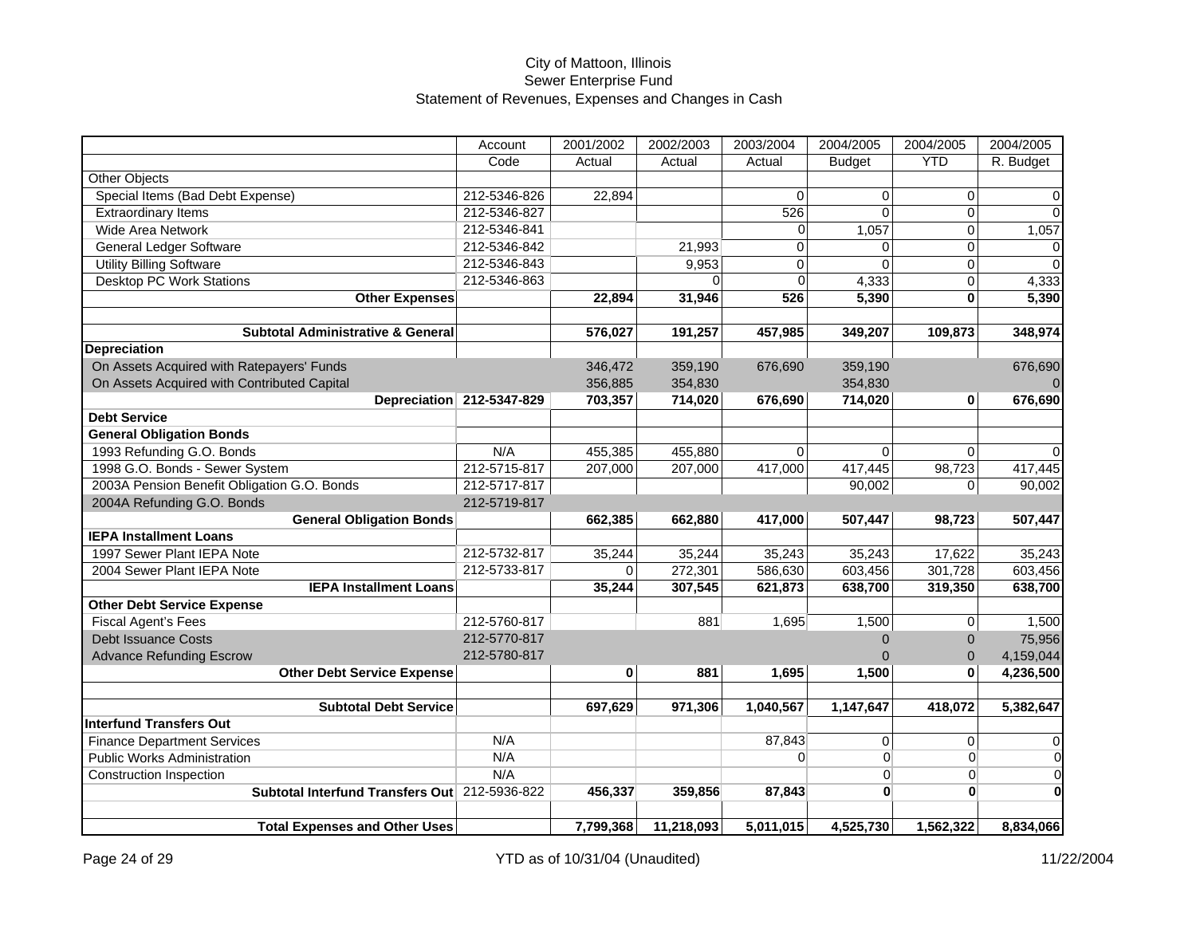# City of Mattoon, Illinois
## Sewer Enterprise Fund
### Statement of Revenues, Expenses and Changes in Cash

| | Account Code | 2001/2002 Actual | 2002/2003 Actual | 2003/2004 Actual | 2004/2005 Budget | 2004/2005 YTD | 2004/2005 R. Budget |
|---|---|---|---|---|---|---|---|
| Other Objects | | | | | | | |
| Special Items (Bad Debt Expense) | 212-5346-826 | 22,894 | | 0 | 0 | 0 | 0 |
| Extraordinary Items | 212-5346-827 | | | 526 | 0 | 0 | 0 |
| Wide Area Network | 212-5346-841 | | | 0 | 1,057 | 0 | 1,057 |
| General Ledger Software | 212-5346-842 | | 21,993 | 0 | 0 | 0 | 0 |
| Utility Billing Software | 212-5346-843 | | 9,953 | 0 | 0 | 0 | 0 |
| Desktop PC Work Stations | 212-5346-863 | | 0 | 0 | 4,333 | 0 | 4,333 |
| **Other Expenses** | | **22,894** | **31,946** | **526** | **5,390** | **0** | **5,390** |
| | | | | | | | |
| **Subtotal Administrative & General** | | **576,027** | **191,257** | **457,985** | **349,207** | **109,873** | **348,974** |
| **Depreciation** | | | | | | | |
| On Assets Acquired with Ratepayers' Funds | | 346,472 | 359,190 | 676,690 | 359,190 | | 676,690 |
| On Assets Acquired with Contributed Capital | | 356,885 | 354,830 | | 354,830 | | 0 |
| **Depreciation** | **212-5347-829** | **703,357** | **714,020** | **676,690** | **714,020** | **0** | **676,690** |
| **Debt Service** | | | | | | | |
| **General Obligation Bonds** | | | | | | | |
| 1993 Refunding G.O. Bonds | N/A | 455,385 | 455,880 | 0 | 0 | 0 | 0 |
| 1998 G.O. Bonds - Sewer System | 212-5715-817 | 207,000 | 207,000 | 417,000 | 417,445 | 98,723 | 417,445 |
| 2003A Pension Benefit Obligation G.O. Bonds | 212-5717-817 | | | | 90,002 | 0 | 90,002 |
| 2004A Refunding G.O. Bonds | 212-5719-817 | | | | | | |
| **General Obligation Bonds** | | **662,385** | **662,880** | **417,000** | **507,447** | **98,723** | **507,447** |
| **IEPA Installment Loans** | | | | | | | |
| 1997 Sewer Plant IEPA Note | 212-5732-817 | 35,244 | 35,244 | 35,243 | 35,243 | 17,622 | 35,243 |
| 2004 Sewer Plant IEPA Note | 212-5733-817 | 0 | 272,301 | 586,630 | 603,456 | 301,728 | 603,456 |
| **IEPA Installment Loans** | | **35,244** | **307,545** | **621,873** | **638,700** | **319,350** | **638,700** |
| **Other Debt Service Expense** | | | | | | | |
| Fiscal Agent's Fees | 212-5760-817 | | 881 | 1,695 | 1,500 | 0 | 1,500 |
| Debt Issuance Costs | 212-5770-817 | | | | 0 | 0 | 75,956 |
| Advance Refunding Escrow | 212-5780-817 | | | | 0 | 0 | 4,159,044 |
| **Other Debt Service Expense** | | **0** | **881** | **1,695** | **1,500** | **0** | **4,236,500** |
| | | | | | | | |
| **Subtotal Debt Service** | | **697,629** | **971,306** | **1,040,567** | **1,147,647** | **418,072** | **5,382,647** |
| **Interfund Transfers Out** | | | | | | | |
| Finance Department Services | N/A | | | 87,843 | 0 | 0 | 0 |
| Public Works Administration | N/A | | | 0 | 0 | 0 | 0 |
| Construction Inspection | N/A | | | | 0 | 0 | 0 |
| **Subtotal Interfund Transfers Out** | 212-5936-822 | **456,337** | **359,856** | **87,843** | **0** | **0** | **0** |
| | | | | | | | |
| **Total Expenses and Other Uses** | | **7,799,368** | **11,218,093** | **5,011,015** | **4,525,730** | **1,562,322** | **8,834,066** |

YTD as of 10/31/04 (Unaudited)

11/22/2004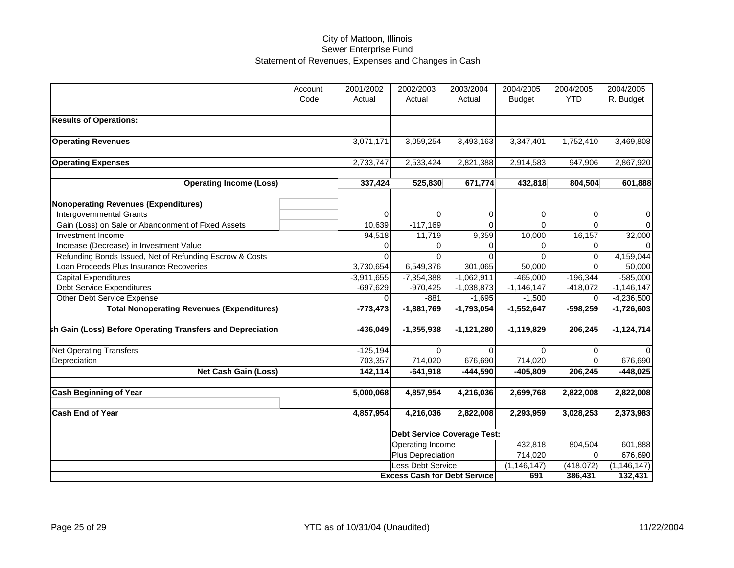City of Mattoon, Illinois
Sewer Enterprise Fund
Statement of Revenues, Expenses and Changes in Cash

| | Account Code | 2001/2002 Actual | 2002/2003 Actual | 2003/2004 Actual | 2004/2005 Budget | 2004/2005 YTD | 2004/2005 R. Budget |
|---|---|---|---|---|---|---|---|
| **Results of Operations:** | | | | | | | |
| **Operating Revenues** | | 3,071,171 | 3,059,254 | 3,493,163 | 3,347,401 | 1,752,410 | 3,469,808 |
| **Operating Expenses** | | 2,733,747 | 2,533,424 | 2,821,388 | 2,914,583 | 947,906 | 2,867,920 |
| **Operating Income (Loss)** | | **337,424** | **525,830** | **671,774** | **432,818** | **804,504** | **601,888** |
| **Nonoperating Revenues (Expenditures)** | | | | | | | |
| Intergovernmental Grants | | 0 | 0 | 0 | 0 | 0 | 0 |
| Gain (Loss) on Sale or Abandonment of Fixed Assets | | 10,639 | -117,169 | 0 | 0 | 0 | 0 |
| Investment Income | | 94,518 | 11,719 | 9,359 | 10,000 | 16,157 | 32,000 |
| Increase (Decrease) in Investment Value | | 0 | 0 | 0 | 0 | 0 | 0 |
| Refunding Bonds Issued, Net of Refunding Escrow & Costs | | 0 | 0 | 0 | 0 | 0 | 4,159,044 |
| Loan Proceeds Plus Insurance Recoveries | | 3,730,654 | 6,549,376 | 301,065 | 50,000 | 0 | 50,000 |
| Capital Expenditures | | -3,911,655 | -7,354,388 | -1,062,911 | -465,000 | -196,344 | -585,000 |
| Debt Service Expenditures | | -697,629 | -970,425 | -1,038,873 | -1,146,147 | -418,072 | -1,146,147 |
| Other Debt Service Expense | | 0 | -881 | -1,695 | -1,500 | 0 | -4,236,500 |
| **Total Nonoperating Revenues (Expenditures)** | | **-773,473** | **-1,881,769** | **-1,793,054** | **-1,552,647** | **-598,259** | **-1,726,603** |
| **Cash Gain (Loss) Before Operating Transfers and Depreciation** | | **-436,049** | **-1,355,938** | **-1,121,280** | **-1,119,829** | **206,245** | **-1,124,714** |
| Net Operating Transfers | | -125,194 | 0 | 0 | 0 | 0 | 0 |
| Depreciation | | 703,357 | 714,020 | 676,690 | 714,020 | 0 | 676,690 |
| **Net Cash Gain (Loss)** | | **142,114** | **-641,918** | **-444,590** | **-405,809** | **206,245** | **-448,025** |
| **Cash Beginning of Year** | | **5,000,068** | **4,857,954** | **4,216,036** | **2,699,768** | **2,822,008** | **2,822,008** |
| **Cash End of Year** | | **4,857,954** | **4,216,036** | **2,822,008** | **2,293,959** | **3,028,253** | **2,373,983** |
| | | | **Debt Service Coverage Test:** | | | | |
| | | | Operating Income | | 432,818 | 804,504 | 601,888 |
| | | | Plus Depreciation | | 714,020 | 0 | 676,690 |
| | | | Less Debt Service | | (1,146,147) | (418,072) | (1,146,147) |
| | | | **Excess Cash for Debt Service** | | **691** | **386,431** | **132,431** |

YTD as of 10/31/04 (Unaudited)

11/22/2004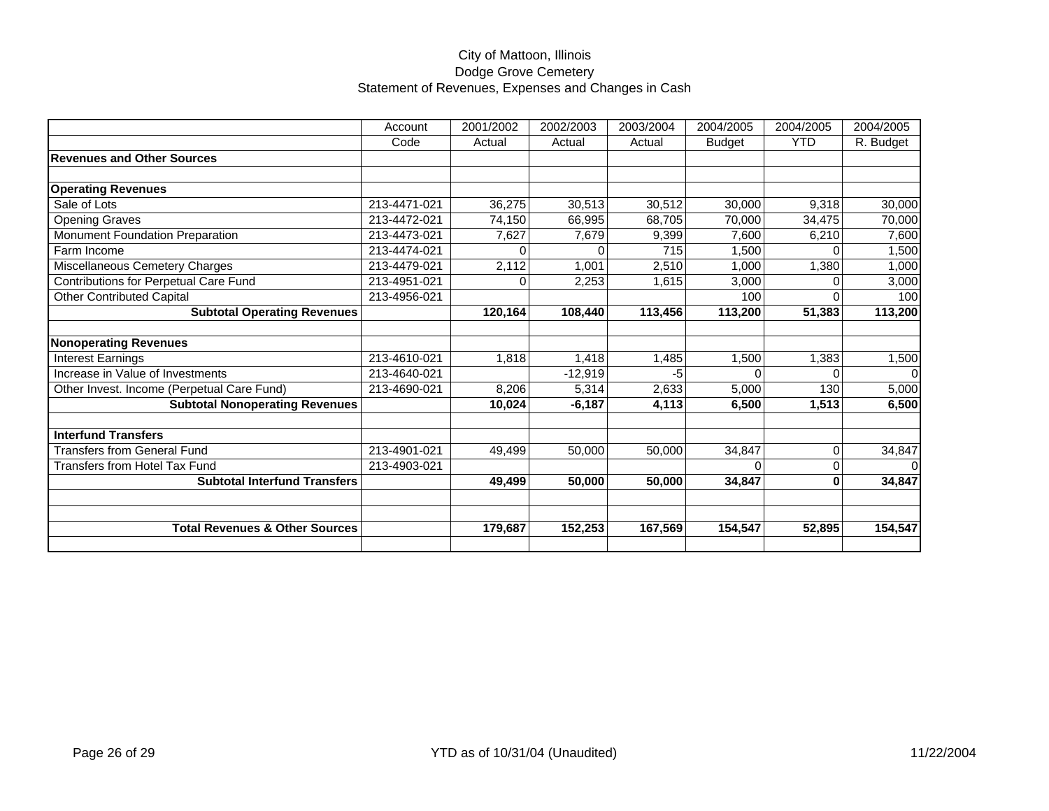City of Mattoon, Illinois
Dodge Grove Cemetery
Statement of Revenues, Expenses and Changes in Cash

| | Account | 2001/2002 | 2002/2003 | 2003/2004 | 2004/2005 | 2004/2005 | 2004/2005 |
|---|---|---|---|---|---|---|---|
| | Code | Actual | Actual | Actual | Budget | YTD | R. Budget |
| **Revenues and Other Sources** | | | | | | | |
| | | | | | | | |
| **Operating Revenues** | | | | | | | |
| Sale of Lots | 213-4471-021 | 36,275 | 30,513 | 30,512 | 30,000 | 9,318 | 30,000 |
| Opening Graves | 213-4472-021 | 74,150 | 66,995 | 68,705 | 70,000 | 34,475 | 70,000 |
| Monument Foundation Preparation | 213-4473-021 | 7,627 | 7,679 | 9,399 | 7,600 | 6,210 | 7,600 |
| Farm Income | 213-4474-021 | 0 | 0 | 715 | 1,500 | 0 | 1,500 |
| Miscellaneous Cemetery Charges | 213-4479-021 | 2,112 | 1,001 | 2,510 | 1,000 | 1,380 | 1,000 |
| Contributions for Perpetual Care Fund | 213-4951-021 | 0 | 2,253 | 1,615 | 3,000 | 0 | 3,000 |
| Other Contributed Capital | 213-4956-021 | | | | 100 | 0 | 100 |
| **Subtotal Operating Revenues** | | **120,164** | **108,440** | **113,456** | **113,200** | **51,383** | **113,200** |
| | | | | | | | |
| **Nonoperating Revenues** | | | | | | | |
| Interest Earnings | 213-4610-021 | 1,818 | 1,418 | 1,485 | 1,500 | 1,383 | 1,500 |
| Increase in Value of Investments | 213-4640-021 | | -12,919 | -5 | 0 | 0 | 0 |
| Other Invest. Income (Perpetual Care Fund) | 213-4690-021 | 8,206 | 5,314 | 2,633 | 5,000 | 130 | 5,000 |
| **Subtotal Nonoperating Revenues** | | **10,024** | **-6,187** | **4,113** | **6,500** | **1,513** | **6,500** |
| | | | | | | | |
| **Interfund Transfers** | | | | | | | |
| Transfers from General Fund | 213-4901-021 | 49,499 | 50,000 | 50,000 | 34,847 | 0 | 34,847 |
| Transfers from Hotel Tax Fund | 213-4903-021 | | | | 0 | 0 | 0 |
| **Subtotal Interfund Transfers** | | **49,499** | **50,000** | **50,000** | **34,847** | **0** | **34,847** |
| | | | | | | | |
| | | | | | | | |
| **Total Revenues & Other Sources** | | **179,687** | **152,253** | **167,569** | **154,547** | **52,895** | **154,547** |
| | | | | | | | |

YTD as of 10/31/04 (Unaudited) 11/22/2004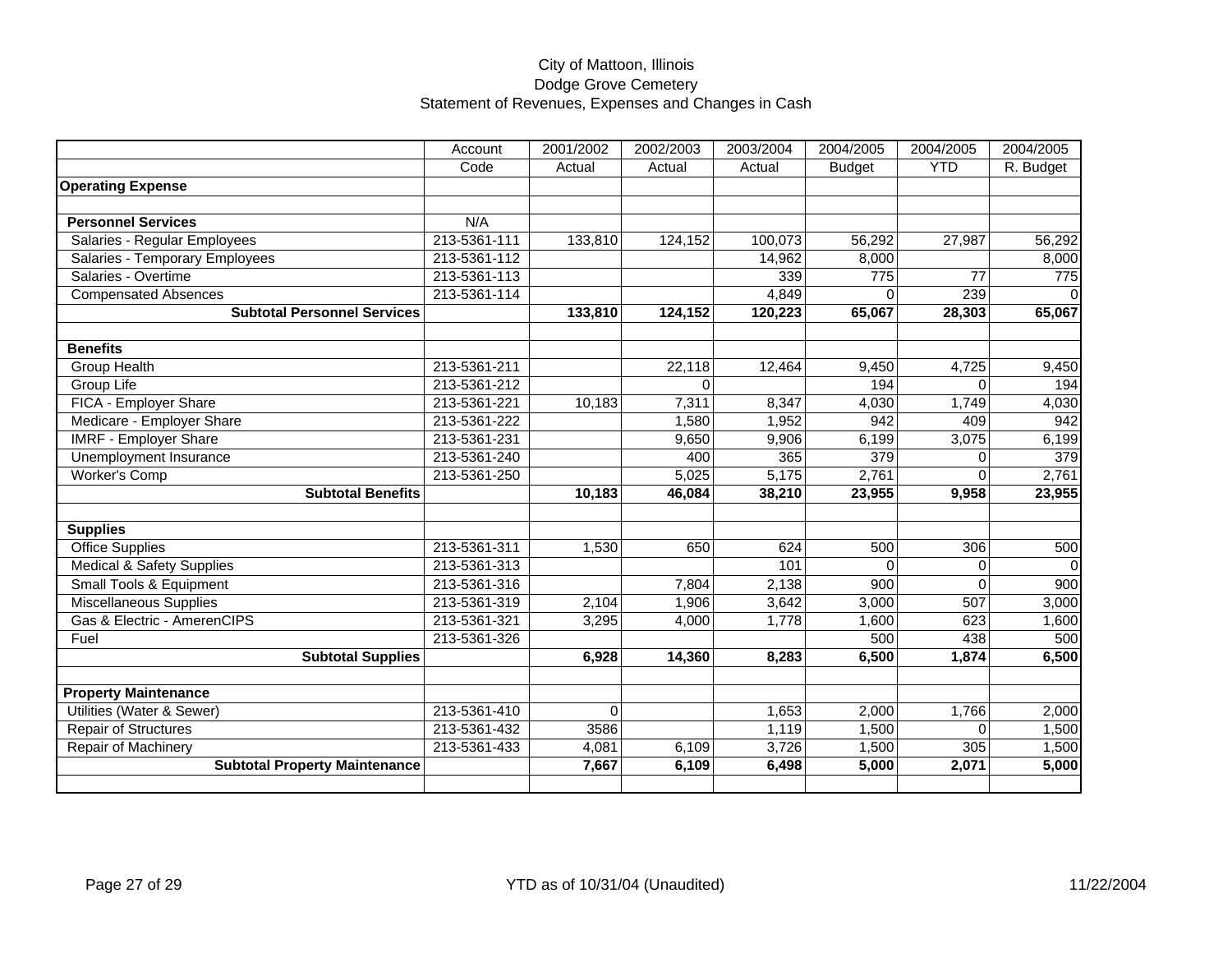City of Mattoon, Illinois
Dodge Grove Cemetery
Statement of Revenues, Expenses and Changes in Cash

| | Account | 2001/2002 | 2002/2003 | 2003/2004 | 2004/2005 | 2004/2005 | 2004/2005 |
|---|---|---|---|---|---|---|---|
| | Code | Actual | Actual | Actual | Budget | YTD | R. Budget |
| **Operating Expense** | | | | | | | |
| | | | | | | | |
| **Personnel Services** | N/A | | | | | | |
| Salaries - Regular Employees | 213-5361-111 | 133,810 | 124,152 | 100,073 | 56,292 | 27,987 | 56,292 |
| Salaries - Temporary Employees | 213-5361-112 | | | 14,962 | 8,000 | | 8,000 |
| Salaries - Overtime | 213-5361-113 | | | 339 | 775 | 77 | 775 |
| Compensated Absences | 213-5361-114 | | | 4,849 | 0 | 239 | 0 |
| **Subtotal Personnel Services** | | **133,810** | **124,152** | **120,223** | **65,067** | **28,303** | **65,067** |
| | | | | | | | |
| **Benefits** | | | | | | | |
| Group Health | 213-5361-211 | | 22,118 | 12,464 | 9,450 | 4,725 | 9,450 |
| Group Life | 213-5361-212 | | 0 | | 194 | 0 | 194 |
| FICA - Employer Share | 213-5361-221 | 10,183 | 7,311 | 8,347 | 4,030 | 1,749 | 4,030 |
| Medicare - Employer Share | 213-5361-222 | | 1,580 | 1,952 | 942 | 409 | 942 |
| IMRF - Employer Share | 213-5361-231 | | 9,650 | 9,906 | 6,199 | 3,075 | 6,199 |
| Unemployment Insurance | 213-5361-240 | | 400 | 365 | 379 | 0 | 379 |
| Worker's Comp | 213-5361-250 | | 5,025 | 5,175 | 2,761 | 0 | 2,761 |
| **Subtotal Benefits** | | **10,183** | **46,084** | **38,210** | **23,955** | **9,958** | **23,955** |
| | | | | | | | |
| **Supplies** | | | | | | | |
| Office Supplies | 213-5361-311 | 1,530 | 650 | 624 | 500 | 306 | 500 |
| Medical & Safety Supplies | 213-5361-313 | | | 101 | 0 | 0 | 0 |
| Small Tools & Equipment | 213-5361-316 | | 7,804 | 2,138 | 900 | 0 | 900 |
| Miscellaneous Supplies | 213-5361-319 | 2,104 | 1,906 | 3,642 | 3,000 | 507 | 3,000 |
| Gas & Electric - AmerenCIPS | 213-5361-321 | 3,295 | 4,000 | 1,778 | 1,600 | 623 | 1,600 |
| Fuel | 213-5361-326 | | | | 500 | 438 | 500 |
| **Subtotal Supplies** | | **6,928** | **14,360** | **8,283** | **6,500** | **1,874** | **6,500** |
| | | | | | | | |
| **Property Maintenance** | | | | | | | |
| Utilities (Water & Sewer) | 213-5361-410 | 0 | | 1,653 | 2,000 | 1,766 | 2,000 |
| Repair of Structures | 213-5361-432 | 3586 | | 1,119 | 1,500 | 0 | 1,500 |
| Repair of Machinery | 213-5361-433 | 4,081 | 6,109 | 3,726 | 1,500 | 305 | 1,500 |
| **Subtotal Property Maintenance** | | **7,667** | **6,109** | **6,498** | **5,000** | **2,071** | **5,000** |
| | | | | | | | |

YTD as of 10/31/04 (Unaudited)

11/22/2004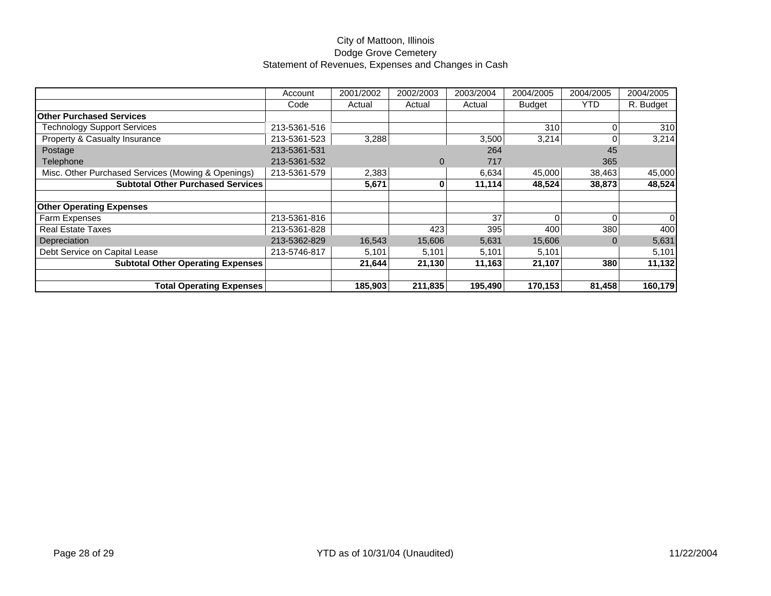City of Mattoon, Illinois
Dodge Grove Cemetery
Statement of Revenues, Expenses and Changes in Cash

| | Account | 2001/2002 | 2002/2003 | 2003/2004 | 2004/2005 | 2004/2005 | 2004/2005 |
|---|---|---|---|---|---|---|---|
| | Code | Actual | Actual | Actual | Budget | YTD | R. Budget |
| **Other Purchased Services** | | | | | | | |
| Technology Support Services | 213-5361-516 | | | | 310 | 0 | 310 |
| Property & Casualty Insurance | 213-5361-523 | 3,288 | | 3,500 | 3,214 | 0 | 3,214 |
| Postage | 213-5361-531 | | | 264 | | 45 | |
| Telephone | 213-5361-532 | | 0 | 717 | | 365 | |
| Misc. Other Purchased Services (Mowing & Openings) | 213-5361-579 | 2,383 | | 6,634 | 45,000 | 38,463 | 45,000 |
| **Subtotal Other Purchased Services** | | **5,671** | **0** | **11,114** | **48,524** | **38,873** | **48,524** |
| | | | | | | | |
| **Other Operating Expenses** | | | | | | | |
| Farm Expenses | 213-5361-816 | | | 37 | 0 | 0 | 0 |
| Real Estate Taxes | 213-5361-828 | | 423 | 395 | 400 | 380 | 400 |
| Depreciation | 213-5362-829 | 16,543 | 15,606 | 5,631 | 15,606 | 0 | 5,631 |
| Debt Service on Capital Lease | 213-5746-817 | 5,101 | 5,101 | 5,101 | 5,101 | | 5,101 |
| **Subtotal Other Operating Expenses** | | **21,644** | **21,130** | **11,163** | **21,107** | **380** | **11,132** |
| | | | | | | | |
| **Total Operating Expenses** | | **185,903** | **211,835** | **195,490** | **170,153** | **81,458** | **160,179** |

YTD as of 10/31/04 (Unaudited)

11/22/2004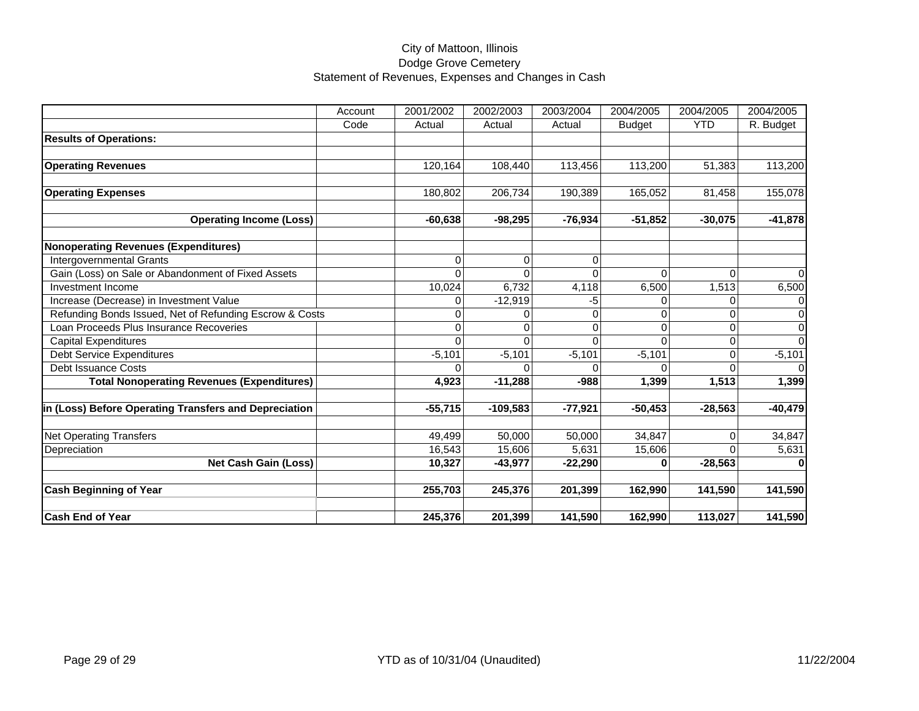City of Mattoon, Illinois
Dodge Grove Cemetery
Statement of Revenues, Expenses and Changes in Cash

| | Account Code | 2001/2002 Actual | 2002/2003 Actual | 2003/2004 Actual | 2004/2005 Budget | 2004/2005 YTD | 2004/2005 R. Budget |
|---|---|---|---|---|---|---|---|
| **Results of Operations:** | | | | | | | |
| | | | | | | | |
| **Operating Revenues** | | 120,164 | 108,440 | 113,456 | 113,200 | 51,383 | 113,200 |
| | | | | | | | |
| **Operating Expenses** | | 180,802 | 206,734 | 190,389 | 165,052 | 81,458 | 155,078 |
| | | | | | | | |
| **Operating Income (Loss)** | | **-60,638** | **-98,295** | **-76,934** | **-51,852** | **-30,075** | **-41,878** |
| | | | | | | | |
| **Nonoperating Revenues (Expenditures)** | | | | | | | |
| Intergovernmental Grants | | 0 | 0 | 0 | | | |
| Gain (Loss) on Sale or Abandonment of Fixed Assets | | 0 | 0 | 0 | 0 | 0 | 0 |
| Investment Income | | 10,024 | 6,732 | 4,118 | 6,500 | 1,513 | 6,500 |
| Increase (Decrease) in Investment Value | | 0 | -12,919 | -5 | 0 | 0 | 0 |
| Refunding Bonds Issued, Net of Refunding Escrow & Costs | | 0 | 0 | 0 | 0 | 0 | 0 |
| Loan Proceeds Plus Insurance Recoveries | | 0 | 0 | 0 | 0 | 0 | 0 |
| Capital Expenditures | | 0 | 0 | 0 | 0 | 0 | 0 |
| Debt Service Expenditures | | -5,101 | -5,101 | -5,101 | -5,101 | 0 | -5,101 |
| Debt Issuance Costs | | 0 | 0 | 0 | 0 | 0 | 0 |
| **Total Nonoperating Revenues (Expenditures)** | | **4,923** | **-11,288** | **-988** | **1,399** | **1,513** | **1,399** |
| | | | | | | | |
| **in (Loss) Before Operating Transfers and Depreciation** | | **-55,715** | **-109,583** | **-77,921** | **-50,453** | **-28,563** | **-40,479** |
| | | | | | | | |
| Net Operating Transfers | | 49,499 | 50,000 | 50,000 | 34,847 | 0 | 34,847 |
| Depreciation | | 16,543 | 15,606 | 5,631 | 15,606 | 0 | 5,631 |
| **Net Cash Gain (Loss)** | | **10,327** | **-43,977** | **-22,290** | **0** | **-28,563** | **0** |
| | | | | | | | |
| **Cash Beginning of Year** | | **255,703** | **245,376** | **201,399** | **162,990** | **141,590** | **141,590** |
| | | | | | | | |
| **Cash End of Year** | | **245,376** | **201,399** | **141,590** | **162,990** | **113,027** | **141,590** |

YTD as of 10/31/04 (Unaudited)

11/22/2004